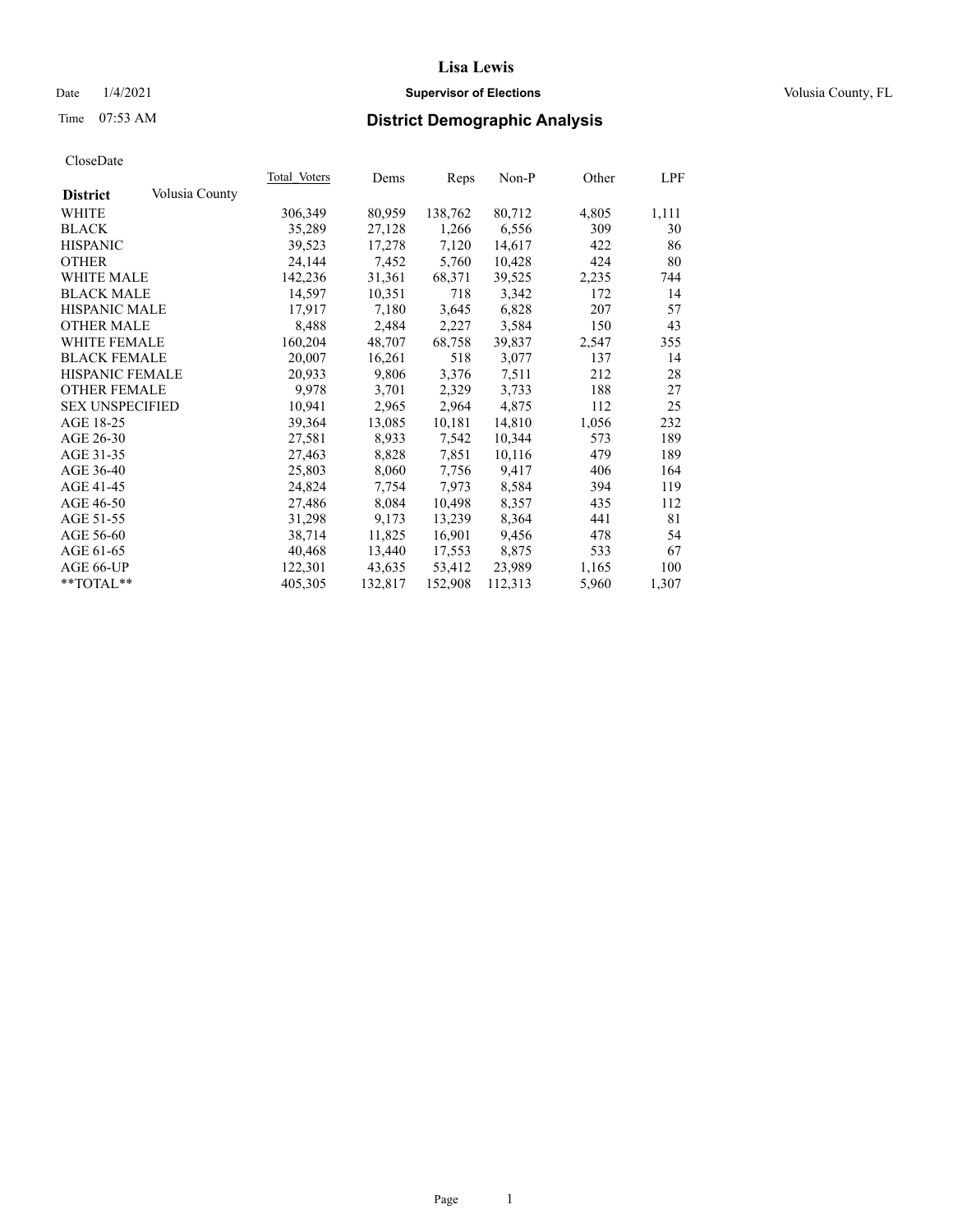# Lisa Lewis

Date 1/4/2021 **Supervisor of Elections** Volusia County, FL

Time 07:53 AM **District Demographic Analysis**

CloseDate

| District | Volusia County | Total Voters | Dems | Reps | Non-P | Other | LPF |
|---|---|---|---|---|---|---|---|
| WHITE | | 306,349 | 80,959 | 138,762 | 80,712 | 4,805 | 1,111 |
| BLACK | | 35,289 | 27,128 | 1,266 | 6,556 | 309 | 30 |
| HISPANIC | | 39,523 | 17,278 | 7,120 | 14,617 | 422 | 86 |
| OTHER | | 24,144 | 7,452 | 5,760 | 10,428 | 424 | 80 |
| WHITE MALE | | 142,236 | 31,361 | 68,371 | 39,525 | 2,235 | 744 |
| BLACK MALE | | 14,597 | 10,351 | 718 | 3,342 | 172 | 14 |
| HISPANIC MALE | | 17,917 | 7,180 | 3,645 | 6,828 | 207 | 57 |
| OTHER MALE | | 8,488 | 2,484 | 2,227 | 3,584 | 150 | 43 |
| WHITE FEMALE | | 160,204 | 48,707 | 68,758 | 39,837 | 2,547 | 355 |
| BLACK FEMALE | | 20,007 | 16,261 | 518 | 3,077 | 137 | 14 |
| HISPANIC FEMALE | | 20,933 | 9,806 | 3,376 | 7,511 | 212 | 28 |
| OTHER FEMALE | | 9,978 | 3,701 | 2,329 | 3,733 | 188 | 27 |
| SEX UNSPECIFIED | | 10,941 | 2,965 | 2,964 | 4,875 | 112 | 25 |
| AGE 18-25 | | 39,364 | 13,085 | 10,181 | 14,810 | 1,056 | 232 |
| AGE 26-30 | | 27,581 | 8,933 | 7,542 | 10,344 | 573 | 189 |
| AGE 31-35 | | 27,463 | 8,828 | 7,851 | 10,116 | 479 | 189 |
| AGE 36-40 | | 25,803 | 8,060 | 7,756 | 9,417 | 406 | 164 |
| AGE 41-45 | | 24,824 | 7,754 | 7,973 | 8,584 | 394 | 119 |
| AGE 46-50 | | 27,486 | 8,084 | 10,498 | 8,357 | 435 | 112 |
| AGE 51-55 | | 31,298 | 9,173 | 13,239 | 8,364 | 441 | 81 |
| AGE 56-60 | | 38,714 | 11,825 | 16,901 | 9,456 | 478 | 54 |
| AGE 61-65 | | 40,468 | 13,440 | 17,553 | 8,875 | 533 | 67 |
| AGE 66-UP | | 122,301 | 43,635 | 53,412 | 23,989 | 1,165 | 100 |
| **TOTAL** | | 405,305 | 132,817 | 152,908 | 112,313 | 5,960 | 1,307 |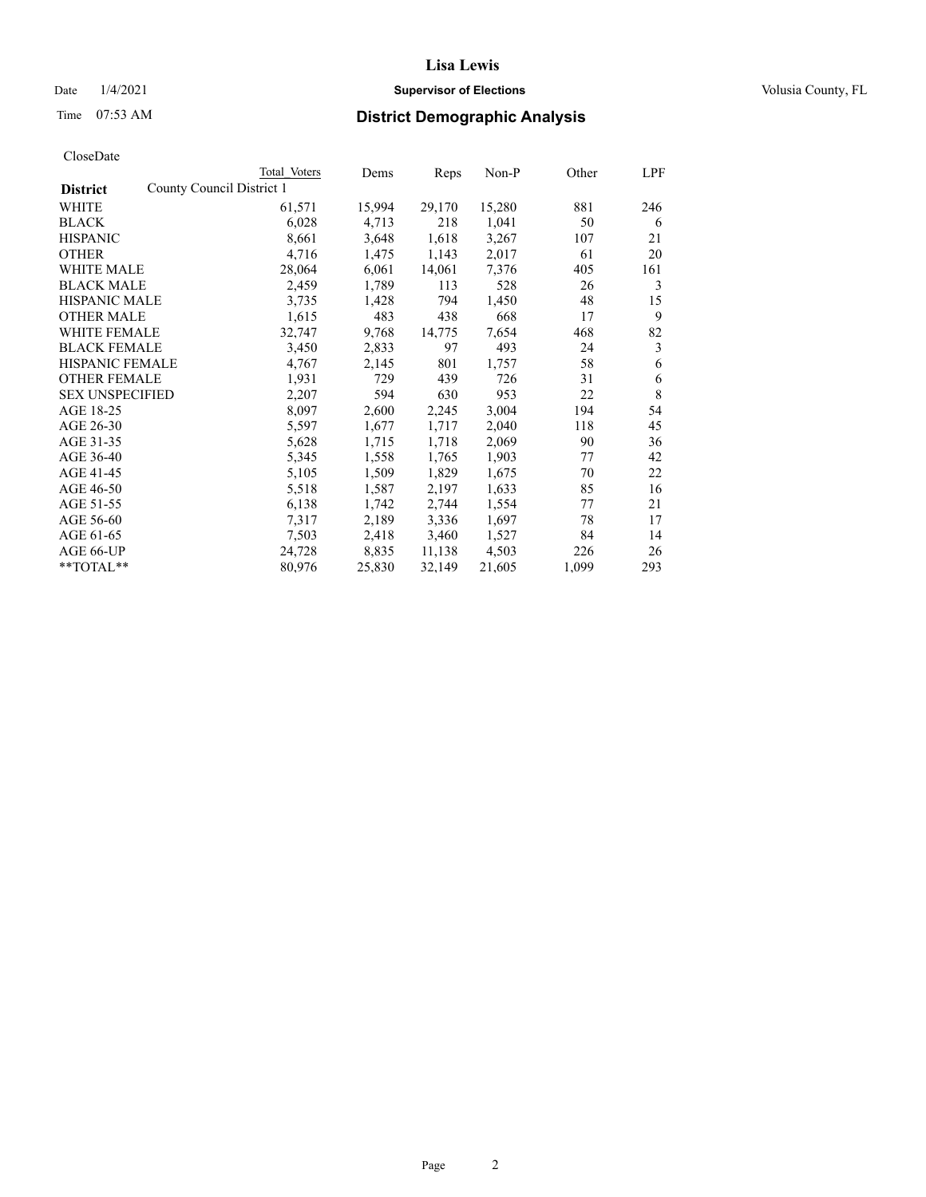# Lisa Lewis

Date 1/4/2021 **Supervisor of Elections** Volusia County, FL

Time 07:53 AM **District Demographic Analysis**

CloseDate

| District | County Council District 1 Total Voters | Dems | Reps | Non-P | Other | LPF |
|---|---|---|---|---|---|---|
| WHITE | 61,571 | 15,994 | 29,170 | 15,280 | 881 | 246 |
| BLACK | 6,028 | 4,713 | 218 | 1,041 | 50 | 6 |
| HISPANIC | 8,661 | 3,648 | 1,618 | 3,267 | 107 | 21 |
| OTHER | 4,716 | 1,475 | 1,143 | 2,017 | 61 | 20 |
| WHITE MALE | 28,064 | 6,061 | 14,061 | 7,376 | 405 | 161 |
| BLACK MALE | 2,459 | 1,789 | 113 | 528 | 26 | 3 |
| HISPANIC MALE | 3,735 | 1,428 | 794 | 1,450 | 48 | 15 |
| OTHER MALE | 1,615 | 483 | 438 | 668 | 17 | 9 |
| WHITE FEMALE | 32,747 | 9,768 | 14,775 | 7,654 | 468 | 82 |
| BLACK FEMALE | 3,450 | 2,833 | 97 | 493 | 24 | 3 |
| HISPANIC FEMALE | 4,767 | 2,145 | 801 | 1,757 | 58 | 6 |
| OTHER FEMALE | 1,931 | 729 | 439 | 726 | 31 | 6 |
| SEX UNSPECIFIED | 2,207 | 594 | 630 | 953 | 22 | 8 |
| AGE 18-25 | 8,097 | 2,600 | 2,245 | 3,004 | 194 | 54 |
| AGE 26-30 | 5,597 | 1,677 | 1,717 | 2,040 | 118 | 45 |
| AGE 31-35 | 5,628 | 1,715 | 1,718 | 2,069 | 90 | 36 |
| AGE 36-40 | 5,345 | 1,558 | 1,765 | 1,903 | 77 | 42 |
| AGE 41-45 | 5,105 | 1,509 | 1,829 | 1,675 | 70 | 22 |
| AGE 46-50 | 5,518 | 1,587 | 2,197 | 1,633 | 85 | 16 |
| AGE 51-55 | 6,138 | 1,742 | 2,744 | 1,554 | 77 | 21 |
| AGE 56-60 | 7,317 | 2,189 | 3,336 | 1,697 | 78 | 17 |
| AGE 61-65 | 7,503 | 2,418 | 3,460 | 1,527 | 84 | 14 |
| AGE 66-UP | 24,728 | 8,835 | 11,138 | 4,503 | 226 | 26 |
| **TOTAL** | 80,976 | 25,830 | 32,149 | 21,605 | 1,099 | 293 |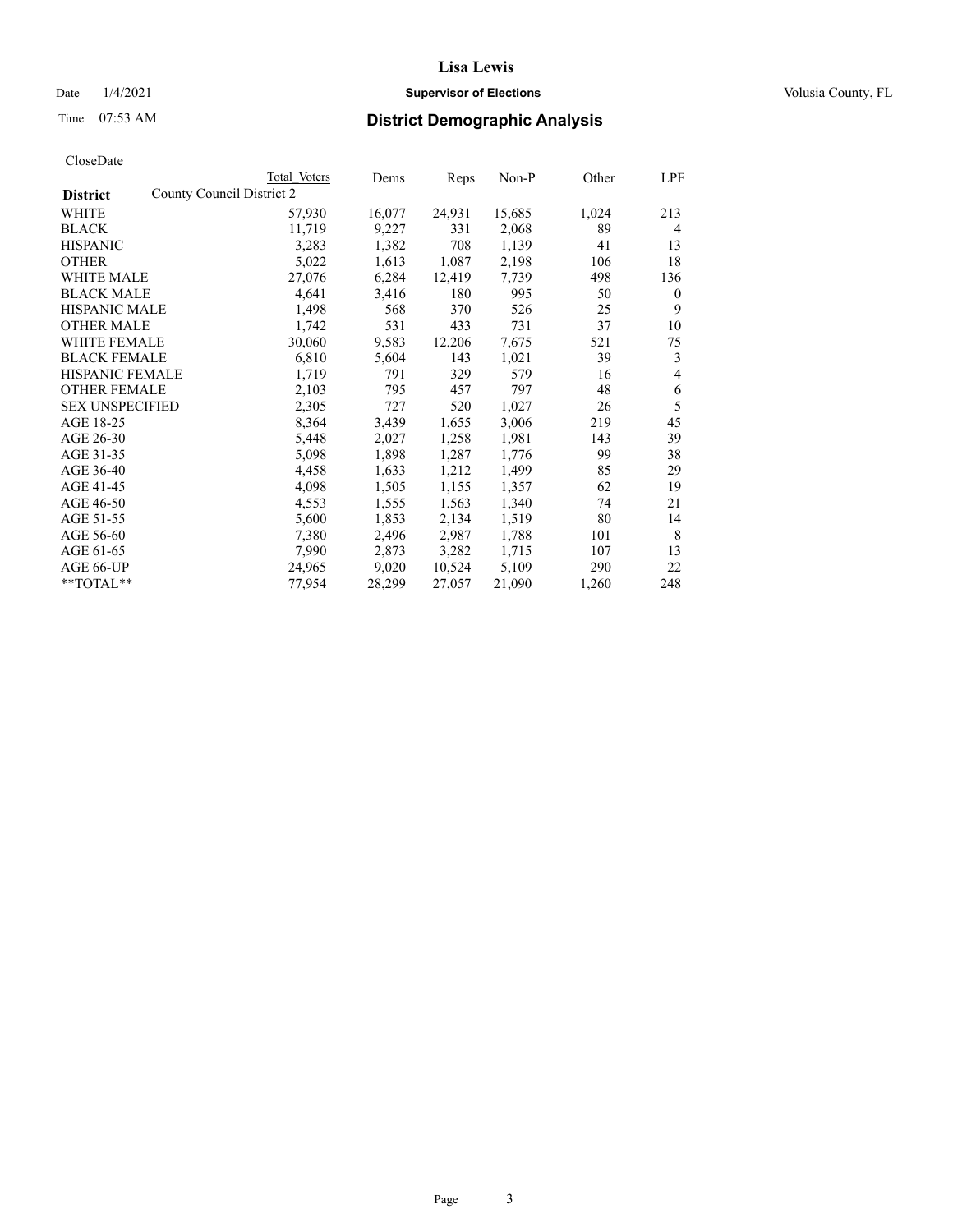# Lisa Lewis

Date 1/4/2021 **Supervisor of Elections** Volusia County, FL

Time 07:53 AM **District Demographic Analysis**

CloseDate

| | Total Voters | Dems | Reps | Non-P | Other | LPF |
|---|---|---|---|---|---|---|
| **District** County Council District 2 | | | | | | |
| WHITE | 57,930 | 16,077 | 24,931 | 15,685 | 1,024 | 213 |
| BLACK | 11,719 | 9,227 | 331 | 2,068 | 89 | 4 |
| HISPANIC | 3,283 | 1,382 | 708 | 1,139 | 41 | 13 |
| OTHER | 5,022 | 1,613 | 1,087 | 2,198 | 106 | 18 |
| WHITE MALE | 27,076 | 6,284 | 12,419 | 7,739 | 498 | 136 |
| BLACK MALE | 4,641 | 3,416 | 180 | 995 | 50 | 0 |
| HISPANIC MALE | 1,498 | 568 | 370 | 526 | 25 | 9 |
| OTHER MALE | 1,742 | 531 | 433 | 731 | 37 | 10 |
| WHITE FEMALE | 30,060 | 9,583 | 12,206 | 7,675 | 521 | 75 |
| BLACK FEMALE | 6,810 | 5,604 | 143 | 1,021 | 39 | 3 |
| HISPANIC FEMALE | 1,719 | 791 | 329 | 579 | 16 | 4 |
| OTHER FEMALE | 2,103 | 795 | 457 | 797 | 48 | 6 |
| SEX UNSPECIFIED | 2,305 | 727 | 520 | 1,027 | 26 | 5 |
| AGE 18-25 | 8,364 | 3,439 | 1,655 | 3,006 | 219 | 45 |
| AGE 26-30 | 5,448 | 2,027 | 1,258 | 1,981 | 143 | 39 |
| AGE 31-35 | 5,098 | 1,898 | 1,287 | 1,776 | 99 | 38 |
| AGE 36-40 | 4,458 | 1,633 | 1,212 | 1,499 | 85 | 29 |
| AGE 41-45 | 4,098 | 1,505 | 1,155 | 1,357 | 62 | 19 |
| AGE 46-50 | 4,553 | 1,555 | 1,563 | 1,340 | 74 | 21 |
| AGE 51-55 | 5,600 | 1,853 | 2,134 | 1,519 | 80 | 14 |
| AGE 56-60 | 7,380 | 2,496 | 2,987 | 1,788 | 101 | 8 |
| AGE 61-65 | 7,990 | 2,873 | 3,282 | 1,715 | 107 | 13 |
| AGE 66-UP | 24,965 | 9,020 | 10,524 | 5,109 | 290 | 22 |
| **TOTAL** | 77,954 | 28,299 | 27,057 | 21,090 | 1,260 | 248 |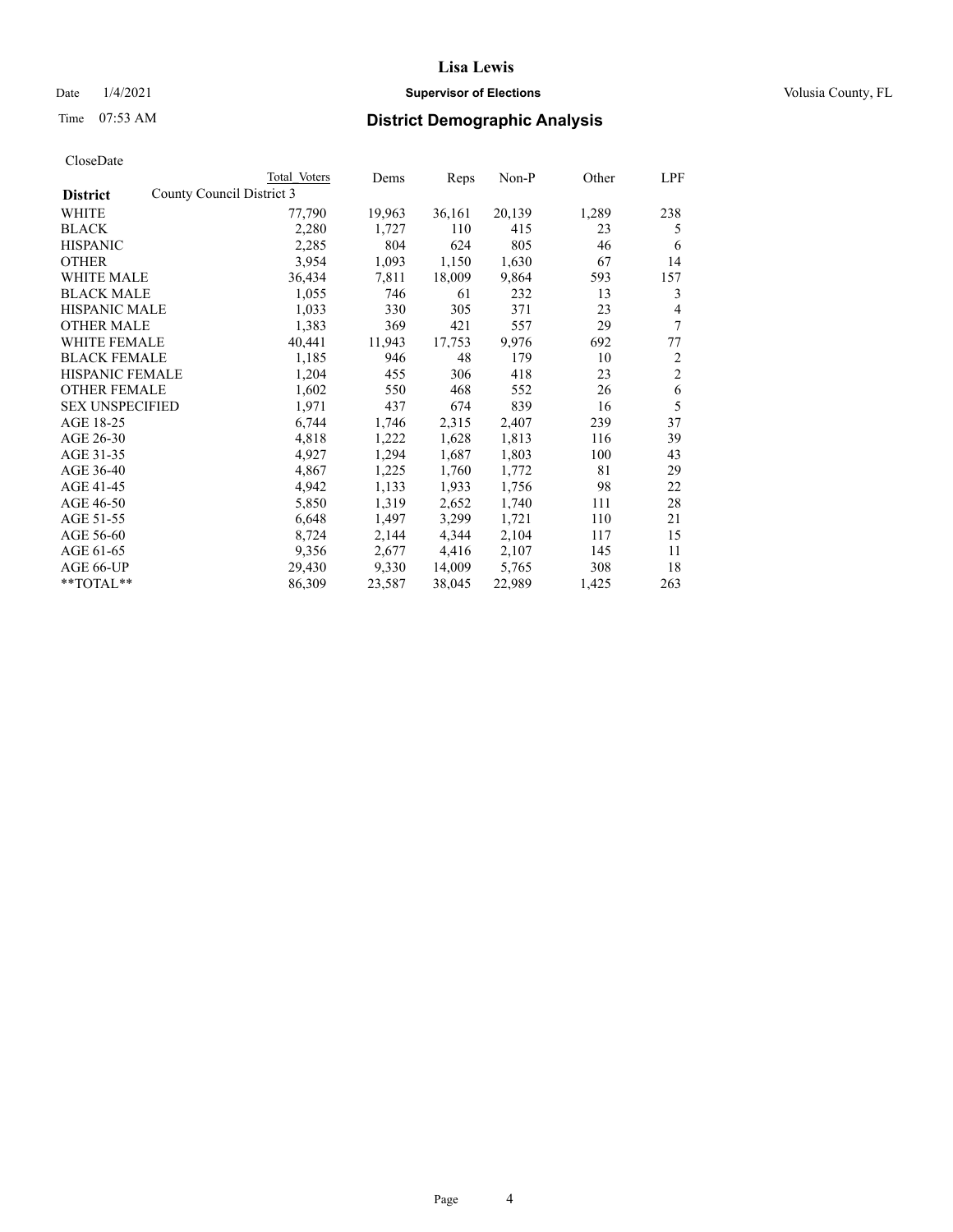# Lisa Lewis

Date 1/4/2021 **Supervisor of Elections** Volusia County, FL

Time 07:53 AM **District Demographic Analysis**

CloseDate

| District | County Council District 3 Total Voters | Dems | Reps | Non-P | Other | LPF |
|---|---|---|---|---|---|---|
| WHITE | 77,790 | 19,963 | 36,161 | 20,139 | 1,289 | 238 |
| BLACK | 2,280 | 1,727 | 110 | 415 | 23 | 5 |
| HISPANIC | 2,285 | 804 | 624 | 805 | 46 | 6 |
| OTHER | 3,954 | 1,093 | 1,150 | 1,630 | 67 | 14 |
| WHITE MALE | 36,434 | 7,811 | 18,009 | 9,864 | 593 | 157 |
| BLACK MALE | 1,055 | 746 | 61 | 232 | 13 | 3 |
| HISPANIC MALE | 1,033 | 330 | 305 | 371 | 23 | 4 |
| OTHER MALE | 1,383 | 369 | 421 | 557 | 29 | 7 |
| WHITE FEMALE | 40,441 | 11,943 | 17,753 | 9,976 | 692 | 77 |
| BLACK FEMALE | 1,185 | 946 | 48 | 179 | 10 | 2 |
| HISPANIC FEMALE | 1,204 | 455 | 306 | 418 | 23 | 2 |
| OTHER FEMALE | 1,602 | 550 | 468 | 552 | 26 | 6 |
| SEX UNSPECIFIED | 1,971 | 437 | 674 | 839 | 16 | 5 |
| AGE 18-25 | 6,744 | 1,746 | 2,315 | 2,407 | 239 | 37 |
| AGE 26-30 | 4,818 | 1,222 | 1,628 | 1,813 | 116 | 39 |
| AGE 31-35 | 4,927 | 1,294 | 1,687 | 1,803 | 100 | 43 |
| AGE 36-40 | 4,867 | 1,225 | 1,760 | 1,772 | 81 | 29 |
| AGE 41-45 | 4,942 | 1,133 | 1,933 | 1,756 | 98 | 22 |
| AGE 46-50 | 5,850 | 1,319 | 2,652 | 1,740 | 111 | 28 |
| AGE 51-55 | 6,648 | 1,497 | 3,299 | 1,721 | 110 | 21 |
| AGE 56-60 | 8,724 | 2,144 | 4,344 | 2,104 | 117 | 15 |
| AGE 61-65 | 9,356 | 2,677 | 4,416 | 2,107 | 145 | 11 |
| AGE 66-UP | 29,430 | 9,330 | 14,009 | 5,765 | 308 | 18 |
| **TOTAL** | 86,309 | 23,587 | 38,045 | 22,989 | 1,425 | 263 |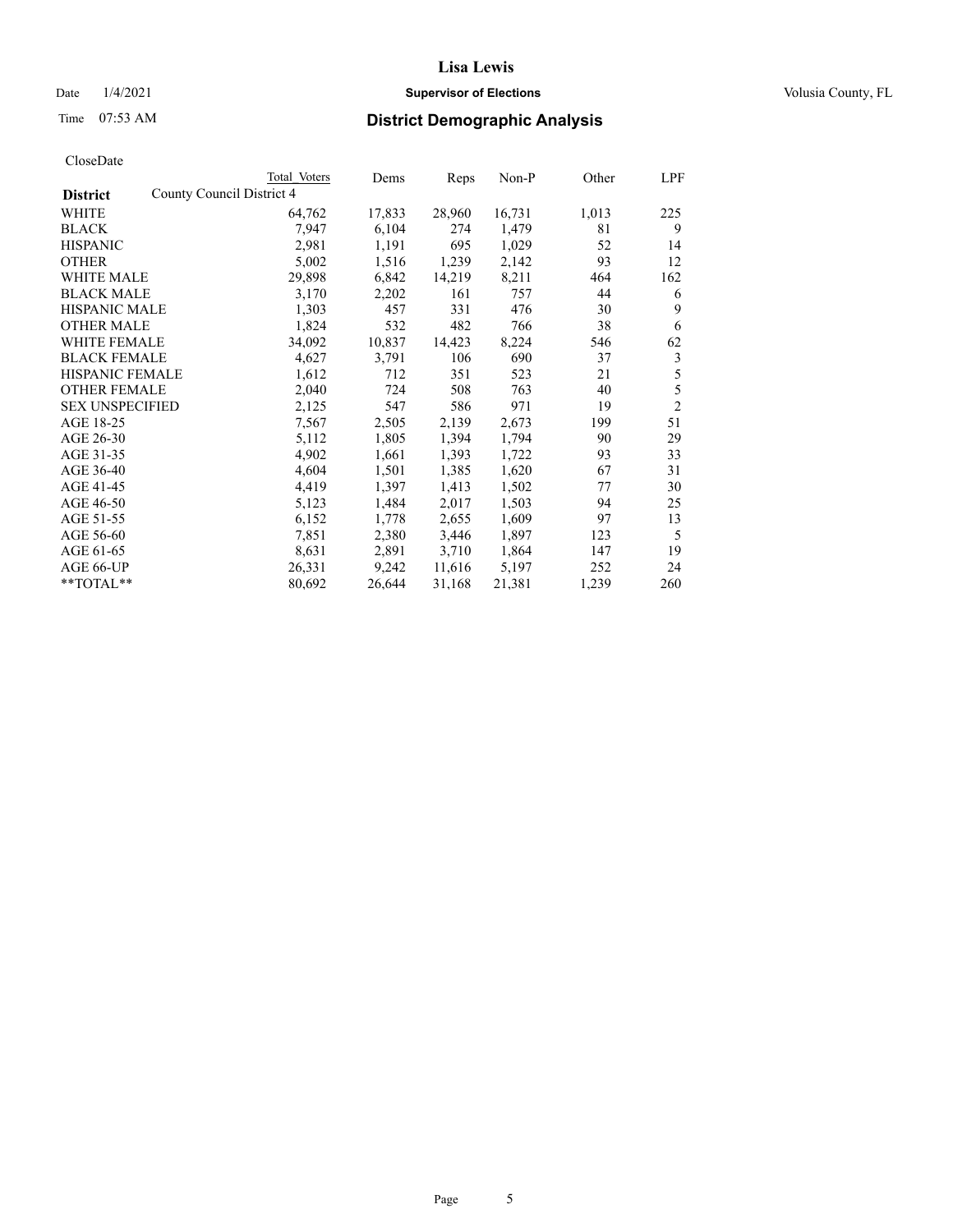# Lisa Lewis

Date 1/4/2021 **Supervisor of Elections** Volusia County, FL

Time 07:53 AM **District Demographic Analysis**

CloseDate

| District | Total Voters | Dems | Reps | Non-P | Other | LPF |
|---|---|---|---|---|---|---|
| County Council District 4 | | | | | | |
| WHITE | 64,762 | 17,833 | 28,960 | 16,731 | 1,013 | 225 |
| BLACK | 7,947 | 6,104 | 274 | 1,479 | 81 | 9 |
| HISPANIC | 2,981 | 1,191 | 695 | 1,029 | 52 | 14 |
| OTHER | 5,002 | 1,516 | 1,239 | 2,142 | 93 | 12 |
| WHITE MALE | 29,898 | 6,842 | 14,219 | 8,211 | 464 | 162 |
| BLACK MALE | 3,170 | 2,202 | 161 | 757 | 44 | 6 |
| HISPANIC MALE | 1,303 | 457 | 331 | 476 | 30 | 9 |
| OTHER MALE | 1,824 | 532 | 482 | 766 | 38 | 6 |
| WHITE FEMALE | 34,092 | 10,837 | 14,423 | 8,224 | 546 | 62 |
| BLACK FEMALE | 4,627 | 3,791 | 106 | 690 | 37 | 3 |
| HISPANIC FEMALE | 1,612 | 712 | 351 | 523 | 21 | 5 |
| OTHER FEMALE | 2,040 | 724 | 508 | 763 | 40 | 5 |
| SEX UNSPECIFIED | 2,125 | 547 | 586 | 971 | 19 | 2 |
| AGE 18-25 | 7,567 | 2,505 | 2,139 | 2,673 | 199 | 51 |
| AGE 26-30 | 5,112 | 1,805 | 1,394 | 1,794 | 90 | 29 |
| AGE 31-35 | 4,902 | 1,661 | 1,393 | 1,722 | 93 | 33 |
| AGE 36-40 | 4,604 | 1,501 | 1,385 | 1,620 | 67 | 31 |
| AGE 41-45 | 4,419 | 1,397 | 1,413 | 1,502 | 77 | 30 |
| AGE 46-50 | 5,123 | 1,484 | 2,017 | 1,503 | 94 | 25 |
| AGE 51-55 | 6,152 | 1,778 | 2,655 | 1,609 | 97 | 13 |
| AGE 56-60 | 7,851 | 2,380 | 3,446 | 1,897 | 123 | 5 |
| AGE 61-65 | 8,631 | 2,891 | 3,710 | 1,864 | 147 | 19 |
| AGE 66-UP | 26,331 | 9,242 | 11,616 | 5,197 | 252 | 24 |
| **TOTAL** | 80,692 | 26,644 | 31,168 | 21,381 | 1,239 | 260 |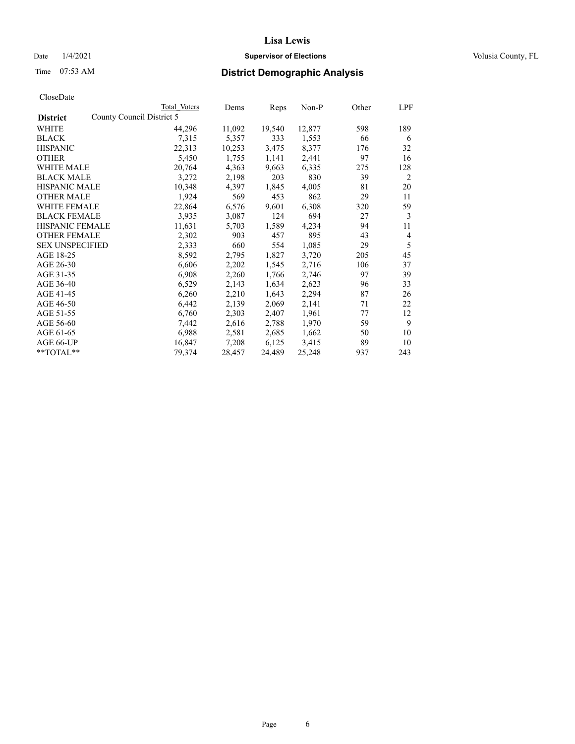# Lisa Lewis

Date 1/4/2021 **Supervisor of Elections** Volusia County, FL

Time 07:53 AM **District Demographic Analysis**

CloseDate

| District | Total Voters | Dems | Reps | Non-P | Other | LPF |
|---|---|---|---|---|---|---|
| County Council District 5 | | | | | | |
| WHITE | 44,296 | 11,092 | 19,540 | 12,877 | 598 | 189 |
| BLACK | 7,315 | 5,357 | 333 | 1,553 | 66 | 6 |
| HISPANIC | 22,313 | 10,253 | 3,475 | 8,377 | 176 | 32 |
| OTHER | 5,450 | 1,755 | 1,141 | 2,441 | 97 | 16 |
| WHITE MALE | 20,764 | 4,363 | 9,663 | 6,335 | 275 | 128 |
| BLACK MALE | 3,272 | 2,198 | 203 | 830 | 39 | 2 |
| HISPANIC MALE | 10,348 | 4,397 | 1,845 | 4,005 | 81 | 20 |
| OTHER MALE | 1,924 | 569 | 453 | 862 | 29 | 11 |
| WHITE FEMALE | 22,864 | 6,576 | 9,601 | 6,308 | 320 | 59 |
| BLACK FEMALE | 3,935 | 3,087 | 124 | 694 | 27 | 3 |
| HISPANIC FEMALE | 11,631 | 5,703 | 1,589 | 4,234 | 94 | 11 |
| OTHER FEMALE | 2,302 | 903 | 457 | 895 | 43 | 4 |
| SEX UNSPECIFIED | 2,333 | 660 | 554 | 1,085 | 29 | 5 |
| AGE 18-25 | 8,592 | 2,795 | 1,827 | 3,720 | 205 | 45 |
| AGE 26-30 | 6,606 | 2,202 | 1,545 | 2,716 | 106 | 37 |
| AGE 31-35 | 6,908 | 2,260 | 1,766 | 2,746 | 97 | 39 |
| AGE 36-40 | 6,529 | 2,143 | 1,634 | 2,623 | 96 | 33 |
| AGE 41-45 | 6,260 | 2,210 | 1,643 | 2,294 | 87 | 26 |
| AGE 46-50 | 6,442 | 2,139 | 2,069 | 2,141 | 71 | 22 |
| AGE 51-55 | 6,760 | 2,303 | 2,407 | 1,961 | 77 | 12 |
| AGE 56-60 | 7,442 | 2,616 | 2,788 | 1,970 | 59 | 9 |
| AGE 61-65 | 6,988 | 2,581 | 2,685 | 1,662 | 50 | 10 |
| AGE 66-UP | 16,847 | 7,208 | 6,125 | 3,415 | 89 | 10 |
| **TOTAL** | 79,374 | 28,457 | 24,489 | 25,248 | 937 | 243 |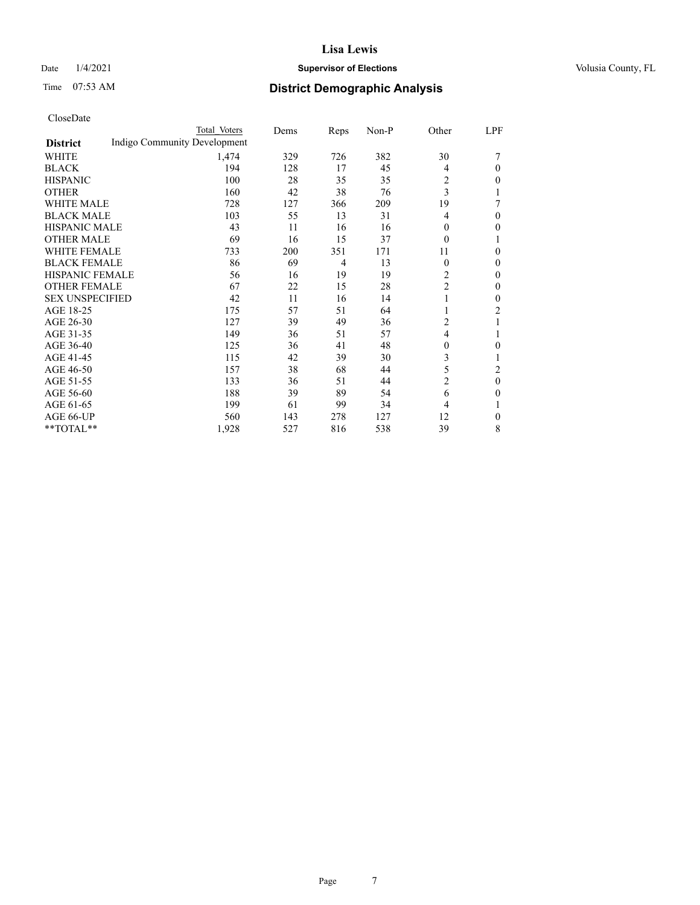CloseDate

| District | Total Voters | Dems | Reps | Non-P | Other | LPF |
|---|---|---|---|---|---|---|
| | Indigo Community Development | | | | | |
| WHITE | 1,474 | 329 | 726 | 382 | 30 | 7 |
| BLACK | 194 | 128 | 17 | 45 | 4 | 0 |
| HISPANIC | 100 | 28 | 35 | 35 | 2 | 0 |
| OTHER | 160 | 42 | 38 | 76 | 3 | 1 |
| WHITE MALE | 728 | 127 | 366 | 209 | 19 | 7 |
| BLACK MALE | 103 | 55 | 13 | 31 | 4 | 0 |
| HISPANIC MALE | 43 | 11 | 16 | 16 | 0 | 0 |
| OTHER MALE | 69 | 16 | 15 | 37 | 0 | 1 |
| WHITE FEMALE | 733 | 200 | 351 | 171 | 11 | 0 |
| BLACK FEMALE | 86 | 69 | 4 | 13 | 0 | 0 |
| HISPANIC FEMALE | 56 | 16 | 19 | 19 | 2 | 0 |
| OTHER FEMALE | 67 | 22 | 15 | 28 | 2 | 0 |
| SEX UNSPECIFIED | 42 | 11 | 16 | 14 | 1 | 0 |
| AGE 18-25 | 175 | 57 | 51 | 64 | 1 | 2 |
| AGE 26-30 | 127 | 39 | 49 | 36 | 2 | 1 |
| AGE 31-35 | 149 | 36 | 51 | 57 | 4 | 1 |
| AGE 36-40 | 125 | 36 | 41 | 48 | 0 | 0 |
| AGE 41-45 | 115 | 42 | 39 | 30 | 3 | 1 |
| AGE 46-50 | 157 | 38 | 68 | 44 | 5 | 2 |
| AGE 51-55 | 133 | 36 | 51 | 44 | 2 | 0 |
| AGE 56-60 | 188 | 39 | 89 | 54 | 6 | 0 |
| AGE 61-65 | 199 | 61 | 99 | 34 | 4 | 1 |
| AGE 66-UP | 560 | 143 | 278 | 127 | 12 | 0 |
| **TOTAL** | 1,928 | 527 | 816 | 538 | 39 | 8 |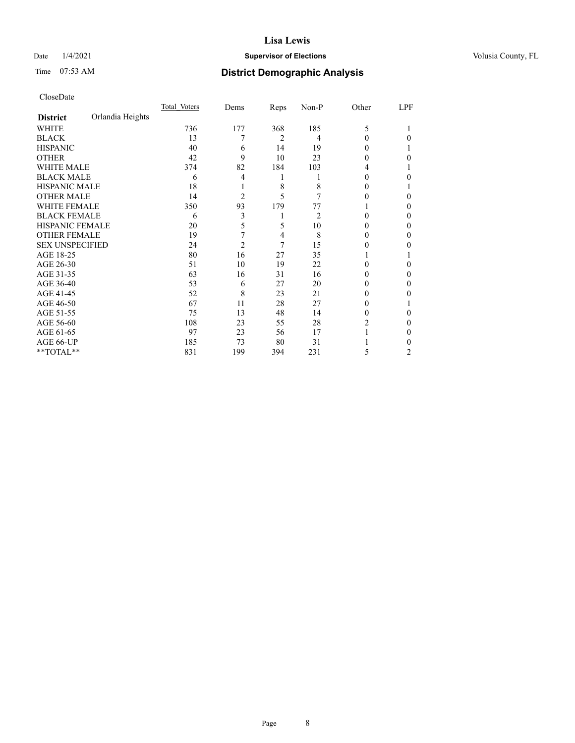# Lisa Lewis

Date 1/4/2021 **Supervisor of Elections** Volusia County, FL

Time 07:53 AM **District Demographic Analysis**

CloseDate

| **District** Orlandia Heights | Total Voters | Dems | Reps | Non-P | Other | LPF |
|---|---|---|---|---|---|---|
| WHITE | 736 | 177 | 368 | 185 | 5 | 1 |
| BLACK | 13 | 7 | 2 | 4 | 0 | 0 |
| HISPANIC | 40 | 6 | 14 | 19 | 0 | 1 |
| OTHER | 42 | 9 | 10 | 23 | 0 | 0 |
| WHITE MALE | 374 | 82 | 184 | 103 | 4 | 1 |
| BLACK MALE | 6 | 4 | 1 | 1 | 0 | 0 |
| HISPANIC MALE | 18 | 1 | 8 | 8 | 0 | 1 |
| OTHER MALE | 14 | 2 | 5 | 7 | 0 | 0 |
| WHITE FEMALE | 350 | 93 | 179 | 77 | 1 | 0 |
| BLACK FEMALE | 6 | 3 | 1 | 2 | 0 | 0 |
| HISPANIC FEMALE | 20 | 5 | 5 | 10 | 0 | 0 |
| OTHER FEMALE | 19 | 7 | 4 | 8 | 0 | 0 |
| SEX UNSPECIFIED | 24 | 2 | 7 | 15 | 0 | 0 |
| AGE 18-25 | 80 | 16 | 27 | 35 | 1 | 1 |
| AGE 26-30 | 51 | 10 | 19 | 22 | 0 | 0 |
| AGE 31-35 | 63 | 16 | 31 | 16 | 0 | 0 |
| AGE 36-40 | 53 | 6 | 27 | 20 | 0 | 0 |
| AGE 41-45 | 52 | 8 | 23 | 21 | 0 | 0 |
| AGE 46-50 | 67 | 11 | 28 | 27 | 0 | 1 |
| AGE 51-55 | 75 | 13 | 48 | 14 | 0 | 0 |
| AGE 56-60 | 108 | 23 | 55 | 28 | 2 | 0 |
| AGE 61-65 | 97 | 23 | 56 | 17 | 1 | 0 |
| AGE 66-UP | 185 | 73 | 80 | 31 | 1 | 0 |
| **TOTAL** | 831 | 199 | 394 | 231 | 5 | 2 |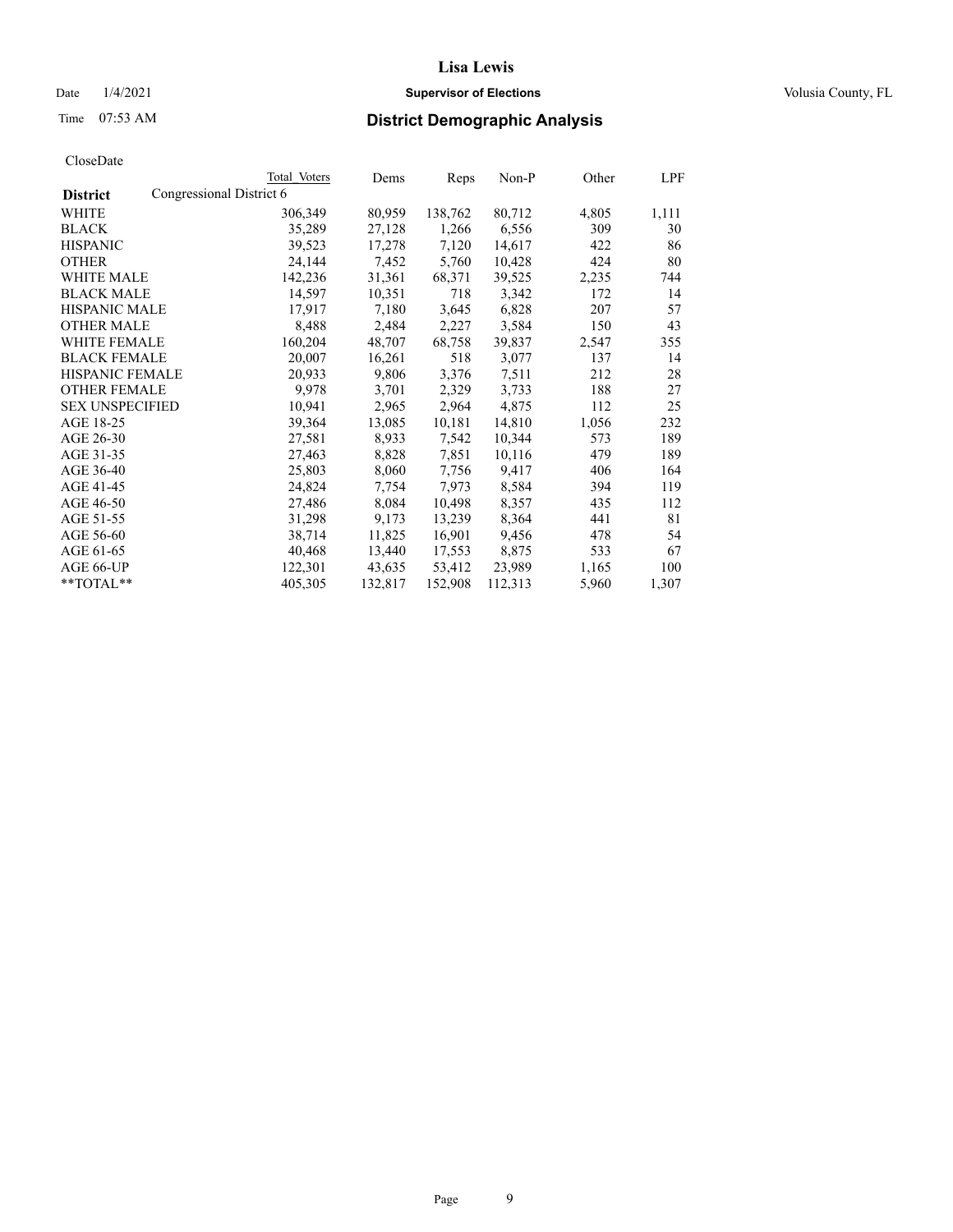# Lisa Lewis

Date 1/4/2021 **Supervisor of Elections** Volusia County, FL

Time 07:53 AM **District Demographic Analysis**

CloseDate

| District | Total Voters | Dems | Reps | Non-P | Other | LPF |
|---|---|---|---|---|---|---|
| Congressional District 6 | | | | | | |
| WHITE | 306,349 | 80,959 | 138,762 | 80,712 | 4,805 | 1,111 |
| BLACK | 35,289 | 27,128 | 1,266 | 6,556 | 309 | 30 |
| HISPANIC | 39,523 | 17,278 | 7,120 | 14,617 | 422 | 86 |
| OTHER | 24,144 | 7,452 | 5,760 | 10,428 | 424 | 80 |
| WHITE MALE | 142,236 | 31,361 | 68,371 | 39,525 | 2,235 | 744 |
| BLACK MALE | 14,597 | 10,351 | 718 | 3,342 | 172 | 14 |
| HISPANIC MALE | 17,917 | 7,180 | 3,645 | 6,828 | 207 | 57 |
| OTHER MALE | 8,488 | 2,484 | 2,227 | 3,584 | 150 | 43 |
| WHITE FEMALE | 160,204 | 48,707 | 68,758 | 39,837 | 2,547 | 355 |
| BLACK FEMALE | 20,007 | 16,261 | 518 | 3,077 | 137 | 14 |
| HISPANIC FEMALE | 20,933 | 9,806 | 3,376 | 7,511 | 212 | 28 |
| OTHER FEMALE | 9,978 | 3,701 | 2,329 | 3,733 | 188 | 27 |
| SEX UNSPECIFIED | 10,941 | 2,965 | 2,964 | 4,875 | 112 | 25 |
| AGE 18-25 | 39,364 | 13,085 | 10,181 | 14,810 | 1,056 | 232 |
| AGE 26-30 | 27,581 | 8,933 | 7,542 | 10,344 | 573 | 189 |
| AGE 31-35 | 27,463 | 8,828 | 7,851 | 10,116 | 479 | 189 |
| AGE 36-40 | 25,803 | 8,060 | 7,756 | 9,417 | 406 | 164 |
| AGE 41-45 | 24,824 | 7,754 | 7,973 | 8,584 | 394 | 119 |
| AGE 46-50 | 27,486 | 8,084 | 10,498 | 8,357 | 435 | 112 |
| AGE 51-55 | 31,298 | 9,173 | 13,239 | 8,364 | 441 | 81 |
| AGE 56-60 | 38,714 | 11,825 | 16,901 | 9,456 | 478 | 54 |
| AGE 61-65 | 40,468 | 13,440 | 17,553 | 8,875 | 533 | 67 |
| AGE 66-UP | 122,301 | 43,635 | 53,412 | 23,989 | 1,165 | 100 |
| **TOTAL** | 405,305 | 132,817 | 152,908 | 112,313 | 5,960 | 1,307 |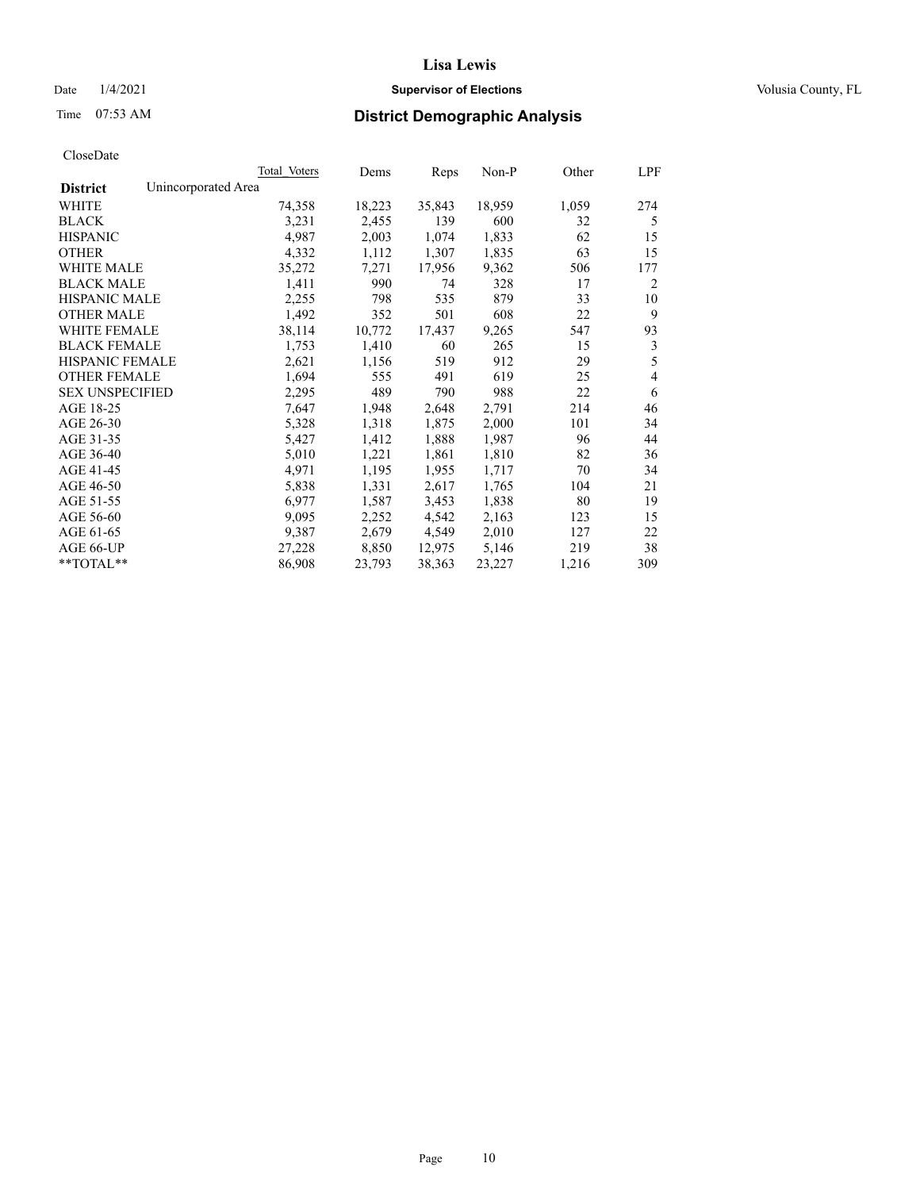CloseDate

| District | Unincorporated Area | Total Voters | Dems | Reps | Non-P | Other | LPF |
|---|---|---|---|---|---|---|---|
| WHITE | | 74,358 | 18,223 | 35,843 | 18,959 | 1,059 | 274 |
| BLACK | | 3,231 | 2,455 | 139 | 600 | 32 | 5 |
| HISPANIC | | 4,987 | 2,003 | 1,074 | 1,833 | 62 | 15 |
| OTHER | | 4,332 | 1,112 | 1,307 | 1,835 | 63 | 15 |
| WHITE MALE | | 35,272 | 7,271 | 17,956 | 9,362 | 506 | 177 |
| BLACK MALE | | 1,411 | 990 | 74 | 328 | 17 | 2 |
| HISPANIC MALE | | 2,255 | 798 | 535 | 879 | 33 | 10 |
| OTHER MALE | | 1,492 | 352 | 501 | 608 | 22 | 9 |
| WHITE FEMALE | | 38,114 | 10,772 | 17,437 | 9,265 | 547 | 93 |
| BLACK FEMALE | | 1,753 | 1,410 | 60 | 265 | 15 | 3 |
| HISPANIC FEMALE | | 2,621 | 1,156 | 519 | 912 | 29 | 5 |
| OTHER FEMALE | | 1,694 | 555 | 491 | 619 | 25 | 4 |
| SEX UNSPECIFIED | | 2,295 | 489 | 790 | 988 | 22 | 6 |
| AGE 18-25 | | 7,647 | 1,948 | 2,648 | 2,791 | 214 | 46 |
| AGE 26-30 | | 5,328 | 1,318 | 1,875 | 2,000 | 101 | 34 |
| AGE 31-35 | | 5,427 | 1,412 | 1,888 | 1,987 | 96 | 44 |
| AGE 36-40 | | 5,010 | 1,221 | 1,861 | 1,810 | 82 | 36 |
| AGE 41-45 | | 4,971 | 1,195 | 1,955 | 1,717 | 70 | 34 |
| AGE 46-50 | | 5,838 | 1,331 | 2,617 | 1,765 | 104 | 21 |
| AGE 51-55 | | 6,977 | 1,587 | 3,453 | 1,838 | 80 | 19 |
| AGE 56-60 | | 9,095 | 2,252 | 4,542 | 2,163 | 123 | 15 |
| AGE 61-65 | | 9,387 | 2,679 | 4,549 | 2,010 | 127 | 22 |
| AGE 66-UP | | 27,228 | 8,850 | 12,975 | 5,146 | 219 | 38 |
| **TOTAL** | | 86,908 | 23,793 | 38,363 | 23,227 | 1,216 | 309 |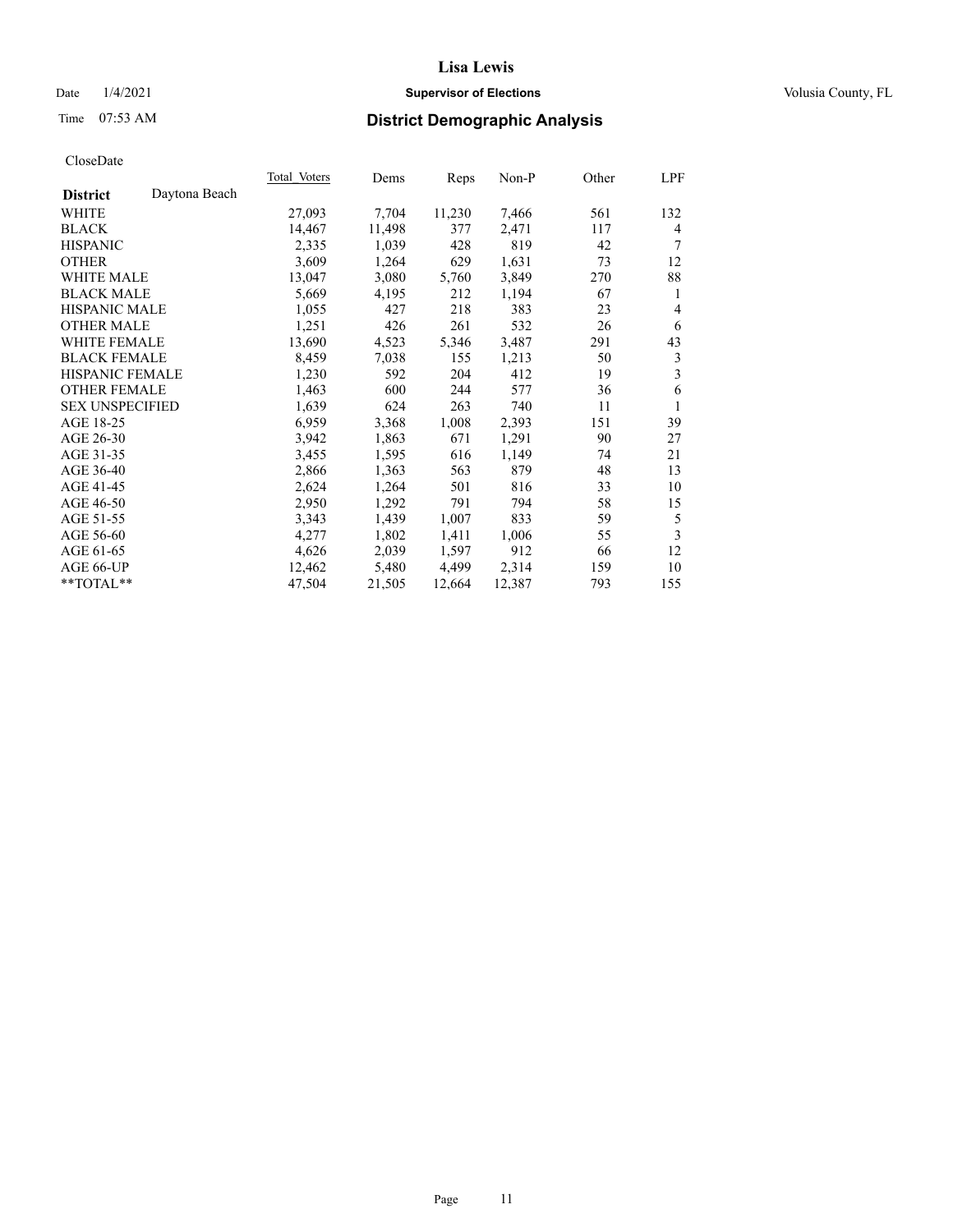# Lisa Lewis

Date 1/4/2021 **Supervisor of Elections** Volusia County, FL

Time 07:53 AM **District Demographic Analysis**

CloseDate

| District: Daytona Beach | Total Voters | Dems | Reps | Non-P | Other | LPF |
|---|---|---|---|---|---|---|
| WHITE | 27,093 | 7,704 | 11,230 | 7,466 | 561 | 132 |
| BLACK | 14,467 | 11,498 | 377 | 2,471 | 117 | 4 |
| HISPANIC | 2,335 | 1,039 | 428 | 819 | 42 | 7 |
| OTHER | 3,609 | 1,264 | 629 | 1,631 | 73 | 12 |
| WHITE MALE | 13,047 | 3,080 | 5,760 | 3,849 | 270 | 88 |
| BLACK MALE | 5,669 | 4,195 | 212 | 1,194 | 67 | 1 |
| HISPANIC MALE | 1,055 | 427 | 218 | 383 | 23 | 4 |
| OTHER MALE | 1,251 | 426 | 261 | 532 | 26 | 6 |
| WHITE FEMALE | 13,690 | 4,523 | 5,346 | 3,487 | 291 | 43 |
| BLACK FEMALE | 8,459 | 7,038 | 155 | 1,213 | 50 | 3 |
| HISPANIC FEMALE | 1,230 | 592 | 204 | 412 | 19 | 3 |
| OTHER FEMALE | 1,463 | 600 | 244 | 577 | 36 | 6 |
| SEX UNSPECIFIED | 1,639 | 624 | 263 | 740 | 11 | 1 |
| AGE 18-25 | 6,959 | 3,368 | 1,008 | 2,393 | 151 | 39 |
| AGE 26-30 | 3,942 | 1,863 | 671 | 1,291 | 90 | 27 |
| AGE 31-35 | 3,455 | 1,595 | 616 | 1,149 | 74 | 21 |
| AGE 36-40 | 2,866 | 1,363 | 563 | 879 | 48 | 13 |
| AGE 41-45 | 2,624 | 1,264 | 501 | 816 | 33 | 10 |
| AGE 46-50 | 2,950 | 1,292 | 791 | 794 | 58 | 15 |
| AGE 51-55 | 3,343 | 1,439 | 1,007 | 833 | 59 | 5 |
| AGE 56-60 | 4,277 | 1,802 | 1,411 | 1,006 | 55 | 3 |
| AGE 61-65 | 4,626 | 2,039 | 1,597 | 912 | 66 | 12 |
| AGE 66-UP | 12,462 | 5,480 | 4,499 | 2,314 | 159 | 10 |
| **TOTAL** | 47,504 | 21,505 | 12,664 | 12,387 | 793 | 155 |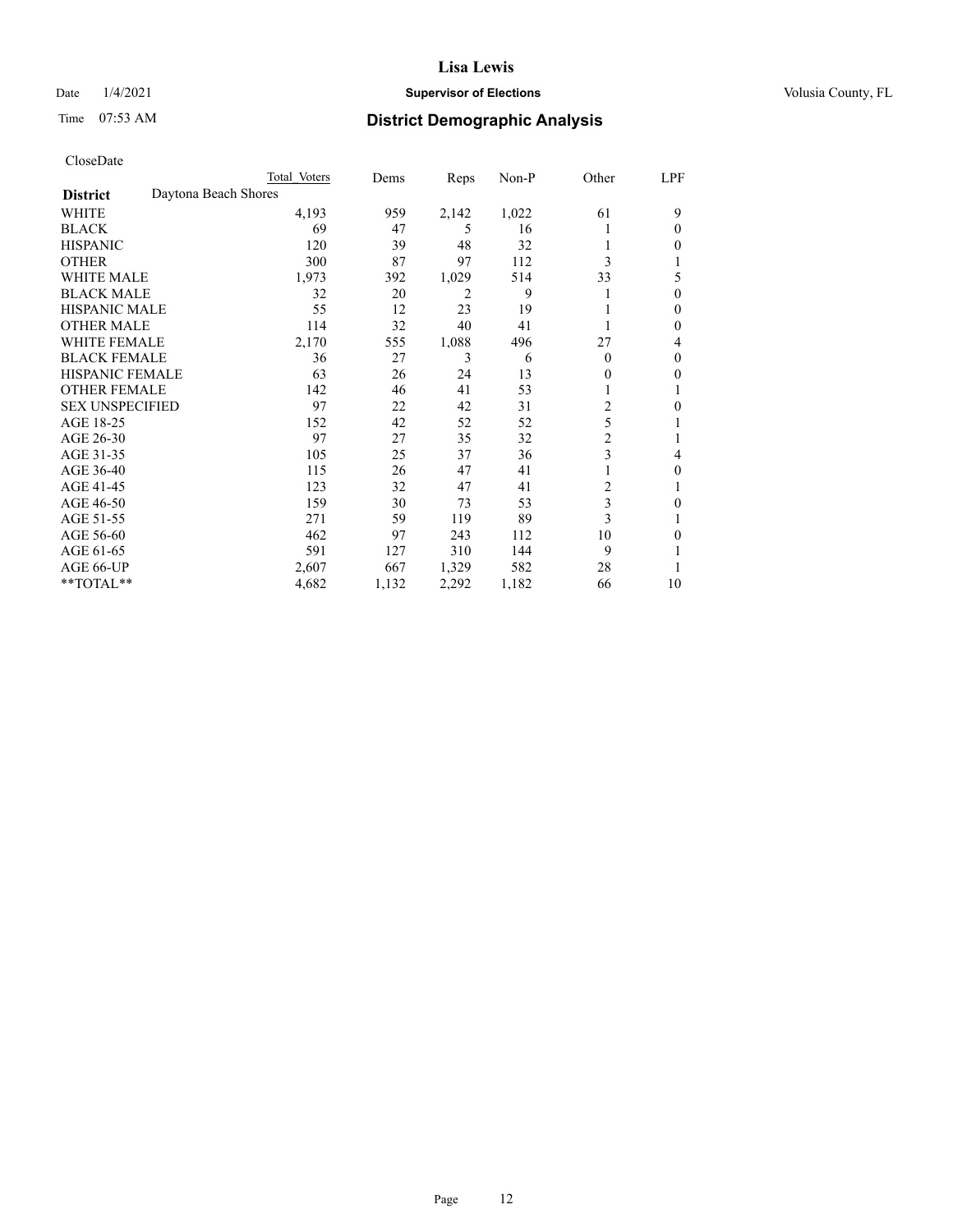# Lisa Lewis

Date 1/4/2021 **Supervisor of Elections** Volusia County, FL

Time 07:53 AM **District Demographic Analysis**

CloseDate

| | Total Voters | Dems | Reps | Non-P | Other | LPF |
|---|---|---|---|---|---|---|
| **District** Daytona Beach Shores | | | | | | |
| WHITE | 4,193 | 959 | 2,142 | 1,022 | 61 | 9 |
| BLACK | 69 | 47 | 5 | 16 | 1 | 0 |
| HISPANIC | 120 | 39 | 48 | 32 | 1 | 0 |
| OTHER | 300 | 87 | 97 | 112 | 3 | 1 |
| WHITE MALE | 1,973 | 392 | 1,029 | 514 | 33 | 5 |
| BLACK MALE | 32 | 20 | 2 | 9 | 1 | 0 |
| HISPANIC MALE | 55 | 12 | 23 | 19 | 1 | 0 |
| OTHER MALE | 114 | 32 | 40 | 41 | 1 | 0 |
| WHITE FEMALE | 2,170 | 555 | 1,088 | 496 | 27 | 4 |
| BLACK FEMALE | 36 | 27 | 3 | 6 | 0 | 0 |
| HISPANIC FEMALE | 63 | 26 | 24 | 13 | 0 | 0 |
| OTHER FEMALE | 142 | 46 | 41 | 53 | 1 | 1 |
| SEX UNSPECIFIED | 97 | 22 | 42 | 31 | 2 | 0 |
| AGE 18-25 | 152 | 42 | 52 | 52 | 5 | 1 |
| AGE 26-30 | 97 | 27 | 35 | 32 | 2 | 1 |
| AGE 31-35 | 105 | 25 | 37 | 36 | 3 | 4 |
| AGE 36-40 | 115 | 26 | 47 | 41 | 1 | 0 |
| AGE 41-45 | 123 | 32 | 47 | 41 | 2 | 1 |
| AGE 46-50 | 159 | 30 | 73 | 53 | 3 | 0 |
| AGE 51-55 | 271 | 59 | 119 | 89 | 3 | 1 |
| AGE 56-60 | 462 | 97 | 243 | 112 | 10 | 0 |
| AGE 61-65 | 591 | 127 | 310 | 144 | 9 | 1 |
| AGE 66-UP | 2,607 | 667 | 1,329 | 582 | 28 | 1 |
| **TOTAL** | 4,682 | 1,132 | 2,292 | 1,182 | 66 | 10 |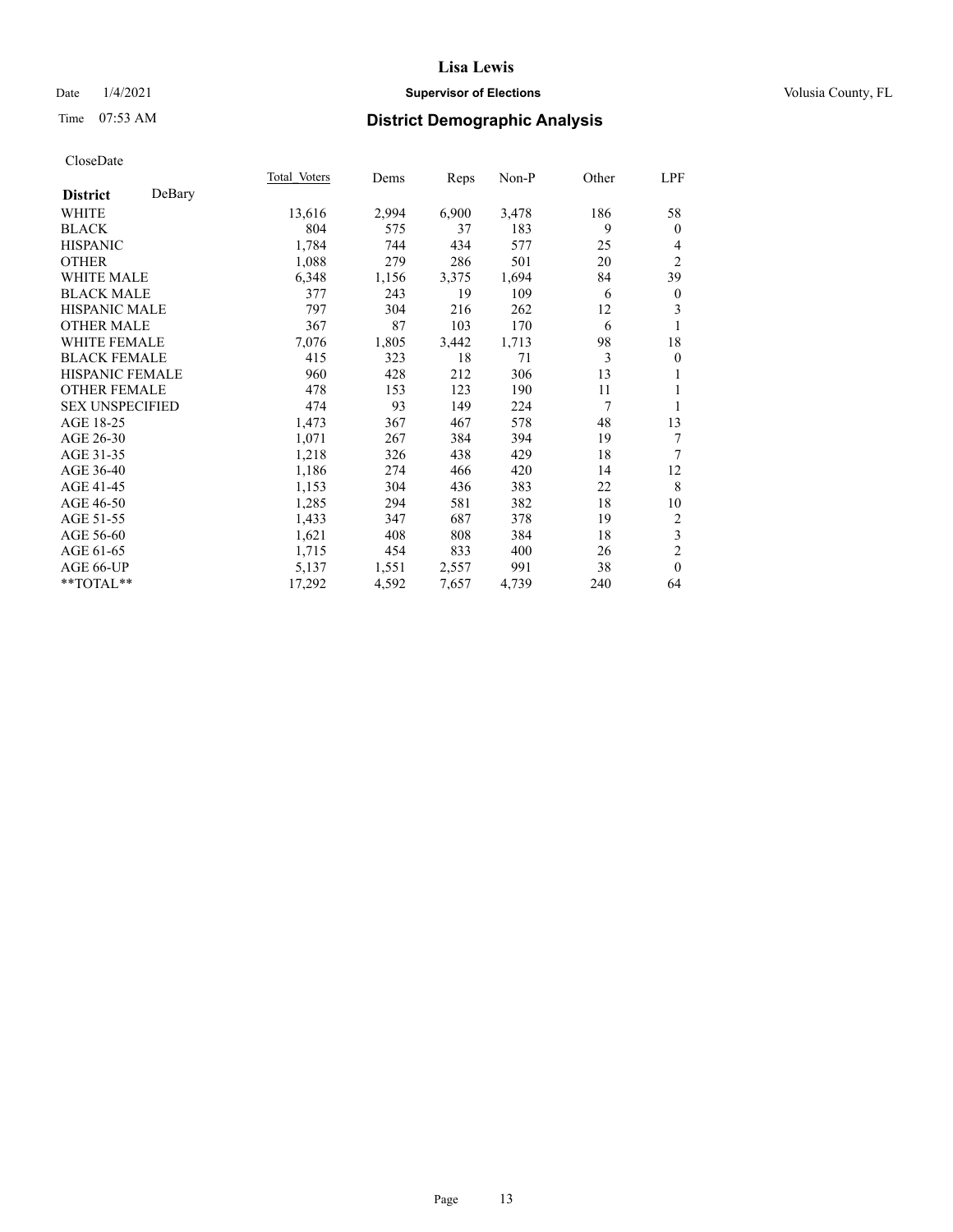CloseDate

| District DeBary | Total Voters | Dems | Reps | Non-P | Other | LPF |
|---|---|---|---|---|---|---|
| WHITE | 13,616 | 2,994 | 6,900 | 3,478 | 186 | 58 |
| BLACK | 804 | 575 | 37 | 183 | 9 | 0 |
| HISPANIC | 1,784 | 744 | 434 | 577 | 25 | 4 |
| OTHER | 1,088 | 279 | 286 | 501 | 20 | 2 |
| WHITE MALE | 6,348 | 1,156 | 3,375 | 1,694 | 84 | 39 |
| BLACK MALE | 377 | 243 | 19 | 109 | 6 | 0 |
| HISPANIC MALE | 797 | 304 | 216 | 262 | 12 | 3 |
| OTHER MALE | 367 | 87 | 103 | 170 | 6 | 1 |
| WHITE FEMALE | 7,076 | 1,805 | 3,442 | 1,713 | 98 | 18 |
| BLACK FEMALE | 415 | 323 | 18 | 71 | 3 | 0 |
| HISPANIC FEMALE | 960 | 428 | 212 | 306 | 13 | 1 |
| OTHER FEMALE | 478 | 153 | 123 | 190 | 11 | 1 |
| SEX UNSPECIFIED | 474 | 93 | 149 | 224 | 7 | 1 |
| AGE 18-25 | 1,473 | 367 | 467 | 578 | 48 | 13 |
| AGE 26-30 | 1,071 | 267 | 384 | 394 | 19 | 7 |
| AGE 31-35 | 1,218 | 326 | 438 | 429 | 18 | 7 |
| AGE 36-40 | 1,186 | 274 | 466 | 420 | 14 | 12 |
| AGE 41-45 | 1,153 | 304 | 436 | 383 | 22 | 8 |
| AGE 46-50 | 1,285 | 294 | 581 | 382 | 18 | 10 |
| AGE 51-55 | 1,433 | 347 | 687 | 378 | 19 | 2 |
| AGE 56-60 | 1,621 | 408 | 808 | 384 | 18 | 3 |
| AGE 61-65 | 1,715 | 454 | 833 | 400 | 26 | 2 |
| AGE 66-UP | 5,137 | 1,551 | 2,557 | 991 | 38 | 0 |
| **TOTAL** | 17,292 | 4,592 | 7,657 | 4,739 | 240 | 64 |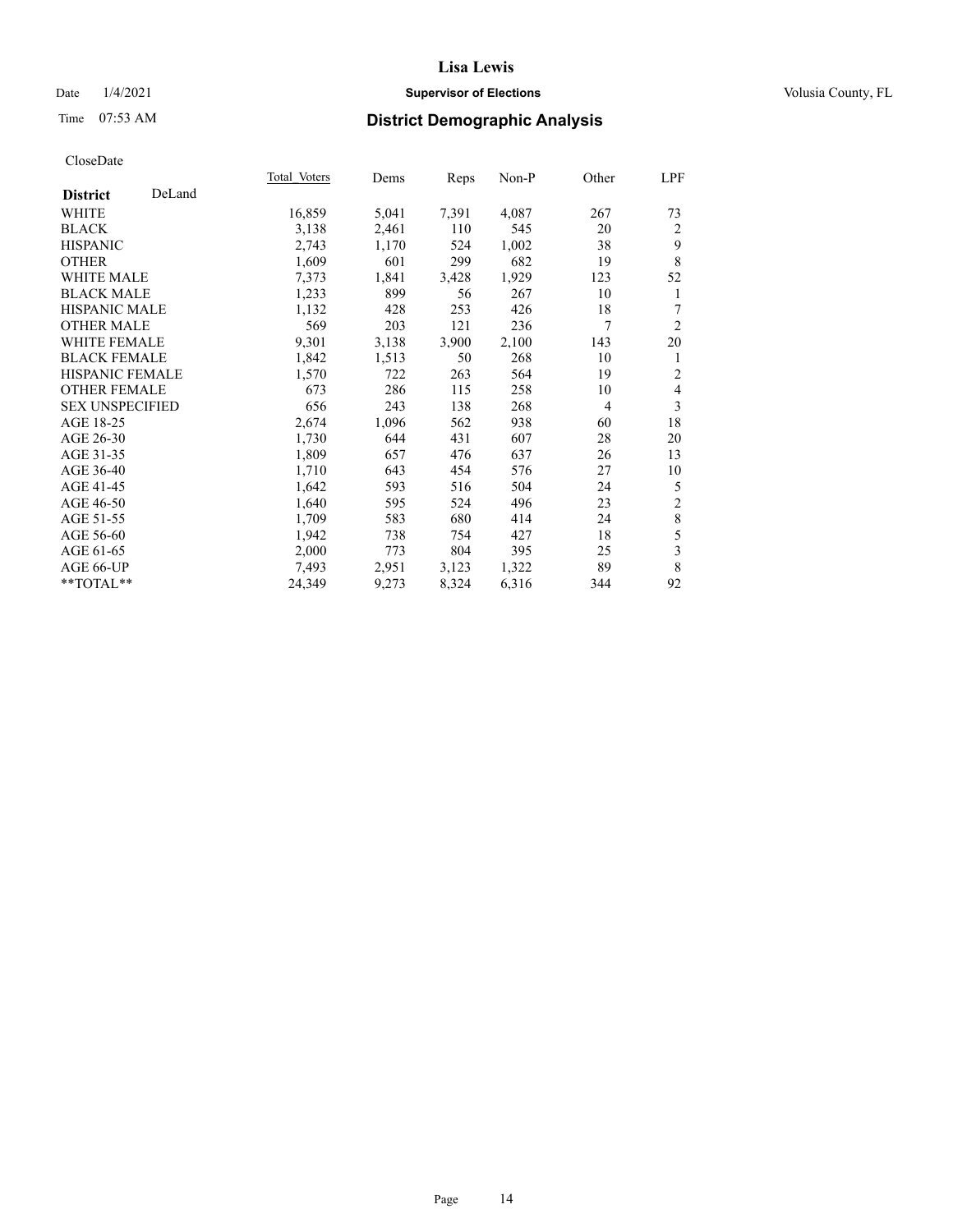# Lisa Lewis

Date 1/4/2021 **Supervisor of Elections** Volusia County, FL

Time 07:53 AM **District Demographic Analysis**

CloseDate

| **District** DeLand | Total Voters | Dems | Reps | Non-P | Other | LPF |
|---|---|---|---|---|---|---|
| WHITE | 16,859 | 5,041 | 7,391 | 4,087 | 267 | 73 |
| BLACK | 3,138 | 2,461 | 110 | 545 | 20 | 2 |
| HISPANIC | 2,743 | 1,170 | 524 | 1,002 | 38 | 9 |
| OTHER | 1,609 | 601 | 299 | 682 | 19 | 8 |
| WHITE MALE | 7,373 | 1,841 | 3,428 | 1,929 | 123 | 52 |
| BLACK MALE | 1,233 | 899 | 56 | 267 | 10 | 1 |
| HISPANIC MALE | 1,132 | 428 | 253 | 426 | 18 | 7 |
| OTHER MALE | 569 | 203 | 121 | 236 | 7 | 2 |
| WHITE FEMALE | 9,301 | 3,138 | 3,900 | 2,100 | 143 | 20 |
| BLACK FEMALE | 1,842 | 1,513 | 50 | 268 | 10 | 1 |
| HISPANIC FEMALE | 1,570 | 722 | 263 | 564 | 19 | 2 |
| OTHER FEMALE | 673 | 286 | 115 | 258 | 10 | 4 |
| SEX UNSPECIFIED | 656 | 243 | 138 | 268 | 4 | 3 |
| AGE 18-25 | 2,674 | 1,096 | 562 | 938 | 60 | 18 |
| AGE 26-30 | 1,730 | 644 | 431 | 607 | 28 | 20 |
| AGE 31-35 | 1,809 | 657 | 476 | 637 | 26 | 13 |
| AGE 36-40 | 1,710 | 643 | 454 | 576 | 27 | 10 |
| AGE 41-45 | 1,642 | 593 | 516 | 504 | 24 | 5 |
| AGE 46-50 | 1,640 | 595 | 524 | 496 | 23 | 2 |
| AGE 51-55 | 1,709 | 583 | 680 | 414 | 24 | 8 |
| AGE 56-60 | 1,942 | 738 | 754 | 427 | 18 | 5 |
| AGE 61-65 | 2,000 | 773 | 804 | 395 | 25 | 3 |
| AGE 66-UP | 7,493 | 2,951 | 3,123 | 1,322 | 89 | 8 |
| **TOTAL** | 24,349 | 9,273 | 8,324 | 6,316 | 344 | 92 |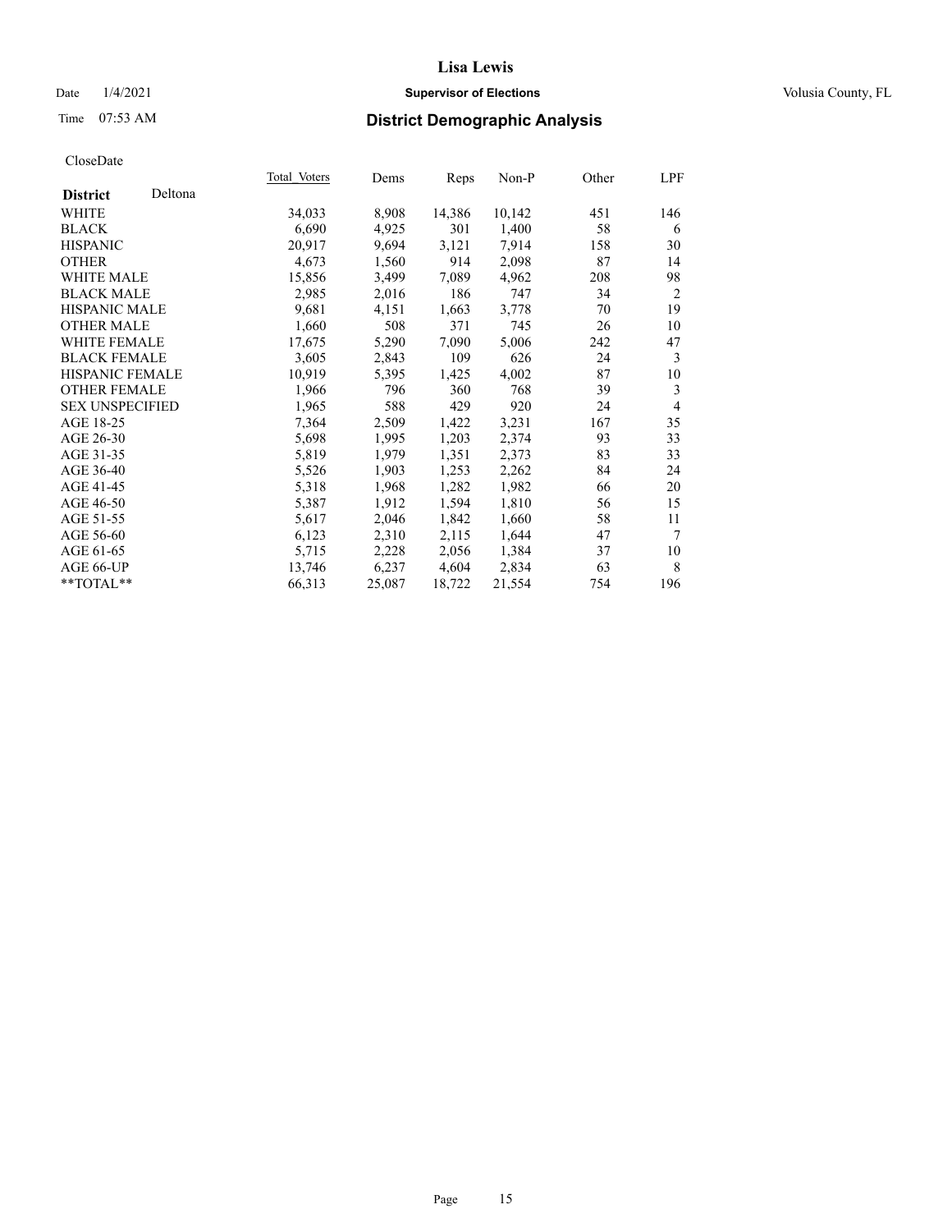# Lisa Lewis

Date 1/4/2021 **Supervisor of Elections** Volusia County, FL

Time 07:53 AM **District Demographic Analysis**

CloseDate

| **District** Deltona | Total Voters | Dems | Reps | Non-P | Other | LPF |
|---|---|---|---|---|---|---|
| WHITE | 34,033 | 8,908 | 14,386 | 10,142 | 451 | 146 |
| BLACK | 6,690 | 4,925 | 301 | 1,400 | 58 | 6 |
| HISPANIC | 20,917 | 9,694 | 3,121 | 7,914 | 158 | 30 |
| OTHER | 4,673 | 1,560 | 914 | 2,098 | 87 | 14 |
| WHITE MALE | 15,856 | 3,499 | 7,089 | 4,962 | 208 | 98 |
| BLACK MALE | 2,985 | 2,016 | 186 | 747 | 34 | 2 |
| HISPANIC MALE | 9,681 | 4,151 | 1,663 | 3,778 | 70 | 19 |
| OTHER MALE | 1,660 | 508 | 371 | 745 | 26 | 10 |
| WHITE FEMALE | 17,675 | 5,290 | 7,090 | 5,006 | 242 | 47 |
| BLACK FEMALE | 3,605 | 2,843 | 109 | 626 | 24 | 3 |
| HISPANIC FEMALE | 10,919 | 5,395 | 1,425 | 4,002 | 87 | 10 |
| OTHER FEMALE | 1,966 | 796 | 360 | 768 | 39 | 3 |
| SEX UNSPECIFIED | 1,965 | 588 | 429 | 920 | 24 | 4 |
| AGE 18-25 | 7,364 | 2,509 | 1,422 | 3,231 | 167 | 35 |
| AGE 26-30 | 5,698 | 1,995 | 1,203 | 2,374 | 93 | 33 |
| AGE 31-35 | 5,819 | 1,979 | 1,351 | 2,373 | 83 | 33 |
| AGE 36-40 | 5,526 | 1,903 | 1,253 | 2,262 | 84 | 24 |
| AGE 41-45 | 5,318 | 1,968 | 1,282 | 1,982 | 66 | 20 |
| AGE 46-50 | 5,387 | 1,912 | 1,594 | 1,810 | 56 | 15 |
| AGE 51-55 | 5,617 | 2,046 | 1,842 | 1,660 | 58 | 11 |
| AGE 56-60 | 6,123 | 2,310 | 2,115 | 1,644 | 47 | 7 |
| AGE 61-65 | 5,715 | 2,228 | 2,056 | 1,384 | 37 | 10 |
| AGE 66-UP | 13,746 | 6,237 | 4,604 | 2,834 | 63 | 8 |
| **TOTAL** | 66,313 | 25,087 | 18,722 | 21,554 | 754 | 196 |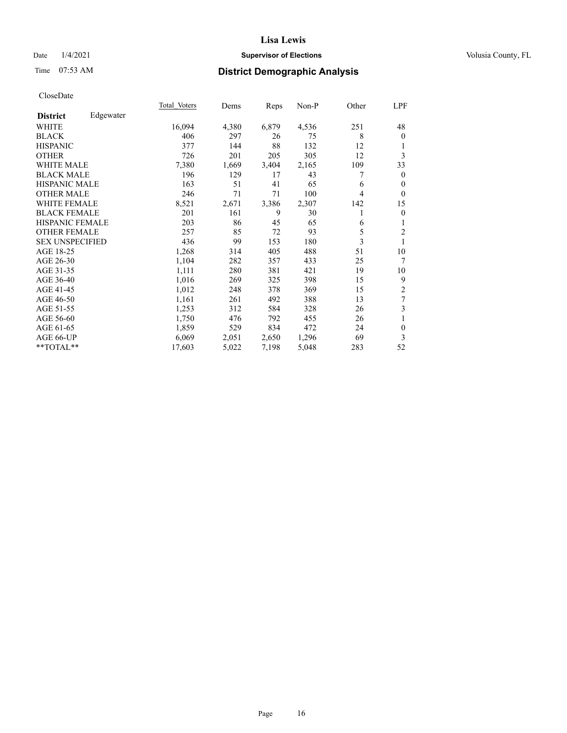# Lisa Lewis

Date 1/4/2021 **Supervisor of Elections** Volusia County, FL

Time 07:53 AM **District Demographic Analysis**

CloseDate

| **District** Edgewater | Total Voters | Dems | Reps | Non-P | Other | LPF |
|---|---|---|---|---|---|---|
| WHITE | 16,094 | 4,380 | 6,879 | 4,536 | 251 | 48 |
| BLACK | 406 | 297 | 26 | 75 | 8 | 0 |
| HISPANIC | 377 | 144 | 88 | 132 | 12 | 1 |
| OTHER | 726 | 201 | 205 | 305 | 12 | 3 |
| WHITE MALE | 7,380 | 1,669 | 3,404 | 2,165 | 109 | 33 |
| BLACK MALE | 196 | 129 | 17 | 43 | 7 | 0 |
| HISPANIC MALE | 163 | 51 | 41 | 65 | 6 | 0 |
| OTHER MALE | 246 | 71 | 71 | 100 | 4 | 0 |
| WHITE FEMALE | 8,521 | 2,671 | 3,386 | 2,307 | 142 | 15 |
| BLACK FEMALE | 201 | 161 | 9 | 30 | 1 | 0 |
| HISPANIC FEMALE | 203 | 86 | 45 | 65 | 6 | 1 |
| OTHER FEMALE | 257 | 85 | 72 | 93 | 5 | 2 |
| SEX UNSPECIFIED | 436 | 99 | 153 | 180 | 3 | 1 |
| AGE 18-25 | 1,268 | 314 | 405 | 488 | 51 | 10 |
| AGE 26-30 | 1,104 | 282 | 357 | 433 | 25 | 7 |
| AGE 31-35 | 1,111 | 280 | 381 | 421 | 19 | 10 |
| AGE 36-40 | 1,016 | 269 | 325 | 398 | 15 | 9 |
| AGE 41-45 | 1,012 | 248 | 378 | 369 | 15 | 2 |
| AGE 46-50 | 1,161 | 261 | 492 | 388 | 13 | 7 |
| AGE 51-55 | 1,253 | 312 | 584 | 328 | 26 | 3 |
| AGE 56-60 | 1,750 | 476 | 792 | 455 | 26 | 1 |
| AGE 61-65 | 1,859 | 529 | 834 | 472 | 24 | 0 |
| AGE 66-UP | 6,069 | 2,051 | 2,650 | 1,296 | 69 | 3 |
| **TOTAL** | 17,603 | 5,022 | 7,198 | 5,048 | 283 | 52 |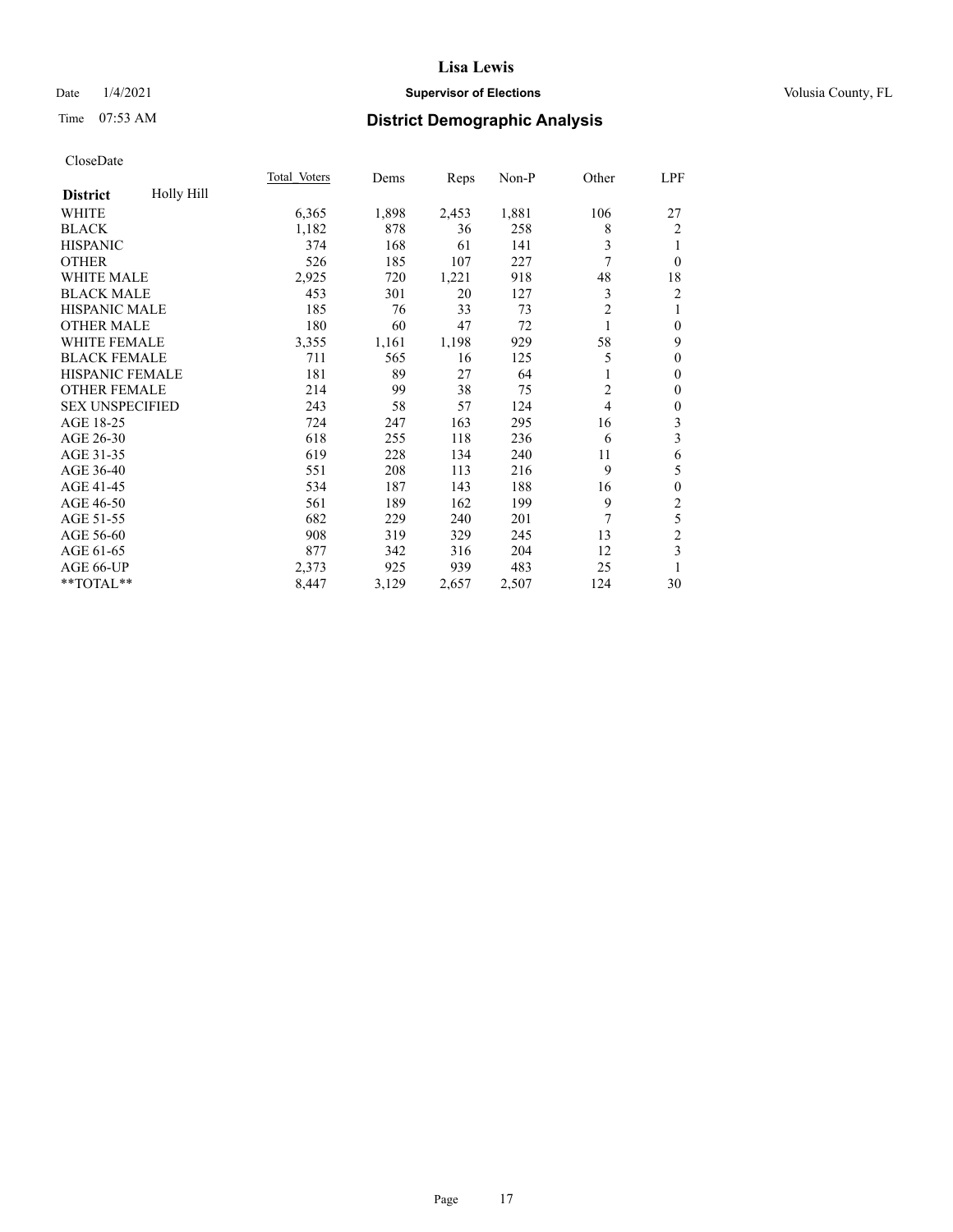# Lisa Lewis

Date 1/4/2021 **Supervisor of Elections** Volusia County, FL

Time 07:53 AM **District Demographic Analysis**

CloseDate

| District: Holly Hill | Total Voters | Dems | Reps | Non-P | Other | LPF |
|---|---|---|---|---|---|---|
| WHITE | 6,365 | 1,898 | 2,453 | 1,881 | 106 | 27 |
| BLACK | 1,182 | 878 | 36 | 258 | 8 | 2 |
| HISPANIC | 374 | 168 | 61 | 141 | 3 | 1 |
| OTHER | 526 | 185 | 107 | 227 | 7 | 0 |
| WHITE MALE | 2,925 | 720 | 1,221 | 918 | 48 | 18 |
| BLACK MALE | 453 | 301 | 20 | 127 | 3 | 2 |
| HISPANIC MALE | 185 | 76 | 33 | 73 | 2 | 1 |
| OTHER MALE | 180 | 60 | 47 | 72 | 1 | 0 |
| WHITE FEMALE | 3,355 | 1,161 | 1,198 | 929 | 58 | 9 |
| BLACK FEMALE | 711 | 565 | 16 | 125 | 5 | 0 |
| HISPANIC FEMALE | 181 | 89 | 27 | 64 | 1 | 0 |
| OTHER FEMALE | 214 | 99 | 38 | 75 | 2 | 0 |
| SEX UNSPECIFIED | 243 | 58 | 57 | 124 | 4 | 0 |
| AGE 18-25 | 724 | 247 | 163 | 295 | 16 | 3 |
| AGE 26-30 | 618 | 255 | 118 | 236 | 6 | 3 |
| AGE 31-35 | 619 | 228 | 134 | 240 | 11 | 6 |
| AGE 36-40 | 551 | 208 | 113 | 216 | 9 | 5 |
| AGE 41-45 | 534 | 187 | 143 | 188 | 16 | 0 |
| AGE 46-50 | 561 | 189 | 162 | 199 | 9 | 2 |
| AGE 51-55 | 682 | 229 | 240 | 201 | 7 | 5 |
| AGE 56-60 | 908 | 319 | 329 | 245 | 13 | 2 |
| AGE 61-65 | 877 | 342 | 316 | 204 | 12 | 3 |
| AGE 66-UP | 2,373 | 925 | 939 | 483 | 25 | 1 |
| **TOTAL** | 8,447 | 3,129 | 2,657 | 2,507 | 124 | 30 |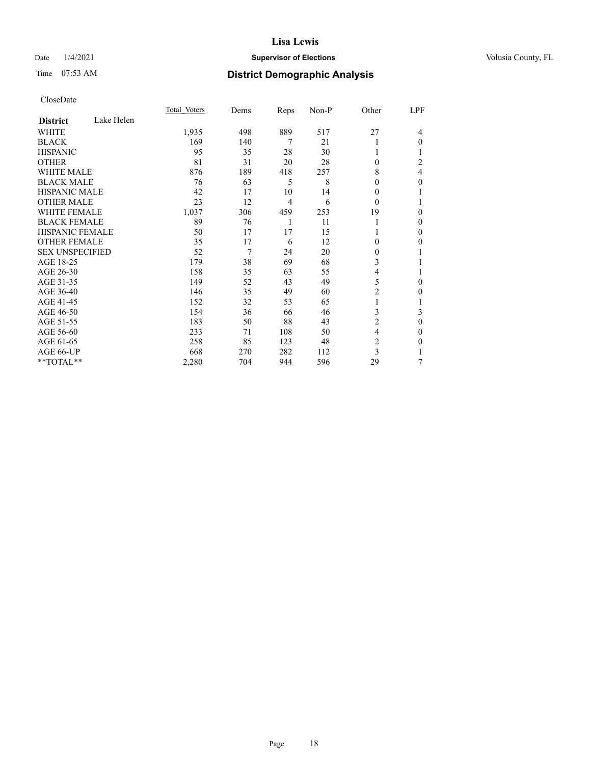# Lisa Lewis

Date 1/4/2021 **Supervisor of Elections** Volusia County, FL

Time 07:53 AM **District Demographic Analysis**

CloseDate

| **District** Lake Helen | Total Voters | Dems | Reps | Non-P | Other | LPF |
|---|---|---|---|---|---|---|
| WHITE | 1,935 | 498 | 889 | 517 | 27 | 4 |
| BLACK | 169 | 140 | 7 | 21 | 1 | 0 |
| HISPANIC | 95 | 35 | 28 | 30 | 1 | 1 |
| OTHER | 81 | 31 | 20 | 28 | 0 | 2 |
| WHITE MALE | 876 | 189 | 418 | 257 | 8 | 4 |
| BLACK MALE | 76 | 63 | 5 | 8 | 0 | 0 |
| HISPANIC MALE | 42 | 17 | 10 | 14 | 0 | 1 |
| OTHER MALE | 23 | 12 | 4 | 6 | 0 | 1 |
| WHITE FEMALE | 1,037 | 306 | 459 | 253 | 19 | 0 |
| BLACK FEMALE | 89 | 76 | 1 | 11 | 1 | 0 |
| HISPANIC FEMALE | 50 | 17 | 17 | 15 | 1 | 0 |
| OTHER FEMALE | 35 | 17 | 6 | 12 | 0 | 0 |
| SEX UNSPECIFIED | 52 | 7 | 24 | 20 | 0 | 1 |
| AGE 18-25 | 179 | 38 | 69 | 68 | 3 | 1 |
| AGE 26-30 | 158 | 35 | 63 | 55 | 4 | 1 |
| AGE 31-35 | 149 | 52 | 43 | 49 | 5 | 0 |
| AGE 36-40 | 146 | 35 | 49 | 60 | 2 | 0 |
| AGE 41-45 | 152 | 32 | 53 | 65 | 1 | 1 |
| AGE 46-50 | 154 | 36 | 66 | 46 | 3 | 3 |
| AGE 51-55 | 183 | 50 | 88 | 43 | 2 | 0 |
| AGE 56-60 | 233 | 71 | 108 | 50 | 4 | 0 |
| AGE 61-65 | 258 | 85 | 123 | 48 | 2 | 0 |
| AGE 66-UP | 668 | 270 | 282 | 112 | 3 | 1 |
| **TOTAL** | 2,280 | 704 | 944 | 596 | 29 | 7 |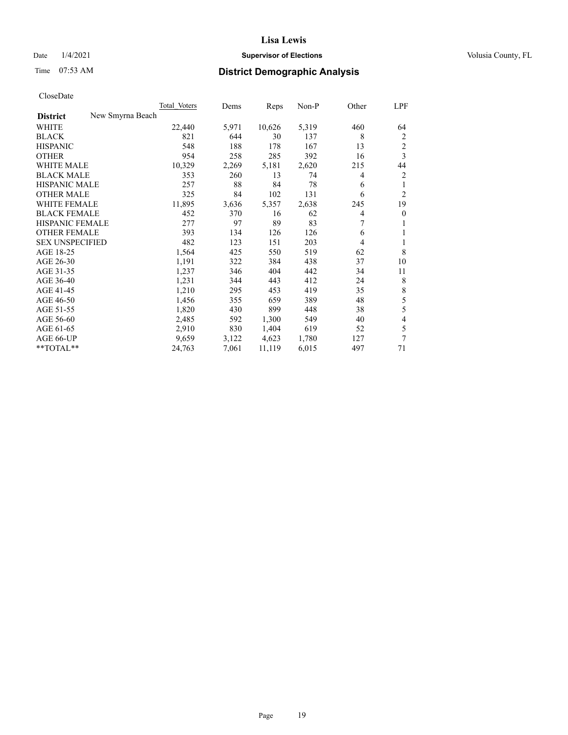# Lisa Lewis

Date 1/4/2021 **Supervisor of Elections** Volusia County, FL

Time 07:53 AM **District Demographic Analysis**

CloseDate

| | Total Voters | Dems | Reps | Non-P | Other | LPF |
|---|---|---|---|---|---|---|
| **District** New Smyrna Beach | | | | | | |
| WHITE | 22,440 | 5,971 | 10,626 | 5,319 | 460 | 64 |
| BLACK | 821 | 644 | 30 | 137 | 8 | 2 |
| HISPANIC | 548 | 188 | 178 | 167 | 13 | 2 |
| OTHER | 954 | 258 | 285 | 392 | 16 | 3 |
| WHITE MALE | 10,329 | 2,269 | 5,181 | 2,620 | 215 | 44 |
| BLACK MALE | 353 | 260 | 13 | 74 | 4 | 2 |
| HISPANIC MALE | 257 | 88 | 84 | 78 | 6 | 1 |
| OTHER MALE | 325 | 84 | 102 | 131 | 6 | 2 |
| WHITE FEMALE | 11,895 | 3,636 | 5,357 | 2,638 | 245 | 19 |
| BLACK FEMALE | 452 | 370 | 16 | 62 | 4 | 0 |
| HISPANIC FEMALE | 277 | 97 | 89 | 83 | 7 | 1 |
| OTHER FEMALE | 393 | 134 | 126 | 126 | 6 | 1 |
| SEX UNSPECIFIED | 482 | 123 | 151 | 203 | 4 | 1 |
| AGE 18-25 | 1,564 | 425 | 550 | 519 | 62 | 8 |
| AGE 26-30 | 1,191 | 322 | 384 | 438 | 37 | 10 |
| AGE 31-35 | 1,237 | 346 | 404 | 442 | 34 | 11 |
| AGE 36-40 | 1,231 | 344 | 443 | 412 | 24 | 8 |
| AGE 41-45 | 1,210 | 295 | 453 | 419 | 35 | 8 |
| AGE 46-50 | 1,456 | 355 | 659 | 389 | 48 | 5 |
| AGE 51-55 | 1,820 | 430 | 899 | 448 | 38 | 5 |
| AGE 56-60 | 2,485 | 592 | 1,300 | 549 | 40 | 4 |
| AGE 61-65 | 2,910 | 830 | 1,404 | 619 | 52 | 5 |
| AGE 66-UP | 9,659 | 3,122 | 4,623 | 1,780 | 127 | 7 |
| **TOTAL** | 24,763 | 7,061 | 11,119 | 6,015 | 497 | 71 |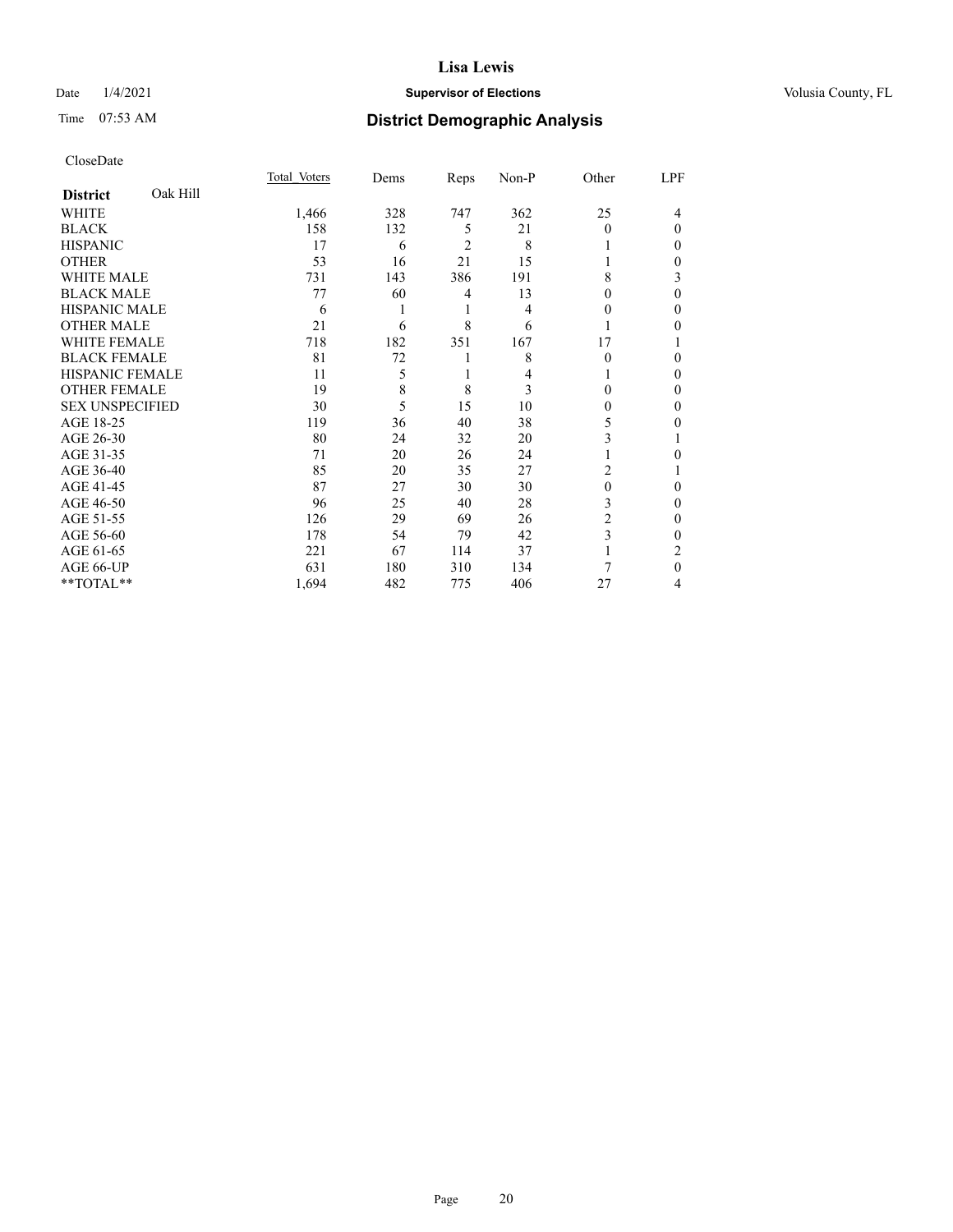# Lisa Lewis

Date 1/4/2021 **Supervisor of Elections** Volusia County, FL

Time 07:53 AM **District Demographic Analysis**

CloseDate

| **District** Oak Hill | Total Voters | Dems | Reps | Non-P | Other | LPF |
|---|---|---|---|---|---|---|
| WHITE | 1,466 | 328 | 747 | 362 | 25 | 4 |
| BLACK | 158 | 132 | 5 | 21 | 0 | 0 |
| HISPANIC | 17 | 6 | 2 | 8 | 1 | 0 |
| OTHER | 53 | 16 | 21 | 15 | 1 | 0 |
| WHITE MALE | 731 | 143 | 386 | 191 | 8 | 3 |
| BLACK MALE | 77 | 60 | 4 | 13 | 0 | 0 |
| HISPANIC MALE | 6 | 1 | 1 | 4 | 0 | 0 |
| OTHER MALE | 21 | 6 | 8 | 6 | 1 | 0 |
| WHITE FEMALE | 718 | 182 | 351 | 167 | 17 | 1 |
| BLACK FEMALE | 81 | 72 | 1 | 8 | 0 | 0 |
| HISPANIC FEMALE | 11 | 5 | 1 | 4 | 1 | 0 |
| OTHER FEMALE | 19 | 8 | 8 | 3 | 0 | 0 |
| SEX UNSPECIFIED | 30 | 5 | 15 | 10 | 0 | 0 |
| AGE 18-25 | 119 | 36 | 40 | 38 | 5 | 0 |
| AGE 26-30 | 80 | 24 | 32 | 20 | 3 | 1 |
| AGE 31-35 | 71 | 20 | 26 | 24 | 1 | 0 |
| AGE 36-40 | 85 | 20 | 35 | 27 | 2 | 1 |
| AGE 41-45 | 87 | 27 | 30 | 30 | 0 | 0 |
| AGE 46-50 | 96 | 25 | 40 | 28 | 3 | 0 |
| AGE 51-55 | 126 | 29 | 69 | 26 | 2 | 0 |
| AGE 56-60 | 178 | 54 | 79 | 42 | 3 | 0 |
| AGE 61-65 | 221 | 67 | 114 | 37 | 1 | 2 |
| AGE 66-UP | 631 | 180 | 310 | 134 | 7 | 0 |
| **TOTAL** | 1,694 | 482 | 775 | 406 | 27 | 4 |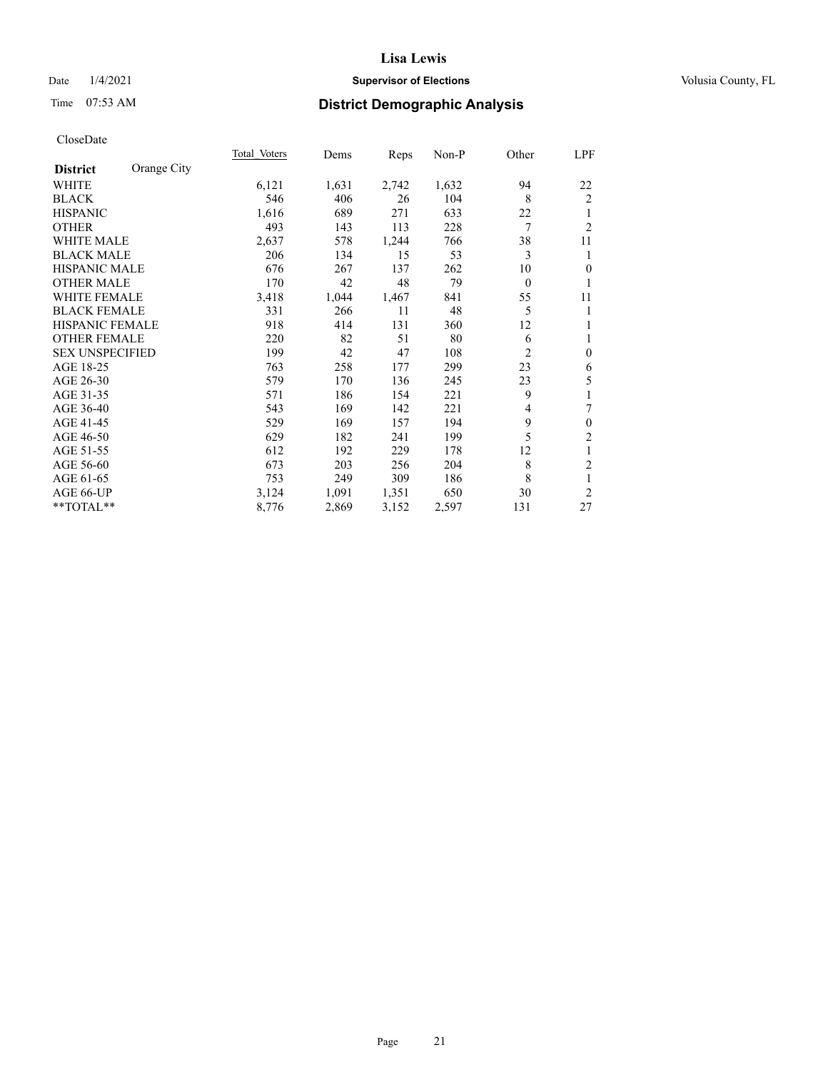# Lisa Lewis

Date 1/4/2021 **Supervisor of Elections** Volusia County, FL

Time 07:53 AM **District Demographic Analysis**

CloseDate

| **District** Orange City | Total Voters | Dems | Reps | Non-P | Other | LPF |
|---|---|---|---|---|---|---|
| WHITE | 6,121 | 1,631 | 2,742 | 1,632 | 94 | 22 |
| BLACK | 546 | 406 | 26 | 104 | 8 | 2 |
| HISPANIC | 1,616 | 689 | 271 | 633 | 22 | 1 |
| OTHER | 493 | 143 | 113 | 228 | 7 | 2 |
| WHITE MALE | 2,637 | 578 | 1,244 | 766 | 38 | 11 |
| BLACK MALE | 206 | 134 | 15 | 53 | 3 | 1 |
| HISPANIC MALE | 676 | 267 | 137 | 262 | 10 | 0 |
| OTHER MALE | 170 | 42 | 48 | 79 | 0 | 1 |
| WHITE FEMALE | 3,418 | 1,044 | 1,467 | 841 | 55 | 11 |
| BLACK FEMALE | 331 | 266 | 11 | 48 | 5 | 1 |
| HISPANIC FEMALE | 918 | 414 | 131 | 360 | 12 | 1 |
| OTHER FEMALE | 220 | 82 | 51 | 80 | 6 | 1 |
| SEX UNSPECIFIED | 199 | 42 | 47 | 108 | 2 | 0 |
| AGE 18-25 | 763 | 258 | 177 | 299 | 23 | 6 |
| AGE 26-30 | 579 | 170 | 136 | 245 | 23 | 5 |
| AGE 31-35 | 571 | 186 | 154 | 221 | 9 | 1 |
| AGE 36-40 | 543 | 169 | 142 | 221 | 4 | 7 |
| AGE 41-45 | 529 | 169 | 157 | 194 | 9 | 0 |
| AGE 46-50 | 629 | 182 | 241 | 199 | 5 | 2 |
| AGE 51-55 | 612 | 192 | 229 | 178 | 12 | 1 |
| AGE 56-60 | 673 | 203 | 256 | 204 | 8 | 2 |
| AGE 61-65 | 753 | 249 | 309 | 186 | 8 | 1 |
| AGE 66-UP | 3,124 | 1,091 | 1,351 | 650 | 30 | 2 |
| **TOTAL** | 8,776 | 2,869 | 3,152 | 2,597 | 131 | 27 |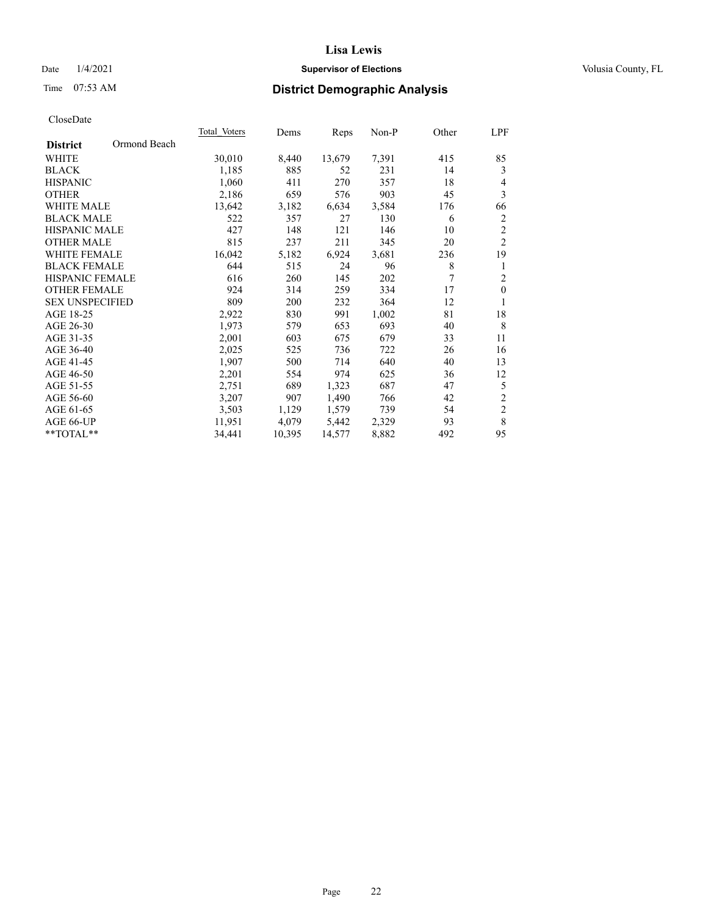# Lisa Lewis

Date 1/4/2021 **Supervisor of Elections** Volusia County, FL

Time 07:53 AM **District Demographic Analysis**

CloseDate

| **District** Ormond Beach | Total Voters | Dems | Reps | Non-P | Other | LPF |
|---|---|---|---|---|---|---|
| WHITE | 30,010 | 8,440 | 13,679 | 7,391 | 415 | 85 |
| BLACK | 1,185 | 885 | 52 | 231 | 14 | 3 |
| HISPANIC | 1,060 | 411 | 270 | 357 | 18 | 4 |
| OTHER | 2,186 | 659 | 576 | 903 | 45 | 3 |
| WHITE MALE | 13,642 | 3,182 | 6,634 | 3,584 | 176 | 66 |
| BLACK MALE | 522 | 357 | 27 | 130 | 6 | 2 |
| HISPANIC MALE | 427 | 148 | 121 | 146 | 10 | 2 |
| OTHER MALE | 815 | 237 | 211 | 345 | 20 | 2 |
| WHITE FEMALE | 16,042 | 5,182 | 6,924 | 3,681 | 236 | 19 |
| BLACK FEMALE | 644 | 515 | 24 | 96 | 8 | 1 |
| HISPANIC FEMALE | 616 | 260 | 145 | 202 | 7 | 2 |
| OTHER FEMALE | 924 | 314 | 259 | 334 | 17 | 0 |
| SEX UNSPECIFIED | 809 | 200 | 232 | 364 | 12 | 1 |
| AGE 18-25 | 2,922 | 830 | 991 | 1,002 | 81 | 18 |
| AGE 26-30 | 1,973 | 579 | 653 | 693 | 40 | 8 |
| AGE 31-35 | 2,001 | 603 | 675 | 679 | 33 | 11 |
| AGE 36-40 | 2,025 | 525 | 736 | 722 | 26 | 16 |
| AGE 41-45 | 1,907 | 500 | 714 | 640 | 40 | 13 |
| AGE 46-50 | 2,201 | 554 | 974 | 625 | 36 | 12 |
| AGE 51-55 | 2,751 | 689 | 1,323 | 687 | 47 | 5 |
| AGE 56-60 | 3,207 | 907 | 1,490 | 766 | 42 | 2 |
| AGE 61-65 | 3,503 | 1,129 | 1,579 | 739 | 54 | 2 |
| AGE 66-UP | 11,951 | 4,079 | 5,442 | 2,329 | 93 | 8 |
| **TOTAL** | 34,441 | 10,395 | 14,577 | 8,882 | 492 | 95 |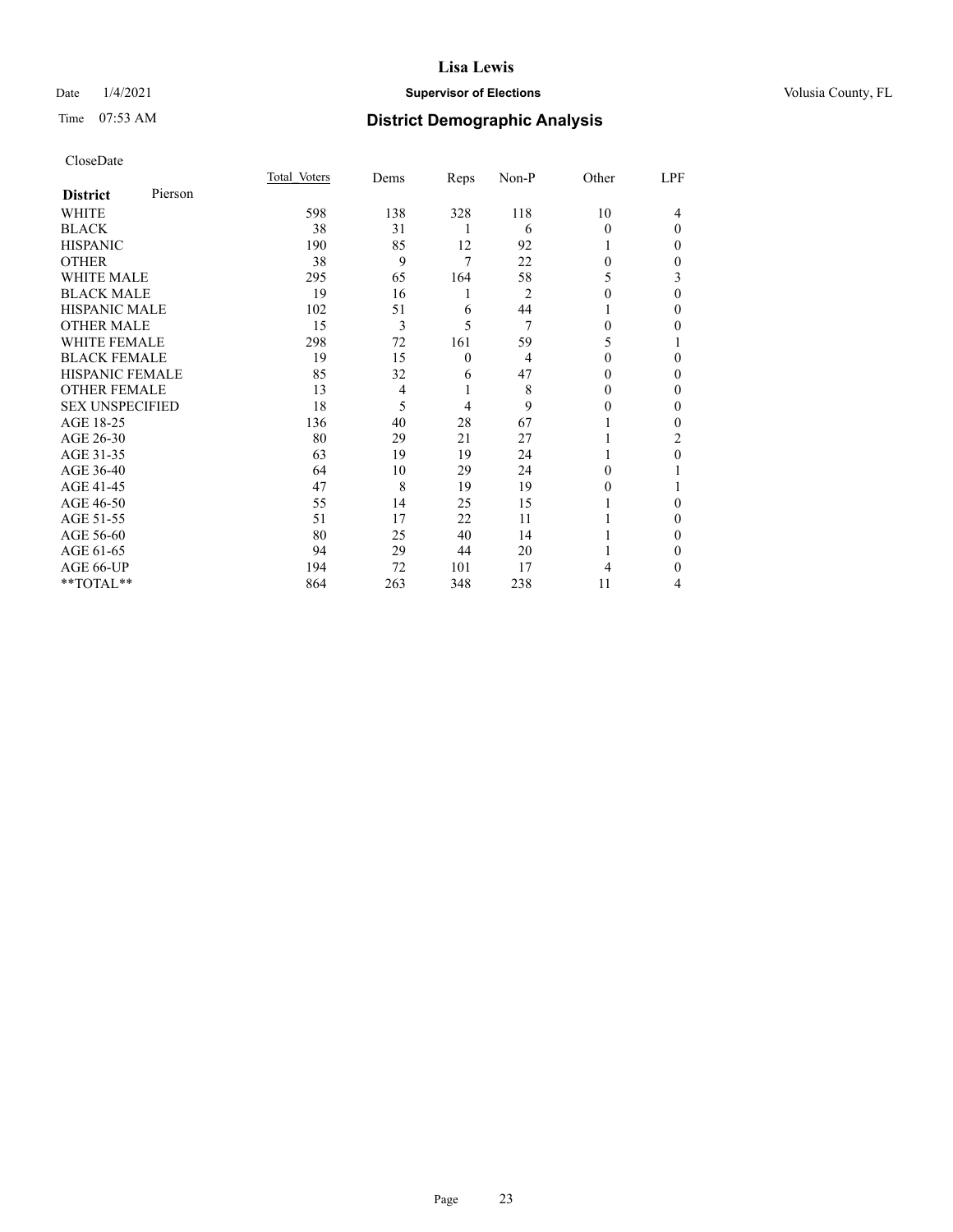# Lisa Lewis

Date 1/4/2021 **Supervisor of Elections** Volusia County, FL

Time 07:53 AM

## District Demographic Analysis

CloseDate

| **District** Pierson | Total Voters | Dems | Reps | Non-P | Other | LPF |
|---|---|---|---|---|---|---|
| WHITE | 598 | 138 | 328 | 118 | 10 | 4 |
| BLACK | 38 | 31 | 1 | 6 | 0 | 0 |
| HISPANIC | 190 | 85 | 12 | 92 | 1 | 0 |
| OTHER | 38 | 9 | 7 | 22 | 0 | 0 |
| WHITE MALE | 295 | 65 | 164 | 58 | 5 | 3 |
| BLACK MALE | 19 | 16 | 1 | 2 | 0 | 0 |
| HISPANIC MALE | 102 | 51 | 6 | 44 | 1 | 0 |
| OTHER MALE | 15 | 3 | 5 | 7 | 0 | 0 |
| WHITE FEMALE | 298 | 72 | 161 | 59 | 5 | 1 |
| BLACK FEMALE | 19 | 15 | 0 | 4 | 0 | 0 |
| HISPANIC FEMALE | 85 | 32 | 6 | 47 | 0 | 0 |
| OTHER FEMALE | 13 | 4 | 1 | 8 | 0 | 0 |
| SEX UNSPECIFIED | 18 | 5 | 4 | 9 | 0 | 0 |
| AGE 18-25 | 136 | 40 | 28 | 67 | 1 | 0 |
| AGE 26-30 | 80 | 29 | 21 | 27 | 1 | 2 |
| AGE 31-35 | 63 | 19 | 19 | 24 | 1 | 0 |
| AGE 36-40 | 64 | 10 | 29 | 24 | 0 | 1 |
| AGE 41-45 | 47 | 8 | 19 | 19 | 0 | 1 |
| AGE 46-50 | 55 | 14 | 25 | 15 | 1 | 0 |
| AGE 51-55 | 51 | 17 | 22 | 11 | 1 | 0 |
| AGE 56-60 | 80 | 25 | 40 | 14 | 1 | 0 |
| AGE 61-65 | 94 | 29 | 44 | 20 | 1 | 0 |
| AGE 66-UP | 194 | 72 | 101 | 17 | 4 | 0 |
| **TOTAL** | 864 | 263 | 348 | 238 | 11 | 4 |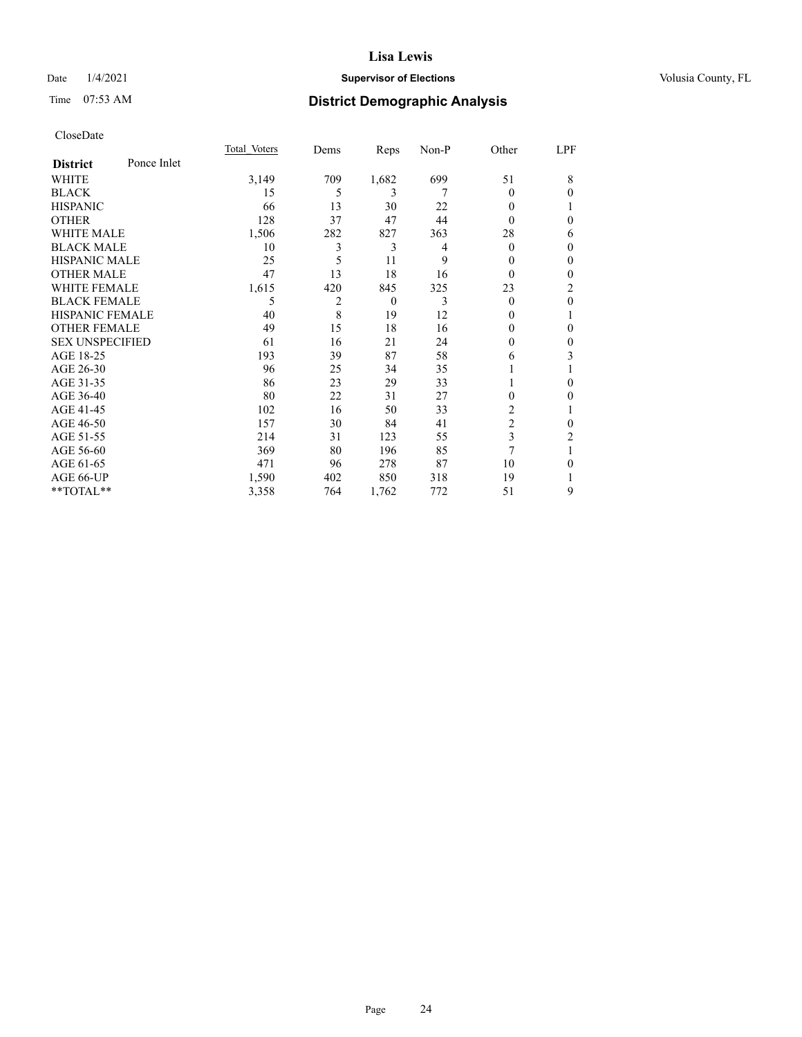# Lisa Lewis

Date 1/4/2021 **Supervisor of Elections** Volusia County, FL

Time 07:53 AM **District Demographic Analysis**

CloseDate

| **District** Ponce Inlet | Total Voters | Dems | Reps | Non-P | Other | LPF |
|---|---|---|---|---|---|---|
| WHITE | 3,149 | 709 | 1,682 | 699 | 51 | 8 |
| BLACK | 15 | 5 | 3 | 7 | 0 | 0 |
| HISPANIC | 66 | 13 | 30 | 22 | 0 | 1 |
| OTHER | 128 | 37 | 47 | 44 | 0 | 0 |
| WHITE MALE | 1,506 | 282 | 827 | 363 | 28 | 6 |
| BLACK MALE | 10 | 3 | 3 | 4 | 0 | 0 |
| HISPANIC MALE | 25 | 5 | 11 | 9 | 0 | 0 |
| OTHER MALE | 47 | 13 | 18 | 16 | 0 | 0 |
| WHITE FEMALE | 1,615 | 420 | 845 | 325 | 23 | 2 |
| BLACK FEMALE | 5 | 2 | 0 | 3 | 0 | 0 |
| HISPANIC FEMALE | 40 | 8 | 19 | 12 | 0 | 1 |
| OTHER FEMALE | 49 | 15 | 18 | 16 | 0 | 0 |
| SEX UNSPECIFIED | 61 | 16 | 21 | 24 | 0 | 0 |
| AGE 18-25 | 193 | 39 | 87 | 58 | 6 | 3 |
| AGE 26-30 | 96 | 25 | 34 | 35 | 1 | 1 |
| AGE 31-35 | 86 | 23 | 29 | 33 | 1 | 0 |
| AGE 36-40 | 80 | 22 | 31 | 27 | 0 | 0 |
| AGE 41-45 | 102 | 16 | 50 | 33 | 2 | 1 |
| AGE 46-50 | 157 | 30 | 84 | 41 | 2 | 0 |
| AGE 51-55 | 214 | 31 | 123 | 55 | 3 | 2 |
| AGE 56-60 | 369 | 80 | 196 | 85 | 7 | 1 |
| AGE 61-65 | 471 | 96 | 278 | 87 | 10 | 0 |
| AGE 66-UP | 1,590 | 402 | 850 | 318 | 19 | 1 |
| **TOTAL** | 3,358 | 764 | 1,762 | 772 | 51 | 9 |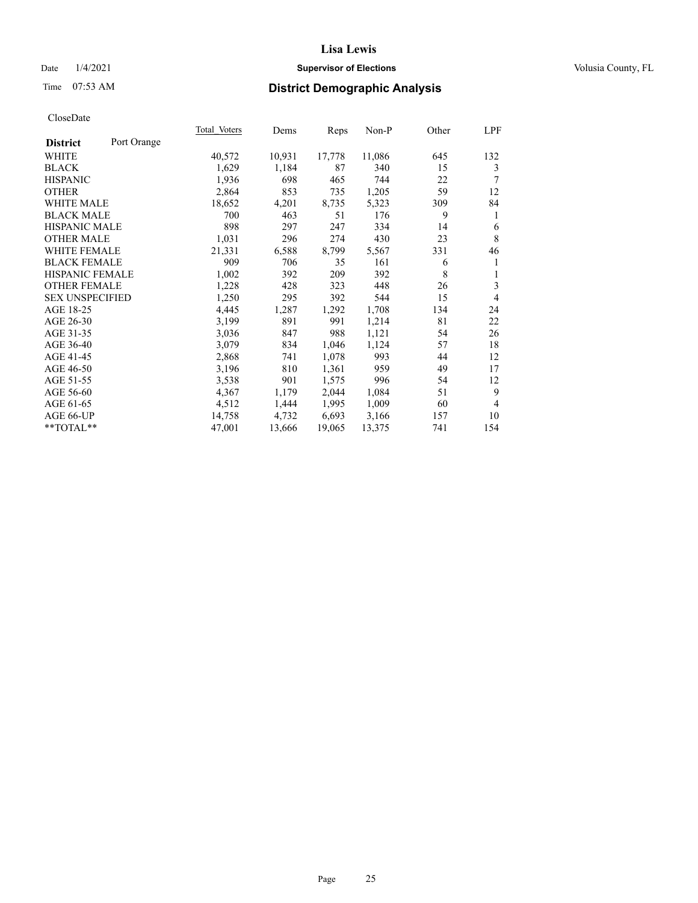Date 1/4/2021

Time 07:53 AM

# Lisa Lewis

## Supervisor of Elections

Volusia County, FL

## District Demographic Analysis

CloseDate

| District | Port Orange | Total Voters | Dems | Reps | Non-P | Other | LPF |
|---|---|---|---|---|---|---|---|
| WHITE | | 40,572 | 10,931 | 17,778 | 11,086 | 645 | 132 |
| BLACK | | 1,629 | 1,184 | 87 | 340 | 15 | 3 |
| HISPANIC | | 1,936 | 698 | 465 | 744 | 22 | 7 |
| OTHER | | 2,864 | 853 | 735 | 1,205 | 59 | 12 |
| WHITE MALE | | 18,652 | 4,201 | 8,735 | 5,323 | 309 | 84 |
| BLACK MALE | | 700 | 463 | 51 | 176 | 9 | 1 |
| HISPANIC MALE | | 898 | 297 | 247 | 334 | 14 | 6 |
| OTHER MALE | | 1,031 | 296 | 274 | 430 | 23 | 8 |
| WHITE FEMALE | | 21,331 | 6,588 | 8,799 | 5,567 | 331 | 46 |
| BLACK FEMALE | | 909 | 706 | 35 | 161 | 6 | 1 |
| HISPANIC FEMALE | | 1,002 | 392 | 209 | 392 | 8 | 1 |
| OTHER FEMALE | | 1,228 | 428 | 323 | 448 | 26 | 3 |
| SEX UNSPECIFIED | | 1,250 | 295 | 392 | 544 | 15 | 4 |
| AGE 18-25 | | 4,445 | 1,287 | 1,292 | 1,708 | 134 | 24 |
| AGE 26-30 | | 3,199 | 891 | 991 | 1,214 | 81 | 22 |
| AGE 31-35 | | 3,036 | 847 | 988 | 1,121 | 54 | 26 |
| AGE 36-40 | | 3,079 | 834 | 1,046 | 1,124 | 57 | 18 |
| AGE 41-45 | | 2,868 | 741 | 1,078 | 993 | 44 | 12 |
| AGE 46-50 | | 3,196 | 810 | 1,361 | 959 | 49 | 17 |
| AGE 51-55 | | 3,538 | 901 | 1,575 | 996 | 54 | 12 |
| AGE 56-60 | | 4,367 | 1,179 | 2,044 | 1,084 | 51 | 9 |
| AGE 61-65 | | 4,512 | 1,444 | 1,995 | 1,009 | 60 | 4 |
| AGE 66-UP | | 14,758 | 4,732 | 6,693 | 3,166 | 157 | 10 |
| **TOTAL** | | 47,001 | 13,666 | 19,065 | 13,375 | 741 | 154 |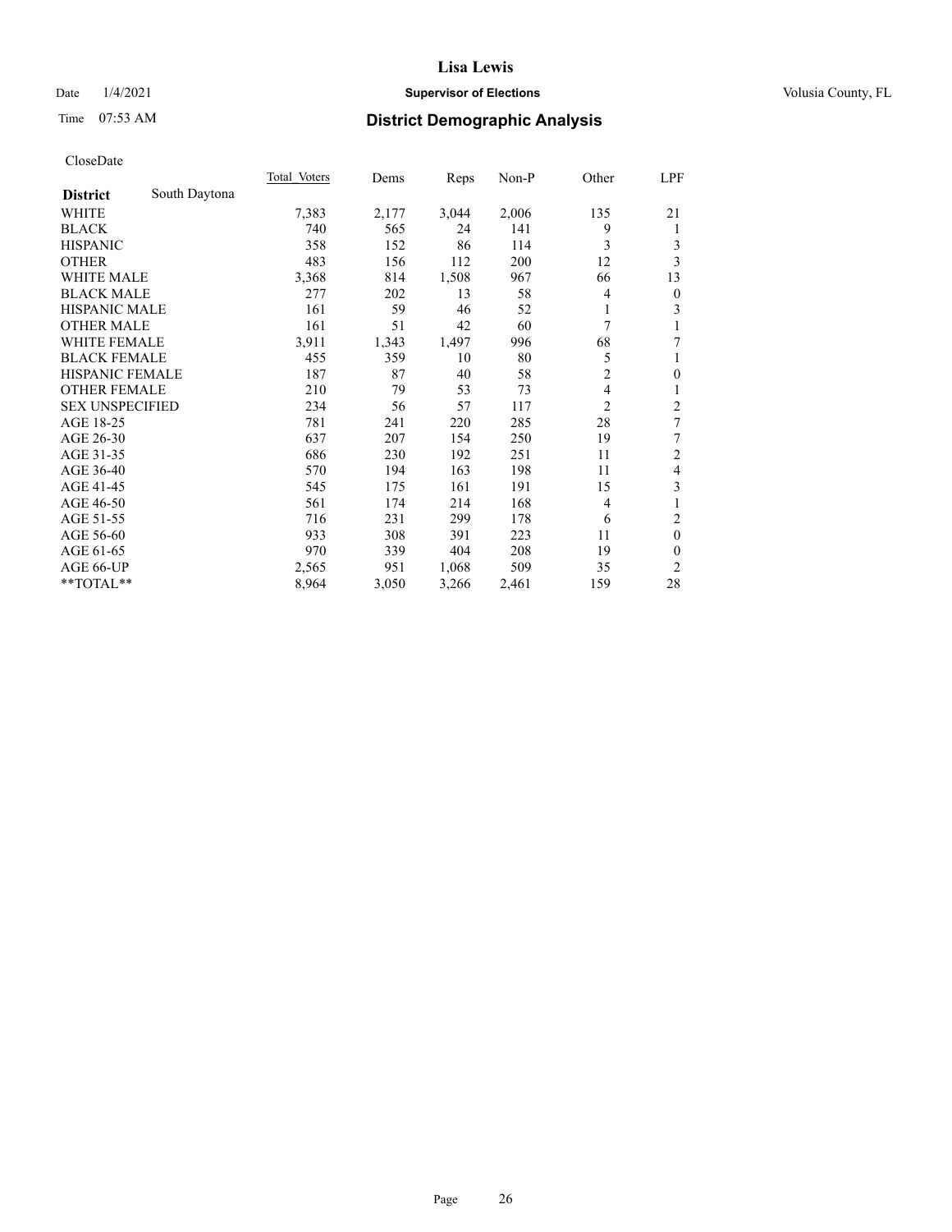# Lisa Lewis

Date 1/4/2021 **Supervisor of Elections** Volusia County, FL

Time 07:53 AM **District Demographic Analysis**

CloseDate

| **District** South Daytona | Total Voters | Dems | Reps | Non-P | Other | LPF |
|---|---|---|---|---|---|---|
| WHITE | 7,383 | 2,177 | 3,044 | 2,006 | 135 | 21 |
| BLACK | 740 | 565 | 24 | 141 | 9 | 1 |
| HISPANIC | 358 | 152 | 86 | 114 | 3 | 3 |
| OTHER | 483 | 156 | 112 | 200 | 12 | 3 |
| WHITE MALE | 3,368 | 814 | 1,508 | 967 | 66 | 13 |
| BLACK MALE | 277 | 202 | 13 | 58 | 4 | 0 |
| HISPANIC MALE | 161 | 59 | 46 | 52 | 1 | 3 |
| OTHER MALE | 161 | 51 | 42 | 60 | 7 | 1 |
| WHITE FEMALE | 3,911 | 1,343 | 1,497 | 996 | 68 | 7 |
| BLACK FEMALE | 455 | 359 | 10 | 80 | 5 | 1 |
| HISPANIC FEMALE | 187 | 87 | 40 | 58 | 2 | 0 |
| OTHER FEMALE | 210 | 79 | 53 | 73 | 4 | 1 |
| SEX UNSPECIFIED | 234 | 56 | 57 | 117 | 2 | 2 |
| AGE 18-25 | 781 | 241 | 220 | 285 | 28 | 7 |
| AGE 26-30 | 637 | 207 | 154 | 250 | 19 | 7 |
| AGE 31-35 | 686 | 230 | 192 | 251 | 11 | 2 |
| AGE 36-40 | 570 | 194 | 163 | 198 | 11 | 4 |
| AGE 41-45 | 545 | 175 | 161 | 191 | 15 | 3 |
| AGE 46-50 | 561 | 174 | 214 | 168 | 4 | 1 |
| AGE 51-55 | 716 | 231 | 299 | 178 | 6 | 2 |
| AGE 56-60 | 933 | 308 | 391 | 223 | 11 | 0 |
| AGE 61-65 | 970 | 339 | 404 | 208 | 19 | 0 |
| AGE 66-UP | 2,565 | 951 | 1,068 | 509 | 35 | 2 |
| **TOTAL** | 8,964 | 3,050 | 3,266 | 2,461 | 159 | 28 |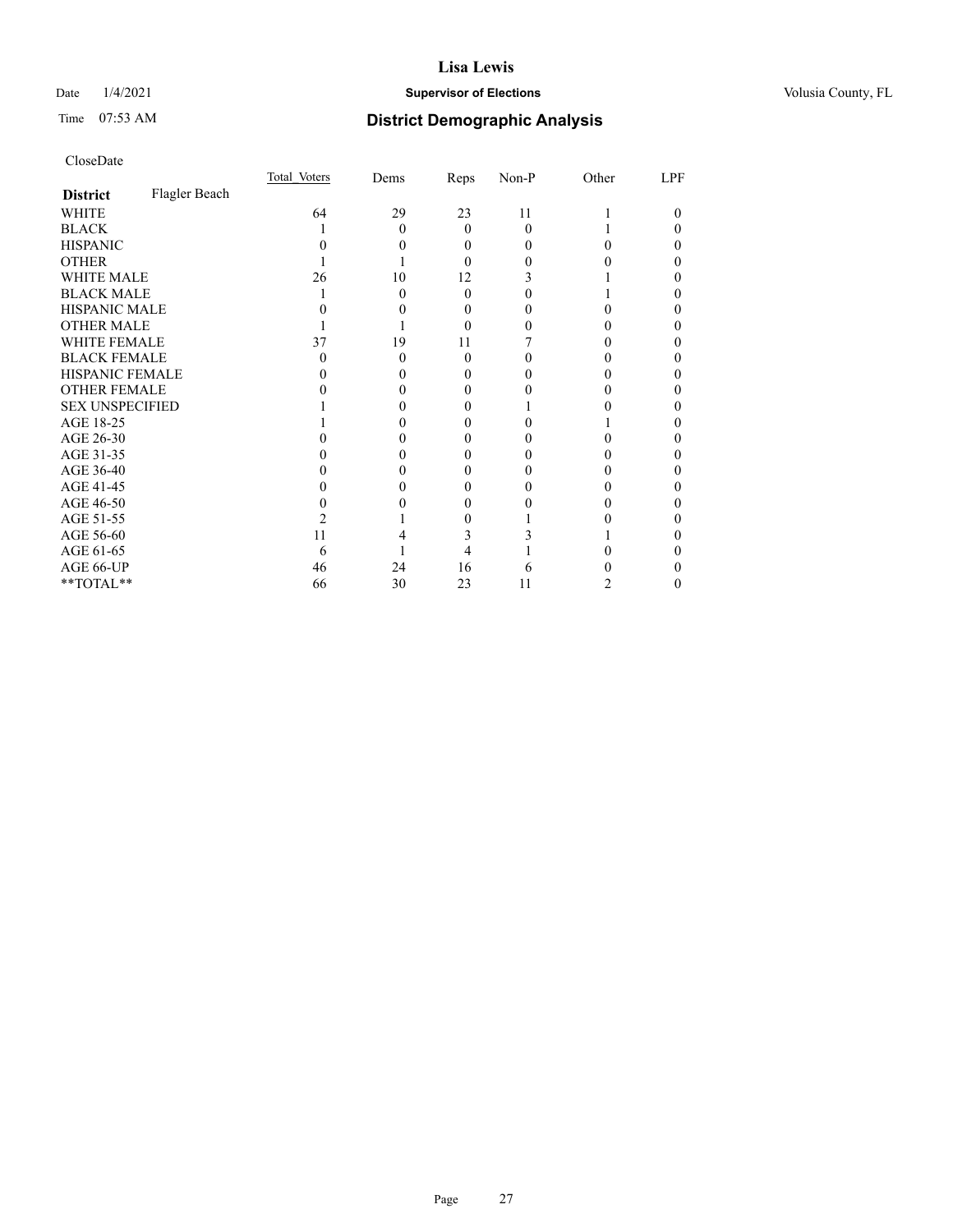# Lisa Lewis

Date 1/4/2021 **Supervisor of Elections** Volusia County, FL

Time 07:53 AM **District Demographic Analysis**

CloseDate

| **District** Flagler Beach | Total Voters | Dems | Reps | Non-P | Other | LPF |
|---|---|---|---|---|---|---|
| WHITE | 64 | 29 | 23 | 11 | 1 | 0 |
| BLACK | 1 | 0 | 0 | 0 | 1 | 0 |
| HISPANIC | 0 | 0 | 0 | 0 | 0 | 0 |
| OTHER | 1 | 1 | 0 | 0 | 0 | 0 |
| WHITE MALE | 26 | 10 | 12 | 3 | 1 | 0 |
| BLACK MALE | 1 | 0 | 0 | 0 | 1 | 0 |
| HISPANIC MALE | 0 | 0 | 0 | 0 | 0 | 0 |
| OTHER MALE | 1 | 1 | 0 | 0 | 0 | 0 |
| WHITE FEMALE | 37 | 19 | 11 | 7 | 0 | 0 |
| BLACK FEMALE | 0 | 0 | 0 | 0 | 0 | 0 |
| HISPANIC FEMALE | 0 | 0 | 0 | 0 | 0 | 0 |
| OTHER FEMALE | 0 | 0 | 0 | 0 | 0 | 0 |
| SEX UNSPECIFIED | 1 | 0 | 0 | 1 | 0 | 0 |
| AGE 18-25 | 1 | 0 | 0 | 0 | 1 | 0 |
| AGE 26-30 | 0 | 0 | 0 | 0 | 0 | 0 |
| AGE 31-35 | 0 | 0 | 0 | 0 | 0 | 0 |
| AGE 36-40 | 0 | 0 | 0 | 0 | 0 | 0 |
| AGE 41-45 | 0 | 0 | 0 | 0 | 0 | 0 |
| AGE 46-50 | 0 | 0 | 0 | 0 | 0 | 0 |
| AGE 51-55 | 2 | 1 | 0 | 1 | 0 | 0 |
| AGE 56-60 | 11 | 4 | 3 | 3 | 1 | 0 |
| AGE 61-65 | 6 | 1 | 4 | 1 | 0 | 0 |
| AGE 66-UP | 46 | 24 | 16 | 6 | 0 | 0 |
| **TOTAL** | 66 | 30 | 23 | 11 | 2 | 0 |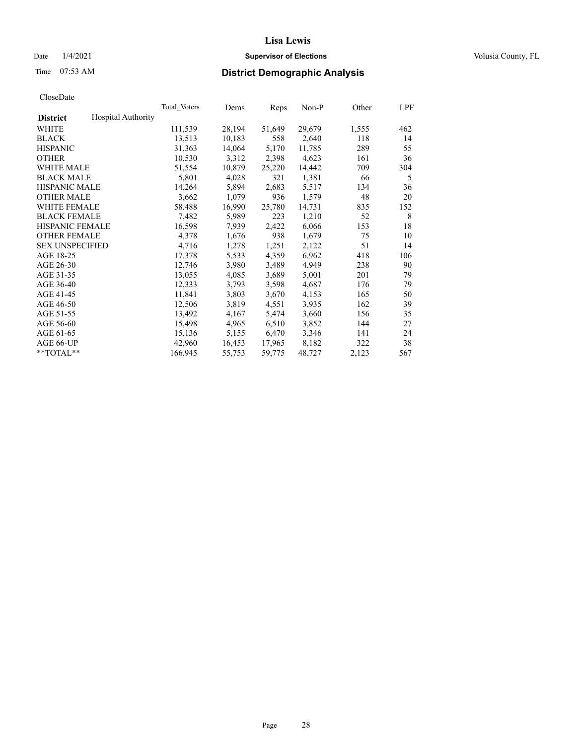# Lisa Lewis

Date 1/4/2021 **Supervisor of Elections** Volusia County, FL

Time 07:53 AM **District Demographic Analysis**

CloseDate

| District | Hospital Authority | Total Voters | Dems | Reps | Non-P | Other | LPF |
|---|---|---|---|---|---|---|---|
| WHITE | | 111,539 | 28,194 | 51,649 | 29,679 | 1,555 | 462 |
| BLACK | | 13,513 | 10,183 | 558 | 2,640 | 118 | 14 |
| HISPANIC | | 31,363 | 14,064 | 5,170 | 11,785 | 289 | 55 |
| OTHER | | 10,530 | 3,312 | 2,398 | 4,623 | 161 | 36 |
| WHITE MALE | | 51,554 | 10,879 | 25,220 | 14,442 | 709 | 304 |
| BLACK MALE | | 5,801 | 4,028 | 321 | 1,381 | 66 | 5 |
| HISPANIC MALE | | 14,264 | 5,894 | 2,683 | 5,517 | 134 | 36 |
| OTHER MALE | | 3,662 | 1,079 | 936 | 1,579 | 48 | 20 |
| WHITE FEMALE | | 58,488 | 16,990 | 25,780 | 14,731 | 835 | 152 |
| BLACK FEMALE | | 7,482 | 5,989 | 223 | 1,210 | 52 | 8 |
| HISPANIC FEMALE | | 16,598 | 7,939 | 2,422 | 6,066 | 153 | 18 |
| OTHER FEMALE | | 4,378 | 1,676 | 938 | 1,679 | 75 | 10 |
| SEX UNSPECIFIED | | 4,716 | 1,278 | 1,251 | 2,122 | 51 | 14 |
| AGE 18-25 | | 17,378 | 5,533 | 4,359 | 6,962 | 418 | 106 |
| AGE 26-30 | | 12,746 | 3,980 | 3,489 | 4,949 | 238 | 90 |
| AGE 31-35 | | 13,055 | 4,085 | 3,689 | 5,001 | 201 | 79 |
| AGE 36-40 | | 12,333 | 3,793 | 3,598 | 4,687 | 176 | 79 |
| AGE 41-45 | | 11,841 | 3,803 | 3,670 | 4,153 | 165 | 50 |
| AGE 46-50 | | 12,506 | 3,819 | 4,551 | 3,935 | 162 | 39 |
| AGE 51-55 | | 13,492 | 4,167 | 5,474 | 3,660 | 156 | 35 |
| AGE 56-60 | | 15,498 | 4,965 | 6,510 | 3,852 | 144 | 27 |
| AGE 61-65 | | 15,136 | 5,155 | 6,470 | 3,346 | 141 | 24 |
| AGE 66-UP | | 42,960 | 16,453 | 17,965 | 8,182 | 322 | 38 |
| **TOTAL** | | 166,945 | 55,753 | 59,775 | 48,727 | 2,123 | 567 |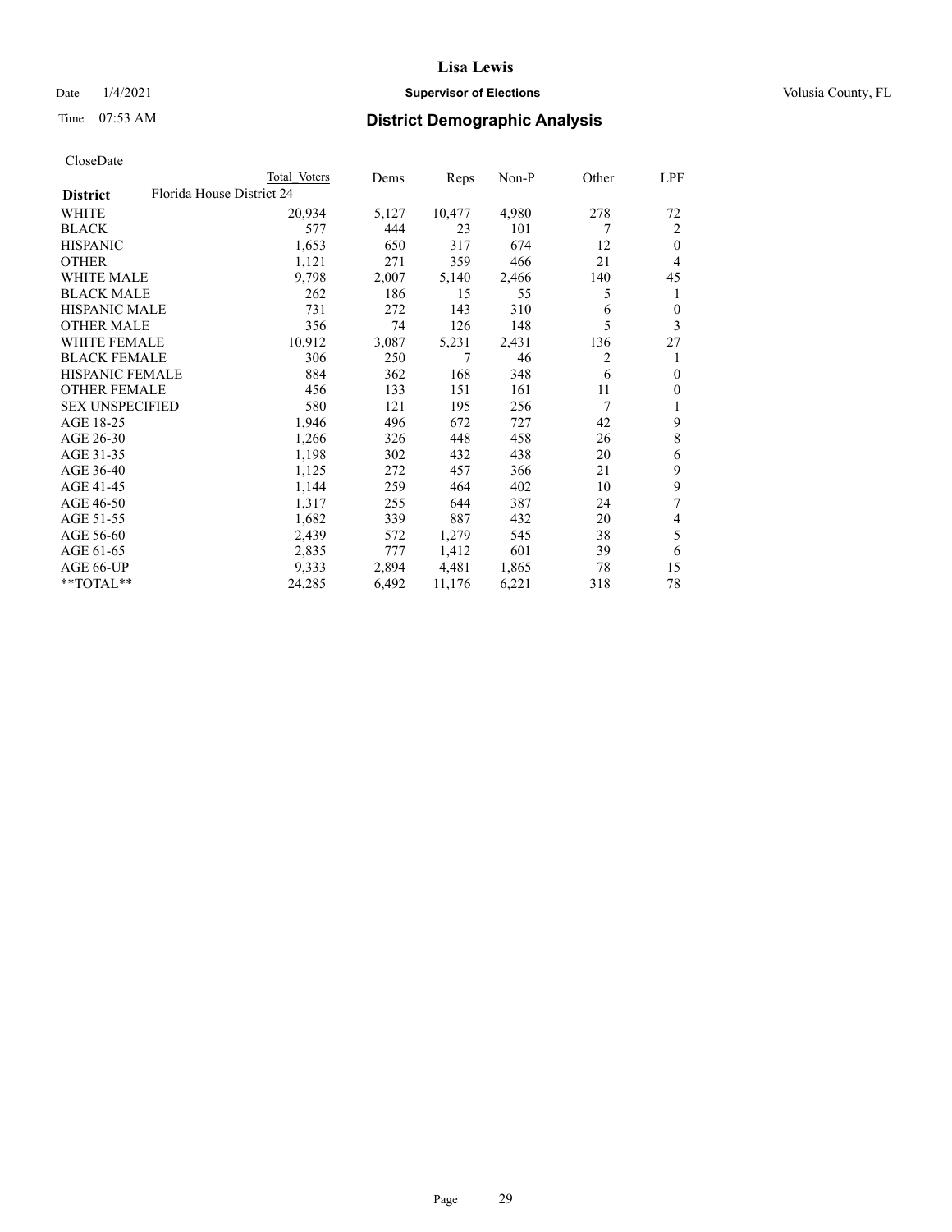# Lisa Lewis

Date 1/4/2021 **Supervisor of Elections** Volusia County, FL

Time 07:53 AM **District Demographic Analysis**

CloseDate

| District | Total Voters | Dems | Reps | Non-P | Other | LPF |
|---|---|---|---|---|---|---|
| Florida House District 24 | | | | | | |
| WHITE | 20,934 | 5,127 | 10,477 | 4,980 | 278 | 72 |
| BLACK | 577 | 444 | 23 | 101 | 7 | 2 |
| HISPANIC | 1,653 | 650 | 317 | 674 | 12 | 0 |
| OTHER | 1,121 | 271 | 359 | 466 | 21 | 4 |
| WHITE MALE | 9,798 | 2,007 | 5,140 | 2,466 | 140 | 45 |
| BLACK MALE | 262 | 186 | 15 | 55 | 5 | 1 |
| HISPANIC MALE | 731 | 272 | 143 | 310 | 6 | 0 |
| OTHER MALE | 356 | 74 | 126 | 148 | 5 | 3 |
| WHITE FEMALE | 10,912 | 3,087 | 5,231 | 2,431 | 136 | 27 |
| BLACK FEMALE | 306 | 250 | 7 | 46 | 2 | 1 |
| HISPANIC FEMALE | 884 | 362 | 168 | 348 | 6 | 0 |
| OTHER FEMALE | 456 | 133 | 151 | 161 | 11 | 0 |
| SEX UNSPECIFIED | 580 | 121 | 195 | 256 | 7 | 1 |
| AGE 18-25 | 1,946 | 496 | 672 | 727 | 42 | 9 |
| AGE 26-30 | 1,266 | 326 | 448 | 458 | 26 | 8 |
| AGE 31-35 | 1,198 | 302 | 432 | 438 | 20 | 6 |
| AGE 36-40 | 1,125 | 272 | 457 | 366 | 21 | 9 |
| AGE 41-45 | 1,144 | 259 | 464 | 402 | 10 | 9 |
| AGE 46-50 | 1,317 | 255 | 644 | 387 | 24 | 7 |
| AGE 51-55 | 1,682 | 339 | 887 | 432 | 20 | 4 |
| AGE 56-60 | 2,439 | 572 | 1,279 | 545 | 38 | 5 |
| AGE 61-65 | 2,835 | 777 | 1,412 | 601 | 39 | 6 |
| AGE 66-UP | 9,333 | 2,894 | 4,481 | 1,865 | 78 | 15 |
| **TOTAL** | 24,285 | 6,492 | 11,176 | 6,221 | 318 | 78 |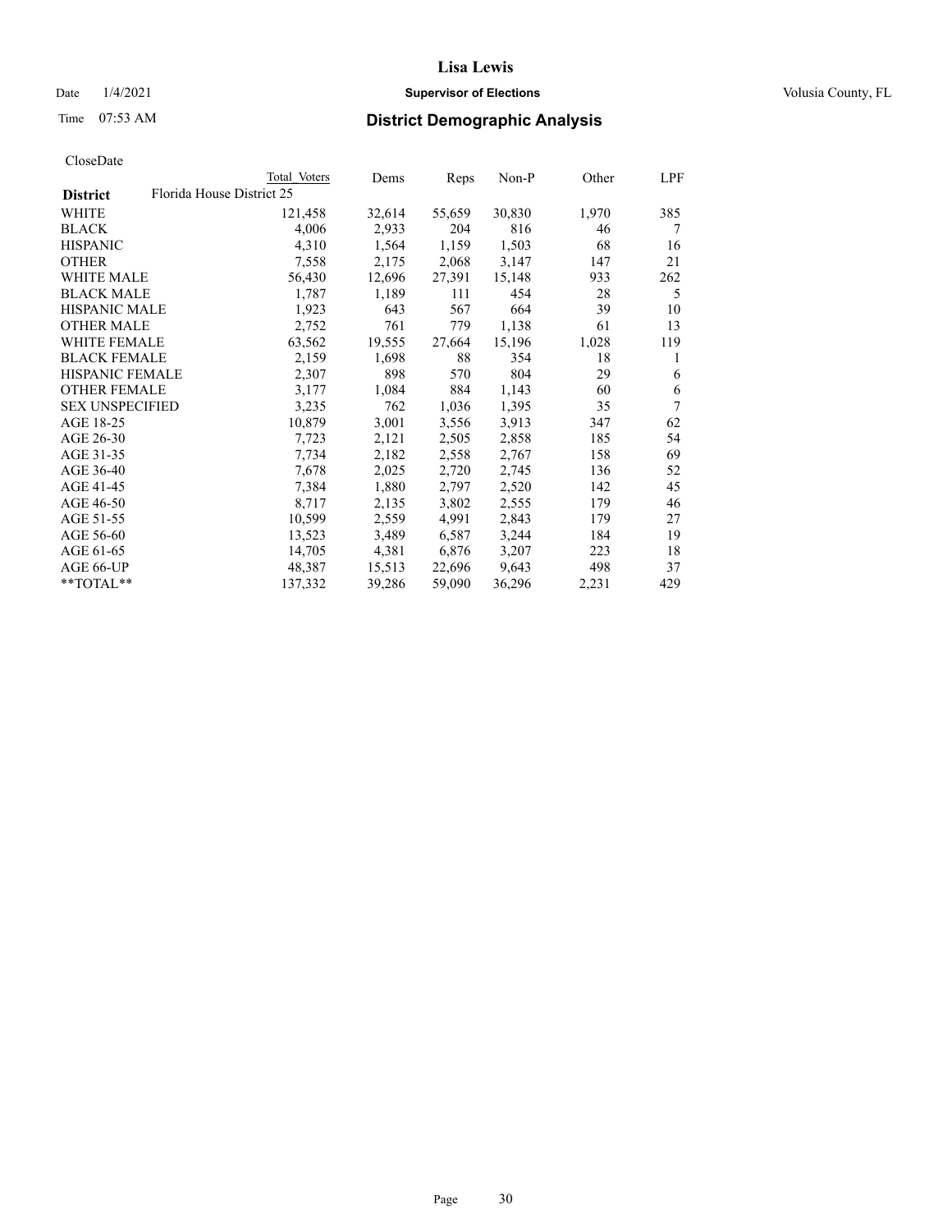**Lisa Lewis**

Date 1/4/2021 **Supervisor of Elections** Volusia County, FL

Time 07:53 AM **District Demographic Analysis**

CloseDate

| | Total Voters | Dems | Reps | Non-P | Other | LPF |
|---|---|---|---|---|---|---|
| **District** Florida House District 25 | | | | | | |
| WHITE | 121,458 | 32,614 | 55,659 | 30,830 | 1,970 | 385 |
| BLACK | 4,006 | 2,933 | 204 | 816 | 46 | 7 |
| HISPANIC | 4,310 | 1,564 | 1,159 | 1,503 | 68 | 16 |
| OTHER | 7,558 | 2,175 | 2,068 | 3,147 | 147 | 21 |
| WHITE MALE | 56,430 | 12,696 | 27,391 | 15,148 | 933 | 262 |
| BLACK MALE | 1,787 | 1,189 | 111 | 454 | 28 | 5 |
| HISPANIC MALE | 1,923 | 643 | 567 | 664 | 39 | 10 |
| OTHER MALE | 2,752 | 761 | 779 | 1,138 | 61 | 13 |
| WHITE FEMALE | 63,562 | 19,555 | 27,664 | 15,196 | 1,028 | 119 |
| BLACK FEMALE | 2,159 | 1,698 | 88 | 354 | 18 | 1 |
| HISPANIC FEMALE | 2,307 | 898 | 570 | 804 | 29 | 6 |
| OTHER FEMALE | 3,177 | 1,084 | 884 | 1,143 | 60 | 6 |
| SEX UNSPECIFIED | 3,235 | 762 | 1,036 | 1,395 | 35 | 7 |
| AGE 18-25 | 10,879 | 3,001 | 3,556 | 3,913 | 347 | 62 |
| AGE 26-30 | 7,723 | 2,121 | 2,505 | 2,858 | 185 | 54 |
| AGE 31-35 | 7,734 | 2,182 | 2,558 | 2,767 | 158 | 69 |
| AGE 36-40 | 7,678 | 2,025 | 2,720 | 2,745 | 136 | 52 |
| AGE 41-45 | 7,384 | 1,880 | 2,797 | 2,520 | 142 | 45 |
| AGE 46-50 | 8,717 | 2,135 | 3,802 | 2,555 | 179 | 46 |
| AGE 51-55 | 10,599 | 2,559 | 4,991 | 2,843 | 179 | 27 |
| AGE 56-60 | 13,523 | 3,489 | 6,587 | 3,244 | 184 | 19 |
| AGE 61-65 | 14,705 | 4,381 | 6,876 | 3,207 | 223 | 18 |
| AGE 66-UP | 48,387 | 15,513 | 22,696 | 9,643 | 498 | 37 |
| **TOTAL** | 137,332 | 39,286 | 59,090 | 36,296 | 2,231 | 429 |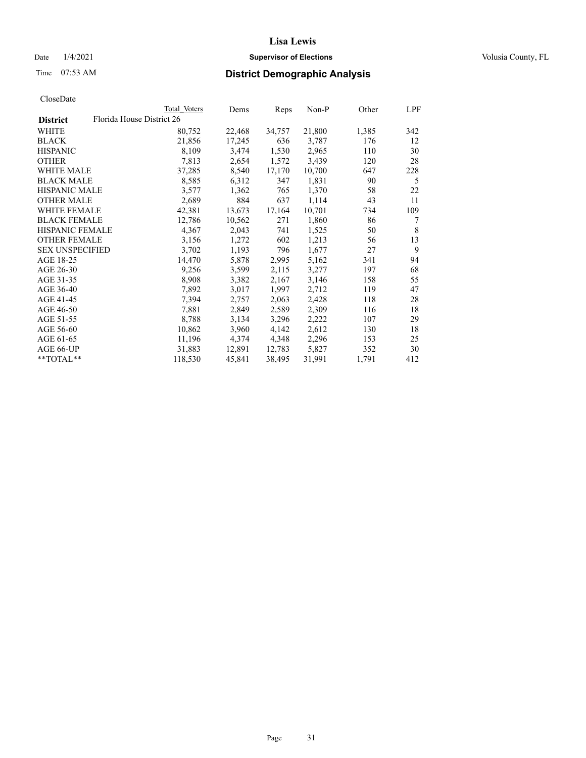# Lisa Lewis

Date 1/4/2021 **Supervisor of Elections** Volusia County, FL

Time 07:53 AM **District Demographic Analysis**

CloseDate

| | Total Voters | Dems | Reps | Non-P | Other | LPF |
|---|---|---|---|---|---|---|
| **District** Florida House District 26 | | | | | | |
| WHITE | 80,752 | 22,468 | 34,757 | 21,800 | 1,385 | 342 |
| BLACK | 21,856 | 17,245 | 636 | 3,787 | 176 | 12 |
| HISPANIC | 8,109 | 3,474 | 1,530 | 2,965 | 110 | 30 |
| OTHER | 7,813 | 2,654 | 1,572 | 3,439 | 120 | 28 |
| WHITE MALE | 37,285 | 8,540 | 17,170 | 10,700 | 647 | 228 |
| BLACK MALE | 8,585 | 6,312 | 347 | 1,831 | 90 | 5 |
| HISPANIC MALE | 3,577 | 1,362 | 765 | 1,370 | 58 | 22 |
| OTHER MALE | 2,689 | 884 | 637 | 1,114 | 43 | 11 |
| WHITE FEMALE | 42,381 | 13,673 | 17,164 | 10,701 | 734 | 109 |
| BLACK FEMALE | 12,786 | 10,562 | 271 | 1,860 | 86 | 7 |
| HISPANIC FEMALE | 4,367 | 2,043 | 741 | 1,525 | 50 | 8 |
| OTHER FEMALE | 3,156 | 1,272 | 602 | 1,213 | 56 | 13 |
| SEX UNSPECIFIED | 3,702 | 1,193 | 796 | 1,677 | 27 | 9 |
| AGE 18-25 | 14,470 | 5,878 | 2,995 | 5,162 | 341 | 94 |
| AGE 26-30 | 9,256 | 3,599 | 2,115 | 3,277 | 197 | 68 |
| AGE 31-35 | 8,908 | 3,382 | 2,167 | 3,146 | 158 | 55 |
| AGE 36-40 | 7,892 | 3,017 | 1,997 | 2,712 | 119 | 47 |
| AGE 41-45 | 7,394 | 2,757 | 2,063 | 2,428 | 118 | 28 |
| AGE 46-50 | 7,881 | 2,849 | 2,589 | 2,309 | 116 | 18 |
| AGE 51-55 | 8,788 | 3,134 | 3,296 | 2,222 | 107 | 29 |
| AGE 56-60 | 10,862 | 3,960 | 4,142 | 2,612 | 130 | 18 |
| AGE 61-65 | 11,196 | 4,374 | 4,348 | 2,296 | 153 | 25 |
| AGE 66-UP | 31,883 | 12,891 | 12,783 | 5,827 | 352 | 30 |
| **TOTAL** | 118,530 | 45,841 | 38,495 | 31,991 | 1,791 | 412 |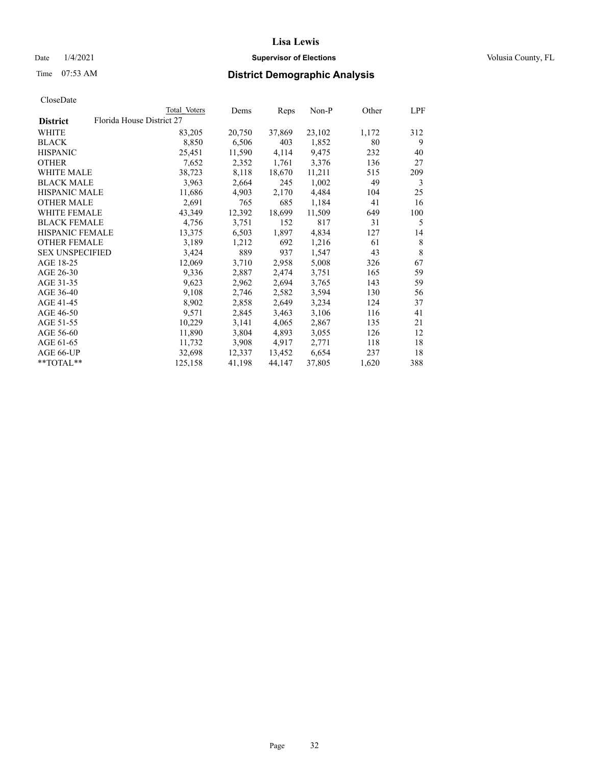# District Demographic Analysis

CloseDate

| District | Total Voters | Dems | Reps | Non-P | Other | LPF |
|---|---|---|---|---|---|---|
| **Florida House District 27** | | | | | | |
| WHITE | 83,205 | 20,750 | 37,869 | 23,102 | 1,172 | 312 |
| BLACK | 8,850 | 6,506 | 403 | 1,852 | 80 | 9 |
| HISPANIC | 25,451 | 11,590 | 4,114 | 9,475 | 232 | 40 |
| OTHER | 7,652 | 2,352 | 1,761 | 3,376 | 136 | 27 |
| WHITE MALE | 38,723 | 8,118 | 18,670 | 11,211 | 515 | 209 |
| BLACK MALE | 3,963 | 2,664 | 245 | 1,002 | 49 | 3 |
| HISPANIC MALE | 11,686 | 4,903 | 2,170 | 4,484 | 104 | 25 |
| OTHER MALE | 2,691 | 765 | 685 | 1,184 | 41 | 16 |
| WHITE FEMALE | 43,349 | 12,392 | 18,699 | 11,509 | 649 | 100 |
| BLACK FEMALE | 4,756 | 3,751 | 152 | 817 | 31 | 5 |
| HISPANIC FEMALE | 13,375 | 6,503 | 1,897 | 4,834 | 127 | 14 |
| OTHER FEMALE | 3,189 | 1,212 | 692 | 1,216 | 61 | 8 |
| SEX UNSPECIFIED | 3,424 | 889 | 937 | 1,547 | 43 | 8 |
| AGE 18-25 | 12,069 | 3,710 | 2,958 | 5,008 | 326 | 67 |
| AGE 26-30 | 9,336 | 2,887 | 2,474 | 3,751 | 165 | 59 |
| AGE 31-35 | 9,623 | 2,962 | 2,694 | 3,765 | 143 | 59 |
| AGE 36-40 | 9,108 | 2,746 | 2,582 | 3,594 | 130 | 56 |
| AGE 41-45 | 8,902 | 2,858 | 2,649 | 3,234 | 124 | 37 |
| AGE 46-50 | 9,571 | 2,845 | 3,463 | 3,106 | 116 | 41 |
| AGE 51-55 | 10,229 | 3,141 | 4,065 | 2,867 | 135 | 21 |
| AGE 56-60 | 11,890 | 3,804 | 4,893 | 3,055 | 126 | 12 |
| AGE 61-65 | 11,732 | 3,908 | 4,917 | 2,771 | 118 | 18 |
| AGE 66-UP | 32,698 | 12,337 | 13,452 | 6,654 | 237 | 18 |
| **TOTAL** | 125,158 | 41,198 | 44,147 | 37,805 | 1,620 | 388 |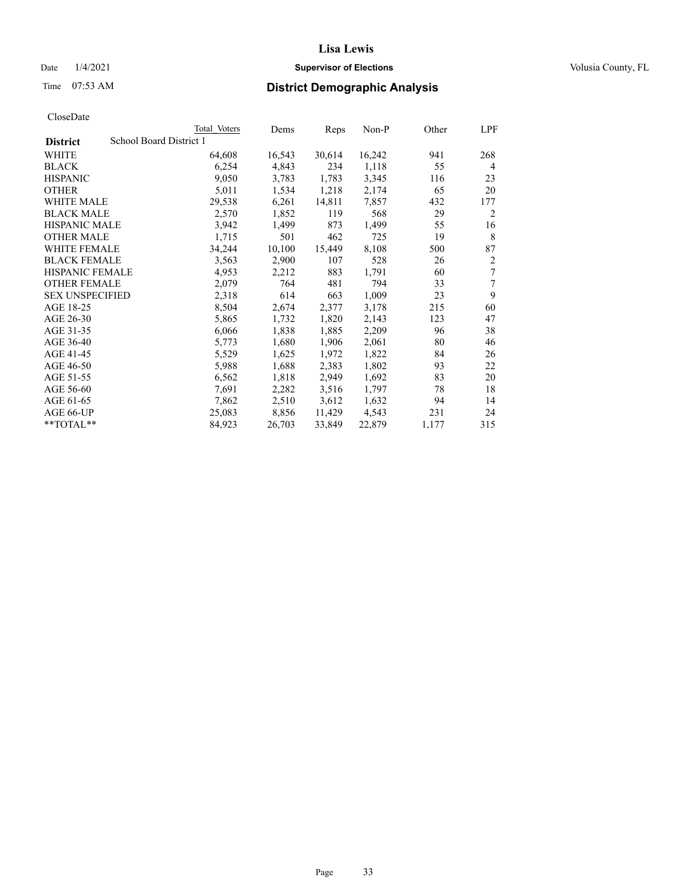# Lisa Lewis

Date 1/4/2021 **Supervisor of Elections** Volusia County, FL

Time 07:53 AM **District Demographic Analysis**

CloseDate

| District: School Board District 1 | Total Voters | Dems | Reps | Non-P | Other | LPF |
|---|---|---|---|---|---|---|
| WHITE | 64,608 | 16,543 | 30,614 | 16,242 | 941 | 268 |
| BLACK | 6,254 | 4,843 | 234 | 1,118 | 55 | 4 |
| HISPANIC | 9,050 | 3,783 | 1,783 | 3,345 | 116 | 23 |
| OTHER | 5,011 | 1,534 | 1,218 | 2,174 | 65 | 20 |
| WHITE MALE | 29,538 | 6,261 | 14,811 | 7,857 | 432 | 177 |
| BLACK MALE | 2,570 | 1,852 | 119 | 568 | 29 | 2 |
| HISPANIC MALE | 3,942 | 1,499 | 873 | 1,499 | 55 | 16 |
| OTHER MALE | 1,715 | 501 | 462 | 725 | 19 | 8 |
| WHITE FEMALE | 34,244 | 10,100 | 15,449 | 8,108 | 500 | 87 |
| BLACK FEMALE | 3,563 | 2,900 | 107 | 528 | 26 | 2 |
| HISPANIC FEMALE | 4,953 | 2,212 | 883 | 1,791 | 60 | 7 |
| OTHER FEMALE | 2,079 | 764 | 481 | 794 | 33 | 7 |
| SEX UNSPECIFIED | 2,318 | 614 | 663 | 1,009 | 23 | 9 |
| AGE 18-25 | 8,504 | 2,674 | 2,377 | 3,178 | 215 | 60 |
| AGE 26-30 | 5,865 | 1,732 | 1,820 | 2,143 | 123 | 47 |
| AGE 31-35 | 6,066 | 1,838 | 1,885 | 2,209 | 96 | 38 |
| AGE 36-40 | 5,773 | 1,680 | 1,906 | 2,061 | 80 | 46 |
| AGE 41-45 | 5,529 | 1,625 | 1,972 | 1,822 | 84 | 26 |
| AGE 46-50 | 5,988 | 1,688 | 2,383 | 1,802 | 93 | 22 |
| AGE 51-55 | 6,562 | 1,818 | 2,949 | 1,692 | 83 | 20 |
| AGE 56-60 | 7,691 | 2,282 | 3,516 | 1,797 | 78 | 18 |
| AGE 61-65 | 7,862 | 2,510 | 3,612 | 1,632 | 94 | 14 |
| AGE 66-UP | 25,083 | 8,856 | 11,429 | 4,543 | 231 | 24 |
| **TOTAL** | 84,923 | 26,703 | 33,849 | 22,879 | 1,177 | 315 |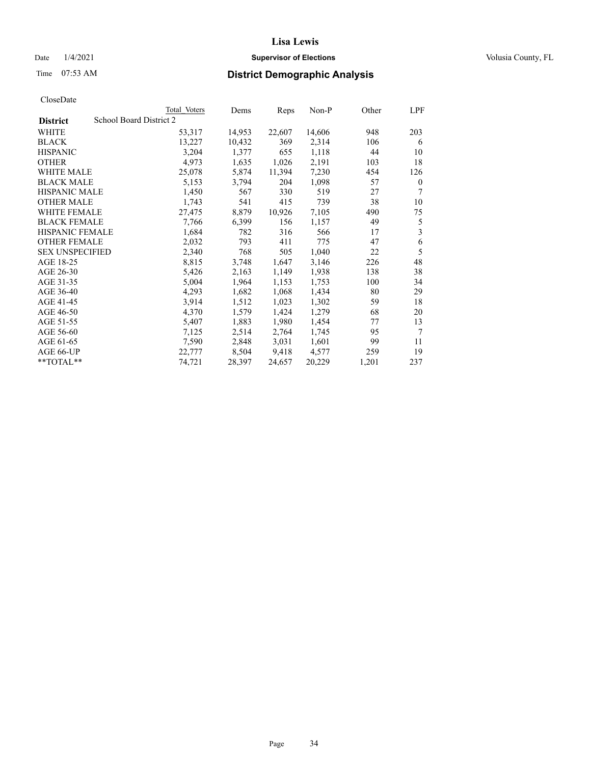# District Demographic Analysis

CloseDate

| District | Total Voters | Dems | Reps | Non-P | Other | LPF |
|---|---|---|---|---|---|---|
| School Board District 2 | | | | | | |
| WHITE | 53,317 | 14,953 | 22,607 | 14,606 | 948 | 203 |
| BLACK | 13,227 | 10,432 | 369 | 2,314 | 106 | 6 |
| HISPANIC | 3,204 | 1,377 | 655 | 1,118 | 44 | 10 |
| OTHER | 4,973 | 1,635 | 1,026 | 2,191 | 103 | 18 |
| WHITE MALE | 25,078 | 5,874 | 11,394 | 7,230 | 454 | 126 |
| BLACK MALE | 5,153 | 3,794 | 204 | 1,098 | 57 | 0 |
| HISPANIC MALE | 1,450 | 567 | 330 | 519 | 27 | 7 |
| OTHER MALE | 1,743 | 541 | 415 | 739 | 38 | 10 |
| WHITE FEMALE | 27,475 | 8,879 | 10,926 | 7,105 | 490 | 75 |
| BLACK FEMALE | 7,766 | 6,399 | 156 | 1,157 | 49 | 5 |
| HISPANIC FEMALE | 1,684 | 782 | 316 | 566 | 17 | 3 |
| OTHER FEMALE | 2,032 | 793 | 411 | 775 | 47 | 6 |
| SEX UNSPECIFIED | 2,340 | 768 | 505 | 1,040 | 22 | 5 |
| AGE 18-25 | 8,815 | 3,748 | 1,647 | 3,146 | 226 | 48 |
| AGE 26-30 | 5,426 | 2,163 | 1,149 | 1,938 | 138 | 38 |
| AGE 31-35 | 5,004 | 1,964 | 1,153 | 1,753 | 100 | 34 |
| AGE 36-40 | 4,293 | 1,682 | 1,068 | 1,434 | 80 | 29 |
| AGE 41-45 | 3,914 | 1,512 | 1,023 | 1,302 | 59 | 18 |
| AGE 46-50 | 4,370 | 1,579 | 1,424 | 1,279 | 68 | 20 |
| AGE 51-55 | 5,407 | 1,883 | 1,980 | 1,454 | 77 | 13 |
| AGE 56-60 | 7,125 | 2,514 | 2,764 | 1,745 | 95 | 7 |
| AGE 61-65 | 7,590 | 2,848 | 3,031 | 1,601 | 99 | 11 |
| AGE 66-UP | 22,777 | 8,504 | 9,418 | 4,577 | 259 | 19 |
| **TOTAL** | 74,721 | 28,397 | 24,657 | 20,229 | 1,201 | 237 |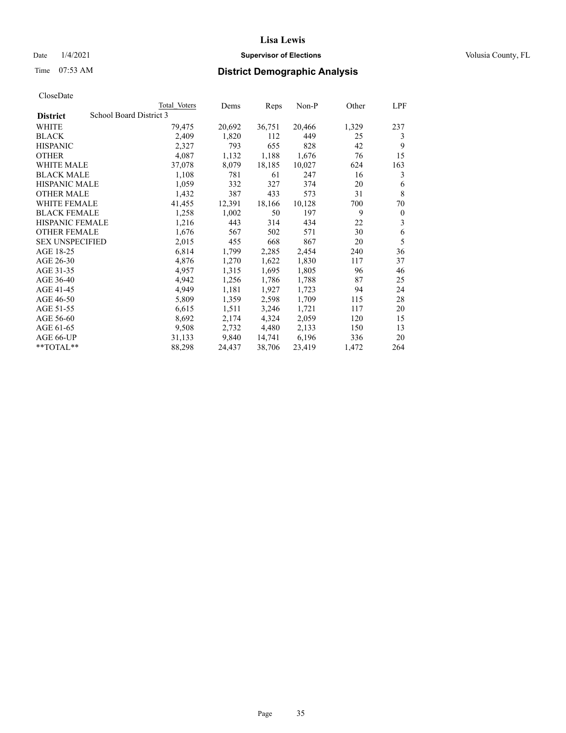# District Demographic Analysis

CloseDate

| District | Total Voters | Dems | Reps | Non-P | Other | LPF |
|---|---|---|---|---|---|---|
| School Board District 3 | | | | | | |
| WHITE | 79,475 | 20,692 | 36,751 | 20,466 | 1,329 | 237 |
| BLACK | 2,409 | 1,820 | 112 | 449 | 25 | 3 |
| HISPANIC | 2,327 | 793 | 655 | 828 | 42 | 9 |
| OTHER | 4,087 | 1,132 | 1,188 | 1,676 | 76 | 15 |
| WHITE MALE | 37,078 | 8,079 | 18,185 | 10,027 | 624 | 163 |
| BLACK MALE | 1,108 | 781 | 61 | 247 | 16 | 3 |
| HISPANIC MALE | 1,059 | 332 | 327 | 374 | 20 | 6 |
| OTHER MALE | 1,432 | 387 | 433 | 573 | 31 | 8 |
| WHITE FEMALE | 41,455 | 12,391 | 18,166 | 10,128 | 700 | 70 |
| BLACK FEMALE | 1,258 | 1,002 | 50 | 197 | 9 | 0 |
| HISPANIC FEMALE | 1,216 | 443 | 314 | 434 | 22 | 3 |
| OTHER FEMALE | 1,676 | 567 | 502 | 571 | 30 | 6 |
| SEX UNSPECIFIED | 2,015 | 455 | 668 | 867 | 20 | 5 |
| AGE 18-25 | 6,814 | 1,799 | 2,285 | 2,454 | 240 | 36 |
| AGE 26-30 | 4,876 | 1,270 | 1,622 | 1,830 | 117 | 37 |
| AGE 31-35 | 4,957 | 1,315 | 1,695 | 1,805 | 96 | 46 |
| AGE 36-40 | 4,942 | 1,256 | 1,786 | 1,788 | 87 | 25 |
| AGE 41-45 | 4,949 | 1,181 | 1,927 | 1,723 | 94 | 24 |
| AGE 46-50 | 5,809 | 1,359 | 2,598 | 1,709 | 115 | 28 |
| AGE 51-55 | 6,615 | 1,511 | 3,246 | 1,721 | 117 | 20 |
| AGE 56-60 | 8,692 | 2,174 | 4,324 | 2,059 | 120 | 15 |
| AGE 61-65 | 9,508 | 2,732 | 4,480 | 2,133 | 150 | 13 |
| AGE 66-UP | 31,133 | 9,840 | 14,741 | 6,196 | 336 | 20 |
| **TOTAL** | 88,298 | 24,437 | 38,706 | 23,419 | 1,472 | 264 |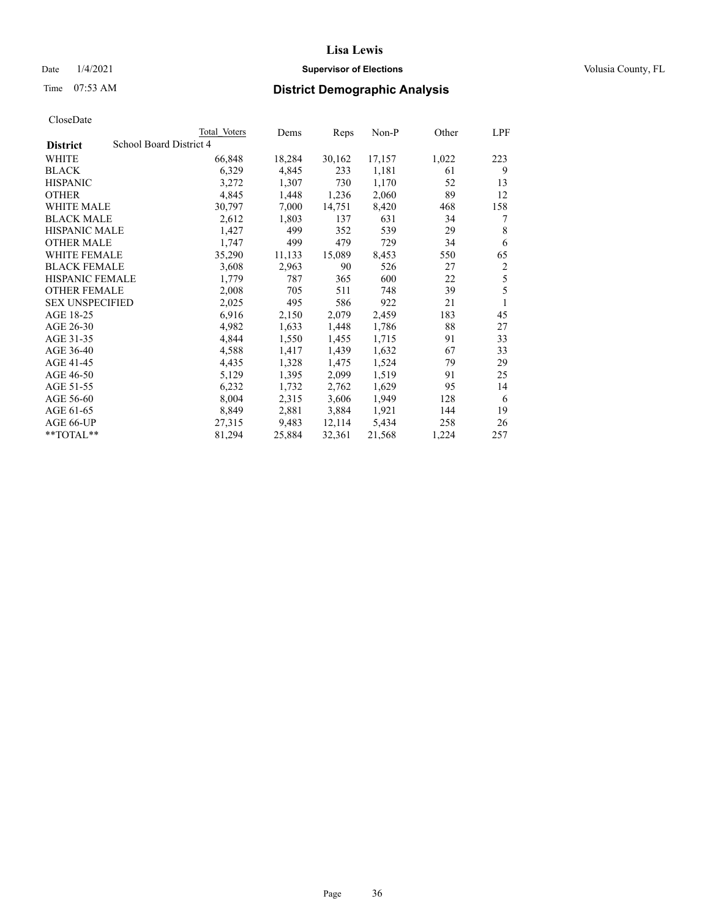# Lisa Lewis

Date 1/4/2021 **Supervisor of Elections** Volusia County, FL

Time 07:53 AM **District Demographic Analysis**

CloseDate

| | Total Voters | Dems | Reps | Non-P | Other | LPF |
|---|---|---|---|---|---|---|
| **District** School Board District 4 | | | | | | |
| WHITE | 66,848 | 18,284 | 30,162 | 17,157 | 1,022 | 223 |
| BLACK | 6,329 | 4,845 | 233 | 1,181 | 61 | 9 |
| HISPANIC | 3,272 | 1,307 | 730 | 1,170 | 52 | 13 |
| OTHER | 4,845 | 1,448 | 1,236 | 2,060 | 89 | 12 |
| WHITE MALE | 30,797 | 7,000 | 14,751 | 8,420 | 468 | 158 |
| BLACK MALE | 2,612 | 1,803 | 137 | 631 | 34 | 7 |
| HISPANIC MALE | 1,427 | 499 | 352 | 539 | 29 | 8 |
| OTHER MALE | 1,747 | 499 | 479 | 729 | 34 | 6 |
| WHITE FEMALE | 35,290 | 11,133 | 15,089 | 8,453 | 550 | 65 |
| BLACK FEMALE | 3,608 | 2,963 | 90 | 526 | 27 | 2 |
| HISPANIC FEMALE | 1,779 | 787 | 365 | 600 | 22 | 5 |
| OTHER FEMALE | 2,008 | 705 | 511 | 748 | 39 | 5 |
| SEX UNSPECIFIED | 2,025 | 495 | 586 | 922 | 21 | 1 |
| AGE 18-25 | 6,916 | 2,150 | 2,079 | 2,459 | 183 | 45 |
| AGE 26-30 | 4,982 | 1,633 | 1,448 | 1,786 | 88 | 27 |
| AGE 31-35 | 4,844 | 1,550 | 1,455 | 1,715 | 91 | 33 |
| AGE 36-40 | 4,588 | 1,417 | 1,439 | 1,632 | 67 | 33 |
| AGE 41-45 | 4,435 | 1,328 | 1,475 | 1,524 | 79 | 29 |
| AGE 46-50 | 5,129 | 1,395 | 2,099 | 1,519 | 91 | 25 |
| AGE 51-55 | 6,232 | 1,732 | 2,762 | 1,629 | 95 | 14 |
| AGE 56-60 | 8,004 | 2,315 | 3,606 | 1,949 | 128 | 6 |
| AGE 61-65 | 8,849 | 2,881 | 3,884 | 1,921 | 144 | 19 |
| AGE 66-UP | 27,315 | 9,483 | 12,114 | 5,434 | 258 | 26 |
| **TOTAL** | 81,294 | 25,884 | 32,361 | 21,568 | 1,224 | 257 |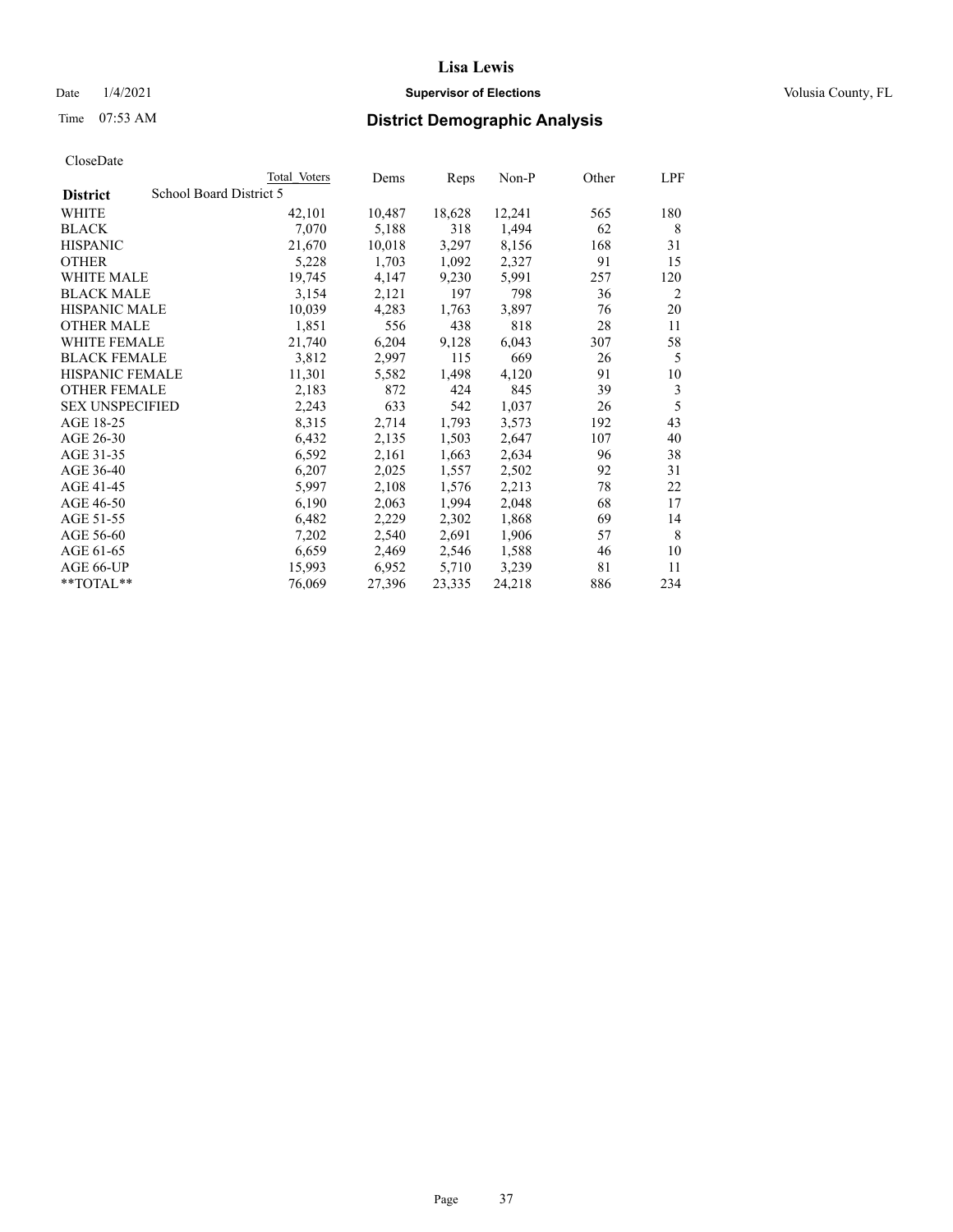# Lisa Lewis

Date 1/4/2021 **Supervisor of Elections** Volusia County, FL

Time 07:53 AM **District Demographic Analysis**

CloseDate

| | Total Voters | Dems | Reps | Non-P | Other | LPF |
|---|---|---|---|---|---|---|
| **District** School Board District 5 | | | | | | |
| WHITE | 42,101 | 10,487 | 18,628 | 12,241 | 565 | 180 |
| BLACK | 7,070 | 5,188 | 318 | 1,494 | 62 | 8 |
| HISPANIC | 21,670 | 10,018 | 3,297 | 8,156 | 168 | 31 |
| OTHER | 5,228 | 1,703 | 1,092 | 2,327 | 91 | 15 |
| WHITE MALE | 19,745 | 4,147 | 9,230 | 5,991 | 257 | 120 |
| BLACK MALE | 3,154 | 2,121 | 197 | 798 | 36 | 2 |
| HISPANIC MALE | 10,039 | 4,283 | 1,763 | 3,897 | 76 | 20 |
| OTHER MALE | 1,851 | 556 | 438 | 818 | 28 | 11 |
| WHITE FEMALE | 21,740 | 6,204 | 9,128 | 6,043 | 307 | 58 |
| BLACK FEMALE | 3,812 | 2,997 | 115 | 669 | 26 | 5 |
| HISPANIC FEMALE | 11,301 | 5,582 | 1,498 | 4,120 | 91 | 10 |
| OTHER FEMALE | 2,183 | 872 | 424 | 845 | 39 | 3 |
| SEX UNSPECIFIED | 2,243 | 633 | 542 | 1,037 | 26 | 5 |
| AGE 18-25 | 8,315 | 2,714 | 1,793 | 3,573 | 192 | 43 |
| AGE 26-30 | 6,432 | 2,135 | 1,503 | 2,647 | 107 | 40 |
| AGE 31-35 | 6,592 | 2,161 | 1,663 | 2,634 | 96 | 38 |
| AGE 36-40 | 6,207 | 2,025 | 1,557 | 2,502 | 92 | 31 |
| AGE 41-45 | 5,997 | 2,108 | 1,576 | 2,213 | 78 | 22 |
| AGE 46-50 | 6,190 | 2,063 | 1,994 | 2,048 | 68 | 17 |
| AGE 51-55 | 6,482 | 2,229 | 2,302 | 1,868 | 69 | 14 |
| AGE 56-60 | 7,202 | 2,540 | 2,691 | 1,906 | 57 | 8 |
| AGE 61-65 | 6,659 | 2,469 | 2,546 | 1,588 | 46 | 10 |
| AGE 66-UP | 15,993 | 6,952 | 5,710 | 3,239 | 81 | 11 |
| **TOTAL** | 76,069 | 27,396 | 23,335 | 24,218 | 886 | 234 |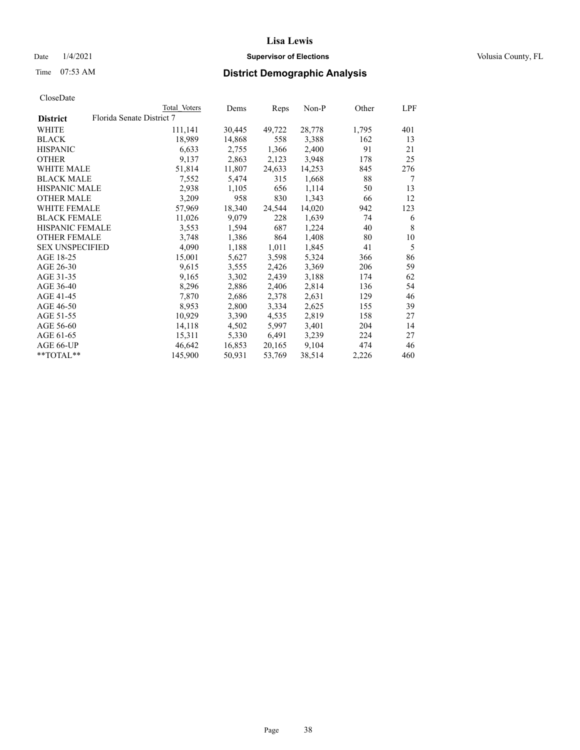**Lisa Lewis**

Date 1/4/2021 **Supervisor of Elections** Volusia County, FL

Time 07:53 AM **District Demographic Analysis**

CloseDate

| | Total Voters | Dems | Reps | Non-P | Other | LPF |
|---|---|---|---|---|---|---|
| **District** Florida Senate District 7 | | | | | | |
| WHITE | 111,141 | 30,445 | 49,722 | 28,778 | 1,795 | 401 |
| BLACK | 18,989 | 14,868 | 558 | 3,388 | 162 | 13 |
| HISPANIC | 6,633 | 2,755 | 1,366 | 2,400 | 91 | 21 |
| OTHER | 9,137 | 2,863 | 2,123 | 3,948 | 178 | 25 |
| WHITE MALE | 51,814 | 11,807 | 24,633 | 14,253 | 845 | 276 |
| BLACK MALE | 7,552 | 5,474 | 315 | 1,668 | 88 | 7 |
| HISPANIC MALE | 2,938 | 1,105 | 656 | 1,114 | 50 | 13 |
| OTHER MALE | 3,209 | 958 | 830 | 1,343 | 66 | 12 |
| WHITE FEMALE | 57,969 | 18,340 | 24,544 | 14,020 | 942 | 123 |
| BLACK FEMALE | 11,026 | 9,079 | 228 | 1,639 | 74 | 6 |
| HISPANIC FEMALE | 3,553 | 1,594 | 687 | 1,224 | 40 | 8 |
| OTHER FEMALE | 3,748 | 1,386 | 864 | 1,408 | 80 | 10 |
| SEX UNSPECIFIED | 4,090 | 1,188 | 1,011 | 1,845 | 41 | 5 |
| AGE 18-25 | 15,001 | 5,627 | 3,598 | 5,324 | 366 | 86 |
| AGE 26-30 | 9,615 | 3,555 | 2,426 | 3,369 | 206 | 59 |
| AGE 31-35 | 9,165 | 3,302 | 2,439 | 3,188 | 174 | 62 |
| AGE 36-40 | 8,296 | 2,886 | 2,406 | 2,814 | 136 | 54 |
| AGE 41-45 | 7,870 | 2,686 | 2,378 | 2,631 | 129 | 46 |
| AGE 46-50 | 8,953 | 2,800 | 3,334 | 2,625 | 155 | 39 |
| AGE 51-55 | 10,929 | 3,390 | 4,535 | 2,819 | 158 | 27 |
| AGE 56-60 | 14,118 | 4,502 | 5,997 | 3,401 | 204 | 14 |
| AGE 61-65 | 15,311 | 5,330 | 6,491 | 3,239 | 224 | 27 |
| AGE 66-UP | 46,642 | 16,853 | 20,165 | 9,104 | 474 | 46 |
| **TOTAL** | 145,900 | 50,931 | 53,769 | 38,514 | 2,226 | 460 |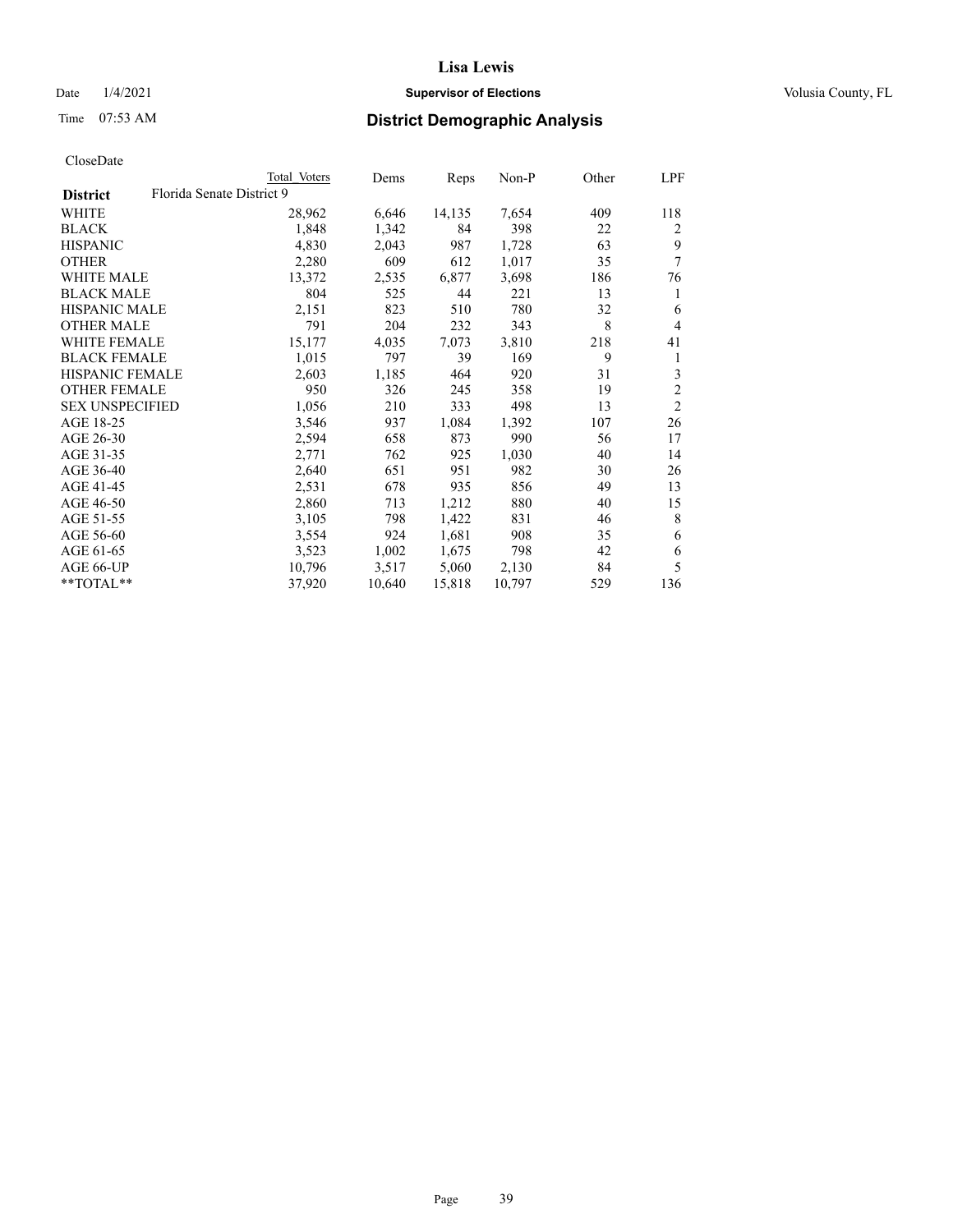# Lisa Lewis

Date 1/4/2021 **Supervisor of Elections** Volusia County, FL

Time 07:53 AM **District Demographic Analysis**

CloseDate

| | Total Voters | Dems | Reps | Non-P | Other | LPF |
|---|---|---|---|---|---|---|
| **District** Florida Senate District 9 | | | | | | |
| WHITE | 28,962 | 6,646 | 14,135 | 7,654 | 409 | 118 |
| BLACK | 1,848 | 1,342 | 84 | 398 | 22 | 2 |
| HISPANIC | 4,830 | 2,043 | 987 | 1,728 | 63 | 9 |
| OTHER | 2,280 | 609 | 612 | 1,017 | 35 | 7 |
| WHITE MALE | 13,372 | 2,535 | 6,877 | 3,698 | 186 | 76 |
| BLACK MALE | 804 | 525 | 44 | 221 | 13 | 1 |
| HISPANIC MALE | 2,151 | 823 | 510 | 780 | 32 | 6 |
| OTHER MALE | 791 | 204 | 232 | 343 | 8 | 4 |
| WHITE FEMALE | 15,177 | 4,035 | 7,073 | 3,810 | 218 | 41 |
| BLACK FEMALE | 1,015 | 797 | 39 | 169 | 9 | 1 |
| HISPANIC FEMALE | 2,603 | 1,185 | 464 | 920 | 31 | 3 |
| OTHER FEMALE | 950 | 326 | 245 | 358 | 19 | 2 |
| SEX UNSPECIFIED | 1,056 | 210 | 333 | 498 | 13 | 2 |
| AGE 18-25 | 3,546 | 937 | 1,084 | 1,392 | 107 | 26 |
| AGE 26-30 | 2,594 | 658 | 873 | 990 | 56 | 17 |
| AGE 31-35 | 2,771 | 762 | 925 | 1,030 | 40 | 14 |
| AGE 36-40 | 2,640 | 651 | 951 | 982 | 30 | 26 |
| AGE 41-45 | 2,531 | 678 | 935 | 856 | 49 | 13 |
| AGE 46-50 | 2,860 | 713 | 1,212 | 880 | 40 | 15 |
| AGE 51-55 | 3,105 | 798 | 1,422 | 831 | 46 | 8 |
| AGE 56-60 | 3,554 | 924 | 1,681 | 908 | 35 | 6 |
| AGE 61-65 | 3,523 | 1,002 | 1,675 | 798 | 42 | 6 |
| AGE 66-UP | 10,796 | 3,517 | 5,060 | 2,130 | 84 | 5 |
| **TOTAL** | 37,920 | 10,640 | 15,818 | 10,797 | 529 | 136 |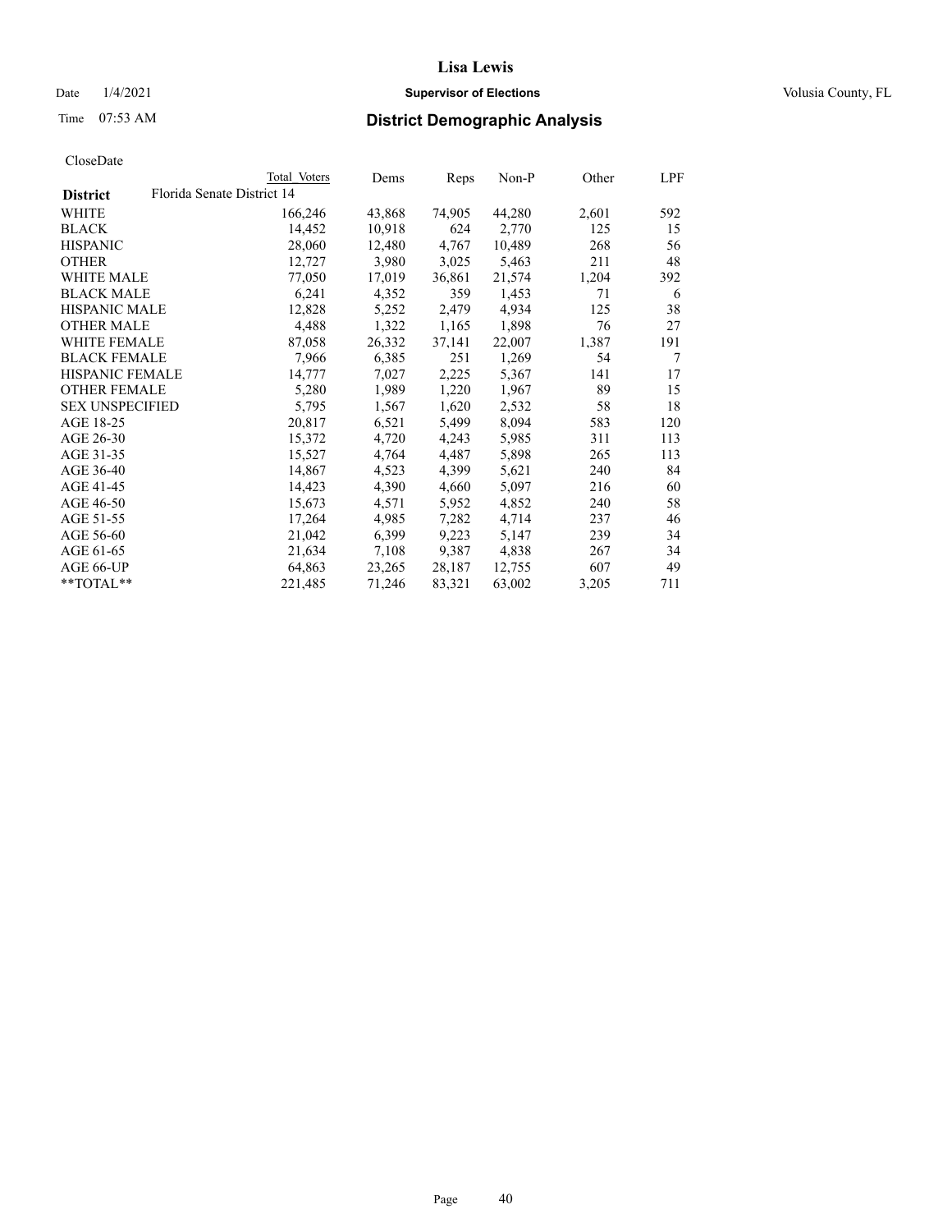# Lisa Lewis

Date 1/4/2021 **Supervisor of Elections** Volusia County, FL

Time 07:53 AM **District Demographic Analysis**

CloseDate

| District | Florida Senate District 14 | Total Voters | Dems | Reps | Non-P | Other | LPF |
|---|---|---|---|---|---|---|---|
| WHITE | | 166,246 | 43,868 | 74,905 | 44,280 | 2,601 | 592 |
| BLACK | | 14,452 | 10,918 | 624 | 2,770 | 125 | 15 |
| HISPANIC | | 28,060 | 12,480 | 4,767 | 10,489 | 268 | 56 |
| OTHER | | 12,727 | 3,980 | 3,025 | 5,463 | 211 | 48 |
| WHITE MALE | | 77,050 | 17,019 | 36,861 | 21,574 | 1,204 | 392 |
| BLACK MALE | | 6,241 | 4,352 | 359 | 1,453 | 71 | 6 |
| HISPANIC MALE | | 12,828 | 5,252 | 2,479 | 4,934 | 125 | 38 |
| OTHER MALE | | 4,488 | 1,322 | 1,165 | 1,898 | 76 | 27 |
| WHITE FEMALE | | 87,058 | 26,332 | 37,141 | 22,007 | 1,387 | 191 |
| BLACK FEMALE | | 7,966 | 6,385 | 251 | 1,269 | 54 | 7 |
| HISPANIC FEMALE | | 14,777 | 7,027 | 2,225 | 5,367 | 141 | 17 |
| OTHER FEMALE | | 5,280 | 1,989 | 1,220 | 1,967 | 89 | 15 |
| SEX UNSPECIFIED | | 5,795 | 1,567 | 1,620 | 2,532 | 58 | 18 |
| AGE 18-25 | | 20,817 | 6,521 | 5,499 | 8,094 | 583 | 120 |
| AGE 26-30 | | 15,372 | 4,720 | 4,243 | 5,985 | 311 | 113 |
| AGE 31-35 | | 15,527 | 4,764 | 4,487 | 5,898 | 265 | 113 |
| AGE 36-40 | | 14,867 | 4,523 | 4,399 | 5,621 | 240 | 84 |
| AGE 41-45 | | 14,423 | 4,390 | 4,660 | 5,097 | 216 | 60 |
| AGE 46-50 | | 15,673 | 4,571 | 5,952 | 4,852 | 240 | 58 |
| AGE 51-55 | | 17,264 | 4,985 | 7,282 | 4,714 | 237 | 46 |
| AGE 56-60 | | 21,042 | 6,399 | 9,223 | 5,147 | 239 | 34 |
| AGE 61-65 | | 21,634 | 7,108 | 9,387 | 4,838 | 267 | 34 |
| AGE 66-UP | | 64,863 | 23,265 | 28,187 | 12,755 | 607 | 49 |
| **TOTAL** | | 221,485 | 71,246 | 83,321 | 63,002 | 3,205 | 711 |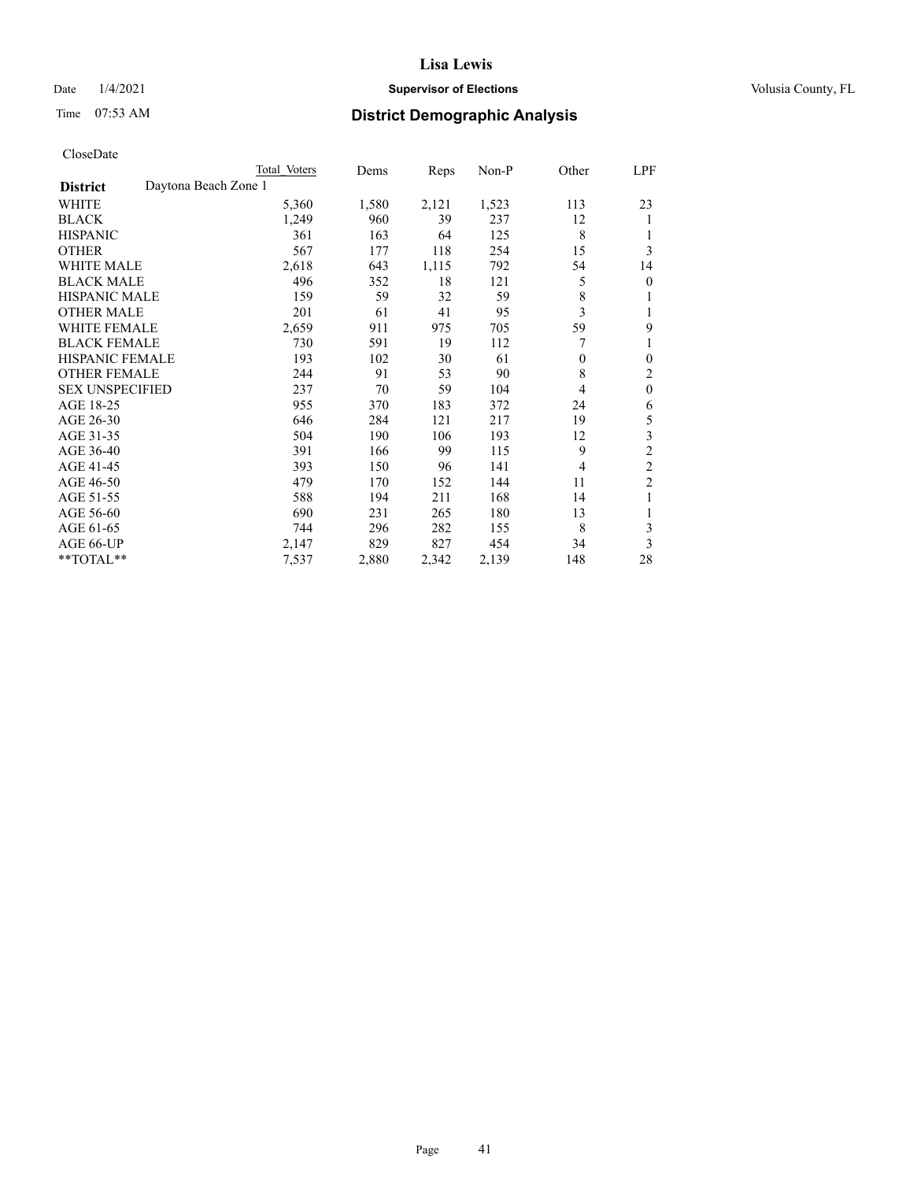CloseDate

| District | Daytona Beach Zone 1 Total Voters | Dems | Reps | Non-P | Other | LPF |
|---|---|---|---|---|---|---|
| WHITE | 5,360 | 1,580 | 2,121 | 1,523 | 113 | 23 |
| BLACK | 1,249 | 960 | 39 | 237 | 12 | 1 |
| HISPANIC | 361 | 163 | 64 | 125 | 8 | 1 |
| OTHER | 567 | 177 | 118 | 254 | 15 | 3 |
| WHITE MALE | 2,618 | 643 | 1,115 | 792 | 54 | 14 |
| BLACK MALE | 496 | 352 | 18 | 121 | 5 | 0 |
| HISPANIC MALE | 159 | 59 | 32 | 59 | 8 | 1 |
| OTHER MALE | 201 | 61 | 41 | 95 | 3 | 1 |
| WHITE FEMALE | 2,659 | 911 | 975 | 705 | 59 | 9 |
| BLACK FEMALE | 730 | 591 | 19 | 112 | 7 | 1 |
| HISPANIC FEMALE | 193 | 102 | 30 | 61 | 0 | 0 |
| OTHER FEMALE | 244 | 91 | 53 | 90 | 8 | 2 |
| SEX UNSPECIFIED | 237 | 70 | 59 | 104 | 4 | 0 |
| AGE 18-25 | 955 | 370 | 183 | 372 | 24 | 6 |
| AGE 26-30 | 646 | 284 | 121 | 217 | 19 | 5 |
| AGE 31-35 | 504 | 190 | 106 | 193 | 12 | 3 |
| AGE 36-40 | 391 | 166 | 99 | 115 | 9 | 2 |
| AGE 41-45 | 393 | 150 | 96 | 141 | 4 | 2 |
| AGE 46-50 | 479 | 170 | 152 | 144 | 11 | 2 |
| AGE 51-55 | 588 | 194 | 211 | 168 | 14 | 1 |
| AGE 56-60 | 690 | 231 | 265 | 180 | 13 | 1 |
| AGE 61-65 | 744 | 296 | 282 | 155 | 8 | 3 |
| AGE 66-UP | 2,147 | 829 | 827 | 454 | 34 | 3 |
| **TOTAL** | 7,537 | 2,880 | 2,342 | 2,139 | 148 | 28 |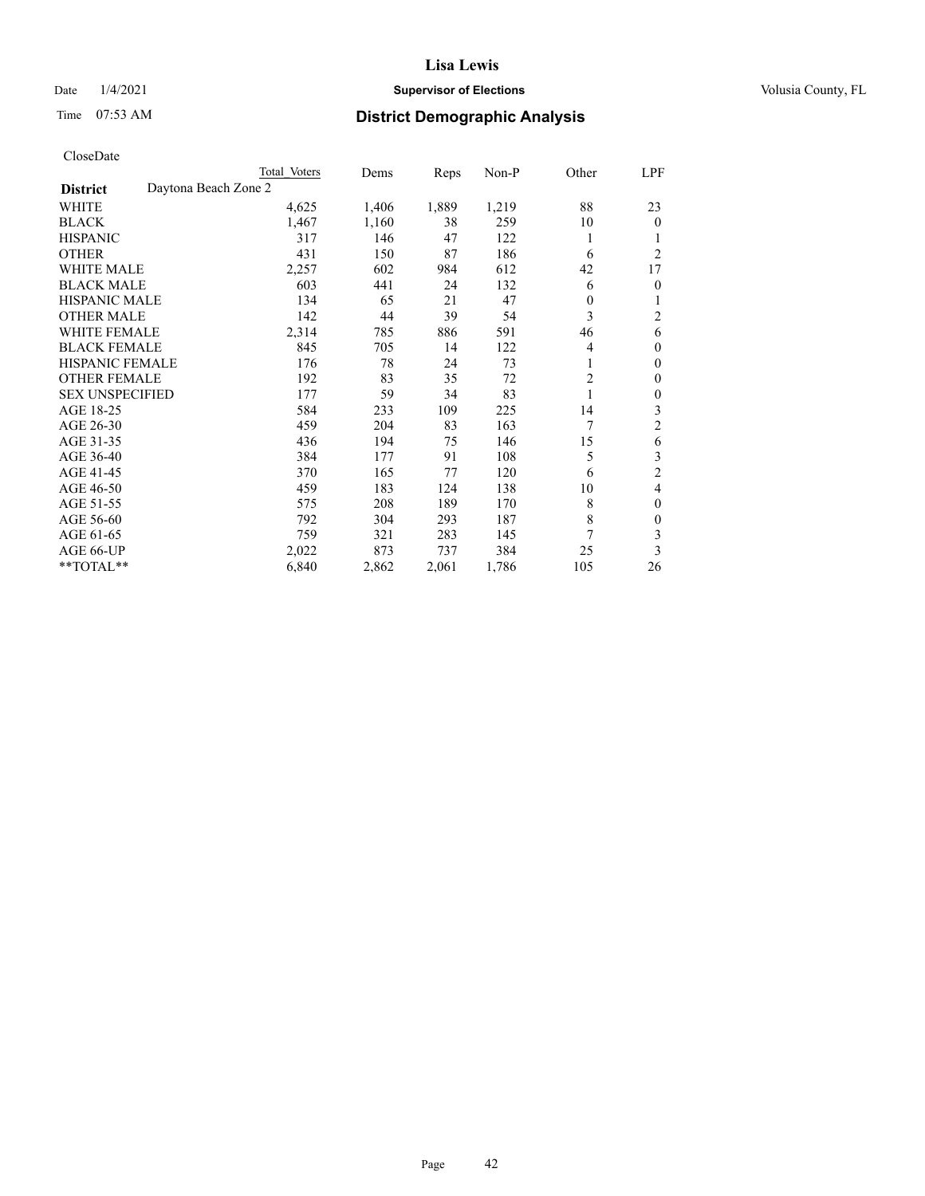# Lisa Lewis

Date 1/4/2021 **Supervisor of Elections** Volusia County, FL

Time 07:53 AM **District Demographic Analysis**

CloseDate

| **District** | Daytona Beach Zone 2 Total Voters | Dems | Reps | Non-P | Other | LPF |
|---|---|---|---|---|---|---|
| WHITE | 4,625 | 1,406 | 1,889 | 1,219 | 88 | 23 |
| BLACK | 1,467 | 1,160 | 38 | 259 | 10 | 0 |
| HISPANIC | 317 | 146 | 47 | 122 | 1 | 1 |
| OTHER | 431 | 150 | 87 | 186 | 6 | 2 |
| WHITE MALE | 2,257 | 602 | 984 | 612 | 42 | 17 |
| BLACK MALE | 603 | 441 | 24 | 132 | 6 | 0 |
| HISPANIC MALE | 134 | 65 | 21 | 47 | 0 | 1 |
| OTHER MALE | 142 | 44 | 39 | 54 | 3 | 2 |
| WHITE FEMALE | 2,314 | 785 | 886 | 591 | 46 | 6 |
| BLACK FEMALE | 845 | 705 | 14 | 122 | 4 | 0 |
| HISPANIC FEMALE | 176 | 78 | 24 | 73 | 1 | 0 |
| OTHER FEMALE | 192 | 83 | 35 | 72 | 2 | 0 |
| SEX UNSPECIFIED | 177 | 59 | 34 | 83 | 1 | 0 |
| AGE 18-25 | 584 | 233 | 109 | 225 | 14 | 3 |
| AGE 26-30 | 459 | 204 | 83 | 163 | 7 | 2 |
| AGE 31-35 | 436 | 194 | 75 | 146 | 15 | 6 |
| AGE 36-40 | 384 | 177 | 91 | 108 | 5 | 3 |
| AGE 41-45 | 370 | 165 | 77 | 120 | 6 | 2 |
| AGE 46-50 | 459 | 183 | 124 | 138 | 10 | 4 |
| AGE 51-55 | 575 | 208 | 189 | 170 | 8 | 0 |
| AGE 56-60 | 792 | 304 | 293 | 187 | 8 | 0 |
| AGE 61-65 | 759 | 321 | 283 | 145 | 7 | 3 |
| AGE 66-UP | 2,022 | 873 | 737 | 384 | 25 | 3 |
| **TOTAL** | 6,840 | 2,862 | 2,061 | 1,786 | 105 | 26 |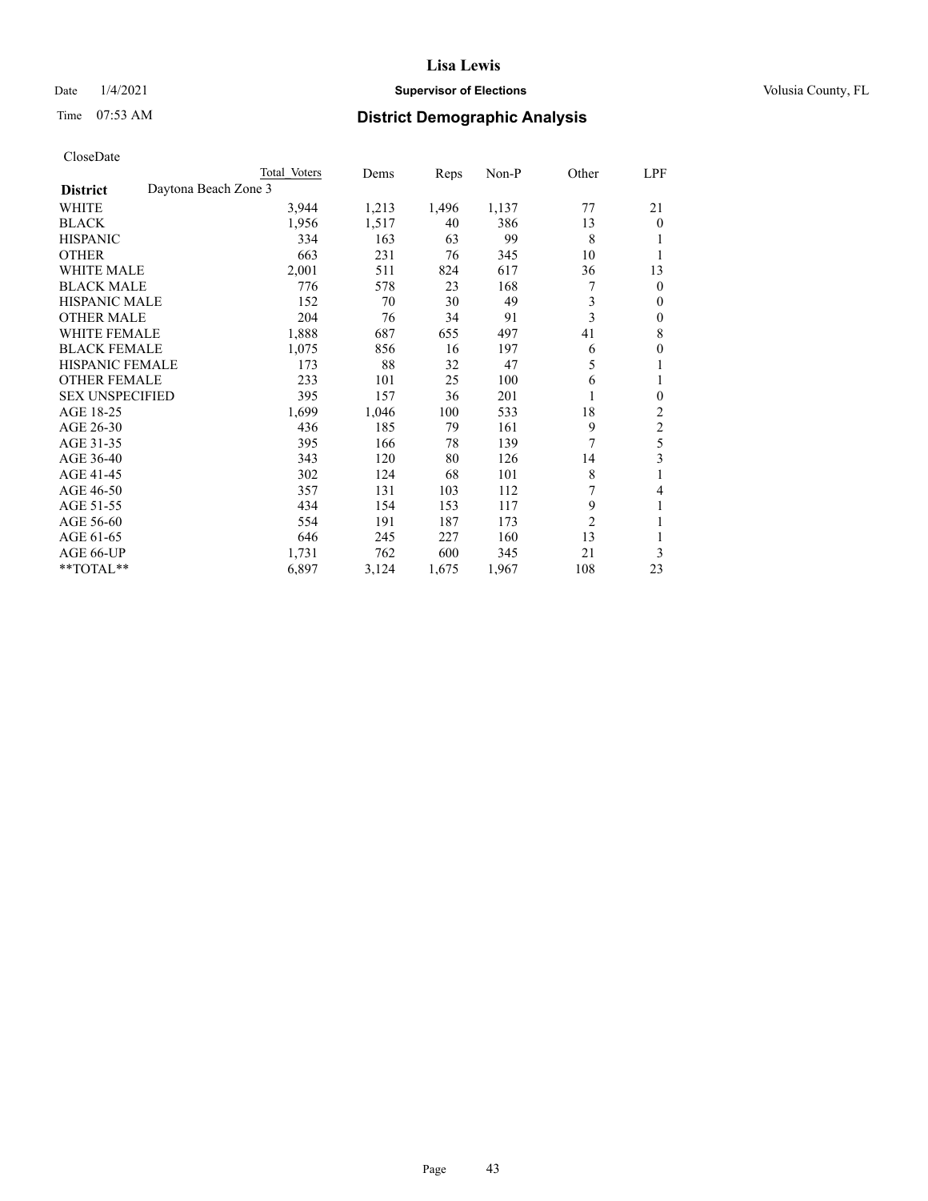# Lisa Lewis

Date 1/4/2021 **Supervisor of Elections** Volusia County, FL

Time 07:53 AM **District Demographic Analysis**

CloseDate

| | Total Voters | Dems | Reps | Non-P | Other | LPF |
|---|---|---|---|---|---|---|
| **District** Daytona Beach Zone 3 | | | | | | |
| WHITE | 3,944 | 1,213 | 1,496 | 1,137 | 77 | 21 |
| BLACK | 1,956 | 1,517 | 40 | 386 | 13 | 0 |
| HISPANIC | 334 | 163 | 63 | 99 | 8 | 1 |
| OTHER | 663 | 231 | 76 | 345 | 10 | 1 |
| WHITE MALE | 2,001 | 511 | 824 | 617 | 36 | 13 |
| BLACK MALE | 776 | 578 | 23 | 168 | 7 | 0 |
| HISPANIC MALE | 152 | 70 | 30 | 49 | 3 | 0 |
| OTHER MALE | 204 | 76 | 34 | 91 | 3 | 0 |
| WHITE FEMALE | 1,888 | 687 | 655 | 497 | 41 | 8 |
| BLACK FEMALE | 1,075 | 856 | 16 | 197 | 6 | 0 |
| HISPANIC FEMALE | 173 | 88 | 32 | 47 | 5 | 1 |
| OTHER FEMALE | 233 | 101 | 25 | 100 | 6 | 1 |
| SEX UNSPECIFIED | 395 | 157 | 36 | 201 | 1 | 0 |
| AGE 18-25 | 1,699 | 1,046 | 100 | 533 | 18 | 2 |
| AGE 26-30 | 436 | 185 | 79 | 161 | 9 | 2 |
| AGE 31-35 | 395 | 166 | 78 | 139 | 7 | 5 |
| AGE 36-40 | 343 | 120 | 80 | 126 | 14 | 3 |
| AGE 41-45 | 302 | 124 | 68 | 101 | 8 | 1 |
| AGE 46-50 | 357 | 131 | 103 | 112 | 7 | 4 |
| AGE 51-55 | 434 | 154 | 153 | 117 | 9 | 1 |
| AGE 56-60 | 554 | 191 | 187 | 173 | 2 | 1 |
| AGE 61-65 | 646 | 245 | 227 | 160 | 13 | 1 |
| AGE 66-UP | 1,731 | 762 | 600 | 345 | 21 | 3 |
| **TOTAL** | 6,897 | 3,124 | 1,675 | 1,967 | 108 | 23 |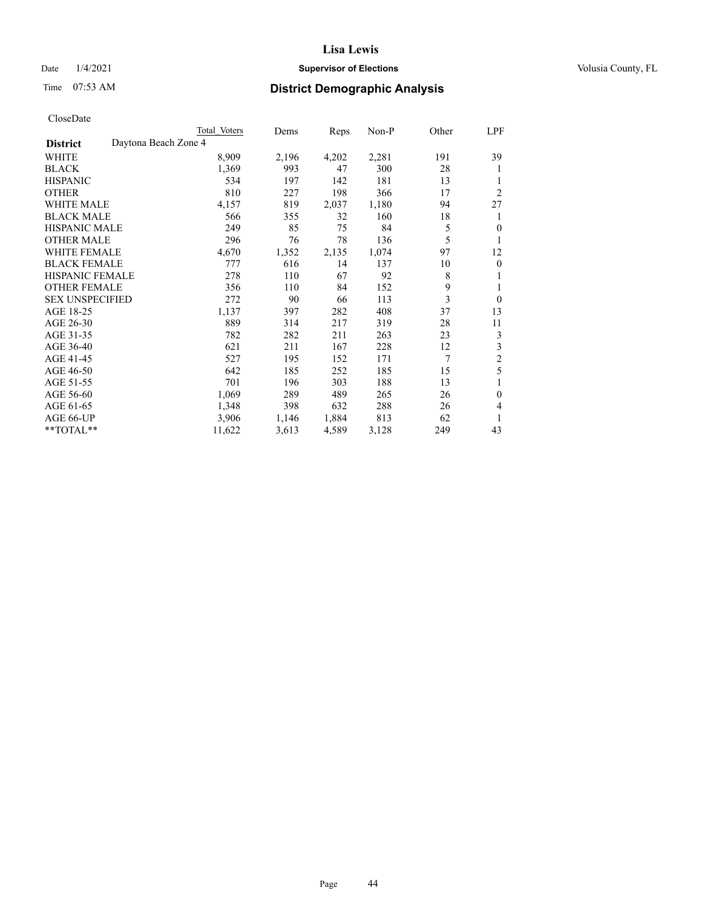CloseDate

| | Total Voters | Dems | Reps | Non-P | Other | LPF |
|---|---|---|---|---|---|---|
| **District** Daytona Beach Zone 4 | | | | | | |
| WHITE | 8,909 | 2,196 | 4,202 | 2,281 | 191 | 39 |
| BLACK | 1,369 | 993 | 47 | 300 | 28 | 1 |
| HISPANIC | 534 | 197 | 142 | 181 | 13 | 1 |
| OTHER | 810 | 227 | 198 | 366 | 17 | 2 |
| WHITE MALE | 4,157 | 819 | 2,037 | 1,180 | 94 | 27 |
| BLACK MALE | 566 | 355 | 32 | 160 | 18 | 1 |
| HISPANIC MALE | 249 | 85 | 75 | 84 | 5 | 0 |
| OTHER MALE | 296 | 76 | 78 | 136 | 5 | 1 |
| WHITE FEMALE | 4,670 | 1,352 | 2,135 | 1,074 | 97 | 12 |
| BLACK FEMALE | 777 | 616 | 14 | 137 | 10 | 0 |
| HISPANIC FEMALE | 278 | 110 | 67 | 92 | 8 | 1 |
| OTHER FEMALE | 356 | 110 | 84 | 152 | 9 | 1 |
| SEX UNSPECIFIED | 272 | 90 | 66 | 113 | 3 | 0 |
| AGE 18-25 | 1,137 | 397 | 282 | 408 | 37 | 13 |
| AGE 26-30 | 889 | 314 | 217 | 319 | 28 | 11 |
| AGE 31-35 | 782 | 282 | 211 | 263 | 23 | 3 |
| AGE 36-40 | 621 | 211 | 167 | 228 | 12 | 3 |
| AGE 41-45 | 527 | 195 | 152 | 171 | 7 | 2 |
| AGE 46-50 | 642 | 185 | 252 | 185 | 15 | 5 |
| AGE 51-55 | 701 | 196 | 303 | 188 | 13 | 1 |
| AGE 56-60 | 1,069 | 289 | 489 | 265 | 26 | 0 |
| AGE 61-65 | 1,348 | 398 | 632 | 288 | 26 | 4 |
| AGE 66-UP | 3,906 | 1,146 | 1,884 | 813 | 62 | 1 |
| **TOTAL** | 11,622 | 3,613 | 4,589 | 3,128 | 249 | 43 |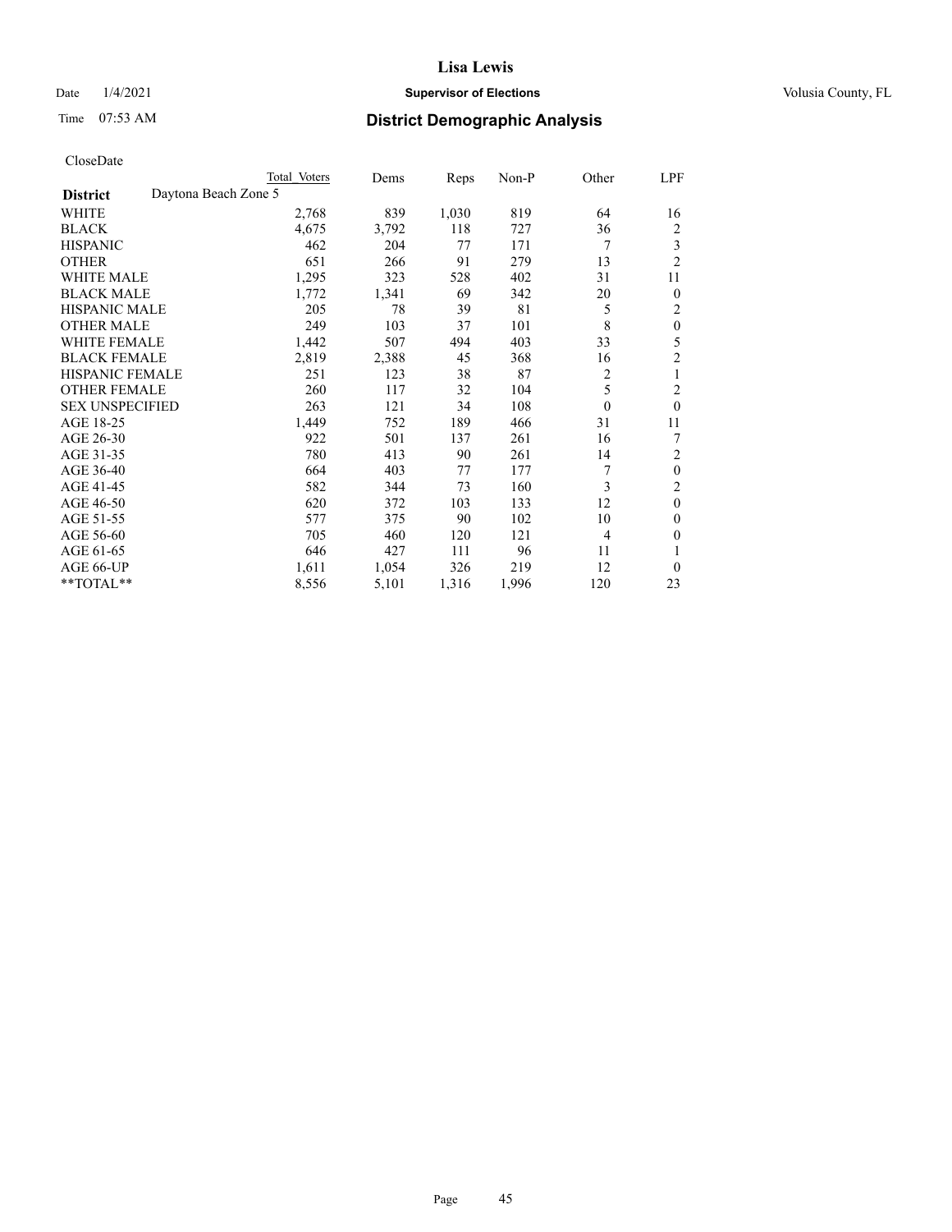# Lisa Lewis

Date 1/4/2021 **Supervisor of Elections** Volusia County, FL

Time 07:53 AM **District Demographic Analysis**

CloseDate

| | Total Voters | Dems | Reps | Non-P | Other | LPF |
|---|---|---|---|---|---|---|
| **District** Daytona Beach Zone 5 | | | | | | |
| WHITE | 2,768 | 839 | 1,030 | 819 | 64 | 16 |
| BLACK | 4,675 | 3,792 | 118 | 727 | 36 | 2 |
| HISPANIC | 462 | 204 | 77 | 171 | 7 | 3 |
| OTHER | 651 | 266 | 91 | 279 | 13 | 2 |
| WHITE MALE | 1,295 | 323 | 528 | 402 | 31 | 11 |
| BLACK MALE | 1,772 | 1,341 | 69 | 342 | 20 | 0 |
| HISPANIC MALE | 205 | 78 | 39 | 81 | 5 | 2 |
| OTHER MALE | 249 | 103 | 37 | 101 | 8 | 0 |
| WHITE FEMALE | 1,442 | 507 | 494 | 403 | 33 | 5 |
| BLACK FEMALE | 2,819 | 2,388 | 45 | 368 | 16 | 2 |
| HISPANIC FEMALE | 251 | 123 | 38 | 87 | 2 | 1 |
| OTHER FEMALE | 260 | 117 | 32 | 104 | 5 | 2 |
| SEX UNSPECIFIED | 263 | 121 | 34 | 108 | 0 | 0 |
| AGE 18-25 | 1,449 | 752 | 189 | 466 | 31 | 11 |
| AGE 26-30 | 922 | 501 | 137 | 261 | 16 | 7 |
| AGE 31-35 | 780 | 413 | 90 | 261 | 14 | 2 |
| AGE 36-40 | 664 | 403 | 77 | 177 | 7 | 0 |
| AGE 41-45 | 582 | 344 | 73 | 160 | 3 | 2 |
| AGE 46-50 | 620 | 372 | 103 | 133 | 12 | 0 |
| AGE 51-55 | 577 | 375 | 90 | 102 | 10 | 0 |
| AGE 56-60 | 705 | 460 | 120 | 121 | 4 | 0 |
| AGE 61-65 | 646 | 427 | 111 | 96 | 11 | 1 |
| AGE 66-UP | 1,611 | 1,054 | 326 | 219 | 12 | 0 |
| **TOTAL** | 8,556 | 5,101 | 1,316 | 1,996 | 120 | 23 |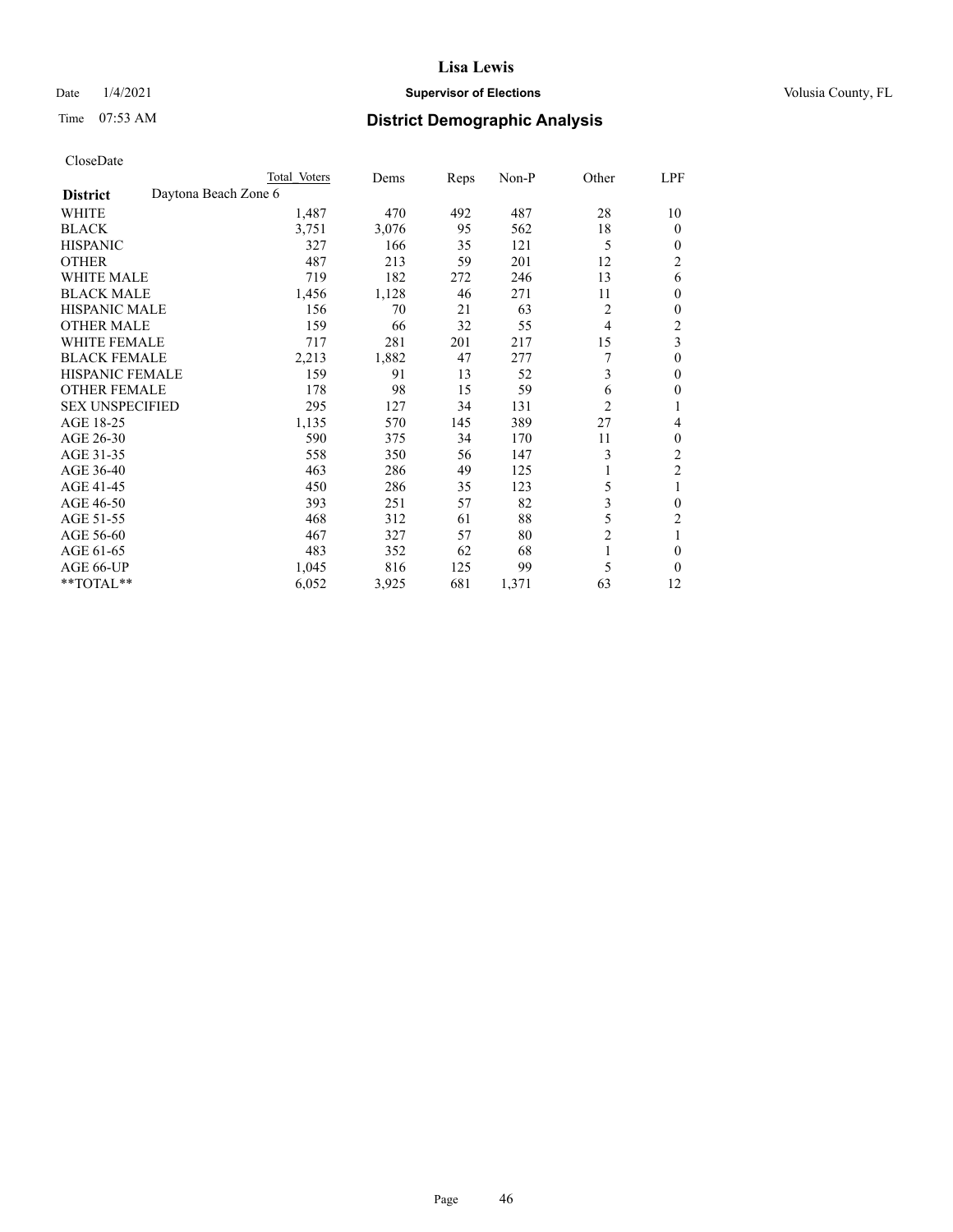# Lisa Lewis

Date 1/4/2021 **Supervisor of Elections** Volusia County, FL

Time 07:53 AM **District Demographic Analysis**

CloseDate

| | Total Voters | Dems | Reps | Non-P | Other | LPF |
|---|---|---|---|---|---|---|
| **District** Daytona Beach Zone 6 | | | | | | |
| WHITE | 1,487 | 470 | 492 | 487 | 28 | 10 |
| BLACK | 3,751 | 3,076 | 95 | 562 | 18 | 0 |
| HISPANIC | 327 | 166 | 35 | 121 | 5 | 0 |
| OTHER | 487 | 213 | 59 | 201 | 12 | 2 |
| WHITE MALE | 719 | 182 | 272 | 246 | 13 | 6 |
| BLACK MALE | 1,456 | 1,128 | 46 | 271 | 11 | 0 |
| HISPANIC MALE | 156 | 70 | 21 | 63 | 2 | 0 |
| OTHER MALE | 159 | 66 | 32 | 55 | 4 | 2 |
| WHITE FEMALE | 717 | 281 | 201 | 217 | 15 | 3 |
| BLACK FEMALE | 2,213 | 1,882 | 47 | 277 | 7 | 0 |
| HISPANIC FEMALE | 159 | 91 | 13 | 52 | 3 | 0 |
| OTHER FEMALE | 178 | 98 | 15 | 59 | 6 | 0 |
| SEX UNSPECIFIED | 295 | 127 | 34 | 131 | 2 | 1 |
| AGE 18-25 | 1,135 | 570 | 145 | 389 | 27 | 4 |
| AGE 26-30 | 590 | 375 | 34 | 170 | 11 | 0 |
| AGE 31-35 | 558 | 350 | 56 | 147 | 3 | 2 |
| AGE 36-40 | 463 | 286 | 49 | 125 | 1 | 2 |
| AGE 41-45 | 450 | 286 | 35 | 123 | 5 | 1 |
| AGE 46-50 | 393 | 251 | 57 | 82 | 3 | 0 |
| AGE 51-55 | 468 | 312 | 61 | 88 | 5 | 2 |
| AGE 56-60 | 467 | 327 | 57 | 80 | 2 | 1 |
| AGE 61-65 | 483 | 352 | 62 | 68 | 1 | 0 |
| AGE 66-UP | 1,045 | 816 | 125 | 99 | 5 | 0 |
| **TOTAL** | 6,052 | 3,925 | 681 | 1,371 | 63 | 12 |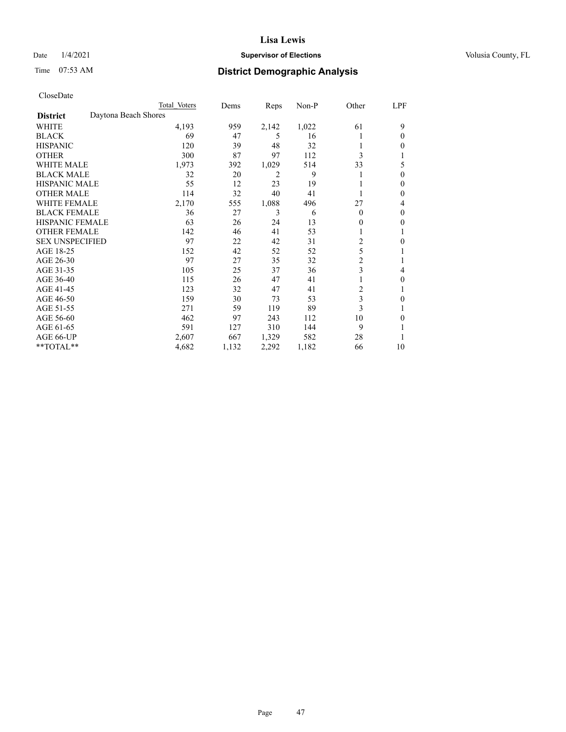CloseDate

| District | Daytona Beach Shores | Total Voters | Dems | Reps | Non-P | Other | LPF |
|---|---|---|---|---|---|---|---|
| WHITE | | 4,193 | 959 | 2,142 | 1,022 | 61 | 9 |
| BLACK | | 69 | 47 | 5 | 16 | 1 | 0 |
| HISPANIC | | 120 | 39 | 48 | 32 | 1 | 0 |
| OTHER | | 300 | 87 | 97 | 112 | 3 | 1 |
| WHITE MALE | | 1,973 | 392 | 1,029 | 514 | 33 | 5 |
| BLACK MALE | | 32 | 20 | 2 | 9 | 1 | 0 |
| HISPANIC MALE | | 55 | 12 | 23 | 19 | 1 | 0 |
| OTHER MALE | | 114 | 32 | 40 | 41 | 1 | 0 |
| WHITE FEMALE | | 2,170 | 555 | 1,088 | 496 | 27 | 4 |
| BLACK FEMALE | | 36 | 27 | 3 | 6 | 0 | 0 |
| HISPANIC FEMALE | | 63 | 26 | 24 | 13 | 0 | 0 |
| OTHER FEMALE | | 142 | 46 | 41 | 53 | 1 | 1 |
| SEX UNSPECIFIED | | 97 | 22 | 42 | 31 | 2 | 0 |
| AGE 18-25 | | 152 | 42 | 52 | 52 | 5 | 1 |
| AGE 26-30 | | 97 | 27 | 35 | 32 | 2 | 1 |
| AGE 31-35 | | 105 | 25 | 37 | 36 | 3 | 4 |
| AGE 36-40 | | 115 | 26 | 47 | 41 | 1 | 0 |
| AGE 41-45 | | 123 | 32 | 47 | 41 | 2 | 1 |
| AGE 46-50 | | 159 | 30 | 73 | 53 | 3 | 0 |
| AGE 51-55 | | 271 | 59 | 119 | 89 | 3 | 1 |
| AGE 56-60 | | 462 | 97 | 243 | 112 | 10 | 0 |
| AGE 61-65 | | 591 | 127 | 310 | 144 | 9 | 1 |
| AGE 66-UP | | 2,607 | 667 | 1,329 | 582 | 28 | 1 |
| **TOTAL** | | 4,682 | 1,132 | 2,292 | 1,182 | 66 | 10 |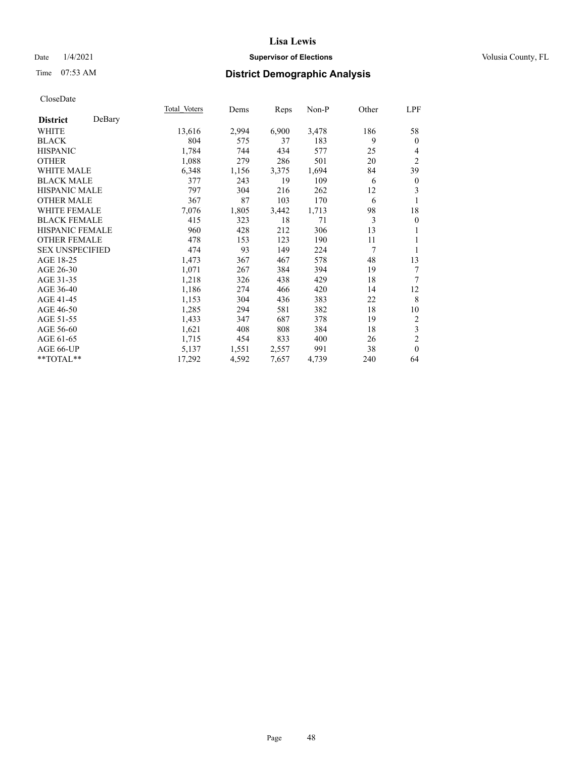# Lisa Lewis

Date 1/4/2021 **Supervisor of Elections** Volusia County, FL

Time 07:53 AM **District Demographic Analysis**

CloseDate

| **District** DeBary | Total Voters | Dems | Reps | Non-P | Other | LPF |
|---|---|---|---|---|---|---|
| WHITE | 13,616 | 2,994 | 6,900 | 3,478 | 186 | 58 |
| BLACK | 804 | 575 | 37 | 183 | 9 | 0 |
| HISPANIC | 1,784 | 744 | 434 | 577 | 25 | 4 |
| OTHER | 1,088 | 279 | 286 | 501 | 20 | 2 |
| WHITE MALE | 6,348 | 1,156 | 3,375 | 1,694 | 84 | 39 |
| BLACK MALE | 377 | 243 | 19 | 109 | 6 | 0 |
| HISPANIC MALE | 797 | 304 | 216 | 262 | 12 | 3 |
| OTHER MALE | 367 | 87 | 103 | 170 | 6 | 1 |
| WHITE FEMALE | 7,076 | 1,805 | 3,442 | 1,713 | 98 | 18 |
| BLACK FEMALE | 415 | 323 | 18 | 71 | 3 | 0 |
| HISPANIC FEMALE | 960 | 428 | 212 | 306 | 13 | 1 |
| OTHER FEMALE | 478 | 153 | 123 | 190 | 11 | 1 |
| SEX UNSPECIFIED | 474 | 93 | 149 | 224 | 7 | 1 |
| AGE 18-25 | 1,473 | 367 | 467 | 578 | 48 | 13 |
| AGE 26-30 | 1,071 | 267 | 384 | 394 | 19 | 7 |
| AGE 31-35 | 1,218 | 326 | 438 | 429 | 18 | 7 |
| AGE 36-40 | 1,186 | 274 | 466 | 420 | 14 | 12 |
| AGE 41-45 | 1,153 | 304 | 436 | 383 | 22 | 8 |
| AGE 46-50 | 1,285 | 294 | 581 | 382 | 18 | 10 |
| AGE 51-55 | 1,433 | 347 | 687 | 378 | 19 | 2 |
| AGE 56-60 | 1,621 | 408 | 808 | 384 | 18 | 3 |
| AGE 61-65 | 1,715 | 454 | 833 | 400 | 26 | 2 |
| AGE 66-UP | 5,137 | 1,551 | 2,557 | 991 | 38 | 0 |
| **TOTAL** | 17,292 | 4,592 | 7,657 | 4,739 | 240 | 64 |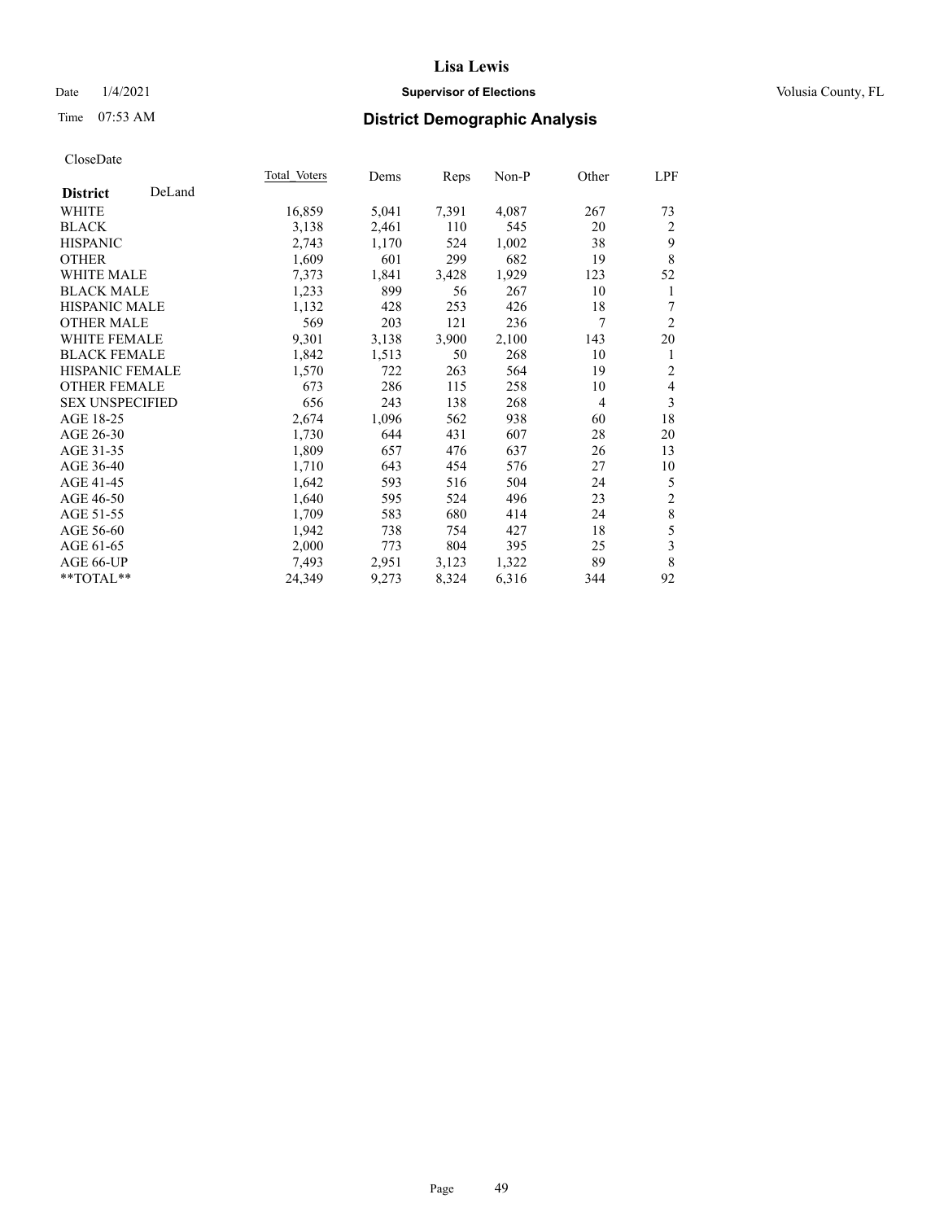# Lisa Lewis

Date 1/4/2021 **Supervisor of Elections** Volusia County, FL

Time 07:53 AM **District Demographic Analysis**

CloseDate

| **District** DeLand | Total Voters | Dems | Reps | Non-P | Other | LPF |
|---|---|---|---|---|---|---|
| WHITE | 16,859 | 5,041 | 7,391 | 4,087 | 267 | 73 |
| BLACK | 3,138 | 2,461 | 110 | 545 | 20 | 2 |
| HISPANIC | 2,743 | 1,170 | 524 | 1,002 | 38 | 9 |
| OTHER | 1,609 | 601 | 299 | 682 | 19 | 8 |
| WHITE MALE | 7,373 | 1,841 | 3,428 | 1,929 | 123 | 52 |
| BLACK MALE | 1,233 | 899 | 56 | 267 | 10 | 1 |
| HISPANIC MALE | 1,132 | 428 | 253 | 426 | 18 | 7 |
| OTHER MALE | 569 | 203 | 121 | 236 | 7 | 2 |
| WHITE FEMALE | 9,301 | 3,138 | 3,900 | 2,100 | 143 | 20 |
| BLACK FEMALE | 1,842 | 1,513 | 50 | 268 | 10 | 1 |
| HISPANIC FEMALE | 1,570 | 722 | 263 | 564 | 19 | 2 |
| OTHER FEMALE | 673 | 286 | 115 | 258 | 10 | 4 |
| SEX UNSPECIFIED | 656 | 243 | 138 | 268 | 4 | 3 |
| AGE 18-25 | 2,674 | 1,096 | 562 | 938 | 60 | 18 |
| AGE 26-30 | 1,730 | 644 | 431 | 607 | 28 | 20 |
| AGE 31-35 | 1,809 | 657 | 476 | 637 | 26 | 13 |
| AGE 36-40 | 1,710 | 643 | 454 | 576 | 27 | 10 |
| AGE 41-45 | 1,642 | 593 | 516 | 504 | 24 | 5 |
| AGE 46-50 | 1,640 | 595 | 524 | 496 | 23 | 2 |
| AGE 51-55 | 1,709 | 583 | 680 | 414 | 24 | 8 |
| AGE 56-60 | 1,942 | 738 | 754 | 427 | 18 | 5 |
| AGE 61-65 | 2,000 | 773 | 804 | 395 | 25 | 3 |
| AGE 66-UP | 7,493 | 2,951 | 3,123 | 1,322 | 89 | 8 |
| **TOTAL** | 24,349 | 9,273 | 8,324 | 6,316 | 344 | 92 |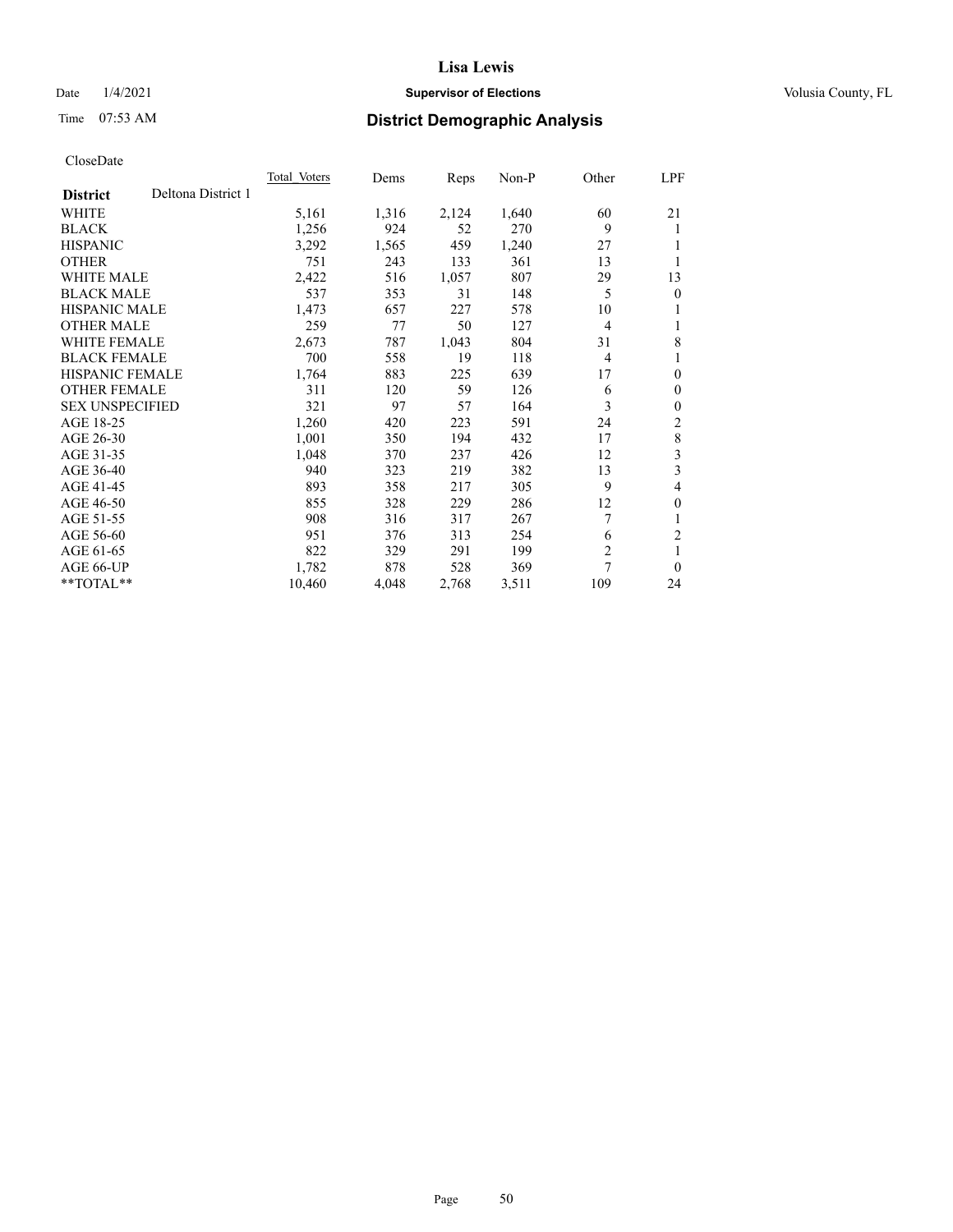# District Demographic Analysis

CloseDate

| District: Deltona District 1 | Total Voters | Dems | Reps | Non-P | Other | LPF |
|---|---|---|---|---|---|---|
| WHITE | 5,161 | 1,316 | 2,124 | 1,640 | 60 | 21 |
| BLACK | 1,256 | 924 | 52 | 270 | 9 | 1 |
| HISPANIC | 3,292 | 1,565 | 459 | 1,240 | 27 | 1 |
| OTHER | 751 | 243 | 133 | 361 | 13 | 1 |
| WHITE MALE | 2,422 | 516 | 1,057 | 807 | 29 | 13 |
| BLACK MALE | 537 | 353 | 31 | 148 | 5 | 0 |
| HISPANIC MALE | 1,473 | 657 | 227 | 578 | 10 | 1 |
| OTHER MALE | 259 | 77 | 50 | 127 | 4 | 1 |
| WHITE FEMALE | 2,673 | 787 | 1,043 | 804 | 31 | 8 |
| BLACK FEMALE | 700 | 558 | 19 | 118 | 4 | 1 |
| HISPANIC FEMALE | 1,764 | 883 | 225 | 639 | 17 | 0 |
| OTHER FEMALE | 311 | 120 | 59 | 126 | 6 | 0 |
| SEX UNSPECIFIED | 321 | 97 | 57 | 164 | 3 | 0 |
| AGE 18-25 | 1,260 | 420 | 223 | 591 | 24 | 2 |
| AGE 26-30 | 1,001 | 350 | 194 | 432 | 17 | 8 |
| AGE 31-35 | 1,048 | 370 | 237 | 426 | 12 | 3 |
| AGE 36-40 | 940 | 323 | 219 | 382 | 13 | 3 |
| AGE 41-45 | 893 | 358 | 217 | 305 | 9 | 4 |
| AGE 46-50 | 855 | 328 | 229 | 286 | 12 | 0 |
| AGE 51-55 | 908 | 316 | 317 | 267 | 7 | 1 |
| AGE 56-60 | 951 | 376 | 313 | 254 | 6 | 2 |
| AGE 61-65 | 822 | 329 | 291 | 199 | 2 | 1 |
| AGE 66-UP | 1,782 | 878 | 528 | 369 | 7 | 0 |
| **TOTAL** | 10,460 | 4,048 | 2,768 | 3,511 | 109 | 24 |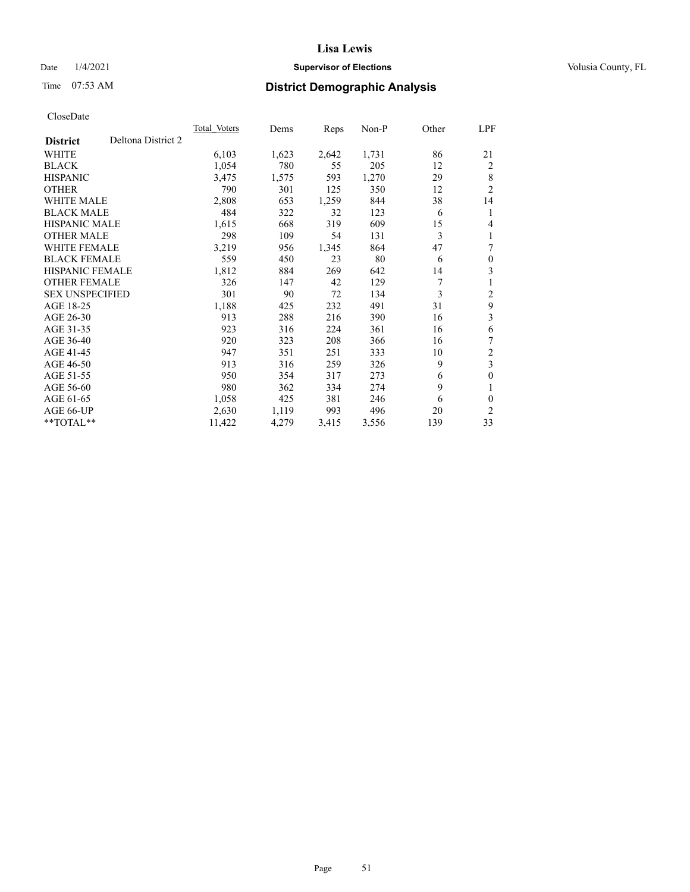# Lisa Lewis

Date 1/4/2021 **Supervisor of Elections** Volusia County, FL

Time 07:53 AM **District Demographic Analysis**

CloseDate

| **District** Deltona District 2 | Total Voters | Dems | Reps | Non-P | Other | LPF |
|---|---|---|---|---|---|---|
| WHITE | 6,103 | 1,623 | 2,642 | 1,731 | 86 | 21 |
| BLACK | 1,054 | 780 | 55 | 205 | 12 | 2 |
| HISPANIC | 3,475 | 1,575 | 593 | 1,270 | 29 | 8 |
| OTHER | 790 | 301 | 125 | 350 | 12 | 2 |
| WHITE MALE | 2,808 | 653 | 1,259 | 844 | 38 | 14 |
| BLACK MALE | 484 | 322 | 32 | 123 | 6 | 1 |
| HISPANIC MALE | 1,615 | 668 | 319 | 609 | 15 | 4 |
| OTHER MALE | 298 | 109 | 54 | 131 | 3 | 1 |
| WHITE FEMALE | 3,219 | 956 | 1,345 | 864 | 47 | 7 |
| BLACK FEMALE | 559 | 450 | 23 | 80 | 6 | 0 |
| HISPANIC FEMALE | 1,812 | 884 | 269 | 642 | 14 | 3 |
| OTHER FEMALE | 326 | 147 | 42 | 129 | 7 | 1 |
| SEX UNSPECIFIED | 301 | 90 | 72 | 134 | 3 | 2 |
| AGE 18-25 | 1,188 | 425 | 232 | 491 | 31 | 9 |
| AGE 26-30 | 913 | 288 | 216 | 390 | 16 | 3 |
| AGE 31-35 | 923 | 316 | 224 | 361 | 16 | 6 |
| AGE 36-40 | 920 | 323 | 208 | 366 | 16 | 7 |
| AGE 41-45 | 947 | 351 | 251 | 333 | 10 | 2 |
| AGE 46-50 | 913 | 316 | 259 | 326 | 9 | 3 |
| AGE 51-55 | 950 | 354 | 317 | 273 | 6 | 0 |
| AGE 56-60 | 980 | 362 | 334 | 274 | 9 | 1 |
| AGE 61-65 | 1,058 | 425 | 381 | 246 | 6 | 0 |
| AGE 66-UP | 2,630 | 1,119 | 993 | 496 | 20 | 2 |
| **TOTAL** | 11,422 | 4,279 | 3,415 | 3,556 | 139 | 33 |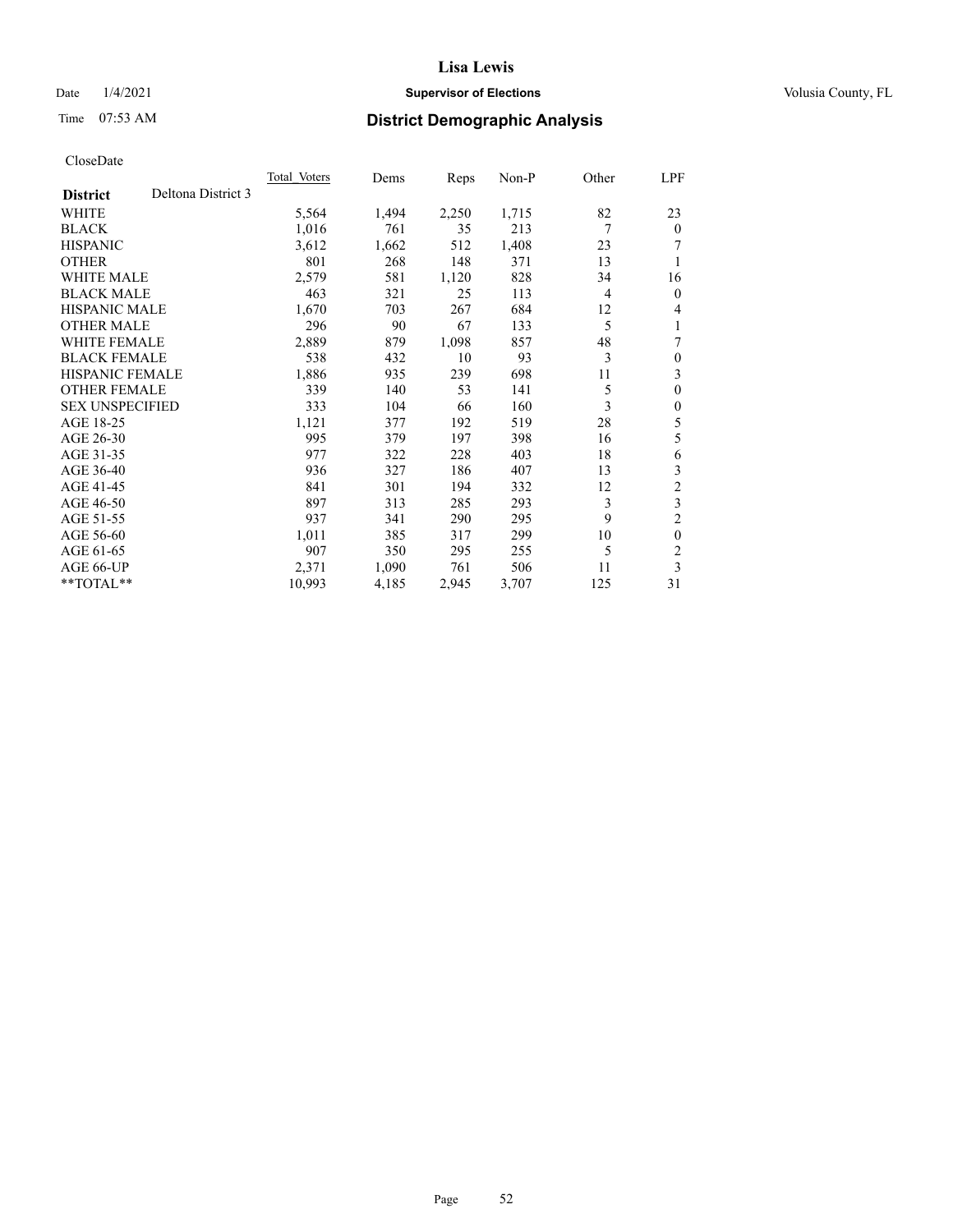# Lisa Lewis

Date 1/4/2021 **Supervisor of Elections** Volusia County, FL

Time 07:53 AM **District Demographic Analysis**

CloseDate

| **District** Deltona District 3 | Total Voters | Dems | Reps | Non-P | Other | LPF |
|---|---|---|---|---|---|---|
| WHITE | 5,564 | 1,494 | 2,250 | 1,715 | 82 | 23 |
| BLACK | 1,016 | 761 | 35 | 213 | 7 | 0 |
| HISPANIC | 3,612 | 1,662 | 512 | 1,408 | 23 | 7 |
| OTHER | 801 | 268 | 148 | 371 | 13 | 1 |
| WHITE MALE | 2,579 | 581 | 1,120 | 828 | 34 | 16 |
| BLACK MALE | 463 | 321 | 25 | 113 | 4 | 0 |
| HISPANIC MALE | 1,670 | 703 | 267 | 684 | 12 | 4 |
| OTHER MALE | 296 | 90 | 67 | 133 | 5 | 1 |
| WHITE FEMALE | 2,889 | 879 | 1,098 | 857 | 48 | 7 |
| BLACK FEMALE | 538 | 432 | 10 | 93 | 3 | 0 |
| HISPANIC FEMALE | 1,886 | 935 | 239 | 698 | 11 | 3 |
| OTHER FEMALE | 339 | 140 | 53 | 141 | 5 | 0 |
| SEX UNSPECIFIED | 333 | 104 | 66 | 160 | 3 | 0 |
| AGE 18-25 | 1,121 | 377 | 192 | 519 | 28 | 5 |
| AGE 26-30 | 995 | 379 | 197 | 398 | 16 | 5 |
| AGE 31-35 | 977 | 322 | 228 | 403 | 18 | 6 |
| AGE 36-40 | 936 | 327 | 186 | 407 | 13 | 3 |
| AGE 41-45 | 841 | 301 | 194 | 332 | 12 | 2 |
| AGE 46-50 | 897 | 313 | 285 | 293 | 3 | 3 |
| AGE 51-55 | 937 | 341 | 290 | 295 | 9 | 2 |
| AGE 56-60 | 1,011 | 385 | 317 | 299 | 10 | 0 |
| AGE 61-65 | 907 | 350 | 295 | 255 | 5 | 2 |
| AGE 66-UP | 2,371 | 1,090 | 761 | 506 | 11 | 3 |
| **TOTAL** | 10,993 | 4,185 | 2,945 | 3,707 | 125 | 31 |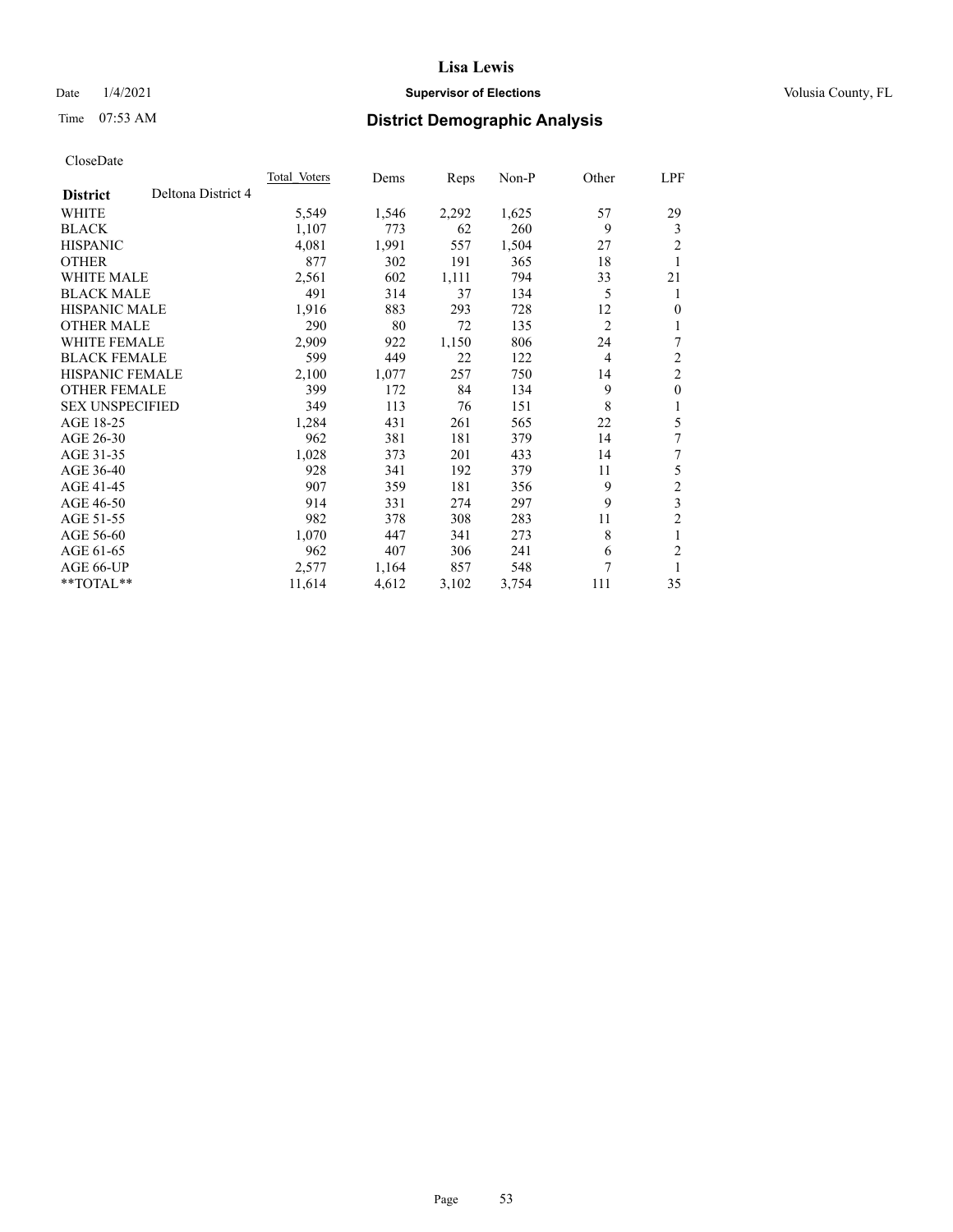# Lisa Lewis

Date 1/4/2021 **Supervisor of Elections** Volusia County, FL

Time 07:53 AM **District Demographic Analysis**

CloseDate

| **District** Deltona District 4 | Total Voters | Dems | Reps | Non-P | Other | LPF |
|---|---|---|---|---|---|---|
| WHITE | 5,549 | 1,546 | 2,292 | 1,625 | 57 | 29 |
| BLACK | 1,107 | 773 | 62 | 260 | 9 | 3 |
| HISPANIC | 4,081 | 1,991 | 557 | 1,504 | 27 | 2 |
| OTHER | 877 | 302 | 191 | 365 | 18 | 1 |
| WHITE MALE | 2,561 | 602 | 1,111 | 794 | 33 | 21 |
| BLACK MALE | 491 | 314 | 37 | 134 | 5 | 1 |
| HISPANIC MALE | 1,916 | 883 | 293 | 728 | 12 | 0 |
| OTHER MALE | 290 | 80 | 72 | 135 | 2 | 1 |
| WHITE FEMALE | 2,909 | 922 | 1,150 | 806 | 24 | 7 |
| BLACK FEMALE | 599 | 449 | 22 | 122 | 4 | 2 |
| HISPANIC FEMALE | 2,100 | 1,077 | 257 | 750 | 14 | 2 |
| OTHER FEMALE | 399 | 172 | 84 | 134 | 9 | 0 |
| SEX UNSPECIFIED | 349 | 113 | 76 | 151 | 8 | 1 |
| AGE 18-25 | 1,284 | 431 | 261 | 565 | 22 | 5 |
| AGE 26-30 | 962 | 381 | 181 | 379 | 14 | 7 |
| AGE 31-35 | 1,028 | 373 | 201 | 433 | 14 | 7 |
| AGE 36-40 | 928 | 341 | 192 | 379 | 11 | 5 |
| AGE 41-45 | 907 | 359 | 181 | 356 | 9 | 2 |
| AGE 46-50 | 914 | 331 | 274 | 297 | 9 | 3 |
| AGE 51-55 | 982 | 378 | 308 | 283 | 11 | 2 |
| AGE 56-60 | 1,070 | 447 | 341 | 273 | 8 | 1 |
| AGE 61-65 | 962 | 407 | 306 | 241 | 6 | 2 |
| AGE 66-UP | 2,577 | 1,164 | 857 | 548 | 7 | 1 |
| **TOTAL** | 11,614 | 4,612 | 3,102 | 3,754 | 111 | 35 |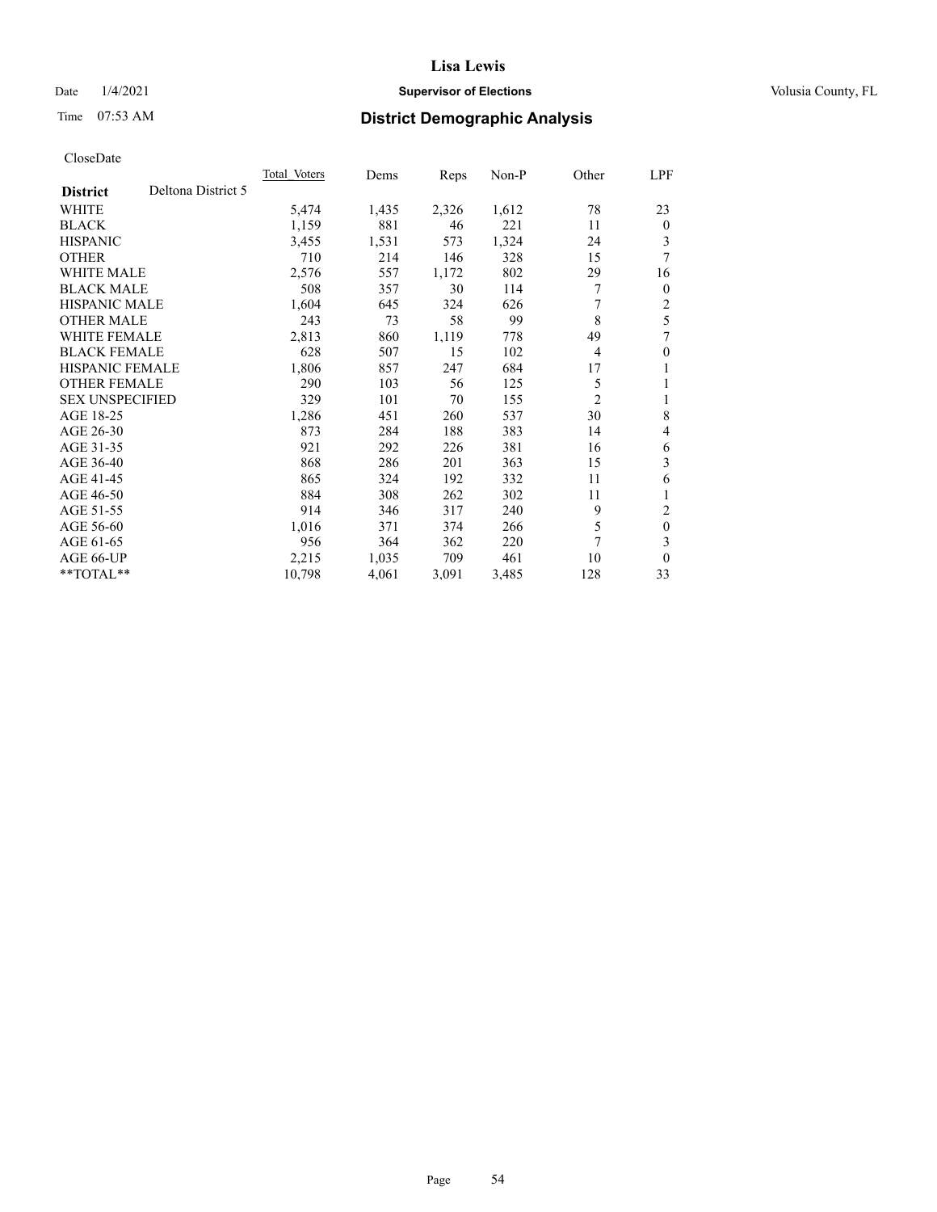# Lisa Lewis

Date 1/4/2021 **Supervisor of Elections** Volusia County, FL

Time 07:53 AM **District Demographic Analysis**

CloseDate

| **District** Deltona District 5 | Total Voters | Dems | Reps | Non-P | Other | LPF |
|---|---|---|---|---|---|---|
| WHITE | 5,474 | 1,435 | 2,326 | 1,612 | 78 | 23 |
| BLACK | 1,159 | 881 | 46 | 221 | 11 | 0 |
| HISPANIC | 3,455 | 1,531 | 573 | 1,324 | 24 | 3 |
| OTHER | 710 | 214 | 146 | 328 | 15 | 7 |
| WHITE MALE | 2,576 | 557 | 1,172 | 802 | 29 | 16 |
| BLACK MALE | 508 | 357 | 30 | 114 | 7 | 0 |
| HISPANIC MALE | 1,604 | 645 | 324 | 626 | 7 | 2 |
| OTHER MALE | 243 | 73 | 58 | 99 | 8 | 5 |
| WHITE FEMALE | 2,813 | 860 | 1,119 | 778 | 49 | 7 |
| BLACK FEMALE | 628 | 507 | 15 | 102 | 4 | 0 |
| HISPANIC FEMALE | 1,806 | 857 | 247 | 684 | 17 | 1 |
| OTHER FEMALE | 290 | 103 | 56 | 125 | 5 | 1 |
| SEX UNSPECIFIED | 329 | 101 | 70 | 155 | 2 | 1 |
| AGE 18-25 | 1,286 | 451 | 260 | 537 | 30 | 8 |
| AGE 26-30 | 873 | 284 | 188 | 383 | 14 | 4 |
| AGE 31-35 | 921 | 292 | 226 | 381 | 16 | 6 |
| AGE 36-40 | 868 | 286 | 201 | 363 | 15 | 3 |
| AGE 41-45 | 865 | 324 | 192 | 332 | 11 | 6 |
| AGE 46-50 | 884 | 308 | 262 | 302 | 11 | 1 |
| AGE 51-55 | 914 | 346 | 317 | 240 | 9 | 2 |
| AGE 56-60 | 1,016 | 371 | 374 | 266 | 5 | 0 |
| AGE 61-65 | 956 | 364 | 362 | 220 | 7 | 3 |
| AGE 66-UP | 2,215 | 1,035 | 709 | 461 | 10 | 0 |
| **TOTAL** | 10,798 | 4,061 | 3,091 | 3,485 | 128 | 33 |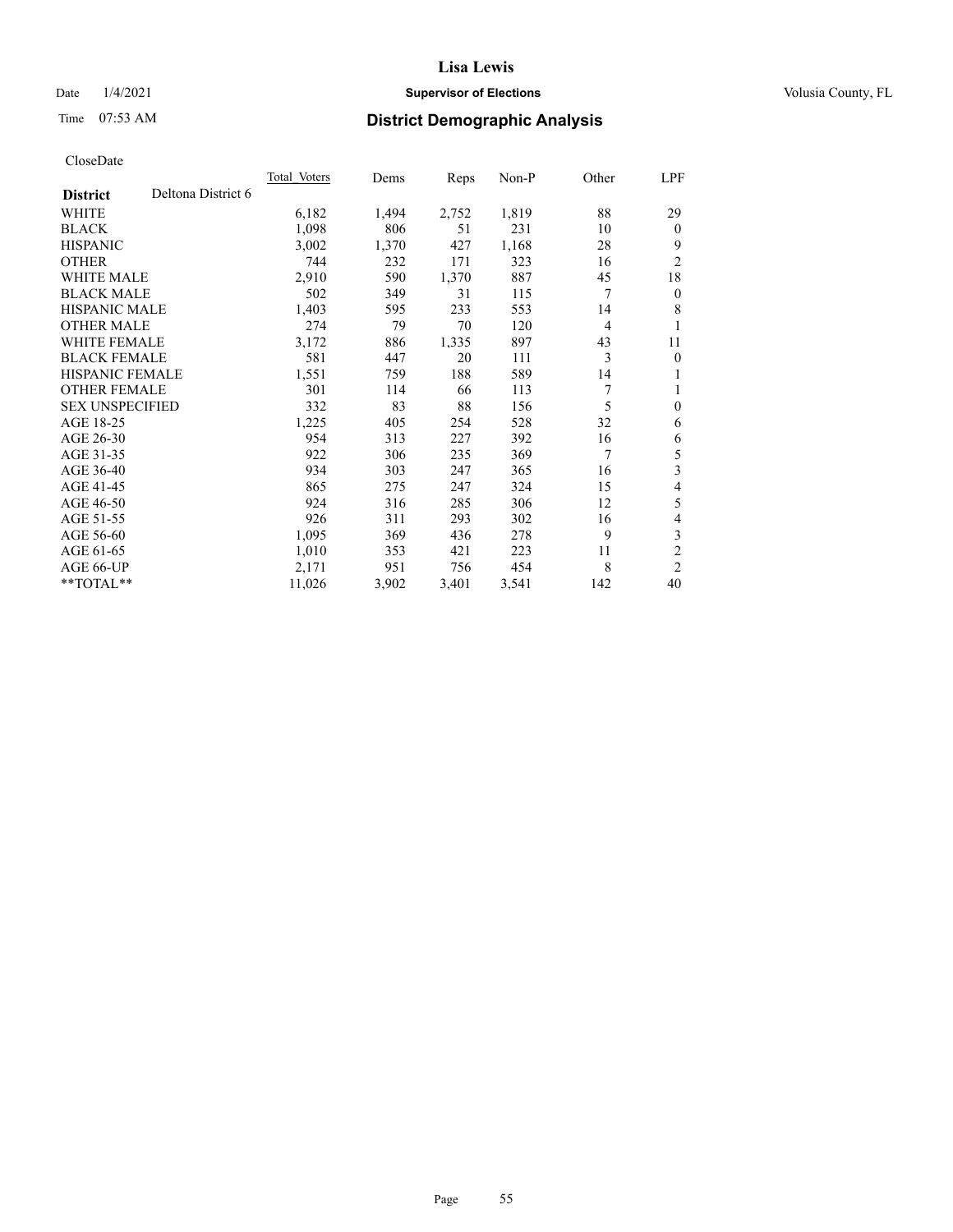CloseDate

| District | Deltona District 6 | Total Voters | Dems | Reps | Non-P | Other | LPF |
|---|---|---|---|---|---|---|---|
| WHITE | | 6,182 | 1,494 | 2,752 | 1,819 | 88 | 29 |
| BLACK | | 1,098 | 806 | 51 | 231 | 10 | 0 |
| HISPANIC | | 3,002 | 1,370 | 427 | 1,168 | 28 | 9 |
| OTHER | | 744 | 232 | 171 | 323 | 16 | 2 |
| WHITE MALE | | 2,910 | 590 | 1,370 | 887 | 45 | 18 |
| BLACK MALE | | 502 | 349 | 31 | 115 | 7 | 0 |
| HISPANIC MALE | | 1,403 | 595 | 233 | 553 | 14 | 8 |
| OTHER MALE | | 274 | 79 | 70 | 120 | 4 | 1 |
| WHITE FEMALE | | 3,172 | 886 | 1,335 | 897 | 43 | 11 |
| BLACK FEMALE | | 581 | 447 | 20 | 111 | 3 | 0 |
| HISPANIC FEMALE | | 1,551 | 759 | 188 | 589 | 14 | 1 |
| OTHER FEMALE | | 301 | 114 | 66 | 113 | 7 | 1 |
| SEX UNSPECIFIED | | 332 | 83 | 88 | 156 | 5 | 0 |
| AGE 18-25 | | 1,225 | 405 | 254 | 528 | 32 | 6 |
| AGE 26-30 | | 954 | 313 | 227 | 392 | 16 | 6 |
| AGE 31-35 | | 922 | 306 | 235 | 369 | 7 | 5 |
| AGE 36-40 | | 934 | 303 | 247 | 365 | 16 | 3 |
| AGE 41-45 | | 865 | 275 | 247 | 324 | 15 | 4 |
| AGE 46-50 | | 924 | 316 | 285 | 306 | 12 | 5 |
| AGE 51-55 | | 926 | 311 | 293 | 302 | 16 | 4 |
| AGE 56-60 | | 1,095 | 369 | 436 | 278 | 9 | 3 |
| AGE 61-65 | | 1,010 | 353 | 421 | 223 | 11 | 2 |
| AGE 66-UP | | 2,171 | 951 | 756 | 454 | 8 | 2 |
| **TOTAL** | | 11,026 | 3,902 | 3,401 | 3,541 | 142 | 40 |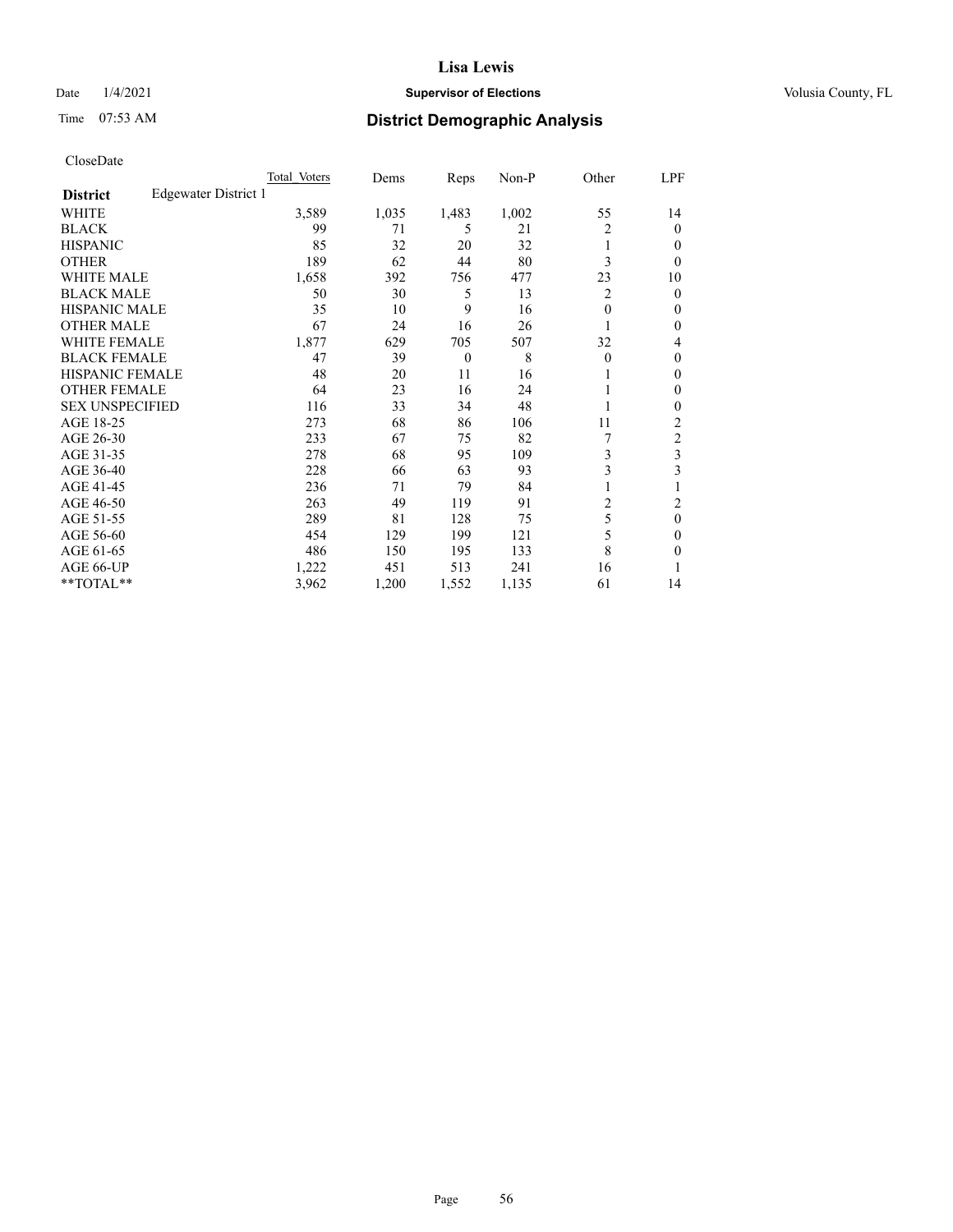# District Demographic Analysis

CloseDate

| District | Edgewater District 1 | Total Voters | Dems | Reps | Non-P | Other | LPF |
|---|---|---|---|---|---|---|---|
| WHITE | | 3,589 | 1,035 | 1,483 | 1,002 | 55 | 14 |
| BLACK | | 99 | 71 | 5 | 21 | 2 | 0 |
| HISPANIC | | 85 | 32 | 20 | 32 | 1 | 0 |
| OTHER | | 189 | 62 | 44 | 80 | 3 | 0 |
| WHITE MALE | | 1,658 | 392 | 756 | 477 | 23 | 10 |
| BLACK MALE | | 50 | 30 | 5 | 13 | 2 | 0 |
| HISPANIC MALE | | 35 | 10 | 9 | 16 | 0 | 0 |
| OTHER MALE | | 67 | 24 | 16 | 26 | 1 | 0 |
| WHITE FEMALE | | 1,877 | 629 | 705 | 507 | 32 | 4 |
| BLACK FEMALE | | 47 | 39 | 0 | 8 | 0 | 0 |
| HISPANIC FEMALE | | 48 | 20 | 11 | 16 | 1 | 0 |
| OTHER FEMALE | | 64 | 23 | 16 | 24 | 1 | 0 |
| SEX UNSPECIFIED | | 116 | 33 | 34 | 48 | 1 | 0 |
| AGE 18-25 | | 273 | 68 | 86 | 106 | 11 | 2 |
| AGE 26-30 | | 233 | 67 | 75 | 82 | 7 | 2 |
| AGE 31-35 | | 278 | 68 | 95 | 109 | 3 | 3 |
| AGE 36-40 | | 228 | 66 | 63 | 93 | 3 | 3 |
| AGE 41-45 | | 236 | 71 | 79 | 84 | 1 | 1 |
| AGE 46-50 | | 263 | 49 | 119 | 91 | 2 | 2 |
| AGE 51-55 | | 289 | 81 | 128 | 75 | 5 | 0 |
| AGE 56-60 | | 454 | 129 | 199 | 121 | 5 | 0 |
| AGE 61-65 | | 486 | 150 | 195 | 133 | 8 | 0 |
| AGE 66-UP | | 1,222 | 451 | 513 | 241 | 16 | 1 |
| **TOTAL** | | 3,962 | 1,200 | 1,552 | 1,135 | 61 | 14 |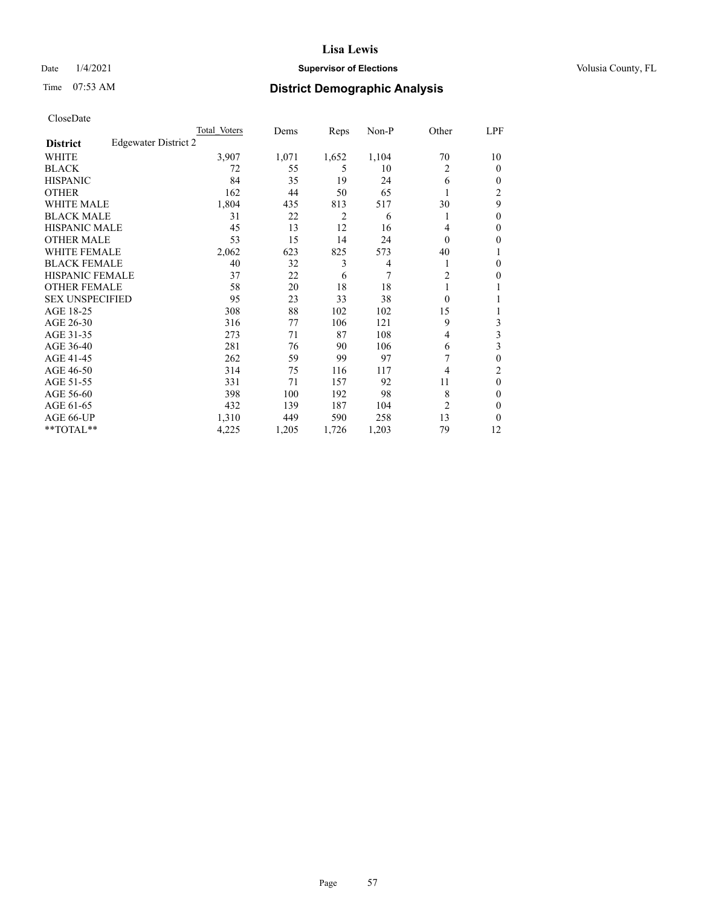CloseDate

| District | Edgewater District 2 | Total Voters | Dems | Reps | Non-P | Other | LPF |
|---|---|---|---|---|---|---|---|
| WHITE | | 3,907 | 1,071 | 1,652 | 1,104 | 70 | 10 |
| BLACK | | 72 | 55 | 5 | 10 | 2 | 0 |
| HISPANIC | | 84 | 35 | 19 | 24 | 6 | 0 |
| OTHER | | 162 | 44 | 50 | 65 | 1 | 2 |
| WHITE MALE | | 1,804 | 435 | 813 | 517 | 30 | 9 |
| BLACK MALE | | 31 | 22 | 2 | 6 | 1 | 0 |
| HISPANIC MALE | | 45 | 13 | 12 | 16 | 4 | 0 |
| OTHER MALE | | 53 | 15 | 14 | 24 | 0 | 0 |
| WHITE FEMALE | | 2,062 | 623 | 825 | 573 | 40 | 1 |
| BLACK FEMALE | | 40 | 32 | 3 | 4 | 1 | 0 |
| HISPANIC FEMALE | | 37 | 22 | 6 | 7 | 2 | 0 |
| OTHER FEMALE | | 58 | 20 | 18 | 18 | 1 | 1 |
| SEX UNSPECIFIED | | 95 | 23 | 33 | 38 | 0 | 1 |
| AGE 18-25 | | 308 | 88 | 102 | 102 | 15 | 1 |
| AGE 26-30 | | 316 | 77 | 106 | 121 | 9 | 3 |
| AGE 31-35 | | 273 | 71 | 87 | 108 | 4 | 3 |
| AGE 36-40 | | 281 | 76 | 90 | 106 | 6 | 3 |
| AGE 41-45 | | 262 | 59 | 99 | 97 | 7 | 0 |
| AGE 46-50 | | 314 | 75 | 116 | 117 | 4 | 2 |
| AGE 51-55 | | 331 | 71 | 157 | 92 | 11 | 0 |
| AGE 56-60 | | 398 | 100 | 192 | 98 | 8 | 0 |
| AGE 61-65 | | 432 | 139 | 187 | 104 | 2 | 0 |
| AGE 66-UP | | 1,310 | 449 | 590 | 258 | 13 | 0 |
| **TOTAL** | | 4,225 | 1,205 | 1,726 | 1,203 | 79 | 12 |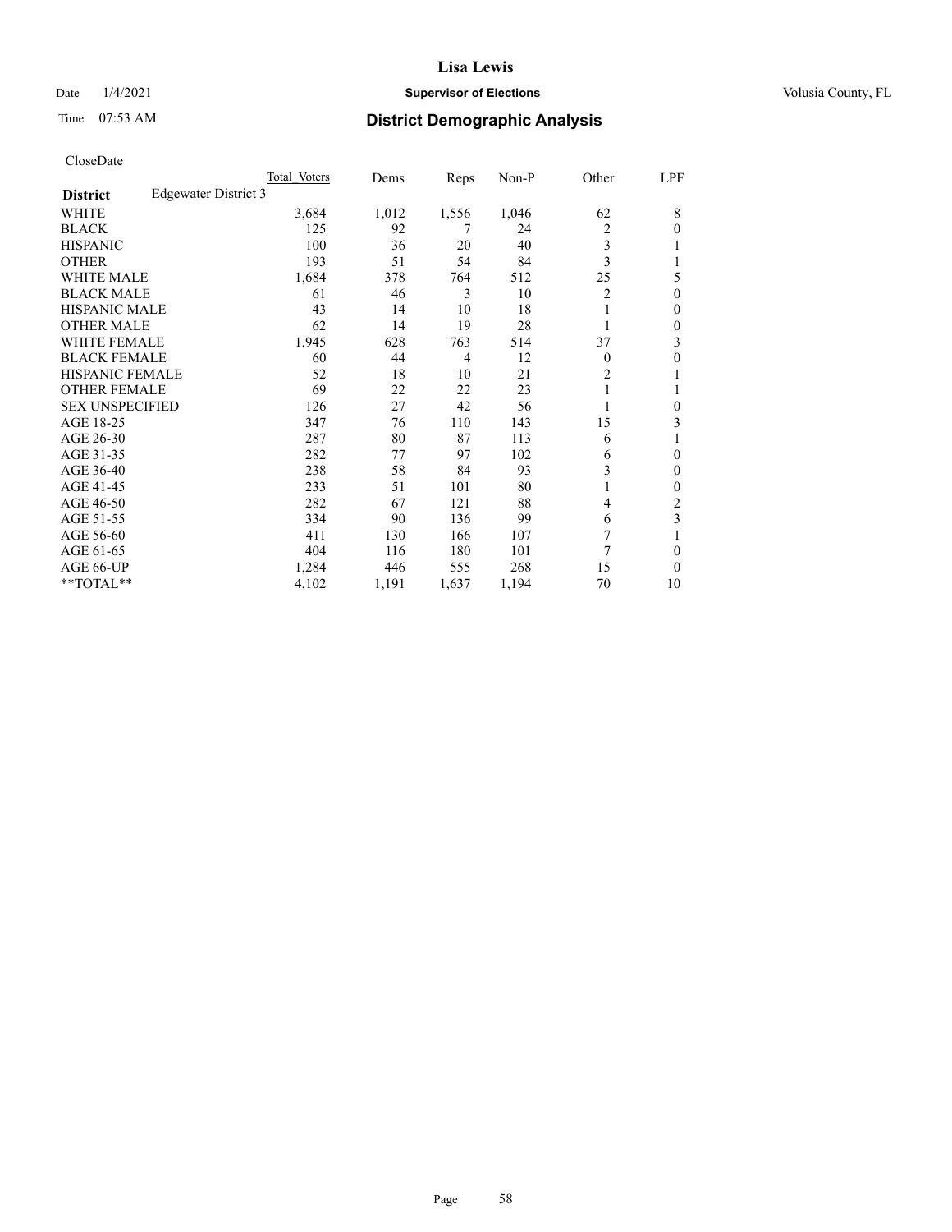# Lisa Lewis

Date 1/4/2021 **Supervisor of Elections** Volusia County, FL

Time 07:53 AM **District Demographic Analysis**

CloseDate

| **District** Edgewater District 3 | Total Voters | Dems | Reps | Non-P | Other | LPF |
|---|---|---|---|---|---|---|
| WHITE | 3,684 | 1,012 | 1,556 | 1,046 | 62 | 8 |
| BLACK | 125 | 92 | 7 | 24 | 2 | 0 |
| HISPANIC | 100 | 36 | 20 | 40 | 3 | 1 |
| OTHER | 193 | 51 | 54 | 84 | 3 | 1 |
| WHITE MALE | 1,684 | 378 | 764 | 512 | 25 | 5 |
| BLACK MALE | 61 | 46 | 3 | 10 | 2 | 0 |
| HISPANIC MALE | 43 | 14 | 10 | 18 | 1 | 0 |
| OTHER MALE | 62 | 14 | 19 | 28 | 1 | 0 |
| WHITE FEMALE | 1,945 | 628 | 763 | 514 | 37 | 3 |
| BLACK FEMALE | 60 | 44 | 4 | 12 | 0 | 0 |
| HISPANIC FEMALE | 52 | 18 | 10 | 21 | 2 | 1 |
| OTHER FEMALE | 69 | 22 | 22 | 23 | 1 | 1 |
| SEX UNSPECIFIED | 126 | 27 | 42 | 56 | 1 | 0 |
| AGE 18-25 | 347 | 76 | 110 | 143 | 15 | 3 |
| AGE 26-30 | 287 | 80 | 87 | 113 | 6 | 1 |
| AGE 31-35 | 282 | 77 | 97 | 102 | 6 | 0 |
| AGE 36-40 | 238 | 58 | 84 | 93 | 3 | 0 |
| AGE 41-45 | 233 | 51 | 101 | 80 | 1 | 0 |
| AGE 46-50 | 282 | 67 | 121 | 88 | 4 | 2 |
| AGE 51-55 | 334 | 90 | 136 | 99 | 6 | 3 |
| AGE 56-60 | 411 | 130 | 166 | 107 | 7 | 1 |
| AGE 61-65 | 404 | 116 | 180 | 101 | 7 | 0 |
| AGE 66-UP | 1,284 | 446 | 555 | 268 | 15 | 0 |
| **TOTAL** | 4,102 | 1,191 | 1,637 | 1,194 | 70 | 10 |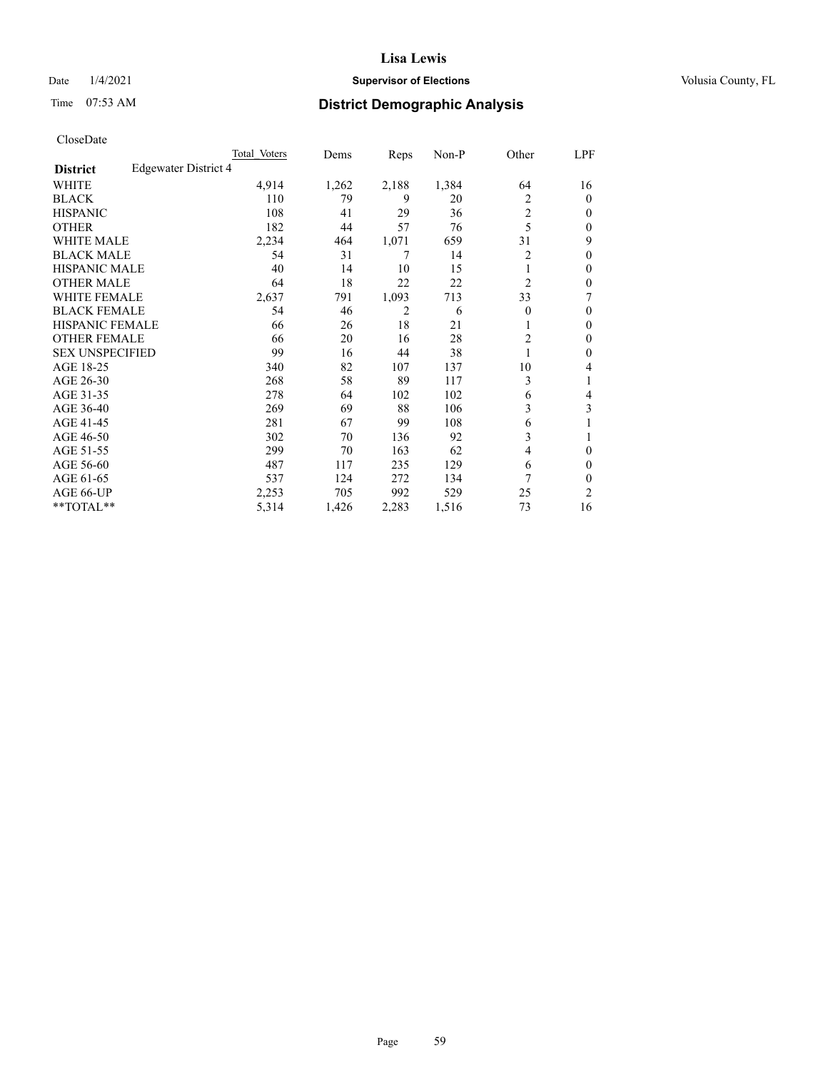# Lisa Lewis

Date 1/4/2021 **Supervisor of Elections** Volusia County, FL

Time 07:53 AM **District Demographic Analysis**

CloseDate

| **District** Edgewater District 4 | Total Voters | Dems | Reps | Non-P | Other | LPF |
|---|---|---|---|---|---|---|
| WHITE | 4,914 | 1,262 | 2,188 | 1,384 | 64 | 16 |
| BLACK | 110 | 79 | 9 | 20 | 2 | 0 |
| HISPANIC | 108 | 41 | 29 | 36 | 2 | 0 |
| OTHER | 182 | 44 | 57 | 76 | 5 | 0 |
| WHITE MALE | 2,234 | 464 | 1,071 | 659 | 31 | 9 |
| BLACK MALE | 54 | 31 | 7 | 14 | 2 | 0 |
| HISPANIC MALE | 40 | 14 | 10 | 15 | 1 | 0 |
| OTHER MALE | 64 | 18 | 22 | 22 | 2 | 0 |
| WHITE FEMALE | 2,637 | 791 | 1,093 | 713 | 33 | 7 |
| BLACK FEMALE | 54 | 46 | 2 | 6 | 0 | 0 |
| HISPANIC FEMALE | 66 | 26 | 18 | 21 | 1 | 0 |
| OTHER FEMALE | 66 | 20 | 16 | 28 | 2 | 0 |
| SEX UNSPECIFIED | 99 | 16 | 44 | 38 | 1 | 0 |
| AGE 18-25 | 340 | 82 | 107 | 137 | 10 | 4 |
| AGE 26-30 | 268 | 58 | 89 | 117 | 3 | 1 |
| AGE 31-35 | 278 | 64 | 102 | 102 | 6 | 4 |
| AGE 36-40 | 269 | 69 | 88 | 106 | 3 | 3 |
| AGE 41-45 | 281 | 67 | 99 | 108 | 6 | 1 |
| AGE 46-50 | 302 | 70 | 136 | 92 | 3 | 1 |
| AGE 51-55 | 299 | 70 | 163 | 62 | 4 | 0 |
| AGE 56-60 | 487 | 117 | 235 | 129 | 6 | 0 |
| AGE 61-65 | 537 | 124 | 272 | 134 | 7 | 0 |
| AGE 66-UP | 2,253 | 705 | 992 | 529 | 25 | 2 |
| **TOTAL** | 5,314 | 1,426 | 2,283 | 1,516 | 73 | 16 |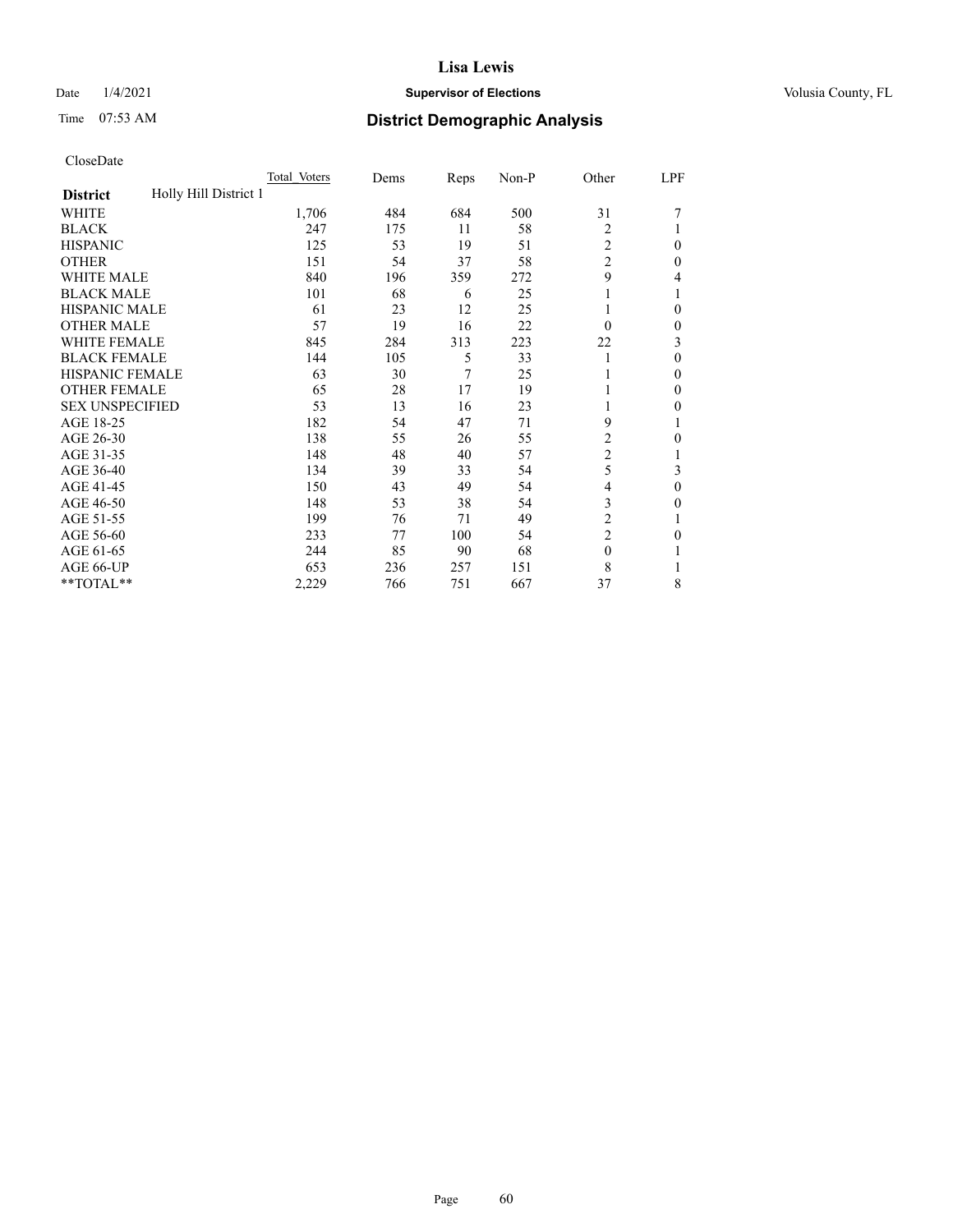# Lisa Lewis

Date 1/4/2021 **Supervisor of Elections** Volusia County, FL

Time 07:53 AM **District Demographic Analysis**

CloseDate

| **District** Holly Hill District 1 | Total Voters | Dems | Reps | Non-P | Other | LPF |
|---|---|---|---|---|---|---|
| WHITE | 1,706 | 484 | 684 | 500 | 31 | 7 |
| BLACK | 247 | 175 | 11 | 58 | 2 | 1 |
| HISPANIC | 125 | 53 | 19 | 51 | 2 | 0 |
| OTHER | 151 | 54 | 37 | 58 | 2 | 0 |
| WHITE MALE | 840 | 196 | 359 | 272 | 9 | 4 |
| BLACK MALE | 101 | 68 | 6 | 25 | 1 | 1 |
| HISPANIC MALE | 61 | 23 | 12 | 25 | 1 | 0 |
| OTHER MALE | 57 | 19 | 16 | 22 | 0 | 0 |
| WHITE FEMALE | 845 | 284 | 313 | 223 | 22 | 3 |
| BLACK FEMALE | 144 | 105 | 5 | 33 | 1 | 0 |
| HISPANIC FEMALE | 63 | 30 | 7 | 25 | 1 | 0 |
| OTHER FEMALE | 65 | 28 | 17 | 19 | 1 | 0 |
| SEX UNSPECIFIED | 53 | 13 | 16 | 23 | 1 | 0 |
| AGE 18-25 | 182 | 54 | 47 | 71 | 9 | 1 |
| AGE 26-30 | 138 | 55 | 26 | 55 | 2 | 0 |
| AGE 31-35 | 148 | 48 | 40 | 57 | 2 | 1 |
| AGE 36-40 | 134 | 39 | 33 | 54 | 5 | 3 |
| AGE 41-45 | 150 | 43 | 49 | 54 | 4 | 0 |
| AGE 46-50 | 148 | 53 | 38 | 54 | 3 | 0 |
| AGE 51-55 | 199 | 76 | 71 | 49 | 2 | 1 |
| AGE 56-60 | 233 | 77 | 100 | 54 | 2 | 0 |
| AGE 61-65 | 244 | 85 | 90 | 68 | 0 | 1 |
| AGE 66-UP | 653 | 236 | 257 | 151 | 8 | 1 |
| **TOTAL** | 2,229 | 766 | 751 | 667 | 37 | 8 |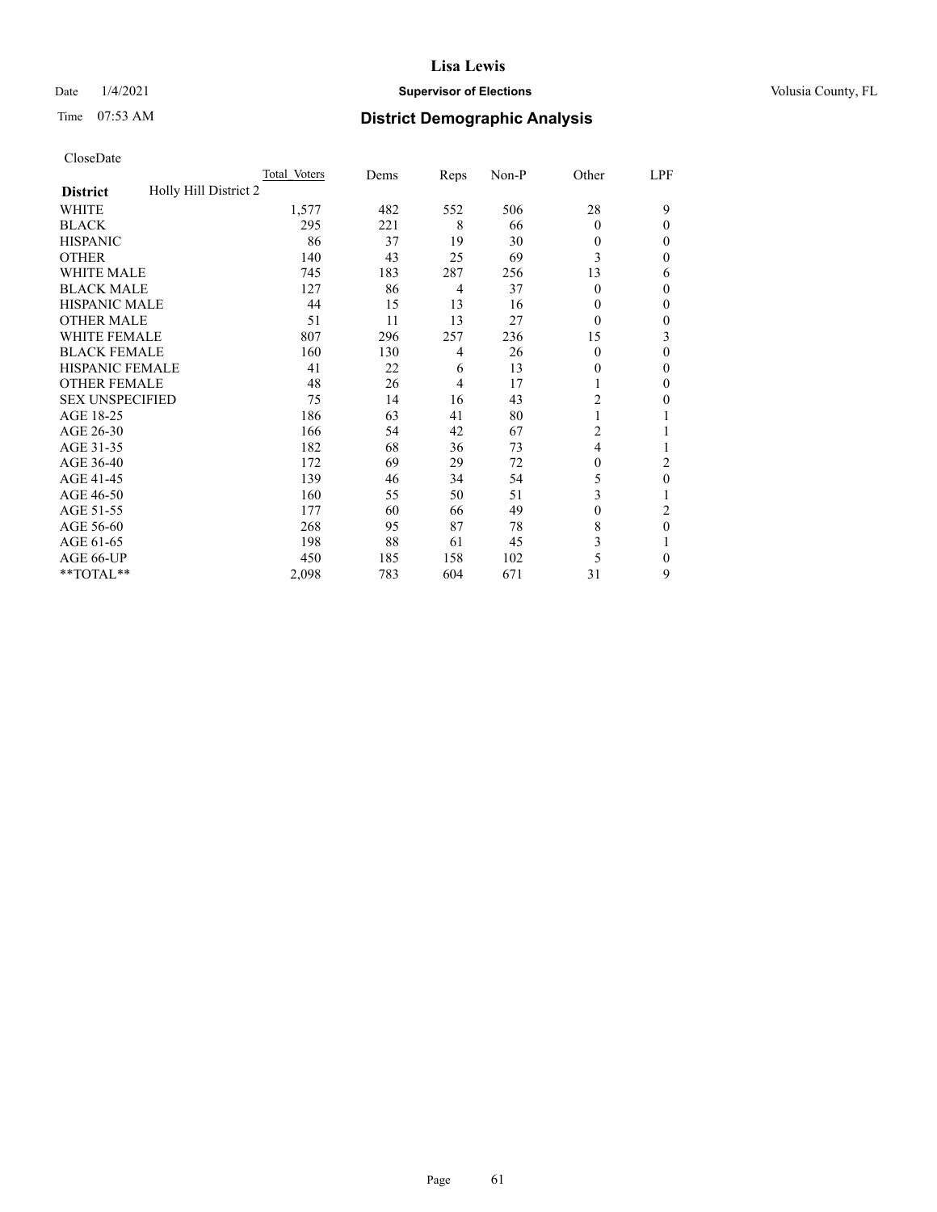CloseDate

| District | Holly Hill District 2 | Total Voters | Dems | Reps | Non-P | Other | LPF |
|---|---|---|---|---|---|---|---|
| WHITE | | 1,577 | 482 | 552 | 506 | 28 | 9 |
| BLACK | | 295 | 221 | 8 | 66 | 0 | 0 |
| HISPANIC | | 86 | 37 | 19 | 30 | 0 | 0 |
| OTHER | | 140 | 43 | 25 | 69 | 3 | 0 |
| WHITE MALE | | 745 | 183 | 287 | 256 | 13 | 6 |
| BLACK MALE | | 127 | 86 | 4 | 37 | 0 | 0 |
| HISPANIC MALE | | 44 | 15 | 13 | 16 | 0 | 0 |
| OTHER MALE | | 51 | 11 | 13 | 27 | 0 | 0 |
| WHITE FEMALE | | 807 | 296 | 257 | 236 | 15 | 3 |
| BLACK FEMALE | | 160 | 130 | 4 | 26 | 0 | 0 |
| HISPANIC FEMALE | | 41 | 22 | 6 | 13 | 0 | 0 |
| OTHER FEMALE | | 48 | 26 | 4 | 17 | 1 | 0 |
| SEX UNSPECIFIED | | 75 | 14 | 16 | 43 | 2 | 0 |
| AGE 18-25 | | 186 | 63 | 41 | 80 | 1 | 1 |
| AGE 26-30 | | 166 | 54 | 42 | 67 | 2 | 1 |
| AGE 31-35 | | 182 | 68 | 36 | 73 | 4 | 1 |
| AGE 36-40 | | 172 | 69 | 29 | 72 | 0 | 2 |
| AGE 41-45 | | 139 | 46 | 34 | 54 | 5 | 0 |
| AGE 46-50 | | 160 | 55 | 50 | 51 | 3 | 1 |
| AGE 51-55 | | 177 | 60 | 66 | 49 | 0 | 2 |
| AGE 56-60 | | 268 | 95 | 87 | 78 | 8 | 0 |
| AGE 61-65 | | 198 | 88 | 61 | 45 | 3 | 1 |
| AGE 66-UP | | 450 | 185 | 158 | 102 | 5 | 0 |
| **TOTAL** | | 2,098 | 783 | 604 | 671 | 31 | 9 |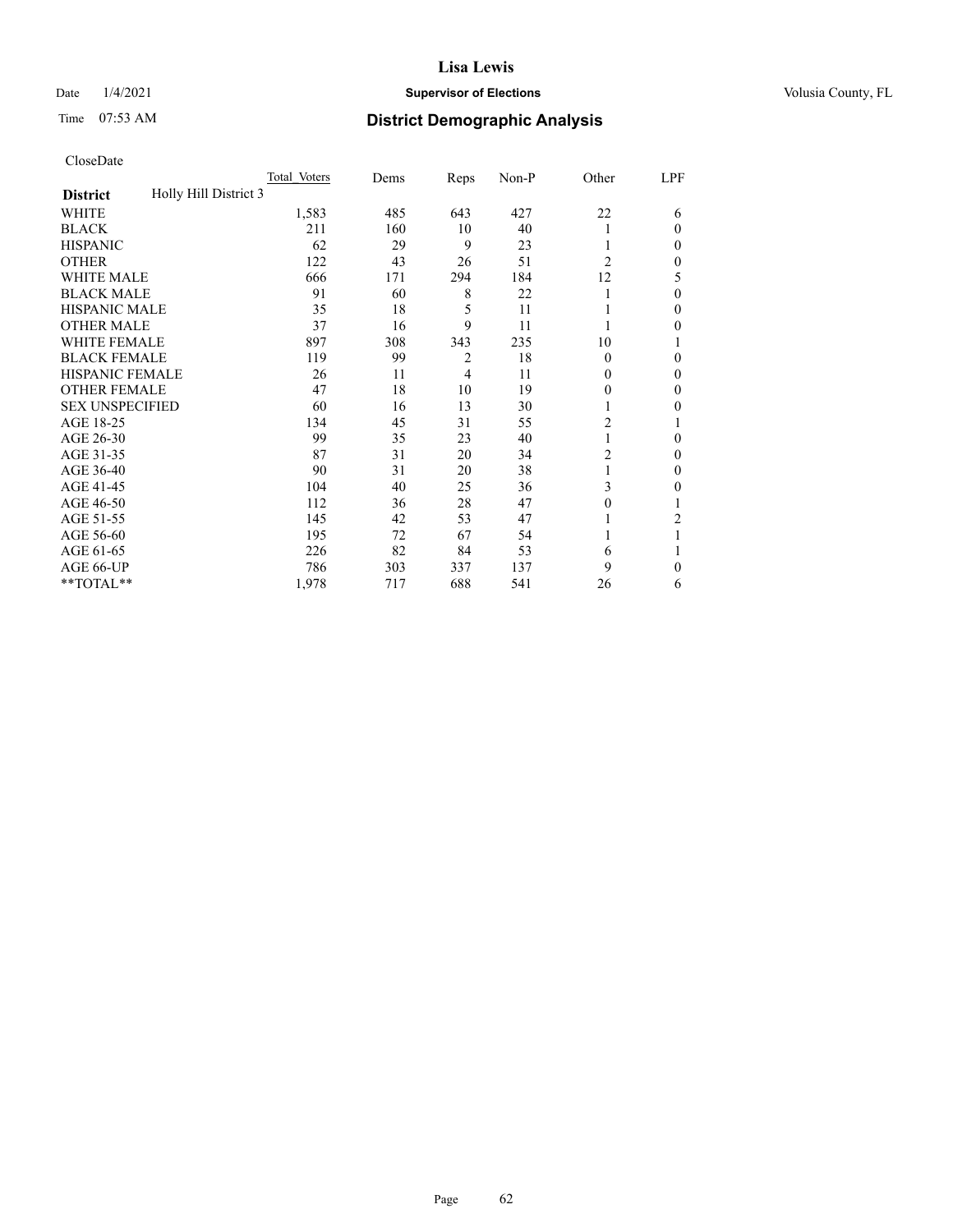# Lisa Lewis

Date 1/4/2021 **Supervisor of Elections** Volusia County, FL

Time 07:53 AM **District Demographic Analysis**

CloseDate

| **District** Holly Hill District 3 | Total Voters | Dems | Reps | Non-P | Other | LPF |
|---|---|---|---|---|---|---|
| WHITE | 1,583 | 485 | 643 | 427 | 22 | 6 |
| BLACK | 211 | 160 | 10 | 40 | 1 | 0 |
| HISPANIC | 62 | 29 | 9 | 23 | 1 | 0 |
| OTHER | 122 | 43 | 26 | 51 | 2 | 0 |
| WHITE MALE | 666 | 171 | 294 | 184 | 12 | 5 |
| BLACK MALE | 91 | 60 | 8 | 22 | 1 | 0 |
| HISPANIC MALE | 35 | 18 | 5 | 11 | 1 | 0 |
| OTHER MALE | 37 | 16 | 9 | 11 | 1 | 0 |
| WHITE FEMALE | 897 | 308 | 343 | 235 | 10 | 1 |
| BLACK FEMALE | 119 | 99 | 2 | 18 | 0 | 0 |
| HISPANIC FEMALE | 26 | 11 | 4 | 11 | 0 | 0 |
| OTHER FEMALE | 47 | 18 | 10 | 19 | 0 | 0 |
| SEX UNSPECIFIED | 60 | 16 | 13 | 30 | 1 | 0 |
| AGE 18-25 | 134 | 45 | 31 | 55 | 2 | 1 |
| AGE 26-30 | 99 | 35 | 23 | 40 | 1 | 0 |
| AGE 31-35 | 87 | 31 | 20 | 34 | 2 | 0 |
| AGE 36-40 | 90 | 31 | 20 | 38 | 1 | 0 |
| AGE 41-45 | 104 | 40 | 25 | 36 | 3 | 0 |
| AGE 46-50 | 112 | 36 | 28 | 47 | 0 | 1 |
| AGE 51-55 | 145 | 42 | 53 | 47 | 1 | 2 |
| AGE 56-60 | 195 | 72 | 67 | 54 | 1 | 1 |
| AGE 61-65 | 226 | 82 | 84 | 53 | 6 | 1 |
| AGE 66-UP | 786 | 303 | 337 | 137 | 9 | 0 |
| **TOTAL** | 1,978 | 717 | 688 | 541 | 26 | 6 |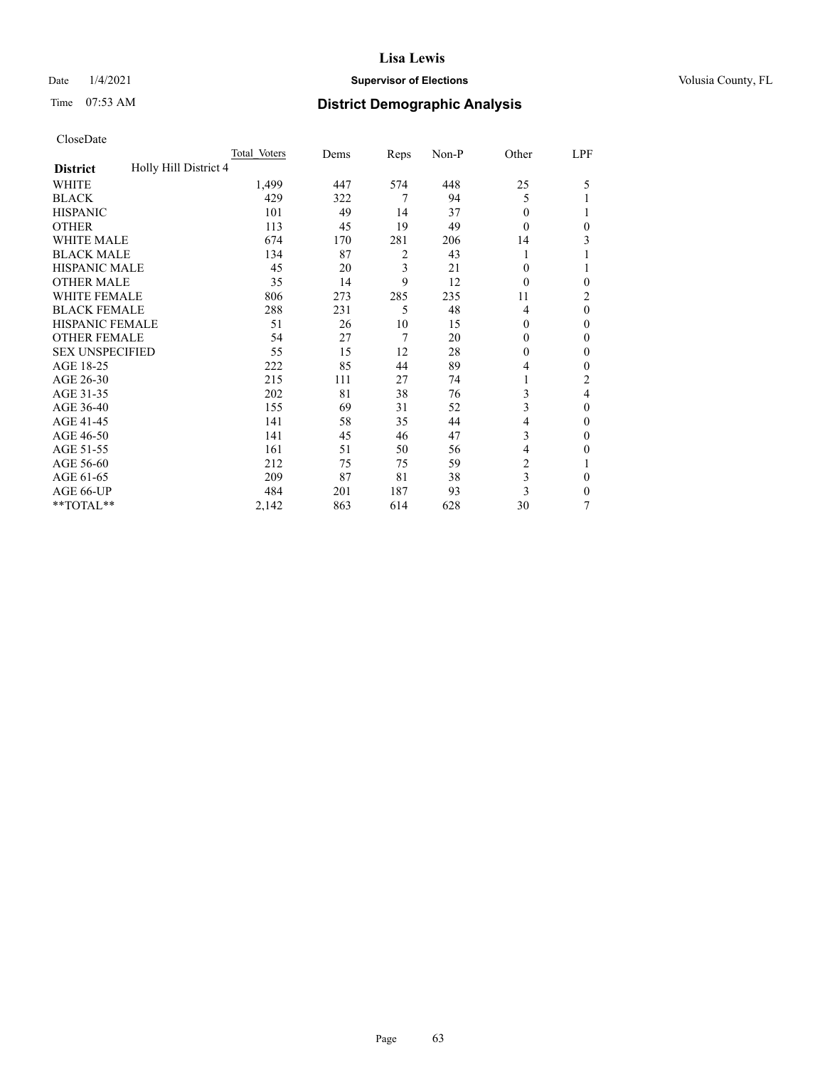# District Demographic Analysis

CloseDate

| District | Holly Hill District 4 | Total Voters | Dems | Reps | Non-P | Other | LPF |
|---|---|---|---|---|---|---|---|
| WHITE | | 1,499 | 447 | 574 | 448 | 25 | 5 |
| BLACK | | 429 | 322 | 7 | 94 | 5 | 1 |
| HISPANIC | | 101 | 49 | 14 | 37 | 0 | 1 |
| OTHER | | 113 | 45 | 19 | 49 | 0 | 0 |
| WHITE MALE | | 674 | 170 | 281 | 206 | 14 | 3 |
| BLACK MALE | | 134 | 87 | 2 | 43 | 1 | 1 |
| HISPANIC MALE | | 45 | 20 | 3 | 21 | 0 | 1 |
| OTHER MALE | | 35 | 14 | 9 | 12 | 0 | 0 |
| WHITE FEMALE | | 806 | 273 | 285 | 235 | 11 | 2 |
| BLACK FEMALE | | 288 | 231 | 5 | 48 | 4 | 0 |
| HISPANIC FEMALE | | 51 | 26 | 10 | 15 | 0 | 0 |
| OTHER FEMALE | | 54 | 27 | 7 | 20 | 0 | 0 |
| SEX UNSPECIFIED | | 55 | 15 | 12 | 28 | 0 | 0 |
| AGE 18-25 | | 222 | 85 | 44 | 89 | 4 | 0 |
| AGE 26-30 | | 215 | 111 | 27 | 74 | 1 | 2 |
| AGE 31-35 | | 202 | 81 | 38 | 76 | 3 | 4 |
| AGE 36-40 | | 155 | 69 | 31 | 52 | 3 | 0 |
| AGE 41-45 | | 141 | 58 | 35 | 44 | 4 | 0 |
| AGE 46-50 | | 141 | 45 | 46 | 47 | 3 | 0 |
| AGE 51-55 | | 161 | 51 | 50 | 56 | 4 | 0 |
| AGE 56-60 | | 212 | 75 | 75 | 59 | 2 | 1 |
| AGE 61-65 | | 209 | 87 | 81 | 38 | 3 | 0 |
| AGE 66-UP | | 484 | 201 | 187 | 93 | 3 | 0 |
| **TOTAL** | | 2,142 | 863 | 614 | 628 | 30 | 7 |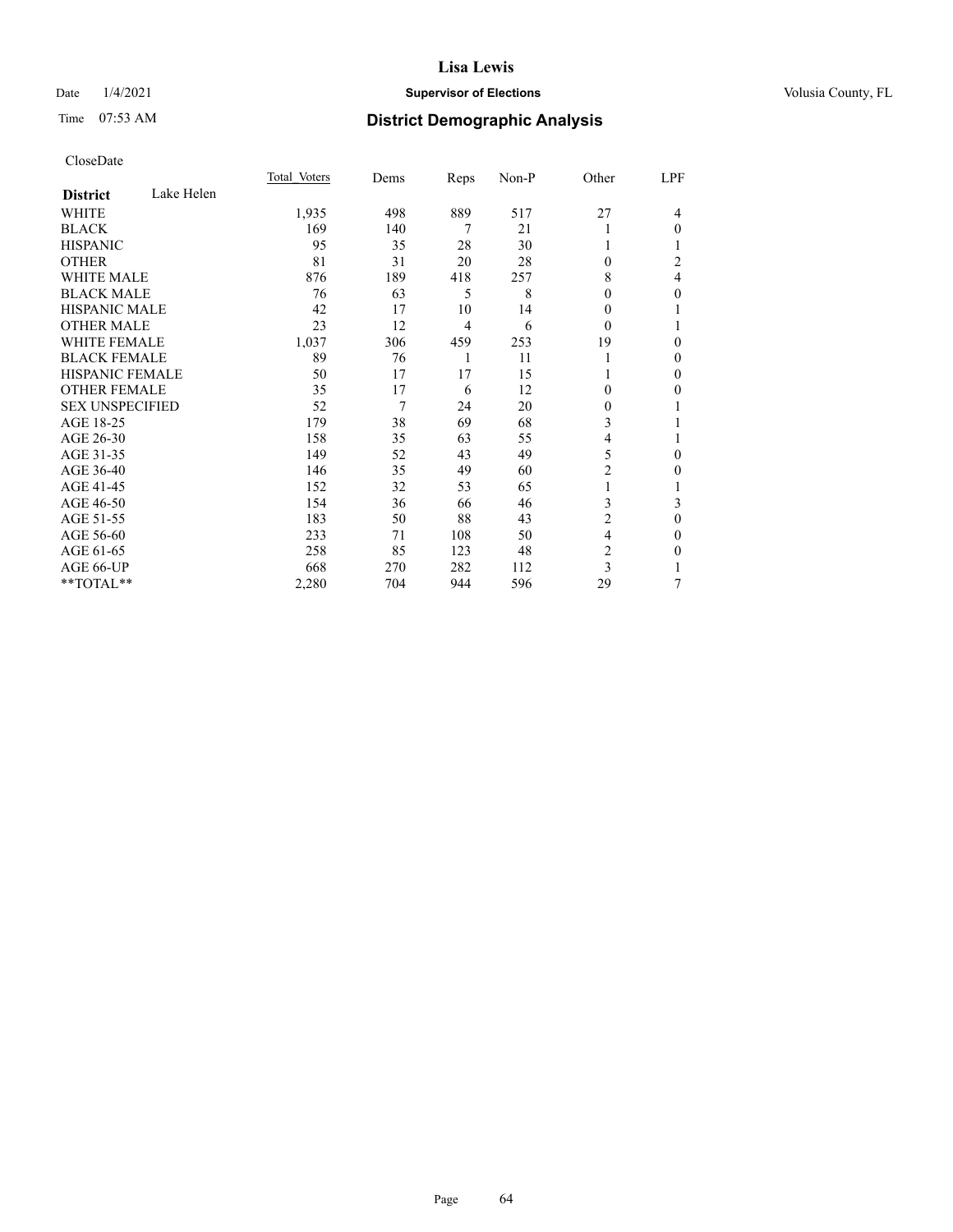# Lisa Lewis

Date 1/4/2021 **Supervisor of Elections** Volusia County, FL

Time 07:53 AM **District Demographic Analysis**

CloseDate

| **District** Lake Helen | Total Voters | Dems | Reps | Non-P | Other | LPF |
|---|---|---|---|---|---|---|
| WHITE | 1,935 | 498 | 889 | 517 | 27 | 4 |
| BLACK | 169 | 140 | 7 | 21 | 1 | 0 |
| HISPANIC | 95 | 35 | 28 | 30 | 1 | 1 |
| OTHER | 81 | 31 | 20 | 28 | 0 | 2 |
| WHITE MALE | 876 | 189 | 418 | 257 | 8 | 4 |
| BLACK MALE | 76 | 63 | 5 | 8 | 0 | 0 |
| HISPANIC MALE | 42 | 17 | 10 | 14 | 0 | 1 |
| OTHER MALE | 23 | 12 | 4 | 6 | 0 | 1 |
| WHITE FEMALE | 1,037 | 306 | 459 | 253 | 19 | 0 |
| BLACK FEMALE | 89 | 76 | 1 | 11 | 1 | 0 |
| HISPANIC FEMALE | 50 | 17 | 17 | 15 | 1 | 0 |
| OTHER FEMALE | 35 | 17 | 6 | 12 | 0 | 0 |
| SEX UNSPECIFIED | 52 | 7 | 24 | 20 | 0 | 1 |
| AGE 18-25 | 179 | 38 | 69 | 68 | 3 | 1 |
| AGE 26-30 | 158 | 35 | 63 | 55 | 4 | 1 |
| AGE 31-35 | 149 | 52 | 43 | 49 | 5 | 0 |
| AGE 36-40 | 146 | 35 | 49 | 60 | 2 | 0 |
| AGE 41-45 | 152 | 32 | 53 | 65 | 1 | 1 |
| AGE 46-50 | 154 | 36 | 66 | 46 | 3 | 3 |
| AGE 51-55 | 183 | 50 | 88 | 43 | 2 | 0 |
| AGE 56-60 | 233 | 71 | 108 | 50 | 4 | 0 |
| AGE 61-65 | 258 | 85 | 123 | 48 | 2 | 0 |
| AGE 66-UP | 668 | 270 | 282 | 112 | 3 | 1 |
| **TOTAL** | 2,280 | 704 | 944 | 596 | 29 | 7 |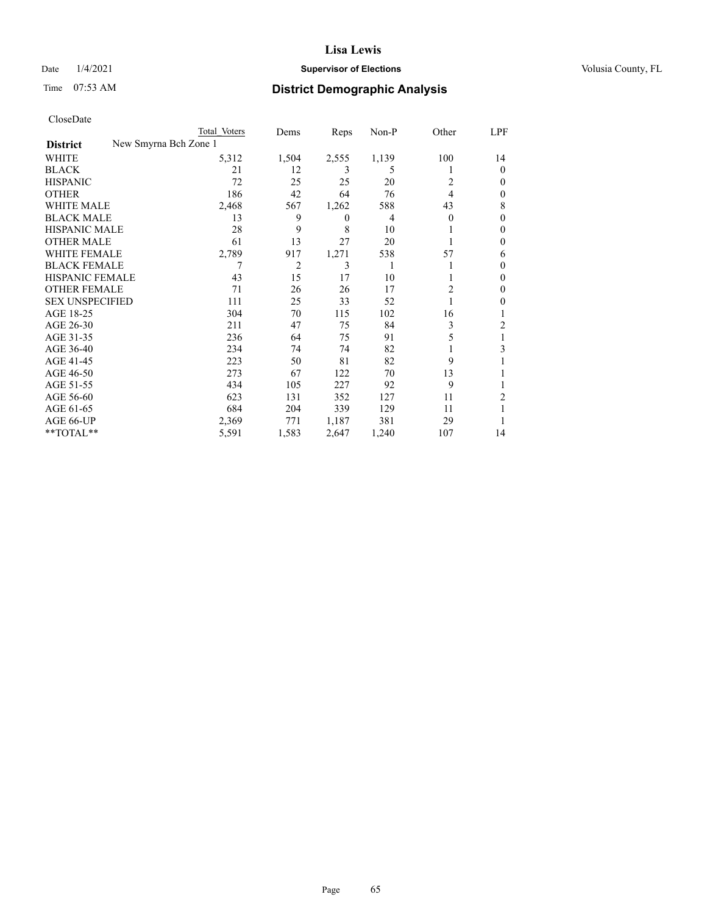# Lisa Lewis

Date 1/4/2021 **Supervisor of Elections** Volusia County, FL

Time 07:53 AM **District Demographic Analysis**

CloseDate

| | Total Voters | Dems | Reps | Non-P | Other | LPF |
|---|---|---|---|---|---|---|
| **District** New Smyrna Bch Zone 1 | | | | | | |
| WHITE | 5,312 | 1,504 | 2,555 | 1,139 | 100 | 14 |
| BLACK | 21 | 12 | 3 | 5 | 1 | 0 |
| HISPANIC | 72 | 25 | 25 | 20 | 2 | 0 |
| OTHER | 186 | 42 | 64 | 76 | 4 | 0 |
| WHITE MALE | 2,468 | 567 | 1,262 | 588 | 43 | 8 |
| BLACK MALE | 13 | 9 | 0 | 4 | 0 | 0 |
| HISPANIC MALE | 28 | 9 | 8 | 10 | 1 | 0 |
| OTHER MALE | 61 | 13 | 27 | 20 | 1 | 0 |
| WHITE FEMALE | 2,789 | 917 | 1,271 | 538 | 57 | 6 |
| BLACK FEMALE | 7 | 2 | 3 | 1 | 1 | 0 |
| HISPANIC FEMALE | 43 | 15 | 17 | 10 | 1 | 0 |
| OTHER FEMALE | 71 | 26 | 26 | 17 | 2 | 0 |
| SEX UNSPECIFIED | 111 | 25 | 33 | 52 | 1 | 0 |
| AGE 18-25 | 304 | 70 | 115 | 102 | 16 | 1 |
| AGE 26-30 | 211 | 47 | 75 | 84 | 3 | 2 |
| AGE 31-35 | 236 | 64 | 75 | 91 | 5 | 1 |
| AGE 36-40 | 234 | 74 | 74 | 82 | 1 | 3 |
| AGE 41-45 | 223 | 50 | 81 | 82 | 9 | 1 |
| AGE 46-50 | 273 | 67 | 122 | 70 | 13 | 1 |
| AGE 51-55 | 434 | 105 | 227 | 92 | 9 | 1 |
| AGE 56-60 | 623 | 131 | 352 | 127 | 11 | 2 |
| AGE 61-65 | 684 | 204 | 339 | 129 | 11 | 1 |
| AGE 66-UP | 2,369 | 771 | 1,187 | 381 | 29 | 1 |
| **TOTAL** | 5,591 | 1,583 | 2,647 | 1,240 | 107 | 14 |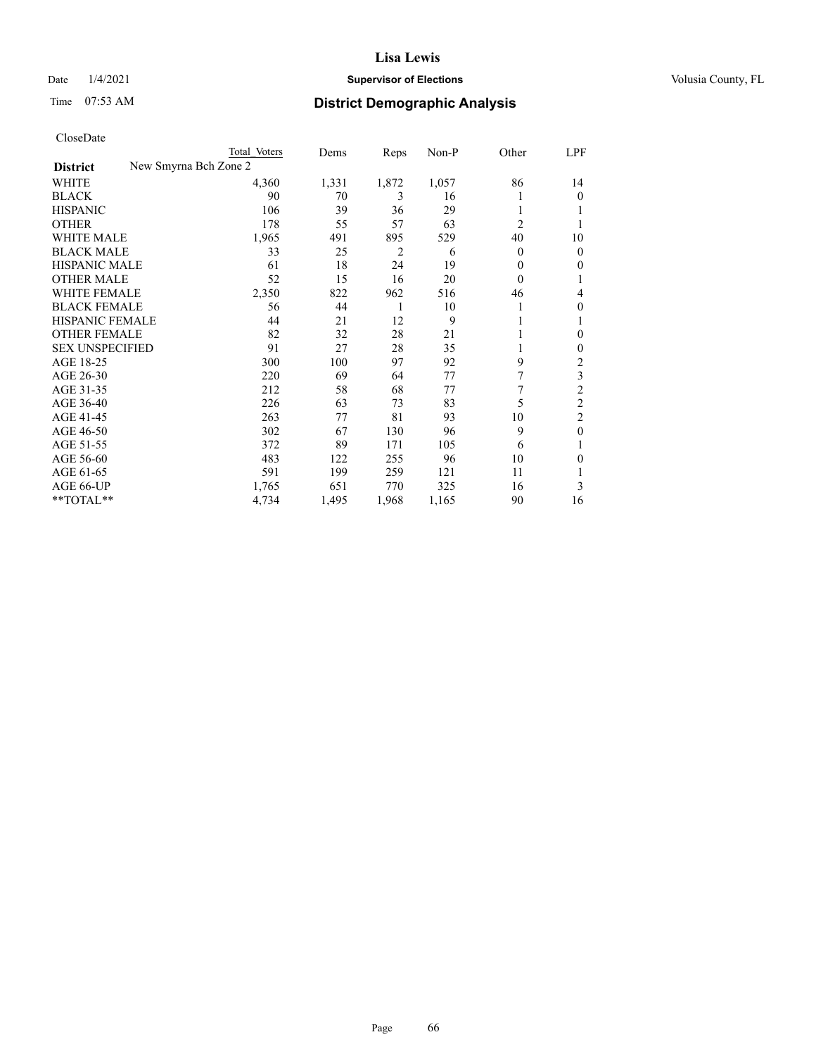CloseDate

| District | New Smyrna Bch Zone 2 | Total Voters | Dems | Reps | Non-P | Other | LPF |
|---|---|---|---|---|---|---|---|
| WHITE | | 4,360 | 1,331 | 1,872 | 1,057 | 86 | 14 |
| BLACK | | 90 | 70 | 3 | 16 | 1 | 0 |
| HISPANIC | | 106 | 39 | 36 | 29 | 1 | 1 |
| OTHER | | 178 | 55 | 57 | 63 | 2 | 1 |
| WHITE MALE | | 1,965 | 491 | 895 | 529 | 40 | 10 |
| BLACK MALE | | 33 | 25 | 2 | 6 | 0 | 0 |
| HISPANIC MALE | | 61 | 18 | 24 | 19 | 0 | 0 |
| OTHER MALE | | 52 | 15 | 16 | 20 | 0 | 1 |
| WHITE FEMALE | | 2,350 | 822 | 962 | 516 | 46 | 4 |
| BLACK FEMALE | | 56 | 44 | 1 | 10 | 1 | 0 |
| HISPANIC FEMALE | | 44 | 21 | 12 | 9 | 1 | 1 |
| OTHER FEMALE | | 82 | 32 | 28 | 21 | 1 | 0 |
| SEX UNSPECIFIED | | 91 | 27 | 28 | 35 | 1 | 0 |
| AGE 18-25 | | 300 | 100 | 97 | 92 | 9 | 2 |
| AGE 26-30 | | 220 | 69 | 64 | 77 | 7 | 3 |
| AGE 31-35 | | 212 | 58 | 68 | 77 | 7 | 2 |
| AGE 36-40 | | 226 | 63 | 73 | 83 | 5 | 2 |
| AGE 41-45 | | 263 | 77 | 81 | 93 | 10 | 2 |
| AGE 46-50 | | 302 | 67 | 130 | 96 | 9 | 0 |
| AGE 51-55 | | 372 | 89 | 171 | 105 | 6 | 1 |
| AGE 56-60 | | 483 | 122 | 255 | 96 | 10 | 0 |
| AGE 61-65 | | 591 | 199 | 259 | 121 | 11 | 1 |
| AGE 66-UP | | 1,765 | 651 | 770 | 325 | 16 | 3 |
| **TOTAL** | | 4,734 | 1,495 | 1,968 | 1,165 | 90 | 16 |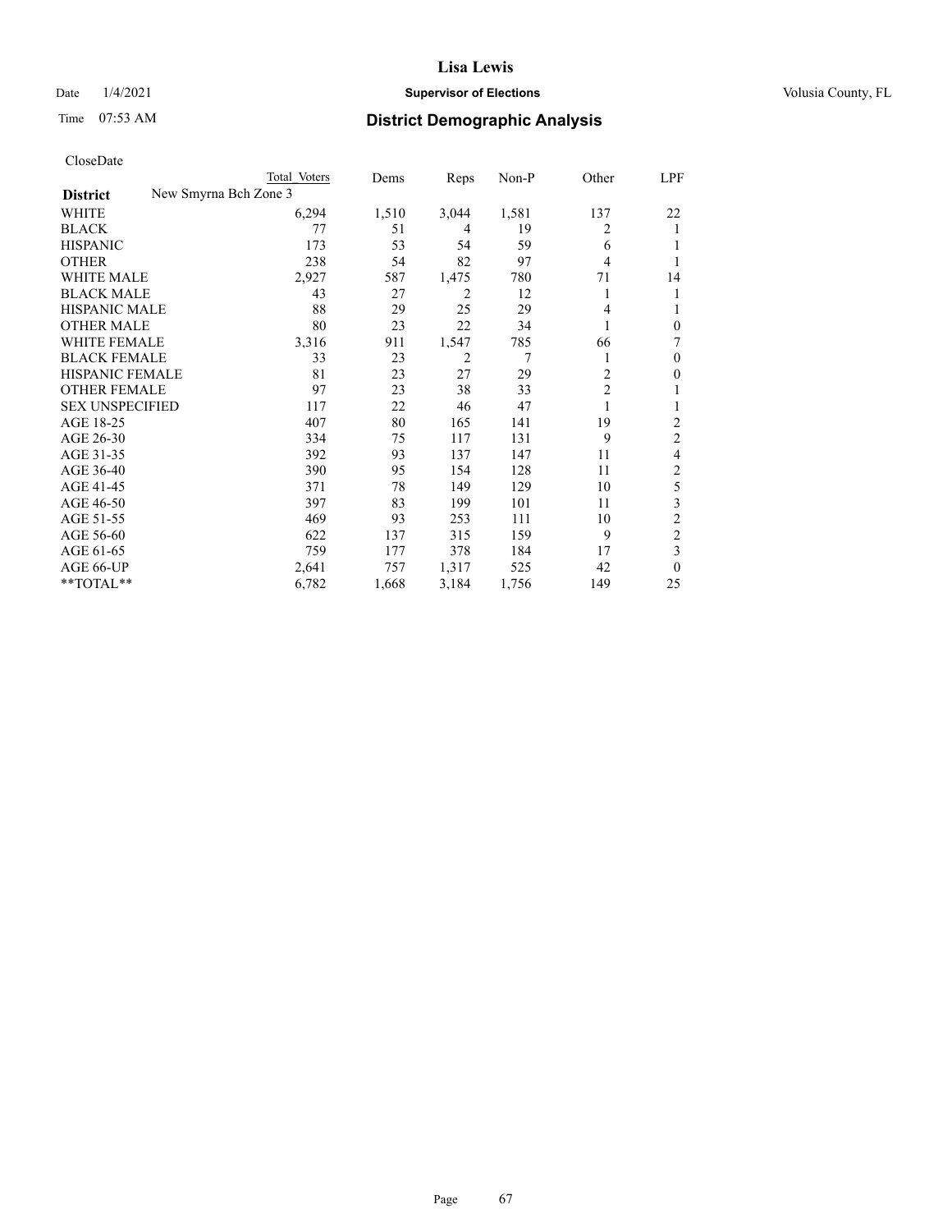# Lisa Lewis

Date 1/4/2021 **Supervisor of Elections** Volusia County, FL

Time 07:53 AM **District Demographic Analysis**

CloseDate

| | Total Voters | Dems | Reps | Non-P | Other | LPF |
|---|---|---|---|---|---|---|
| **District** New Smyrna Bch Zone 3 | | | | | | |
| WHITE | 6,294 | 1,510 | 3,044 | 1,581 | 137 | 22 |
| BLACK | 77 | 51 | 4 | 19 | 2 | 1 |
| HISPANIC | 173 | 53 | 54 | 59 | 6 | 1 |
| OTHER | 238 | 54 | 82 | 97 | 4 | 1 |
| WHITE MALE | 2,927 | 587 | 1,475 | 780 | 71 | 14 |
| BLACK MALE | 43 | 27 | 2 | 12 | 1 | 1 |
| HISPANIC MALE | 88 | 29 | 25 | 29 | 4 | 1 |
| OTHER MALE | 80 | 23 | 22 | 34 | 1 | 0 |
| WHITE FEMALE | 3,316 | 911 | 1,547 | 785 | 66 | 7 |
| BLACK FEMALE | 33 | 23 | 2 | 7 | 1 | 0 |
| HISPANIC FEMALE | 81 | 23 | 27 | 29 | 2 | 0 |
| OTHER FEMALE | 97 | 23 | 38 | 33 | 2 | 1 |
| SEX UNSPECIFIED | 117 | 22 | 46 | 47 | 1 | 1 |
| AGE 18-25 | 407 | 80 | 165 | 141 | 19 | 2 |
| AGE 26-30 | 334 | 75 | 117 | 131 | 9 | 2 |
| AGE 31-35 | 392 | 93 | 137 | 147 | 11 | 4 |
| AGE 36-40 | 390 | 95 | 154 | 128 | 11 | 2 |
| AGE 41-45 | 371 | 78 | 149 | 129 | 10 | 5 |
| AGE 46-50 | 397 | 83 | 199 | 101 | 11 | 3 |
| AGE 51-55 | 469 | 93 | 253 | 111 | 10 | 2 |
| AGE 56-60 | 622 | 137 | 315 | 159 | 9 | 2 |
| AGE 61-65 | 759 | 177 | 378 | 184 | 17 | 3 |
| AGE 66-UP | 2,641 | 757 | 1,317 | 525 | 42 | 0 |
| **TOTAL** | 6,782 | 1,668 | 3,184 | 1,756 | 149 | 25 |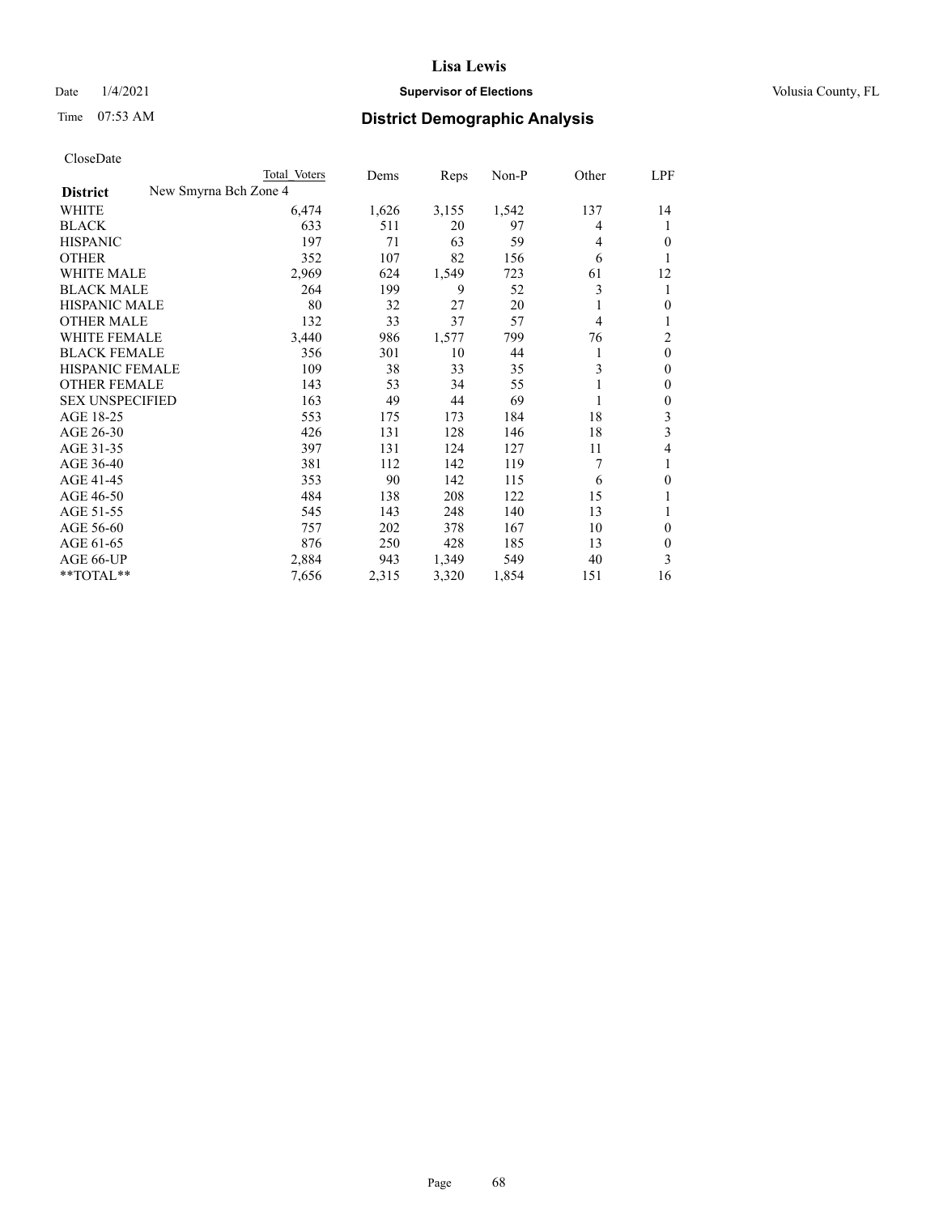# Lisa Lewis

Date 1/4/2021 **Supervisor of Elections** Volusia County, FL

Time 07:53 AM **District Demographic Analysis**

CloseDate

| **District** New Smyrna Bch Zone 4 | Total Voters | Dems | Reps | Non-P | Other | LPF |
|---|---|---|---|---|---|---|
| WHITE | 6,474 | 1,626 | 3,155 | 1,542 | 137 | 14 |
| BLACK | 633 | 511 | 20 | 97 | 4 | 1 |
| HISPANIC | 197 | 71 | 63 | 59 | 4 | 0 |
| OTHER | 352 | 107 | 82 | 156 | 6 | 1 |
| WHITE MALE | 2,969 | 624 | 1,549 | 723 | 61 | 12 |
| BLACK MALE | 264 | 199 | 9 | 52 | 3 | 1 |
| HISPANIC MALE | 80 | 32 | 27 | 20 | 1 | 0 |
| OTHER MALE | 132 | 33 | 37 | 57 | 4 | 1 |
| WHITE FEMALE | 3,440 | 986 | 1,577 | 799 | 76 | 2 |
| BLACK FEMALE | 356 | 301 | 10 | 44 | 1 | 0 |
| HISPANIC FEMALE | 109 | 38 | 33 | 35 | 3 | 0 |
| OTHER FEMALE | 143 | 53 | 34 | 55 | 1 | 0 |
| SEX UNSPECIFIED | 163 | 49 | 44 | 69 | 1 | 0 |
| AGE 18-25 | 553 | 175 | 173 | 184 | 18 | 3 |
| AGE 26-30 | 426 | 131 | 128 | 146 | 18 | 3 |
| AGE 31-35 | 397 | 131 | 124 | 127 | 11 | 4 |
| AGE 36-40 | 381 | 112 | 142 | 119 | 7 | 1 |
| AGE 41-45 | 353 | 90 | 142 | 115 | 6 | 0 |
| AGE 46-50 | 484 | 138 | 208 | 122 | 15 | 1 |
| AGE 51-55 | 545 | 143 | 248 | 140 | 13 | 1 |
| AGE 56-60 | 757 | 202 | 378 | 167 | 10 | 0 |
| AGE 61-65 | 876 | 250 | 428 | 185 | 13 | 0 |
| AGE 66-UP | 2,884 | 943 | 1,349 | 549 | 40 | 3 |
| **TOTAL** | 7,656 | 2,315 | 3,320 | 1,854 | 151 | 16 |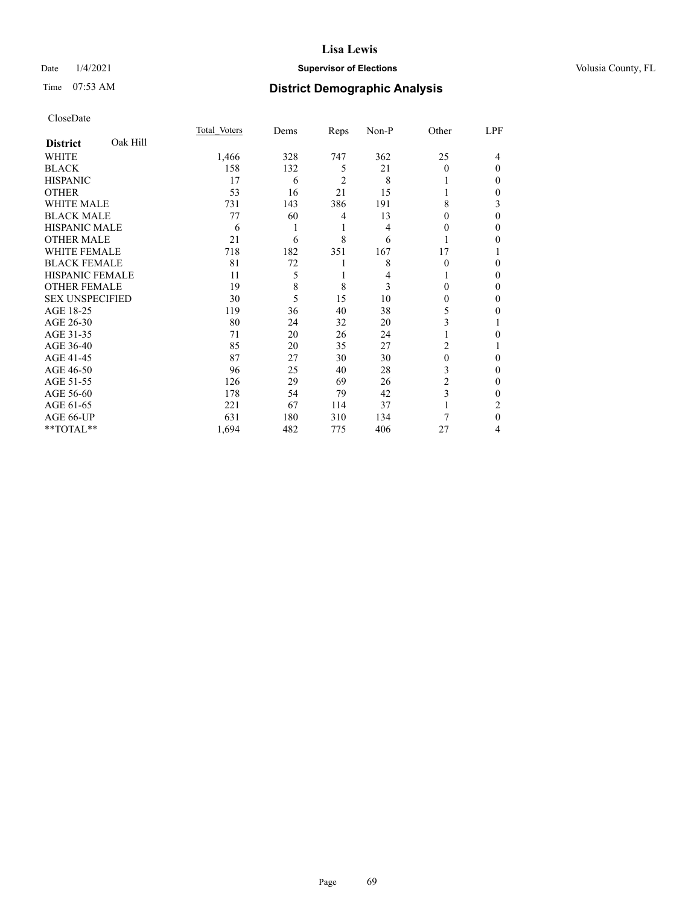# Lisa Lewis

Date 1/4/2021 **Supervisor of Elections** Volusia County, FL

Time 07:53 AM **District Demographic Analysis**

CloseDate

| **District** Oak Hill | Total Voters | Dems | Reps | Non-P | Other | LPF |
|---|---|---|---|---|---|---|
| WHITE | 1,466 | 328 | 747 | 362 | 25 | 4 |
| BLACK | 158 | 132 | 5 | 21 | 0 | 0 |
| HISPANIC | 17 | 6 | 2 | 8 | 1 | 0 |
| OTHER | 53 | 16 | 21 | 15 | 1 | 0 |
| WHITE MALE | 731 | 143 | 386 | 191 | 8 | 3 |
| BLACK MALE | 77 | 60 | 4 | 13 | 0 | 0 |
| HISPANIC MALE | 6 | 1 | 1 | 4 | 0 | 0 |
| OTHER MALE | 21 | 6 | 8 | 6 | 1 | 0 |
| WHITE FEMALE | 718 | 182 | 351 | 167 | 17 | 1 |
| BLACK FEMALE | 81 | 72 | 1 | 8 | 0 | 0 |
| HISPANIC FEMALE | 11 | 5 | 1 | 4 | 1 | 0 |
| OTHER FEMALE | 19 | 8 | 8 | 3 | 0 | 0 |
| SEX UNSPECIFIED | 30 | 5 | 15 | 10 | 0 | 0 |
| AGE 18-25 | 119 | 36 | 40 | 38 | 5 | 0 |
| AGE 26-30 | 80 | 24 | 32 | 20 | 3 | 1 |
| AGE 31-35 | 71 | 20 | 26 | 24 | 1 | 0 |
| AGE 36-40 | 85 | 20 | 35 | 27 | 2 | 1 |
| AGE 41-45 | 87 | 27 | 30 | 30 | 0 | 0 |
| AGE 46-50 | 96 | 25 | 40 | 28 | 3 | 0 |
| AGE 51-55 | 126 | 29 | 69 | 26 | 2 | 0 |
| AGE 56-60 | 178 | 54 | 79 | 42 | 3 | 0 |
| AGE 61-65 | 221 | 67 | 114 | 37 | 1 | 2 |
| AGE 66-UP | 631 | 180 | 310 | 134 | 7 | 0 |
| **TOTAL** | 1,694 | 482 | 775 | 406 | 27 | 4 |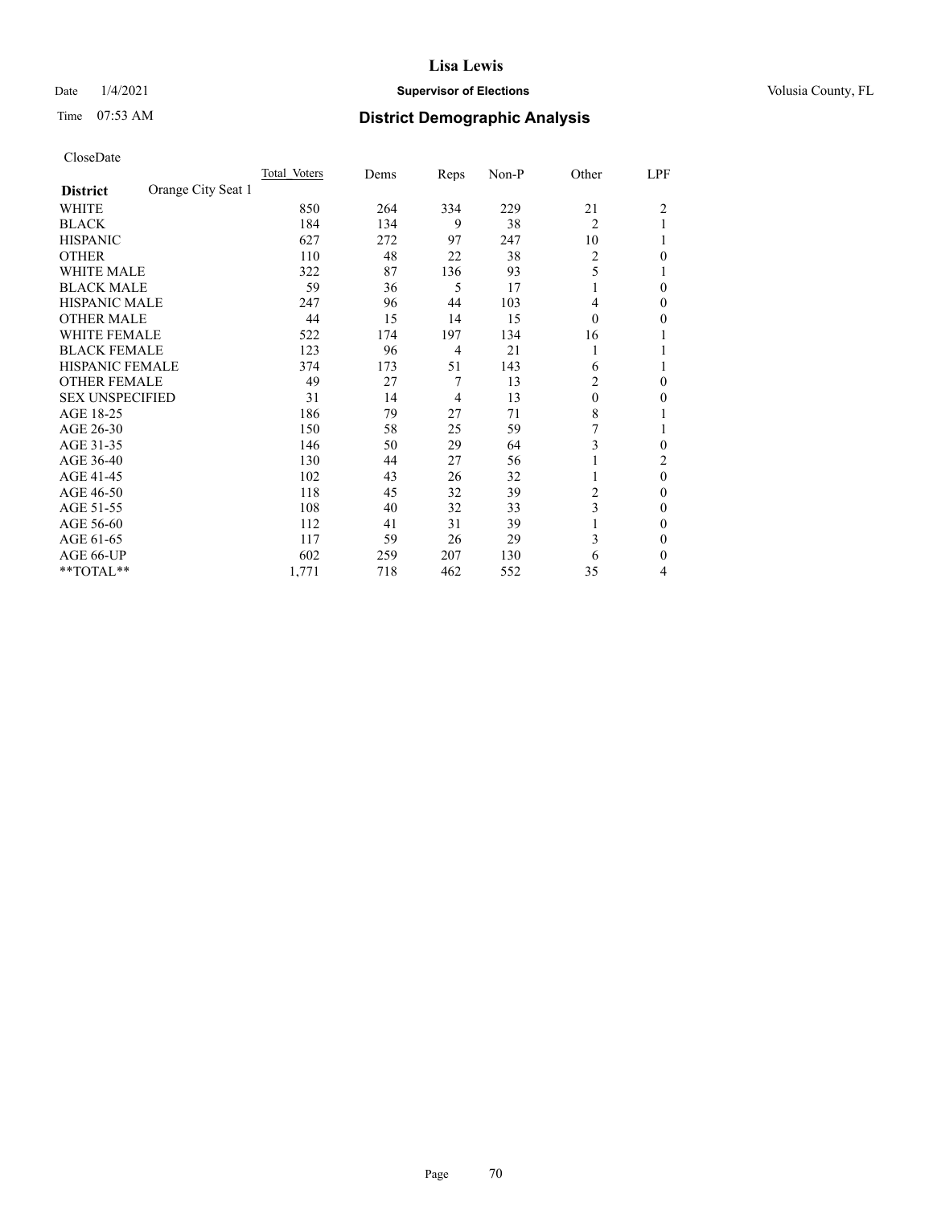Date 1/4/2021

Time 07:53 AM

**Lisa Lewis**

**Supervisor of Elections**

Volusia County, FL

## District Demographic Analysis

CloseDate

| | Total Voters | Dems | Reps | Non-P | Other | LPF |
|---|---|---|---|---|---|---|
| **District** Orange City Seat 1 | | | | | | |
| WHITE | 850 | 264 | 334 | 229 | 21 | 2 |
| BLACK | 184 | 134 | 9 | 38 | 2 | 1 |
| HISPANIC | 627 | 272 | 97 | 247 | 10 | 1 |
| OTHER | 110 | 48 | 22 | 38 | 2 | 0 |
| WHITE MALE | 322 | 87 | 136 | 93 | 5 | 1 |
| BLACK MALE | 59 | 36 | 5 | 17 | 1 | 0 |
| HISPANIC MALE | 247 | 96 | 44 | 103 | 4 | 0 |
| OTHER MALE | 44 | 15 | 14 | 15 | 0 | 0 |
| WHITE FEMALE | 522 | 174 | 197 | 134 | 16 | 1 |
| BLACK FEMALE | 123 | 96 | 4 | 21 | 1 | 1 |
| HISPANIC FEMALE | 374 | 173 | 51 | 143 | 6 | 1 |
| OTHER FEMALE | 49 | 27 | 7 | 13 | 2 | 0 |
| SEX UNSPECIFIED | 31 | 14 | 4 | 13 | 0 | 0 |
| AGE 18-25 | 186 | 79 | 27 | 71 | 8 | 1 |
| AGE 26-30 | 150 | 58 | 25 | 59 | 7 | 1 |
| AGE 31-35 | 146 | 50 | 29 | 64 | 3 | 0 |
| AGE 36-40 | 130 | 44 | 27 | 56 | 1 | 2 |
| AGE 41-45 | 102 | 43 | 26 | 32 | 1 | 0 |
| AGE 46-50 | 118 | 45 | 32 | 39 | 2 | 0 |
| AGE 51-55 | 108 | 40 | 32 | 33 | 3 | 0 |
| AGE 56-60 | 112 | 41 | 31 | 39 | 1 | 0 |
| AGE 61-65 | 117 | 59 | 26 | 29 | 3 | 0 |
| AGE 66-UP | 602 | 259 | 207 | 130 | 6 | 0 |
| **TOTAL** | 1,771 | 718 | 462 | 552 | 35 | 4 |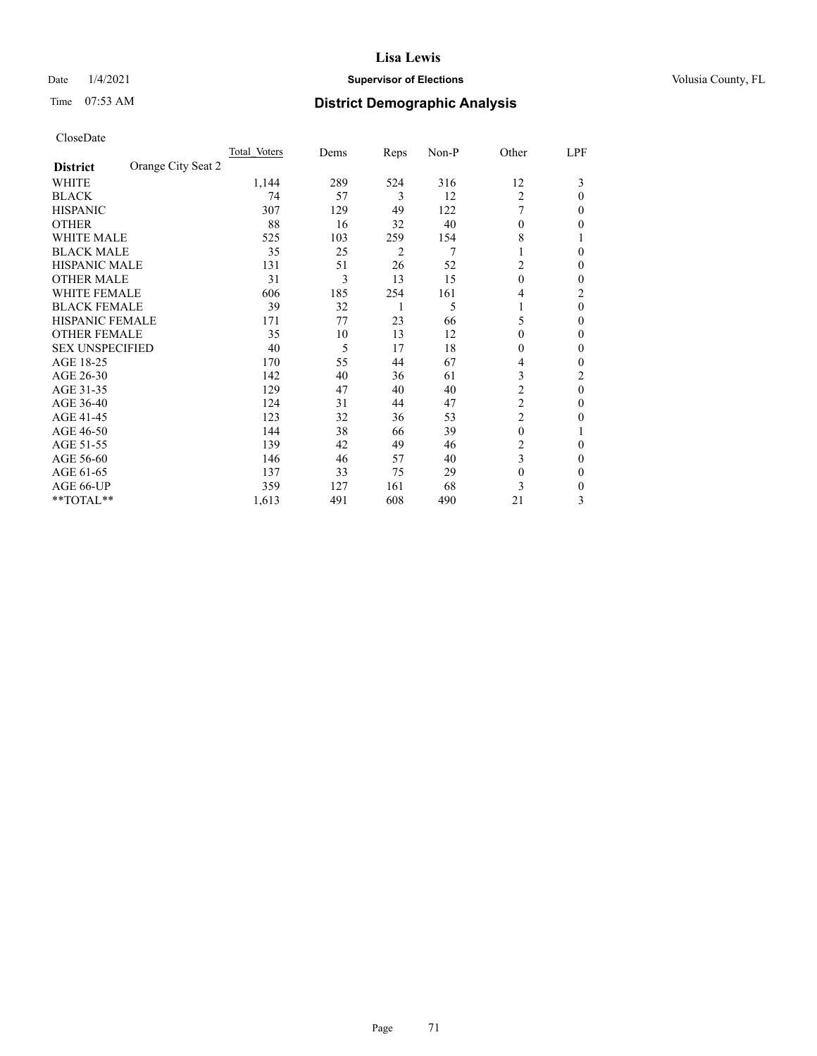# Lisa Lewis

Date 1/4/2021 **Supervisor of Elections** Volusia County, FL

Time 07:53 AM **District Demographic Analysis**

CloseDate

| **District** Orange City Seat 2 | Total Voters | Dems | Reps | Non-P | Other | LPF |
|---|---|---|---|---|---|---|
| WHITE | 1,144 | 289 | 524 | 316 | 12 | 3 |
| BLACK | 74 | 57 | 3 | 12 | 2 | 0 |
| HISPANIC | 307 | 129 | 49 | 122 | 7 | 0 |
| OTHER | 88 | 16 | 32 | 40 | 0 | 0 |
| WHITE MALE | 525 | 103 | 259 | 154 | 8 | 1 |
| BLACK MALE | 35 | 25 | 2 | 7 | 1 | 0 |
| HISPANIC MALE | 131 | 51 | 26 | 52 | 2 | 0 |
| OTHER MALE | 31 | 3 | 13 | 15 | 0 | 0 |
| WHITE FEMALE | 606 | 185 | 254 | 161 | 4 | 2 |
| BLACK FEMALE | 39 | 32 | 1 | 5 | 1 | 0 |
| HISPANIC FEMALE | 171 | 77 | 23 | 66 | 5 | 0 |
| OTHER FEMALE | 35 | 10 | 13 | 12 | 0 | 0 |
| SEX UNSPECIFIED | 40 | 5 | 17 | 18 | 0 | 0 |
| AGE 18-25 | 170 | 55 | 44 | 67 | 4 | 0 |
| AGE 26-30 | 142 | 40 | 36 | 61 | 3 | 2 |
| AGE 31-35 | 129 | 47 | 40 | 40 | 2 | 0 |
| AGE 36-40 | 124 | 31 | 44 | 47 | 2 | 0 |
| AGE 41-45 | 123 | 32 | 36 | 53 | 2 | 0 |
| AGE 46-50 | 144 | 38 | 66 | 39 | 0 | 1 |
| AGE 51-55 | 139 | 42 | 49 | 46 | 2 | 0 |
| AGE 56-60 | 146 | 46 | 57 | 40 | 3 | 0 |
| AGE 61-65 | 137 | 33 | 75 | 29 | 0 | 0 |
| AGE 66-UP | 359 | 127 | 161 | 68 | 3 | 0 |
| **TOTAL** | 1,613 | 491 | 608 | 490 | 21 | 3 |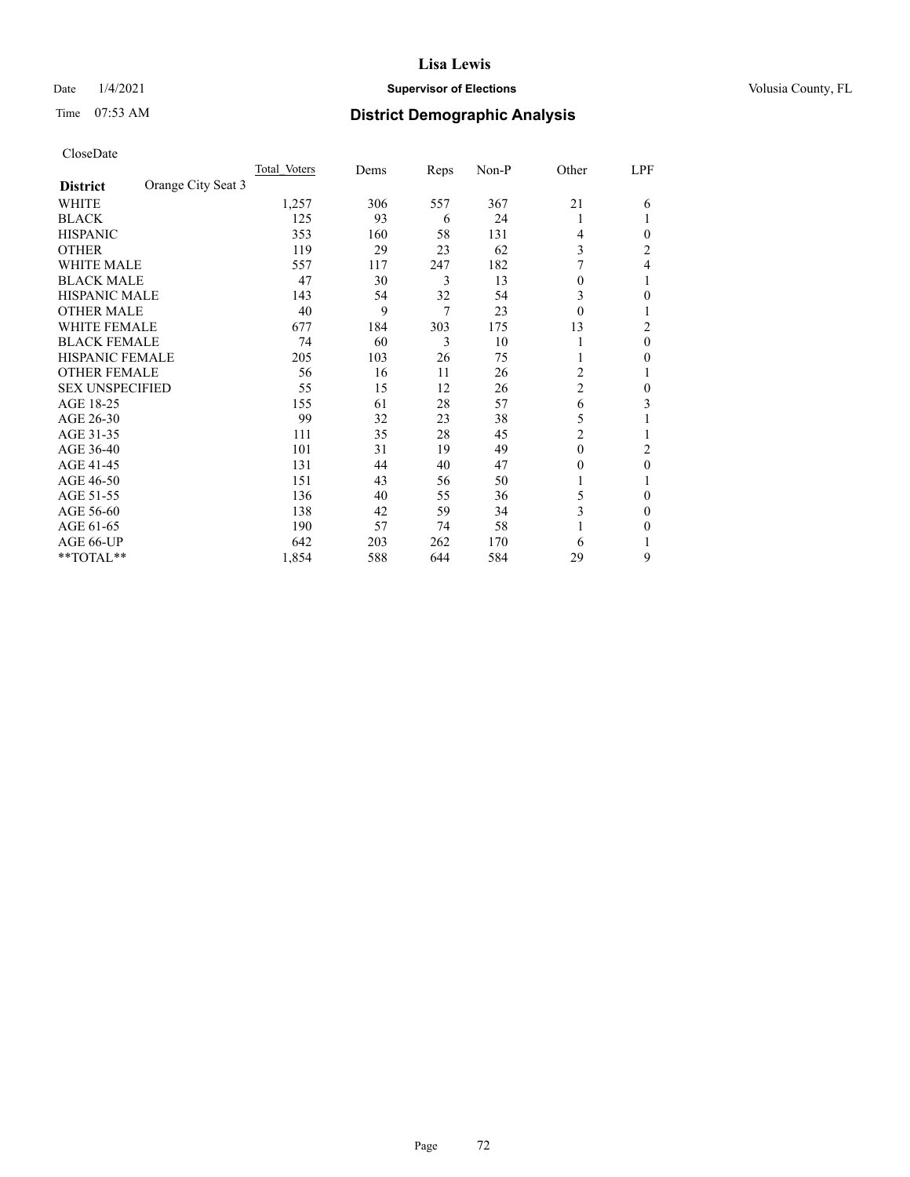# Lisa Lewis

Date 1/4/2021 **Supervisor of Elections** Volusia County, FL

Time 07:53 AM **District Demographic Analysis**

CloseDate

| **District** Orange City Seat 3 | Total Voters | Dems | Reps | Non-P | Other | LPF |
|---|---|---|---|---|---|---|
| WHITE | 1,257 | 306 | 557 | 367 | 21 | 6 |
| BLACK | 125 | 93 | 6 | 24 | 1 | 1 |
| HISPANIC | 353 | 160 | 58 | 131 | 4 | 0 |
| OTHER | 119 | 29 | 23 | 62 | 3 | 2 |
| WHITE MALE | 557 | 117 | 247 | 182 | 7 | 4 |
| BLACK MALE | 47 | 30 | 3 | 13 | 0 | 1 |
| HISPANIC MALE | 143 | 54 | 32 | 54 | 3 | 0 |
| OTHER MALE | 40 | 9 | 7 | 23 | 0 | 1 |
| WHITE FEMALE | 677 | 184 | 303 | 175 | 13 | 2 |
| BLACK FEMALE | 74 | 60 | 3 | 10 | 1 | 0 |
| HISPANIC FEMALE | 205 | 103 | 26 | 75 | 1 | 0 |
| OTHER FEMALE | 56 | 16 | 11 | 26 | 2 | 1 |
| SEX UNSPECIFIED | 55 | 15 | 12 | 26 | 2 | 0 |
| AGE 18-25 | 155 | 61 | 28 | 57 | 6 | 3 |
| AGE 26-30 | 99 | 32 | 23 | 38 | 5 | 1 |
| AGE 31-35 | 111 | 35 | 28 | 45 | 2 | 1 |
| AGE 36-40 | 101 | 31 | 19 | 49 | 0 | 2 |
| AGE 41-45 | 131 | 44 | 40 | 47 | 0 | 0 |
| AGE 46-50 | 151 | 43 | 56 | 50 | 1 | 1 |
| AGE 51-55 | 136 | 40 | 55 | 36 | 5 | 0 |
| AGE 56-60 | 138 | 42 | 59 | 34 | 3 | 0 |
| AGE 61-65 | 190 | 57 | 74 | 58 | 1 | 0 |
| AGE 66-UP | 642 | 203 | 262 | 170 | 6 | 1 |
| **TOTAL** | 1,854 | 588 | 644 | 584 | 29 | 9 |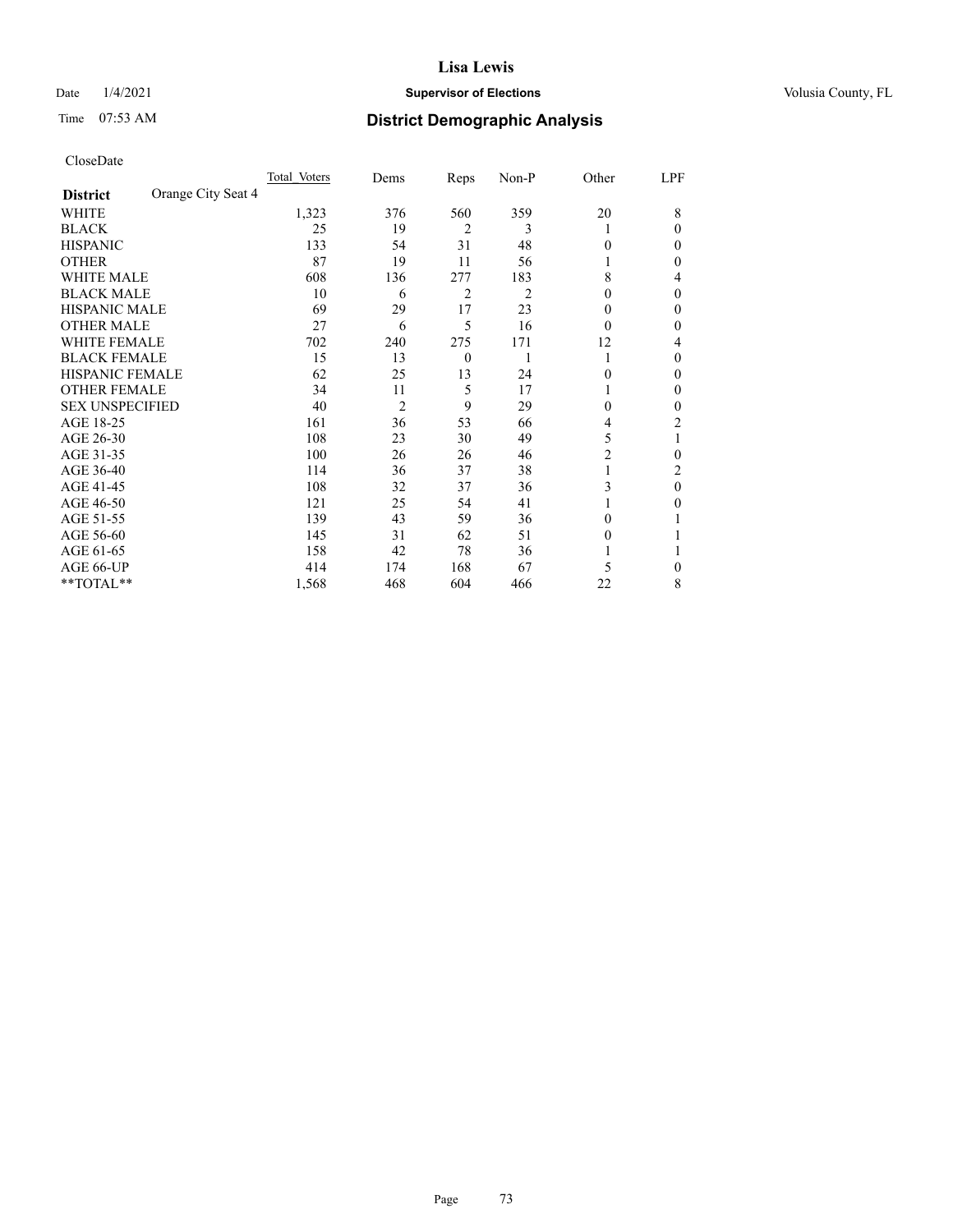# District Demographic Analysis

CloseDate

| District: Orange City Seat 4 | Total Voters | Dems | Reps | Non-P | Other | LPF |
|---|---|---|---|---|---|---|
| WHITE | 1,323 | 376 | 560 | 359 | 20 | 8 |
| BLACK | 25 | 19 | 2 | 3 | 1 | 0 |
| HISPANIC | 133 | 54 | 31 | 48 | 0 | 0 |
| OTHER | 87 | 19 | 11 | 56 | 1 | 0 |
| WHITE MALE | 608 | 136 | 277 | 183 | 8 | 4 |
| BLACK MALE | 10 | 6 | 2 | 2 | 0 | 0 |
| HISPANIC MALE | 69 | 29 | 17 | 23 | 0 | 0 |
| OTHER MALE | 27 | 6 | 5 | 16 | 0 | 0 |
| WHITE FEMALE | 702 | 240 | 275 | 171 | 12 | 4 |
| BLACK FEMALE | 15 | 13 | 0 | 1 | 1 | 0 |
| HISPANIC FEMALE | 62 | 25 | 13 | 24 | 0 | 0 |
| OTHER FEMALE | 34 | 11 | 5 | 17 | 1 | 0 |
| SEX UNSPECIFIED | 40 | 2 | 9 | 29 | 0 | 0 |
| AGE 18-25 | 161 | 36 | 53 | 66 | 4 | 2 |
| AGE 26-30 | 108 | 23 | 30 | 49 | 5 | 1 |
| AGE 31-35 | 100 | 26 | 26 | 46 | 2 | 0 |
| AGE 36-40 | 114 | 36 | 37 | 38 | 1 | 2 |
| AGE 41-45 | 108 | 32 | 37 | 36 | 3 | 0 |
| AGE 46-50 | 121 | 25 | 54 | 41 | 1 | 0 |
| AGE 51-55 | 139 | 43 | 59 | 36 | 0 | 1 |
| AGE 56-60 | 145 | 31 | 62 | 51 | 0 | 1 |
| AGE 61-65 | 158 | 42 | 78 | 36 | 1 | 1 |
| AGE 66-UP | 414 | 174 | 168 | 67 | 5 | 0 |
| **TOTAL** | 1,568 | 468 | 604 | 466 | 22 | 8 |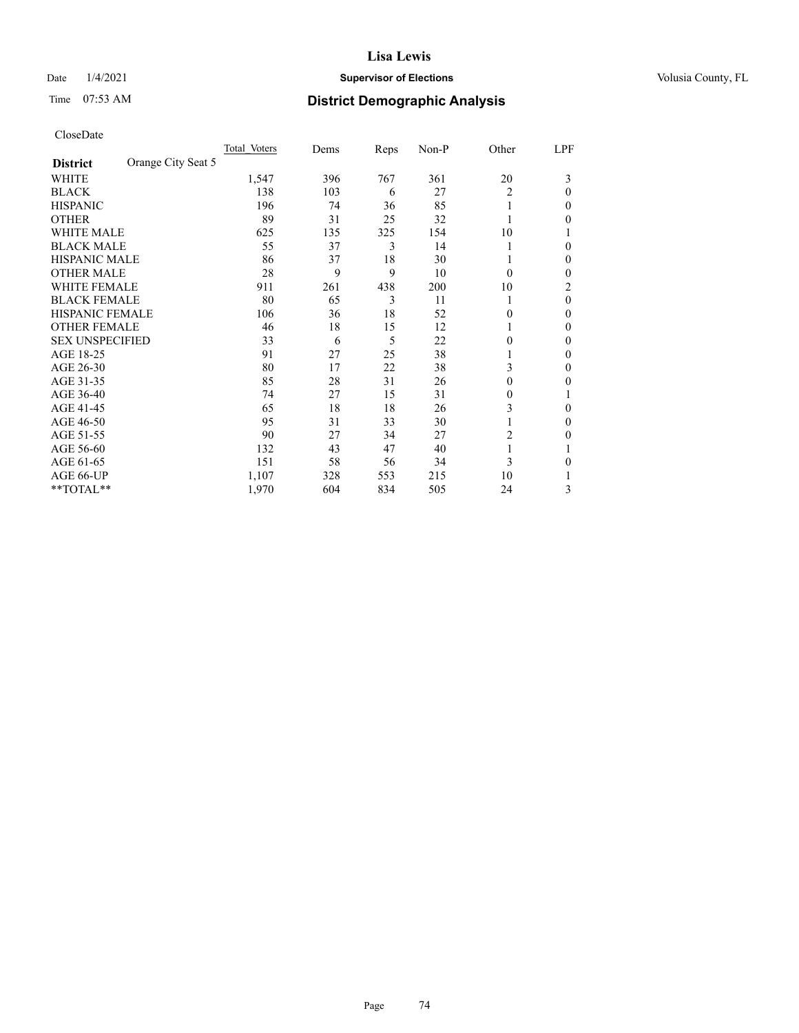CloseDate

| District | Orange City Seat 5 | Total Voters | Dems | Reps | Non-P | Other | LPF |
|---|---|---|---|---|---|---|---|
| WHITE | | 1,547 | 396 | 767 | 361 | 20 | 3 |
| BLACK | | 138 | 103 | 6 | 27 | 2 | 0 |
| HISPANIC | | 196 | 74 | 36 | 85 | 1 | 0 |
| OTHER | | 89 | 31 | 25 | 32 | 1 | 0 |
| WHITE MALE | | 625 | 135 | 325 | 154 | 10 | 1 |
| BLACK MALE | | 55 | 37 | 3 | 14 | 1 | 0 |
| HISPANIC MALE | | 86 | 37 | 18 | 30 | 1 | 0 |
| OTHER MALE | | 28 | 9 | 9 | 10 | 0 | 0 |
| WHITE FEMALE | | 911 | 261 | 438 | 200 | 10 | 2 |
| BLACK FEMALE | | 80 | 65 | 3 | 11 | 1 | 0 |
| HISPANIC FEMALE | | 106 | 36 | 18 | 52 | 0 | 0 |
| OTHER FEMALE | | 46 | 18 | 15 | 12 | 1 | 0 |
| SEX UNSPECIFIED | | 33 | 6 | 5 | 22 | 0 | 0 |
| AGE 18-25 | | 91 | 27 | 25 | 38 | 1 | 0 |
| AGE 26-30 | | 80 | 17 | 22 | 38 | 3 | 0 |
| AGE 31-35 | | 85 | 28 | 31 | 26 | 0 | 0 |
| AGE 36-40 | | 74 | 27 | 15 | 31 | 0 | 1 |
| AGE 41-45 | | 65 | 18 | 18 | 26 | 3 | 0 |
| AGE 46-50 | | 95 | 31 | 33 | 30 | 1 | 0 |
| AGE 51-55 | | 90 | 27 | 34 | 27 | 2 | 0 |
| AGE 56-60 | | 132 | 43 | 47 | 40 | 1 | 1 |
| AGE 61-65 | | 151 | 58 | 56 | 34 | 3 | 0 |
| AGE 66-UP | | 1,107 | 328 | 553 | 215 | 10 | 1 |
| **TOTAL** | | 1,970 | 604 | 834 | 505 | 24 | 3 |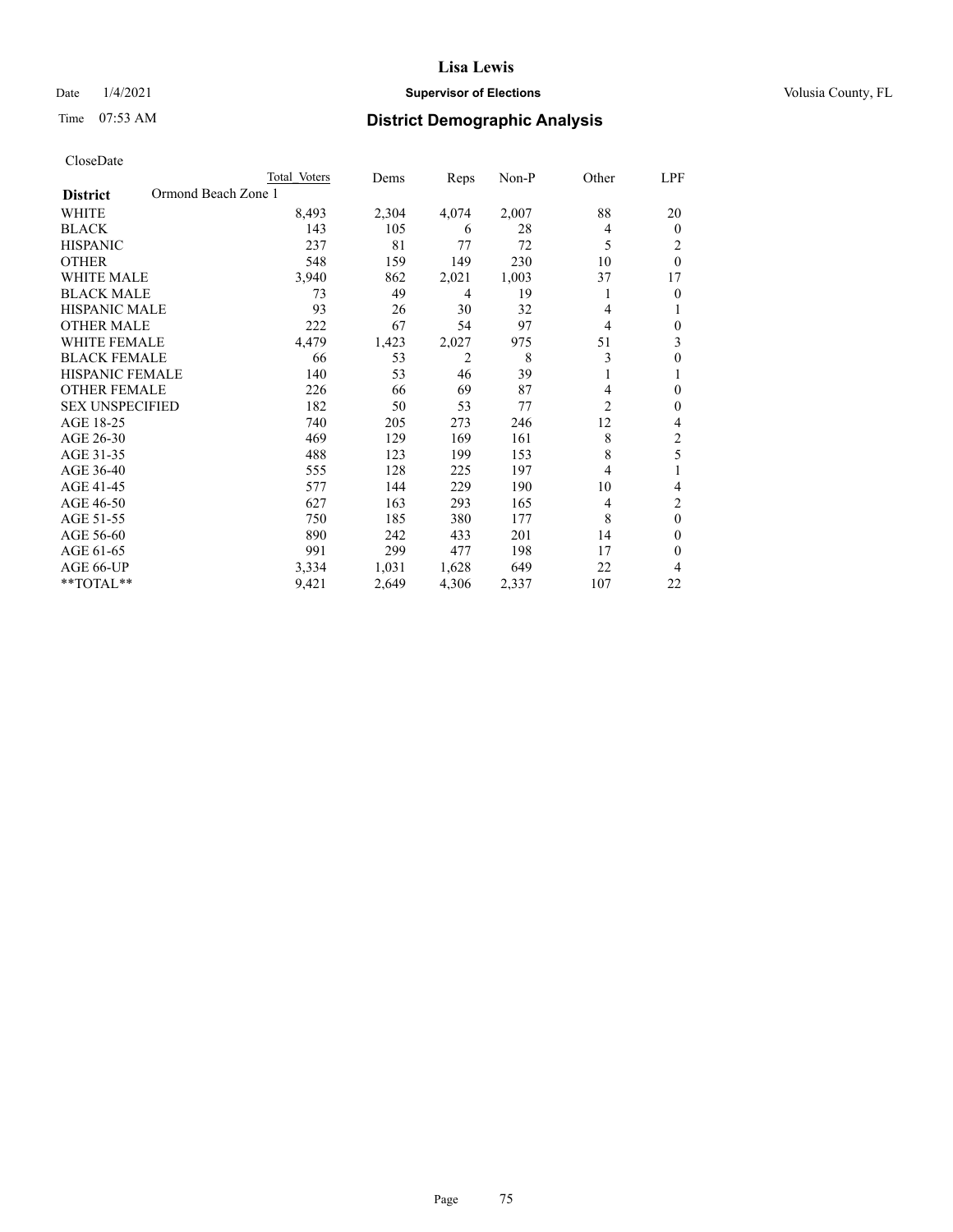Lisa Lewis

Date 1/4/2021 **Supervisor of Elections** Volusia County, FL

Time 07:53 AM **District Demographic Analysis**

CloseDate

| **District** | Ormond Beach Zone 1 | Total Voters | Dems | Reps | Non-P | Other | LPF |
|---|---|---|---|---|---|---|---|
| WHITE | | 8,493 | 2,304 | 4,074 | 2,007 | 88 | 20 |
| BLACK | | 143 | 105 | 6 | 28 | 4 | 0 |
| HISPANIC | | 237 | 81 | 77 | 72 | 5 | 2 |
| OTHER | | 548 | 159 | 149 | 230 | 10 | 0 |
| WHITE MALE | | 3,940 | 862 | 2,021 | 1,003 | 37 | 17 |
| BLACK MALE | | 73 | 49 | 4 | 19 | 1 | 0 |
| HISPANIC MALE | | 93 | 26 | 30 | 32 | 4 | 1 |
| OTHER MALE | | 222 | 67 | 54 | 97 | 4 | 0 |
| WHITE FEMALE | | 4,479 | 1,423 | 2,027 | 975 | 51 | 3 |
| BLACK FEMALE | | 66 | 53 | 2 | 8 | 3 | 0 |
| HISPANIC FEMALE | | 140 | 53 | 46 | 39 | 1 | 1 |
| OTHER FEMALE | | 226 | 66 | 69 | 87 | 4 | 0 |
| SEX UNSPECIFIED | | 182 | 50 | 53 | 77 | 2 | 0 |
| AGE 18-25 | | 740 | 205 | 273 | 246 | 12 | 4 |
| AGE 26-30 | | 469 | 129 | 169 | 161 | 8 | 2 |
| AGE 31-35 | | 488 | 123 | 199 | 153 | 8 | 5 |
| AGE 36-40 | | 555 | 128 | 225 | 197 | 4 | 1 |
| AGE 41-45 | | 577 | 144 | 229 | 190 | 10 | 4 |
| AGE 46-50 | | 627 | 163 | 293 | 165 | 4 | 2 |
| AGE 51-55 | | 750 | 185 | 380 | 177 | 8 | 0 |
| AGE 56-60 | | 890 | 242 | 433 | 201 | 14 | 0 |
| AGE 61-65 | | 991 | 299 | 477 | 198 | 17 | 0 |
| AGE 66-UP | | 3,334 | 1,031 | 1,628 | 649 | 22 | 4 |
| **TOTAL** | | 9,421 | 2,649 | 4,306 | 2,337 | 107 | 22 |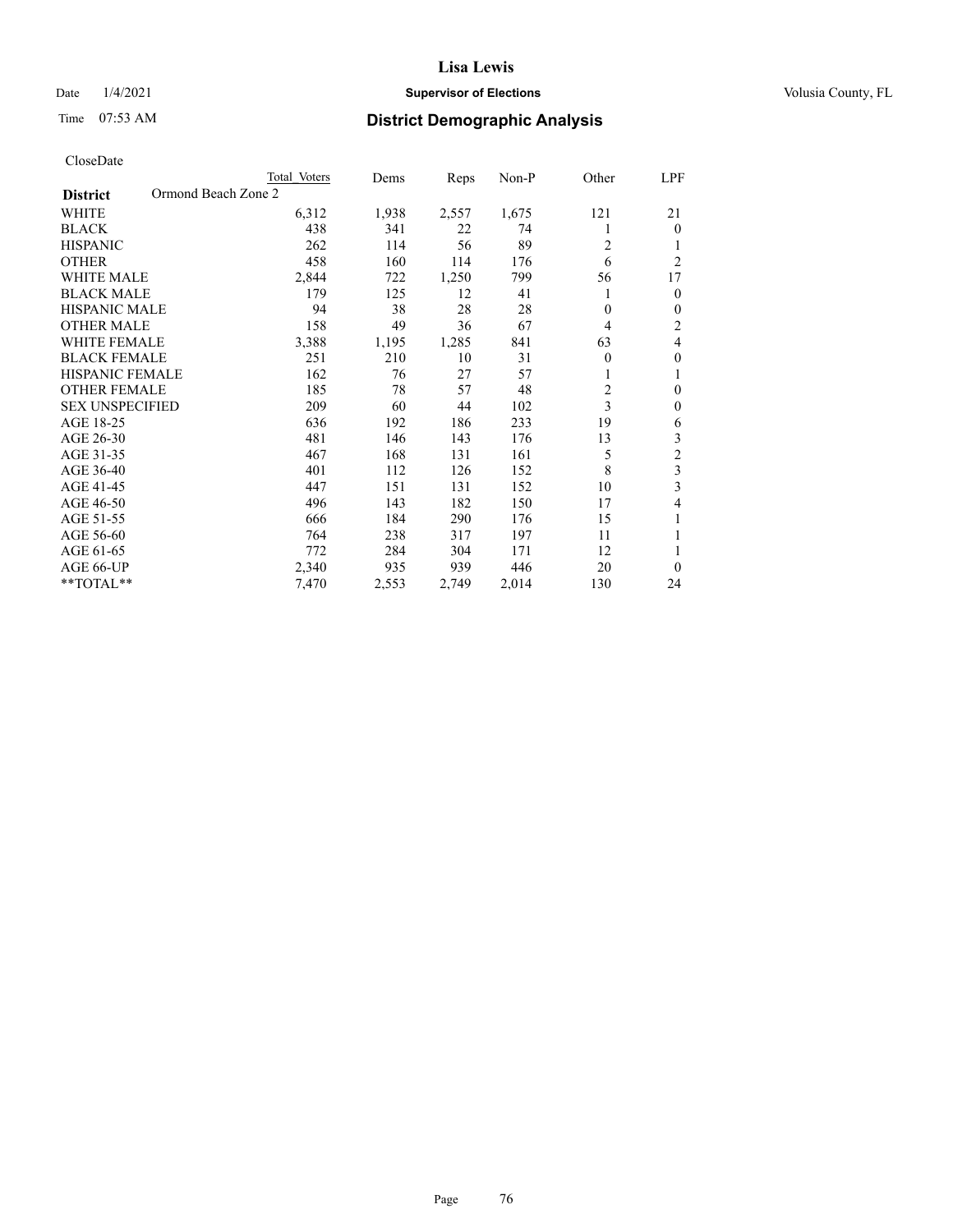# Lisa Lewis

Date 1/4/2021 **Supervisor of Elections** Volusia County, FL

Time 07:53 AM **District Demographic Analysis**

CloseDate

| District | Total Voters | Dems | Reps | Non-P | Other | LPF |
|---|---|---|---|---|---|---|
| Ormond Beach Zone 2 | | | | | | |
| WHITE | 6,312 | 1,938 | 2,557 | 1,675 | 121 | 21 |
| BLACK | 438 | 341 | 22 | 74 | 1 | 0 |
| HISPANIC | 262 | 114 | 56 | 89 | 2 | 1 |
| OTHER | 458 | 160 | 114 | 176 | 6 | 2 |
| WHITE MALE | 2,844 | 722 | 1,250 | 799 | 56 | 17 |
| BLACK MALE | 179 | 125 | 12 | 41 | 1 | 0 |
| HISPANIC MALE | 94 | 38 | 28 | 28 | 0 | 0 |
| OTHER MALE | 158 | 49 | 36 | 67 | 4 | 2 |
| WHITE FEMALE | 3,388 | 1,195 | 1,285 | 841 | 63 | 4 |
| BLACK FEMALE | 251 | 210 | 10 | 31 | 0 | 0 |
| HISPANIC FEMALE | 162 | 76 | 27 | 57 | 1 | 1 |
| OTHER FEMALE | 185 | 78 | 57 | 48 | 2 | 0 |
| SEX UNSPECIFIED | 209 | 60 | 44 | 102 | 3 | 0 |
| AGE 18-25 | 636 | 192 | 186 | 233 | 19 | 6 |
| AGE 26-30 | 481 | 146 | 143 | 176 | 13 | 3 |
| AGE 31-35 | 467 | 168 | 131 | 161 | 5 | 2 |
| AGE 36-40 | 401 | 112 | 126 | 152 | 8 | 3 |
| AGE 41-45 | 447 | 151 | 131 | 152 | 10 | 3 |
| AGE 46-50 | 496 | 143 | 182 | 150 | 17 | 4 |
| AGE 51-55 | 666 | 184 | 290 | 176 | 15 | 1 |
| AGE 56-60 | 764 | 238 | 317 | 197 | 11 | 1 |
| AGE 61-65 | 772 | 284 | 304 | 171 | 12 | 1 |
| AGE 66-UP | 2,340 | 935 | 939 | 446 | 20 | 0 |
| **TOTAL** | 7,470 | 2,553 | 2,749 | 2,014 | 130 | 24 |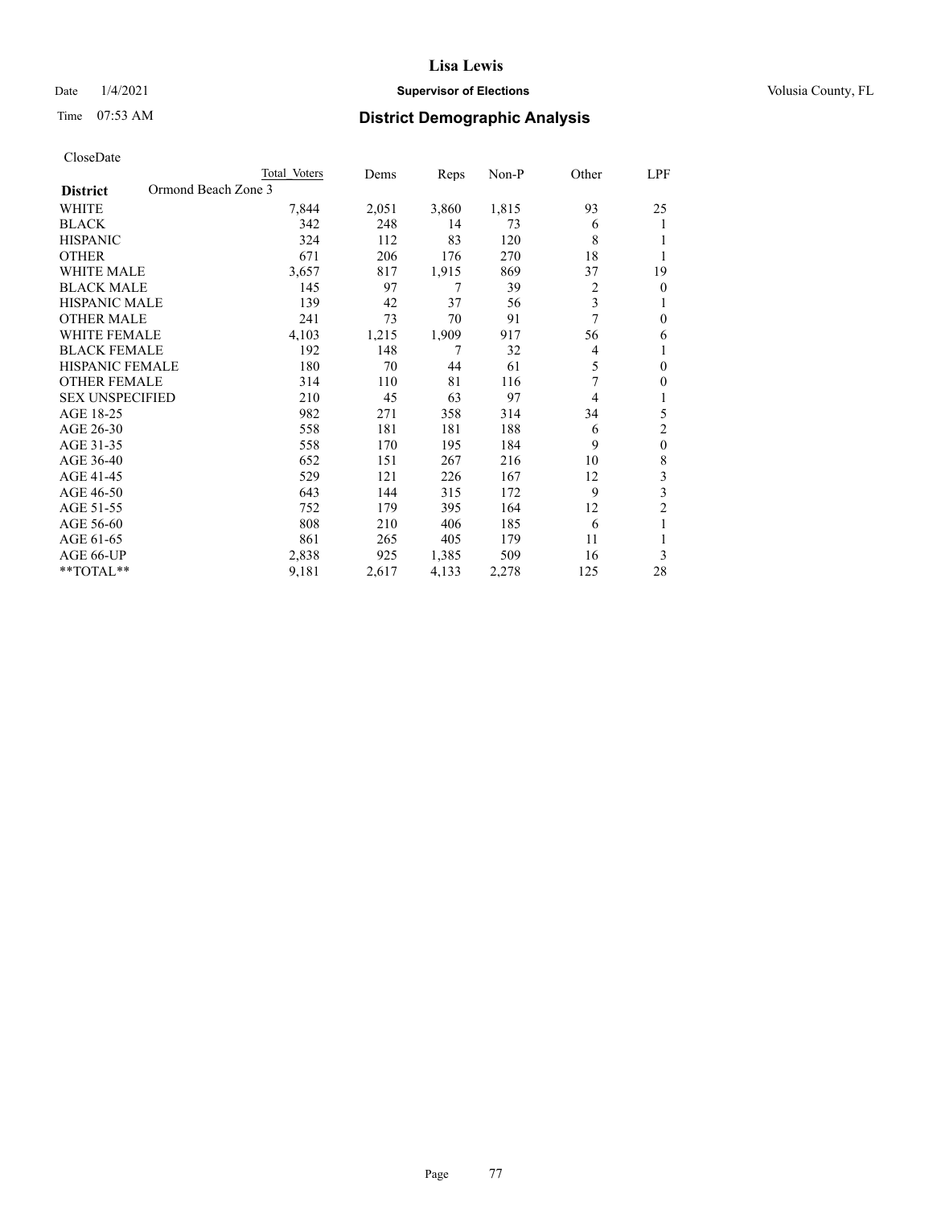CloseDate

| District | Ormond Beach Zone 3 Total Voters | Dems | Reps | Non-P | Other | LPF |
|---|---|---|---|---|---|---|
| WHITE | 7,844 | 2,051 | 3,860 | 1,815 | 93 | 25 |
| BLACK | 342 | 248 | 14 | 73 | 6 | 1 |
| HISPANIC | 324 | 112 | 83 | 120 | 8 | 1 |
| OTHER | 671 | 206 | 176 | 270 | 18 | 1 |
| WHITE MALE | 3,657 | 817 | 1,915 | 869 | 37 | 19 |
| BLACK MALE | 145 | 97 | 7 | 39 | 2 | 0 |
| HISPANIC MALE | 139 | 42 | 37 | 56 | 3 | 1 |
| OTHER MALE | 241 | 73 | 70 | 91 | 7 | 0 |
| WHITE FEMALE | 4,103 | 1,215 | 1,909 | 917 | 56 | 6 |
| BLACK FEMALE | 192 | 148 | 7 | 32 | 4 | 1 |
| HISPANIC FEMALE | 180 | 70 | 44 | 61 | 5 | 0 |
| OTHER FEMALE | 314 | 110 | 81 | 116 | 7 | 0 |
| SEX UNSPECIFIED | 210 | 45 | 63 | 97 | 4 | 1 |
| AGE 18-25 | 982 | 271 | 358 | 314 | 34 | 5 |
| AGE 26-30 | 558 | 181 | 181 | 188 | 6 | 2 |
| AGE 31-35 | 558 | 170 | 195 | 184 | 9 | 0 |
| AGE 36-40 | 652 | 151 | 267 | 216 | 10 | 8 |
| AGE 41-45 | 529 | 121 | 226 | 167 | 12 | 3 |
| AGE 46-50 | 643 | 144 | 315 | 172 | 9 | 3 |
| AGE 51-55 | 752 | 179 | 395 | 164 | 12 | 2 |
| AGE 56-60 | 808 | 210 | 406 | 185 | 6 | 1 |
| AGE 61-65 | 861 | 265 | 405 | 179 | 11 | 1 |
| AGE 66-UP | 2,838 | 925 | 1,385 | 509 | 16 | 3 |
| **TOTAL** | 9,181 | 2,617 | 4,133 | 2,278 | 125 | 28 |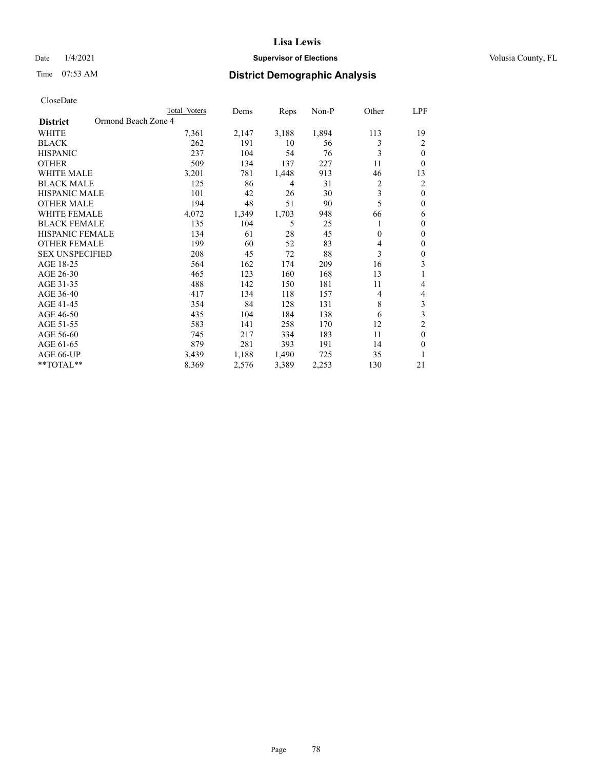CloseDate

| District | Ormond Beach Zone 4 | Total Voters | Dems | Reps | Non-P | Other | LPF |
|---|---|---|---|---|---|---|---|
| WHITE | | 7,361 | 2,147 | 3,188 | 1,894 | 113 | 19 |
| BLACK | | 262 | 191 | 10 | 56 | 3 | 2 |
| HISPANIC | | 237 | 104 | 54 | 76 | 3 | 0 |
| OTHER | | 509 | 134 | 137 | 227 | 11 | 0 |
| WHITE MALE | | 3,201 | 781 | 1,448 | 913 | 46 | 13 |
| BLACK MALE | | 125 | 86 | 4 | 31 | 2 | 2 |
| HISPANIC MALE | | 101 | 42 | 26 | 30 | 3 | 0 |
| OTHER MALE | | 194 | 48 | 51 | 90 | 5 | 0 |
| WHITE FEMALE | | 4,072 | 1,349 | 1,703 | 948 | 66 | 6 |
| BLACK FEMALE | | 135 | 104 | 5 | 25 | 1 | 0 |
| HISPANIC FEMALE | | 134 | 61 | 28 | 45 | 0 | 0 |
| OTHER FEMALE | | 199 | 60 | 52 | 83 | 4 | 0 |
| SEX UNSPECIFIED | | 208 | 45 | 72 | 88 | 3 | 0 |
| AGE 18-25 | | 564 | 162 | 174 | 209 | 16 | 3 |
| AGE 26-30 | | 465 | 123 | 160 | 168 | 13 | 1 |
| AGE 31-35 | | 488 | 142 | 150 | 181 | 11 | 4 |
| AGE 36-40 | | 417 | 134 | 118 | 157 | 4 | 4 |
| AGE 41-45 | | 354 | 84 | 128 | 131 | 8 | 3 |
| AGE 46-50 | | 435 | 104 | 184 | 138 | 6 | 3 |
| AGE 51-55 | | 583 | 141 | 258 | 170 | 12 | 2 |
| AGE 56-60 | | 745 | 217 | 334 | 183 | 11 | 0 |
| AGE 61-65 | | 879 | 281 | 393 | 191 | 14 | 0 |
| AGE 66-UP | | 3,439 | 1,188 | 1,490 | 725 | 35 | 1 |
| **TOTAL** | | 8,369 | 2,576 | 3,389 | 2,253 | 130 | 21 |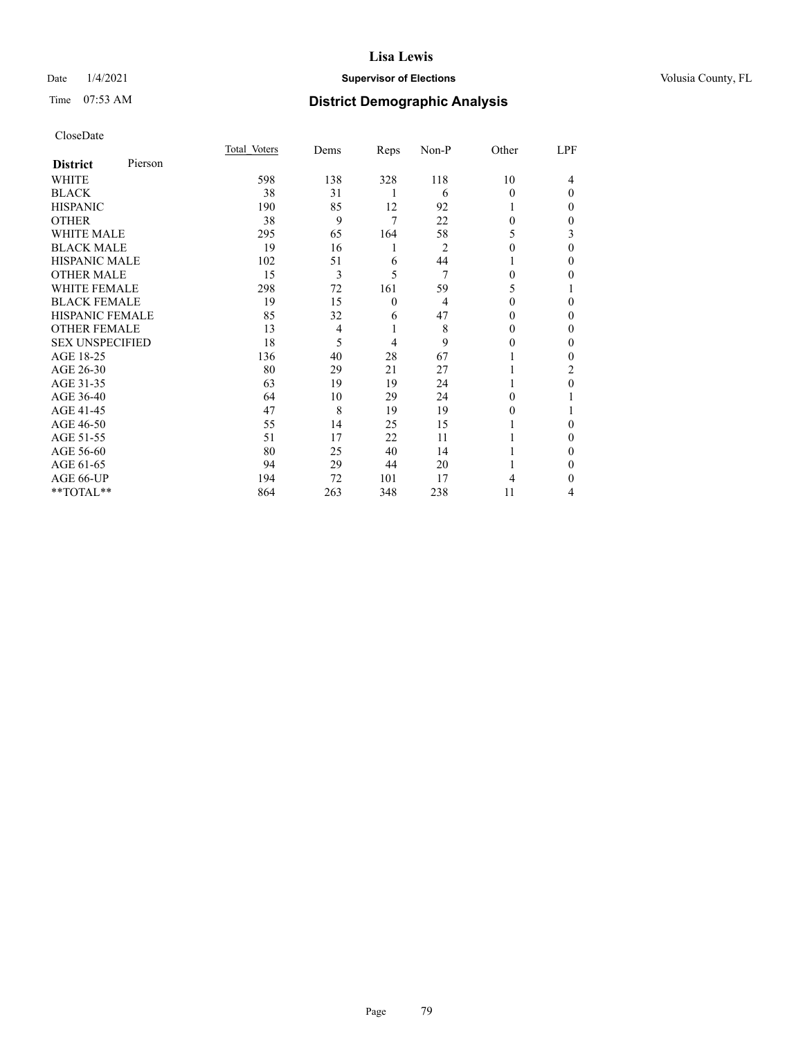# Lisa Lewis

Date 1/4/2021 **Supervisor of Elections** Volusia County, FL

Time 07:53 AM **District Demographic Analysis**

CloseDate

| **District** Pierson | Total Voters | Dems | Reps | Non-P | Other | LPF |
|---|---|---|---|---|---|---|
| WHITE | 598 | 138 | 328 | 118 | 10 | 4 |
| BLACK | 38 | 31 | 1 | 6 | 0 | 0 |
| HISPANIC | 190 | 85 | 12 | 92 | 1 | 0 |
| OTHER | 38 | 9 | 7 | 22 | 0 | 0 |
| WHITE MALE | 295 | 65 | 164 | 58 | 5 | 3 |
| BLACK MALE | 19 | 16 | 1 | 2 | 0 | 0 |
| HISPANIC MALE | 102 | 51 | 6 | 44 | 1 | 0 |
| OTHER MALE | 15 | 3 | 5 | 7 | 0 | 0 |
| WHITE FEMALE | 298 | 72 | 161 | 59 | 5 | 1 |
| BLACK FEMALE | 19 | 15 | 0 | 4 | 0 | 0 |
| HISPANIC FEMALE | 85 | 32 | 6 | 47 | 0 | 0 |
| OTHER FEMALE | 13 | 4 | 1 | 8 | 0 | 0 |
| SEX UNSPECIFIED | 18 | 5 | 4 | 9 | 0 | 0 |
| AGE 18-25 | 136 | 40 | 28 | 67 | 1 | 0 |
| AGE 26-30 | 80 | 29 | 21 | 27 | 1 | 2 |
| AGE 31-35 | 63 | 19 | 19 | 24 | 1 | 0 |
| AGE 36-40 | 64 | 10 | 29 | 24 | 0 | 1 |
| AGE 41-45 | 47 | 8 | 19 | 19 | 0 | 1 |
| AGE 46-50 | 55 | 14 | 25 | 15 | 1 | 0 |
| AGE 51-55 | 51 | 17 | 22 | 11 | 1 | 0 |
| AGE 56-60 | 80 | 25 | 40 | 14 | 1 | 0 |
| AGE 61-65 | 94 | 29 | 44 | 20 | 1 | 0 |
| AGE 66-UP | 194 | 72 | 101 | 17 | 4 | 0 |
| **TOTAL** | 864 | 263 | 348 | 238 | 11 | 4 |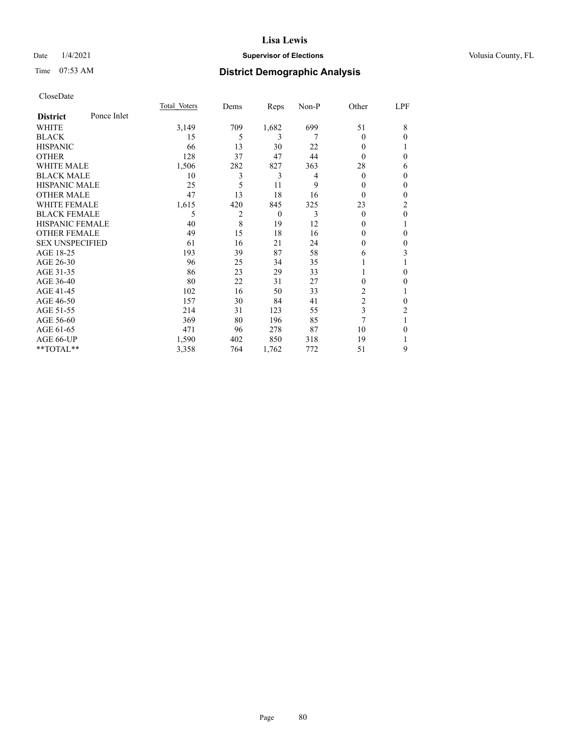# Lisa Lewis

Date 1/4/2021 **Supervisor of Elections** Volusia County, FL

Time 07:53 AM **District Demographic Analysis**

CloseDate

| District | Ponce Inlet | Total Voters | Dems | Reps | Non-P | Other | LPF |
|---|---|---|---|---|---|---|---|
| WHITE | | 3,149 | 709 | 1,682 | 699 | 51 | 8 |
| BLACK | | 15 | 5 | 3 | 7 | 0 | 0 |
| HISPANIC | | 66 | 13 | 30 | 22 | 0 | 1 |
| OTHER | | 128 | 37 | 47 | 44 | 0 | 0 |
| WHITE MALE | | 1,506 | 282 | 827 | 363 | 28 | 6 |
| BLACK MALE | | 10 | 3 | 3 | 4 | 0 | 0 |
| HISPANIC MALE | | 25 | 5 | 11 | 9 | 0 | 0 |
| OTHER MALE | | 47 | 13 | 18 | 16 | 0 | 0 |
| WHITE FEMALE | | 1,615 | 420 | 845 | 325 | 23 | 2 |
| BLACK FEMALE | | 5 | 2 | 0 | 3 | 0 | 0 |
| HISPANIC FEMALE | | 40 | 8 | 19 | 12 | 0 | 1 |
| OTHER FEMALE | | 49 | 15 | 18 | 16 | 0 | 0 |
| SEX UNSPECIFIED | | 61 | 16 | 21 | 24 | 0 | 0 |
| AGE 18-25 | | 193 | 39 | 87 | 58 | 6 | 3 |
| AGE 26-30 | | 96 | 25 | 34 | 35 | 1 | 1 |
| AGE 31-35 | | 86 | 23 | 29 | 33 | 1 | 0 |
| AGE 36-40 | | 80 | 22 | 31 | 27 | 0 | 0 |
| AGE 41-45 | | 102 | 16 | 50 | 33 | 2 | 1 |
| AGE 46-50 | | 157 | 30 | 84 | 41 | 2 | 0 |
| AGE 51-55 | | 214 | 31 | 123 | 55 | 3 | 2 |
| AGE 56-60 | | 369 | 80 | 196 | 85 | 7 | 1 |
| AGE 61-65 | | 471 | 96 | 278 | 87 | 10 | 0 |
| AGE 66-UP | | 1,590 | 402 | 850 | 318 | 19 | 1 |
| **TOTAL** | | 3,358 | 764 | 1,762 | 772 | 51 | 9 |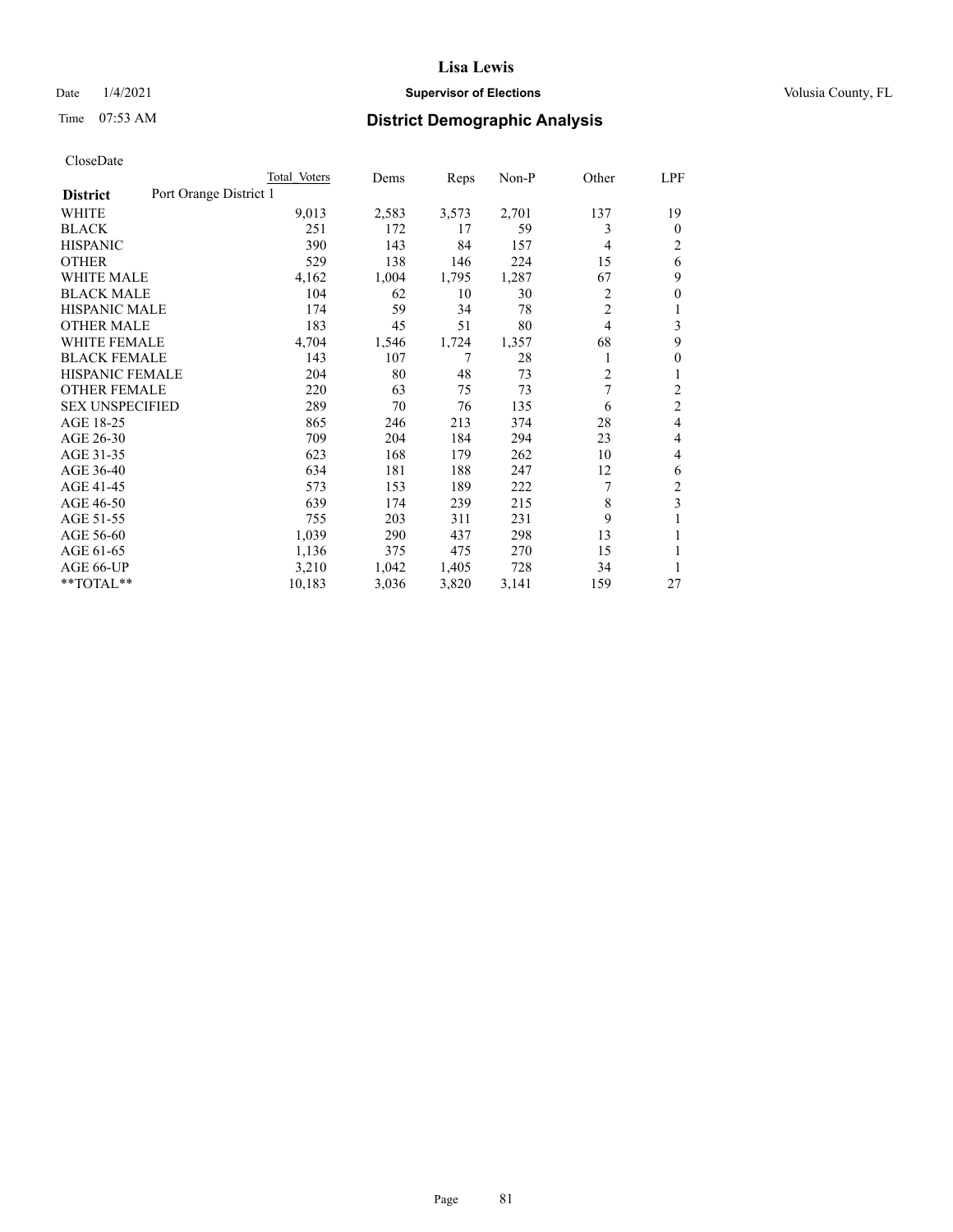# Lisa Lewis

Date 1/4/2021 **Supervisor of Elections** Volusia County, FL

Time 07:53 AM **District Demographic Analysis**

CloseDate

| | Total Voters | Dems | Reps | Non-P | Other | LPF |
|---|---|---|---|---|---|---|
| **District** Port Orange District 1 | | | | | | |
| WHITE | 9,013 | 2,583 | 3,573 | 2,701 | 137 | 19 |
| BLACK | 251 | 172 | 17 | 59 | 3 | 0 |
| HISPANIC | 390 | 143 | 84 | 157 | 4 | 2 |
| OTHER | 529 | 138 | 146 | 224 | 15 | 6 |
| WHITE MALE | 4,162 | 1,004 | 1,795 | 1,287 | 67 | 9 |
| BLACK MALE | 104 | 62 | 10 | 30 | 2 | 0 |
| HISPANIC MALE | 174 | 59 | 34 | 78 | 2 | 1 |
| OTHER MALE | 183 | 45 | 51 | 80 | 4 | 3 |
| WHITE FEMALE | 4,704 | 1,546 | 1,724 | 1,357 | 68 | 9 |
| BLACK FEMALE | 143 | 107 | 7 | 28 | 1 | 0 |
| HISPANIC FEMALE | 204 | 80 | 48 | 73 | 2 | 1 |
| OTHER FEMALE | 220 | 63 | 75 | 73 | 7 | 2 |
| SEX UNSPECIFIED | 289 | 70 | 76 | 135 | 6 | 2 |
| AGE 18-25 | 865 | 246 | 213 | 374 | 28 | 4 |
| AGE 26-30 | 709 | 204 | 184 | 294 | 23 | 4 |
| AGE 31-35 | 623 | 168 | 179 | 262 | 10 | 4 |
| AGE 36-40 | 634 | 181 | 188 | 247 | 12 | 6 |
| AGE 41-45 | 573 | 153 | 189 | 222 | 7 | 2 |
| AGE 46-50 | 639 | 174 | 239 | 215 | 8 | 3 |
| AGE 51-55 | 755 | 203 | 311 | 231 | 9 | 1 |
| AGE 56-60 | 1,039 | 290 | 437 | 298 | 13 | 1 |
| AGE 61-65 | 1,136 | 375 | 475 | 270 | 15 | 1 |
| AGE 66-UP | 3,210 | 1,042 | 1,405 | 728 | 34 | 1 |
| **TOTAL** | 10,183 | 3,036 | 3,820 | 3,141 | 159 | 27 |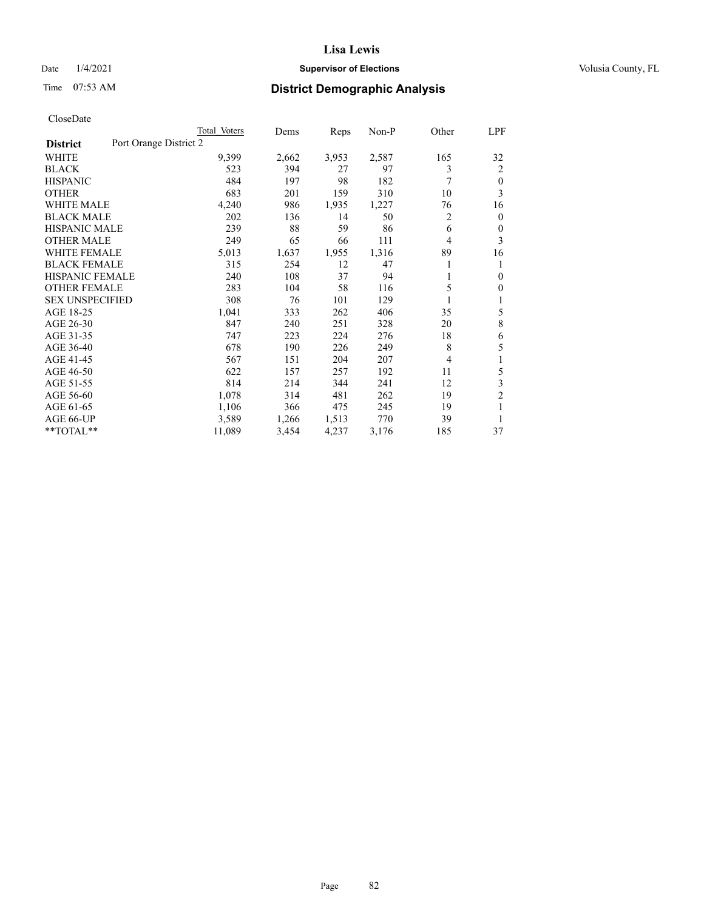CloseDate

| District | Port Orange District 2 | Total Voters | Dems | Reps | Non-P | Other | LPF |
|---|---|---|---|---|---|---|---|
| WHITE | | 9,399 | 2,662 | 3,953 | 2,587 | 165 | 32 |
| BLACK | | 523 | 394 | 27 | 97 | 3 | 2 |
| HISPANIC | | 484 | 197 | 98 | 182 | 7 | 0 |
| OTHER | | 683 | 201 | 159 | 310 | 10 | 3 |
| WHITE MALE | | 4,240 | 986 | 1,935 | 1,227 | 76 | 16 |
| BLACK MALE | | 202 | 136 | 14 | 50 | 2 | 0 |
| HISPANIC MALE | | 239 | 88 | 59 | 86 | 6 | 0 |
| OTHER MALE | | 249 | 65 | 66 | 111 | 4 | 3 |
| WHITE FEMALE | | 5,013 | 1,637 | 1,955 | 1,316 | 89 | 16 |
| BLACK FEMALE | | 315 | 254 | 12 | 47 | 1 | 1 |
| HISPANIC FEMALE | | 240 | 108 | 37 | 94 | 1 | 0 |
| OTHER FEMALE | | 283 | 104 | 58 | 116 | 5 | 0 |
| SEX UNSPECIFIED | | 308 | 76 | 101 | 129 | 1 | 1 |
| AGE 18-25 | | 1,041 | 333 | 262 | 406 | 35 | 5 |
| AGE 26-30 | | 847 | 240 | 251 | 328 | 20 | 8 |
| AGE 31-35 | | 747 | 223 | 224 | 276 | 18 | 6 |
| AGE 36-40 | | 678 | 190 | 226 | 249 | 8 | 5 |
| AGE 41-45 | | 567 | 151 | 204 | 207 | 4 | 1 |
| AGE 46-50 | | 622 | 157 | 257 | 192 | 11 | 5 |
| AGE 51-55 | | 814 | 214 | 344 | 241 | 12 | 3 |
| AGE 56-60 | | 1,078 | 314 | 481 | 262 | 19 | 2 |
| AGE 61-65 | | 1,106 | 366 | 475 | 245 | 19 | 1 |
| AGE 66-UP | | 3,589 | 1,266 | 1,513 | 770 | 39 | 1 |
| **TOTAL** | | 11,089 | 3,454 | 4,237 | 3,176 | 185 | 37 |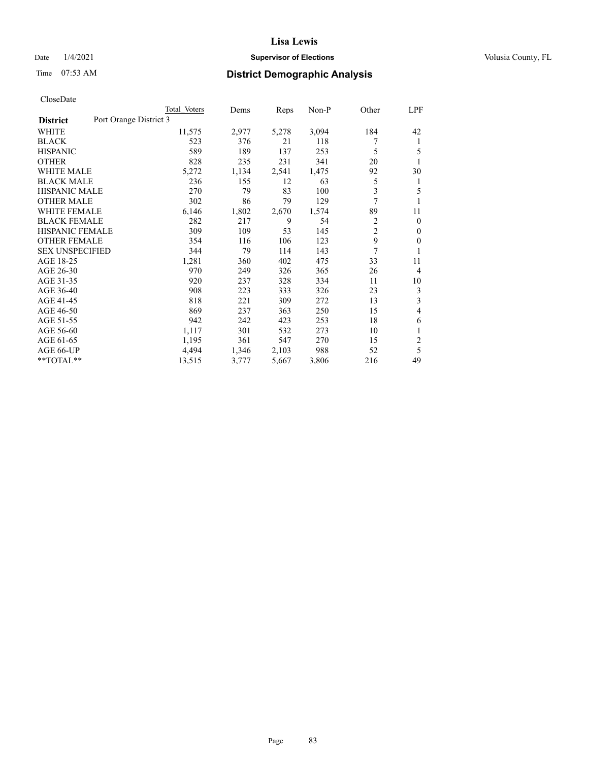# District Demographic Analysis

CloseDate

| District | Total Voters | Dems | Reps | Non-P | Other | LPF |
|---|---|---|---|---|---|---|
| **Port Orange District 3** | | | | | | |
| WHITE | 11,575 | 2,977 | 5,278 | 3,094 | 184 | 42 |
| BLACK | 523 | 376 | 21 | 118 | 7 | 1 |
| HISPANIC | 589 | 189 | 137 | 253 | 5 | 5 |
| OTHER | 828 | 235 | 231 | 341 | 20 | 1 |
| WHITE MALE | 5,272 | 1,134 | 2,541 | 1,475 | 92 | 30 |
| BLACK MALE | 236 | 155 | 12 | 63 | 5 | 1 |
| HISPANIC MALE | 270 | 79 | 83 | 100 | 3 | 5 |
| OTHER MALE | 302 | 86 | 79 | 129 | 7 | 1 |
| WHITE FEMALE | 6,146 | 1,802 | 2,670 | 1,574 | 89 | 11 |
| BLACK FEMALE | 282 | 217 | 9 | 54 | 2 | 0 |
| HISPANIC FEMALE | 309 | 109 | 53 | 145 | 2 | 0 |
| OTHER FEMALE | 354 | 116 | 106 | 123 | 9 | 0 |
| SEX UNSPECIFIED | 344 | 79 | 114 | 143 | 7 | 1 |
| AGE 18-25 | 1,281 | 360 | 402 | 475 | 33 | 11 |
| AGE 26-30 | 970 | 249 | 326 | 365 | 26 | 4 |
| AGE 31-35 | 920 | 237 | 328 | 334 | 11 | 10 |
| AGE 36-40 | 908 | 223 | 333 | 326 | 23 | 3 |
| AGE 41-45 | 818 | 221 | 309 | 272 | 13 | 3 |
| AGE 46-50 | 869 | 237 | 363 | 250 | 15 | 4 |
| AGE 51-55 | 942 | 242 | 423 | 253 | 18 | 6 |
| AGE 56-60 | 1,117 | 301 | 532 | 273 | 10 | 1 |
| AGE 61-65 | 1,195 | 361 | 547 | 270 | 15 | 2 |
| AGE 66-UP | 4,494 | 1,346 | 2,103 | 988 | 52 | 5 |
| **TOTAL** | 13,515 | 3,777 | 5,667 | 3,806 | 216 | 49 |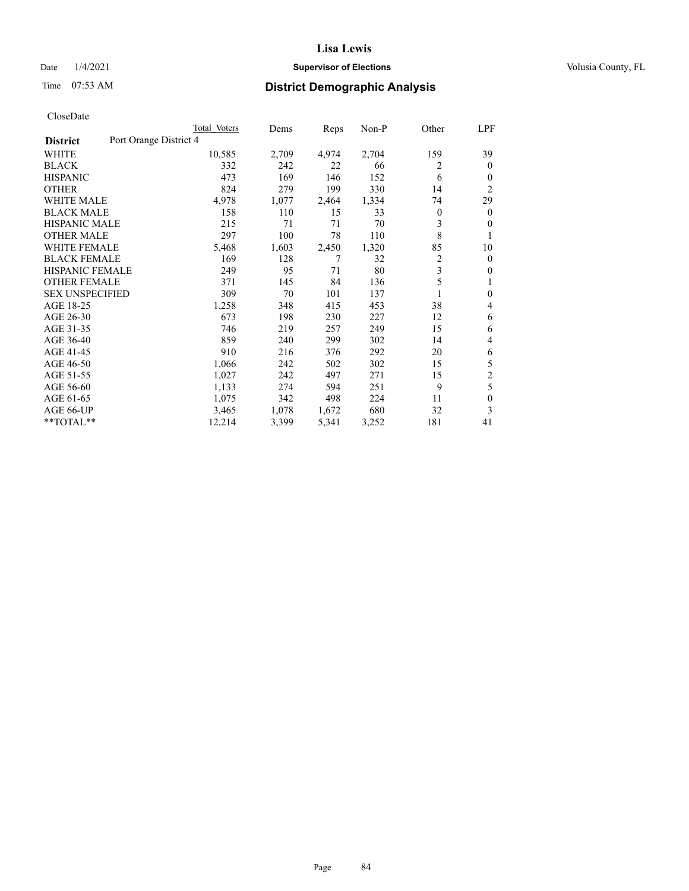CloseDate

| District | Port Orange District 4 | Total Voters | Dems | Reps | Non-P | Other | LPF |
|---|---|---|---|---|---|---|---|
| WHITE | | 10,585 | 2,709 | 4,974 | 2,704 | 159 | 39 |
| BLACK | | 332 | 242 | 22 | 66 | 2 | 0 |
| HISPANIC | | 473 | 169 | 146 | 152 | 6 | 0 |
| OTHER | | 824 | 279 | 199 | 330 | 14 | 2 |
| WHITE MALE | | 4,978 | 1,077 | 2,464 | 1,334 | 74 | 29 |
| BLACK MALE | | 158 | 110 | 15 | 33 | 0 | 0 |
| HISPANIC MALE | | 215 | 71 | 71 | 70 | 3 | 0 |
| OTHER MALE | | 297 | 100 | 78 | 110 | 8 | 1 |
| WHITE FEMALE | | 5,468 | 1,603 | 2,450 | 1,320 | 85 | 10 |
| BLACK FEMALE | | 169 | 128 | 7 | 32 | 2 | 0 |
| HISPANIC FEMALE | | 249 | 95 | 71 | 80 | 3 | 0 |
| OTHER FEMALE | | 371 | 145 | 84 | 136 | 5 | 1 |
| SEX UNSPECIFIED | | 309 | 70 | 101 | 137 | 1 | 0 |
| AGE 18-25 | | 1,258 | 348 | 415 | 453 | 38 | 4 |
| AGE 26-30 | | 673 | 198 | 230 | 227 | 12 | 6 |
| AGE 31-35 | | 746 | 219 | 257 | 249 | 15 | 6 |
| AGE 36-40 | | 859 | 240 | 299 | 302 | 14 | 4 |
| AGE 41-45 | | 910 | 216 | 376 | 292 | 20 | 6 |
| AGE 46-50 | | 1,066 | 242 | 502 | 302 | 15 | 5 |
| AGE 51-55 | | 1,027 | 242 | 497 | 271 | 15 | 2 |
| AGE 56-60 | | 1,133 | 274 | 594 | 251 | 9 | 5 |
| AGE 61-65 | | 1,075 | 342 | 498 | 224 | 11 | 0 |
| AGE 66-UP | | 3,465 | 1,078 | 1,672 | 680 | 32 | 3 |
| **TOTAL** | | 12,214 | 3,399 | 5,341 | 3,252 | 181 | 41 |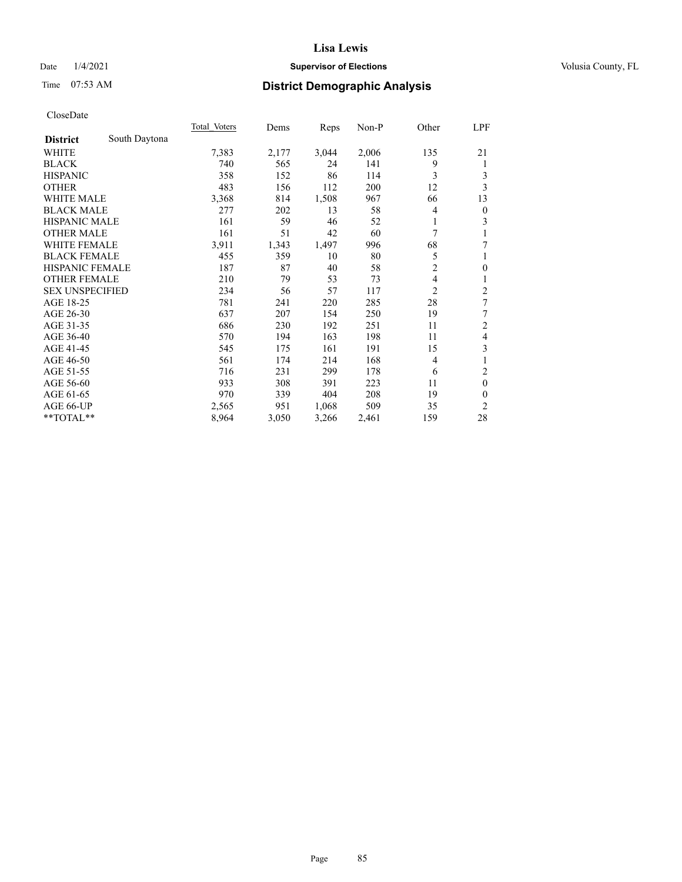# District Demographic Analysis

CloseDate

| District | South Daytona | Total Voters | Dems | Reps | Non-P | Other | LPF |
|---|---|---|---|---|---|---|---|
| WHITE | | 7,383 | 2,177 | 3,044 | 2,006 | 135 | 21 |
| BLACK | | 740 | 565 | 24 | 141 | 9 | 1 |
| HISPANIC | | 358 | 152 | 86 | 114 | 3 | 3 |
| OTHER | | 483 | 156 | 112 | 200 | 12 | 3 |
| WHITE MALE | | 3,368 | 814 | 1,508 | 967 | 66 | 13 |
| BLACK MALE | | 277 | 202 | 13 | 58 | 4 | 0 |
| HISPANIC MALE | | 161 | 59 | 46 | 52 | 1 | 3 |
| OTHER MALE | | 161 | 51 | 42 | 60 | 7 | 1 |
| WHITE FEMALE | | 3,911 | 1,343 | 1,497 | 996 | 68 | 7 |
| BLACK FEMALE | | 455 | 359 | 10 | 80 | 5 | 1 |
| HISPANIC FEMALE | | 187 | 87 | 40 | 58 | 2 | 0 |
| OTHER FEMALE | | 210 | 79 | 53 | 73 | 4 | 1 |
| SEX UNSPECIFIED | | 234 | 56 | 57 | 117 | 2 | 2 |
| AGE 18-25 | | 781 | 241 | 220 | 285 | 28 | 7 |
| AGE 26-30 | | 637 | 207 | 154 | 250 | 19 | 7 |
| AGE 31-35 | | 686 | 230 | 192 | 251 | 11 | 2 |
| AGE 36-40 | | 570 | 194 | 163 | 198 | 11 | 4 |
| AGE 41-45 | | 545 | 175 | 161 | 191 | 15 | 3 |
| AGE 46-50 | | 561 | 174 | 214 | 168 | 4 | 1 |
| AGE 51-55 | | 716 | 231 | 299 | 178 | 6 | 2 |
| AGE 56-60 | | 933 | 308 | 391 | 223 | 11 | 0 |
| AGE 61-65 | | 970 | 339 | 404 | 208 | 19 | 0 |
| AGE 66-UP | | 2,565 | 951 | 1,068 | 509 | 35 | 2 |
| **TOTAL** | | 8,964 | 3,050 | 3,266 | 2,461 | 159 | 28 |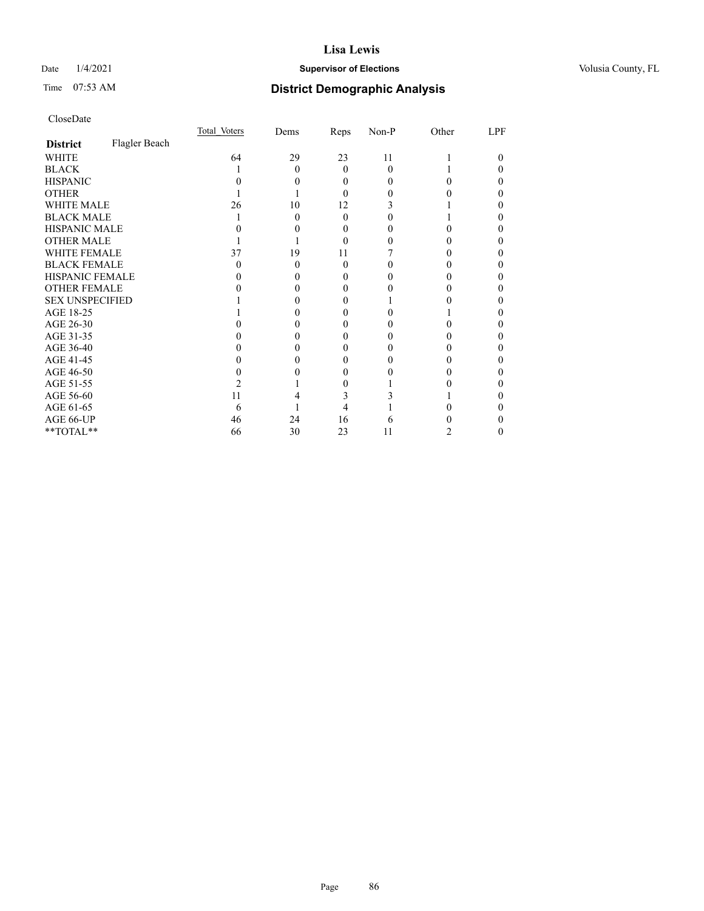# Lisa Lewis

Date 1/4/2021 **Supervisor of Elections** Volusia County, FL

Time 07:53 AM **District Demographic Analysis**

CloseDate

| | Total Voters | Dems | Reps | Non-P | Other | LPF |
|---|---|---|---|---|---|---|
| **District** Flagler Beach | | | | | | |
| WHITE | 64 | 29 | 23 | 11 | 1 | 0 |
| BLACK | 1 | 0 | 0 | 0 | 1 | 0 |
| HISPANIC | 0 | 0 | 0 | 0 | 0 | 0 |
| OTHER | 1 | 1 | 0 | 0 | 0 | 0 |
| WHITE MALE | 26 | 10 | 12 | 3 | 1 | 0 |
| BLACK MALE | 1 | 0 | 0 | 0 | 1 | 0 |
| HISPANIC MALE | 0 | 0 | 0 | 0 | 0 | 0 |
| OTHER MALE | 1 | 1 | 0 | 0 | 0 | 0 |
| WHITE FEMALE | 37 | 19 | 11 | 7 | 0 | 0 |
| BLACK FEMALE | 0 | 0 | 0 | 0 | 0 | 0 |
| HISPANIC FEMALE | 0 | 0 | 0 | 0 | 0 | 0 |
| OTHER FEMALE | 0 | 0 | 0 | 0 | 0 | 0 |
| SEX UNSPECIFIED | 1 | 0 | 0 | 1 | 0 | 0 |
| AGE 18-25 | 1 | 0 | 0 | 0 | 1 | 0 |
| AGE 26-30 | 0 | 0 | 0 | 0 | 0 | 0 |
| AGE 31-35 | 0 | 0 | 0 | 0 | 0 | 0 |
| AGE 36-40 | 0 | 0 | 0 | 0 | 0 | 0 |
| AGE 41-45 | 0 | 0 | 0 | 0 | 0 | 0 |
| AGE 46-50 | 0 | 0 | 0 | 0 | 0 | 0 |
| AGE 51-55 | 2 | 1 | 0 | 1 | 0 | 0 |
| AGE 56-60 | 11 | 4 | 3 | 3 | 1 | 0 |
| AGE 61-65 | 6 | 1 | 4 | 1 | 0 | 0 |
| AGE 66-UP | 46 | 24 | 16 | 6 | 0 | 0 |
| **TOTAL** | 66 | 30 | 23 | 11 | 2 | 0 |